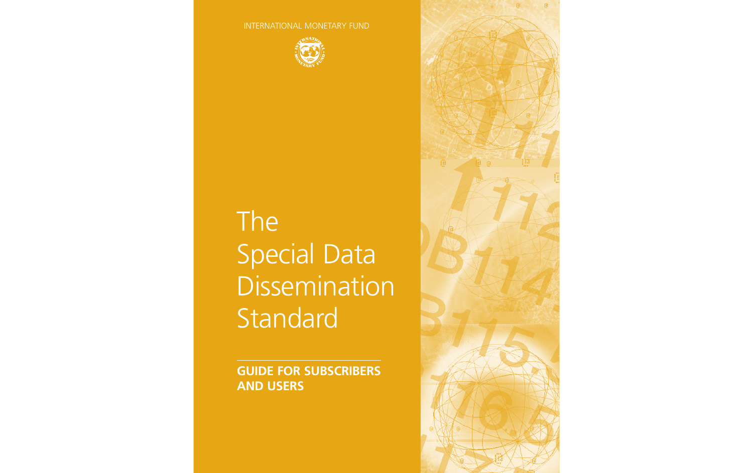INTERNATIONAL MONETARY FUND

# The Special Data Dissemination Standard

**GUIDE FOR SUBSCRIBERS AND USERS**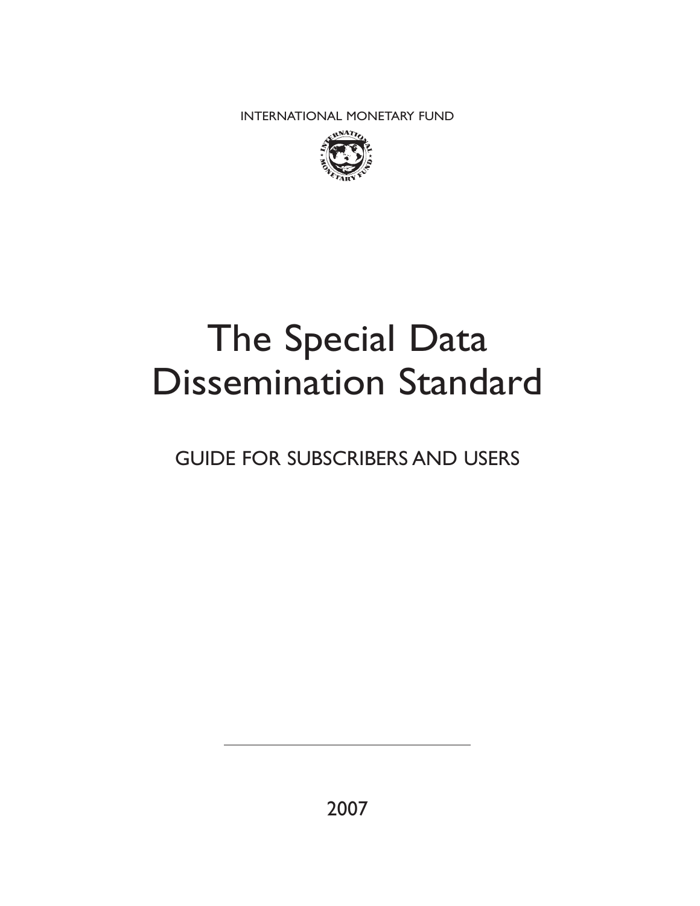INTERNATIONAL MONETARY FUND

# The Special Data Dissemination Standard

GUIDE FOR SUBSCRIBERS AND USERS

2007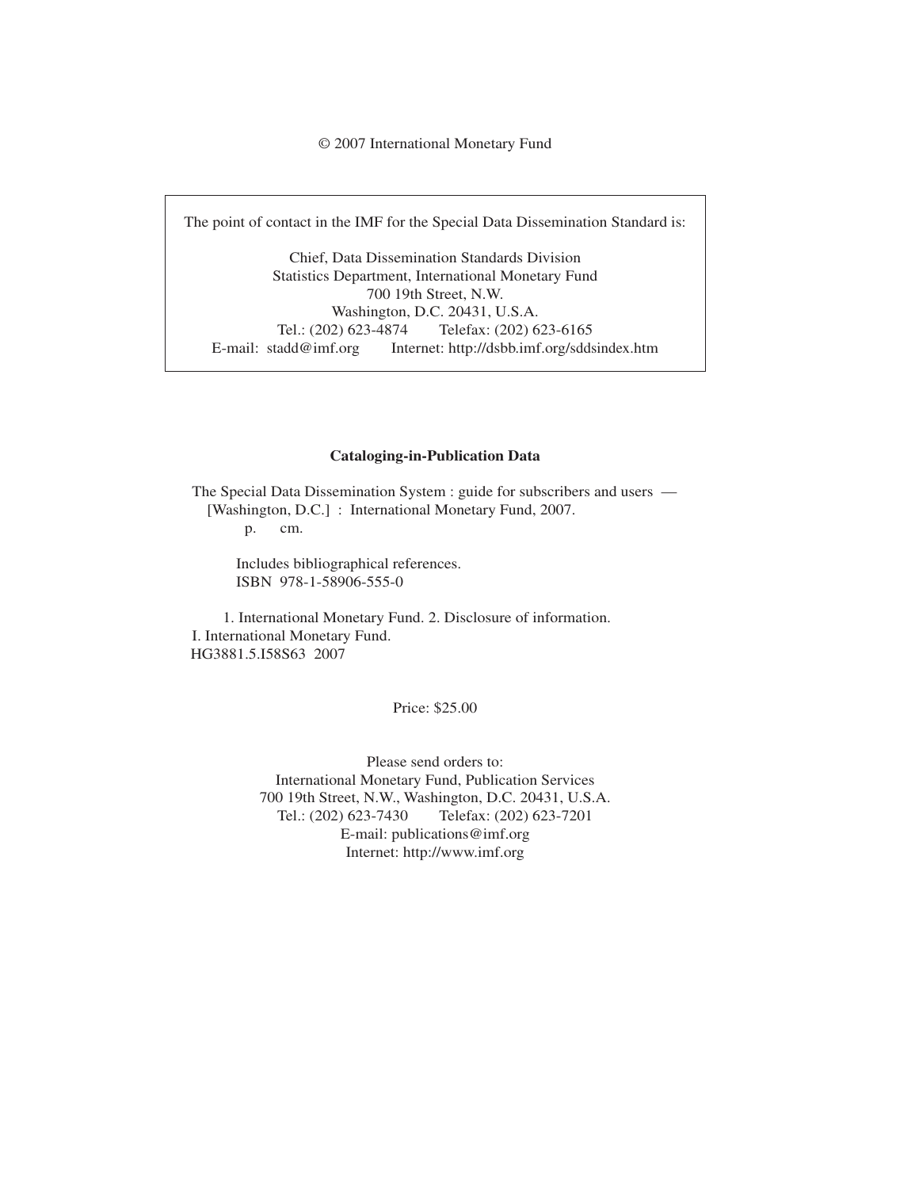© 2007 International Monetary Fund

The point of contact in the IMF for the Special Data Dissemination Standard is:

Chief, Data Dissemination Standards Division
Statistics Department, International Monetary Fund
700 19th Street, N.W.
Washington, D.C. 20431, U.S.A.
Tel.: (202) 623-4874 Telefax: (202) 623-6165
E-mail: stadd@imf.org Internet: http://dsbb.imf.org/sddsindex.htm

**Cataloging-in-Publication Data**

The Special Data Dissemination System : guide for subscribers and users —
[Washington, D.C.] : International Monetary Fund, 2007.
p. cm.

Includes bibliographical references.
ISBN 978-1-58906-555-0

1. International Monetary Fund. 2. Disclosure of information.
I. International Monetary Fund.
HG3881.5.I58S63 2007

Price: $25.00

Please send orders to:
International Monetary Fund, Publication Services
700 19th Street, N.W., Washington, D.C. 20431, U.S.A.
Tel.: (202) 623-7430 Telefax: (202) 623-7201
E-mail: publications@imf.org
Internet: http://www.imf.org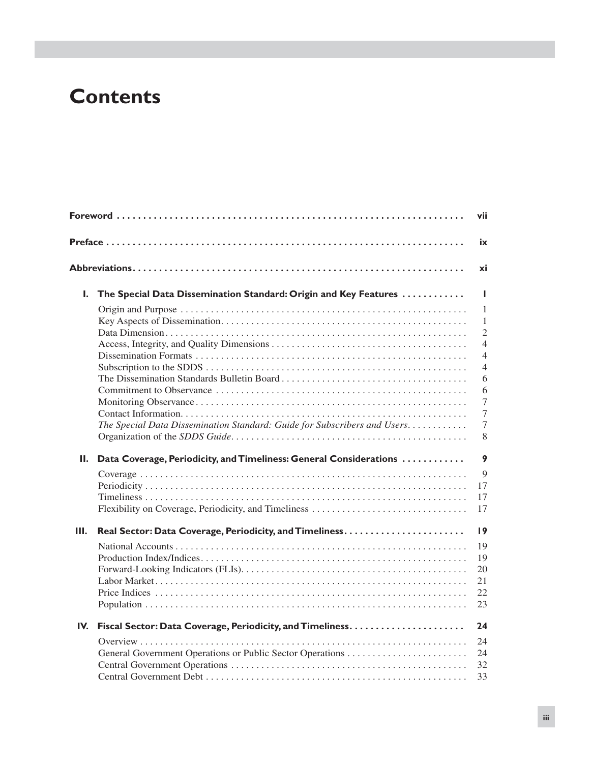# Contents

| | | |
|---|---|---|
| **Foreword** | | **vii** |
| **Preface** | | **ix** |
| **Abbreviations** | | **xi** |
| **I.** | **The Special Data Dissemination Standard: Origin and Key Features** | **1** |
| | Origin and Purpose | 1 |
| | Key Aspects of Dissemination | 1 |
| | Data Dimension | 2 |
| | Access, Integrity, and Quality Dimensions | 4 |
| | Dissemination Formats | 4 |
| | Subscription to the SDDS | 4 |
| | The Dissemination Standards Bulletin Board | 6 |
| | Commitment to Observance | 6 |
| | Monitoring Observance | 7 |
| | Contact Information | 7 |
| | *The Special Data Dissemination Standard: Guide for Subscribers and Users* | 7 |
| | Organization of the *SDDS Guide* | 8 |
| **II.** | **Data Coverage, Periodicity, and Timeliness: General Considerations** | **9** |
| | Coverage | 9 |
| | Periodicity | 17 |
| | Timeliness | 17 |
| | Flexibility on Coverage, Periodicity, and Timeliness | 17 |
| **III.** | **Real Sector: Data Coverage, Periodicity, and Timeliness** | **19** |
| | National Accounts | 19 |
| | Production Index/Indices | 19 |
| | Forward-Looking Indicators (FLIs) | 20 |
| | Labor Market | 21 |
| | Price Indices | 22 |
| | Population | 23 |
| **IV.** | **Fiscal Sector: Data Coverage, Periodicity, and Timeliness** | **24** |
| | Overview | 24 |
| | General Government Operations or Public Sector Operations | 24 |
| | Central Government Operations | 32 |
| | Central Government Debt | 33 |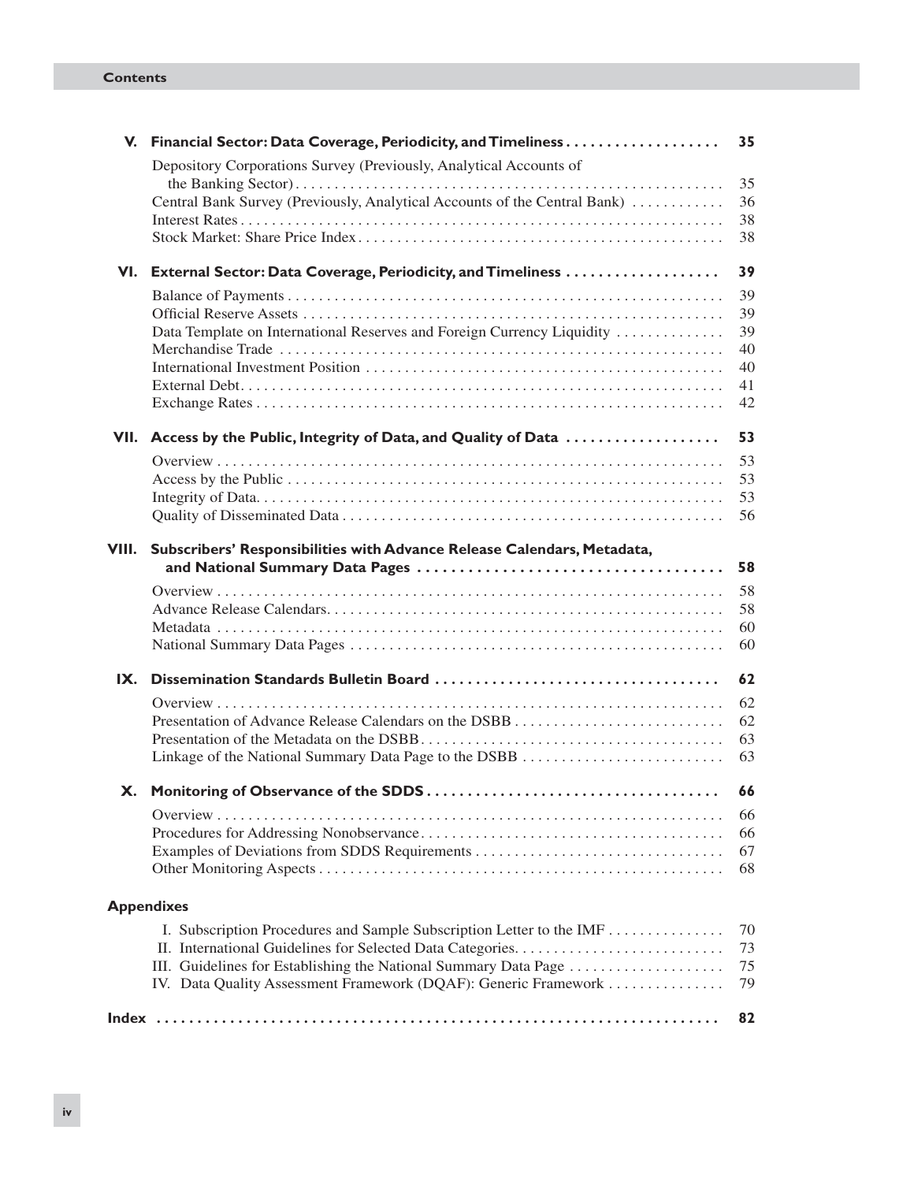**V. Financial Sector: Data Coverage, Periodicity, and Timeliness** 35

- Depository Corporations Survey (Previously, Analytical Accounts of the Banking Sector) 35
- Central Bank Survey (Previously, Analytical Accounts of the Central Bank) 36
- Interest Rates 38
- Stock Market: Share Price Index 38

**VI. External Sector: Data Coverage, Periodicity, and Timeliness** 39

- Balance of Payments 39
- Official Reserve Assets 39
- Data Template on International Reserves and Foreign Currency Liquidity 39
- Merchandise Trade 40
- International Investment Position 40
- External Debt 41
- Exchange Rates 42

**VII. Access by the Public, Integrity of Data, and Quality of Data** 53

- Overview 53
- Access by the Public 53
- Integrity of Data 53
- Quality of Disseminated Data 56

**VIII. Subscribers' Responsibilities with Advance Release Calendars, Metadata, and National Summary Data Pages** 58

- Overview 58
- Advance Release Calendars 58
- Metadata 60
- National Summary Data Pages 60

**IX. Dissemination Standards Bulletin Board** 62

- Overview 62
- Presentation of Advance Release Calendars on the DSBB 62
- Presentation of the Metadata on the DSBB 63
- Linkage of the National Summary Data Page to the DSBB 63

**X. Monitoring of Observance of the SDDS** 66

- Overview 66
- Procedures for Addressing Nonobservance 66
- Examples of Deviations from SDDS Requirements 67
- Other Monitoring Aspects 68

**Appendixes**

- I. Subscription Procedures and Sample Subscription Letter to the IMF 70
- II. International Guidelines for Selected Data Categories 73
- III. Guidelines for Establishing the National Summary Data Page 75
- IV. Data Quality Assessment Framework (DQAF): Generic Framework 79

**Index** 82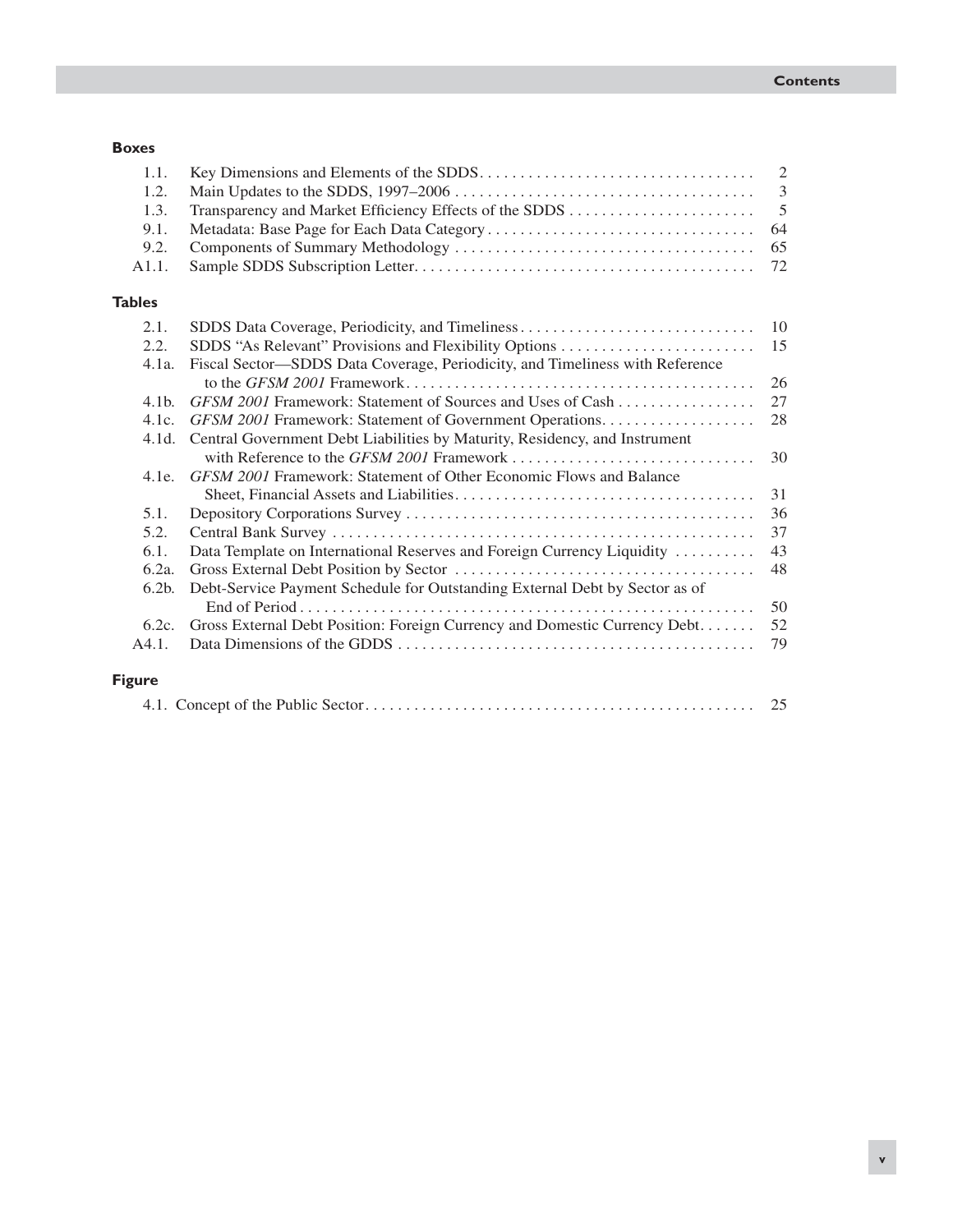### Boxes

| | | |
|---|---|---|
| 1.1. | Key Dimensions and Elements of the SDDS | 2 |
| 1.2. | Main Updates to the SDDS, 1997–2006 | 3 |
| 1.3. | Transparency and Market Efficiency Effects of the SDDS | 5 |
| 9.1. | Metadata: Base Page for Each Data Category | 64 |
| 9.2. | Components of Summary Methodology | 65 |
| A1.1. | Sample SDDS Subscription Letter | 72 |

### Tables

| | | |
|---|---|---|
| 2.1. | SDDS Data Coverage, Periodicity, and Timeliness | 10 |
| 2.2. | SDDS "As Relevant" Provisions and Flexibility Options | 15 |
| 4.1a. | Fiscal Sector—SDDS Data Coverage, Periodicity, and Timeliness with Reference to the *GFSM 2001* Framework | 26 |
| 4.1b. | *GFSM 2001* Framework: Statement of Sources and Uses of Cash | 27 |
| 4.1c. | *GFSM 2001* Framework: Statement of Government Operations | 28 |
| 4.1d. | Central Government Debt Liabilities by Maturity, Residency, and Instrument with Reference to the *GFSM 2001* Framework | 30 |
| 4.1e. | *GFSM 2001* Framework: Statement of Other Economic Flows and Balance Sheet, Financial Assets and Liabilities | 31 |
| 5.1. | Depository Corporations Survey | 36 |
| 5.2. | Central Bank Survey | 37 |
| 6.1. | Data Template on International Reserves and Foreign Currency Liquidity | 43 |
| 6.2a. | Gross External Debt Position by Sector | 48 |
| 6.2b. | Debt-Service Payment Schedule for Outstanding External Debt by Sector as of End of Period | 50 |
| 6.2c. | Gross External Debt Position: Foreign Currency and Domestic Currency Debt | 52 |
| A4.1. | Data Dimensions of the GDDS | 79 |

### Figure

| | | |
|---|---|---|
| 4.1. | Concept of the Public Sector | 25 |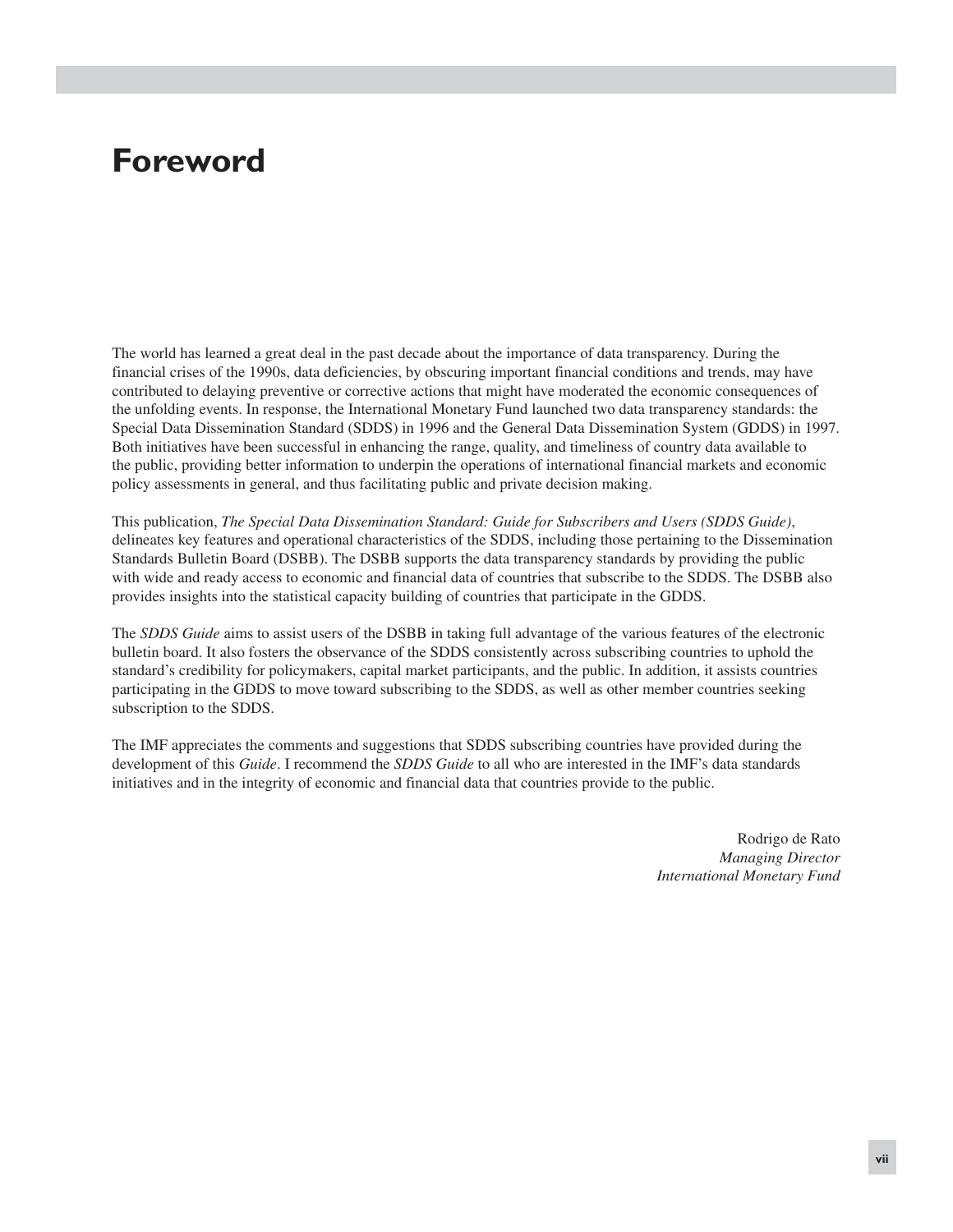# Foreword

The world has learned a great deal in the past decade about the importance of data transparency. During the financial crises of the 1990s, data deficiencies, by obscuring important financial conditions and trends, may have contributed to delaying preventive or corrective actions that might have moderated the economic consequences of the unfolding events. In response, the International Monetary Fund launched two data transparency standards: the Special Data Dissemination Standard (SDDS) in 1996 and the General Data Dissemination System (GDDS) in 1997. Both initiatives have been successful in enhancing the range, quality, and timeliness of country data available to the public, providing better information to underpin the operations of international financial markets and economic policy assessments in general, and thus facilitating public and private decision making.

This publication, *The Special Data Dissemination Standard: Guide for Subscribers and Users (SDDS Guide)*, delineates key features and operational characteristics of the SDDS, including those pertaining to the Dissemination Standards Bulletin Board (DSBB). The DSBB supports the data transparency standards by providing the public with wide and ready access to economic and financial data of countries that subscribe to the SDDS. The DSBB also provides insights into the statistical capacity building of countries that participate in the GDDS.

The *SDDS Guide* aims to assist users of the DSBB in taking full advantage of the various features of the electronic bulletin board. It also fosters the observance of the SDDS consistently across subscribing countries to uphold the standard's credibility for policymakers, capital market participants, and the public. In addition, it assists countries participating in the GDDS to move toward subscribing to the SDDS, as well as other member countries seeking subscription to the SDDS.

The IMF appreciates the comments and suggestions that SDDS subscribing countries have provided during the development of this *Guide*. I recommend the *SDDS Guide* to all who are interested in the IMF's data standards initiatives and in the integrity of economic and financial data that countries provide to the public.

Rodrigo de Rato
*Managing Director*
*International Monetary Fund*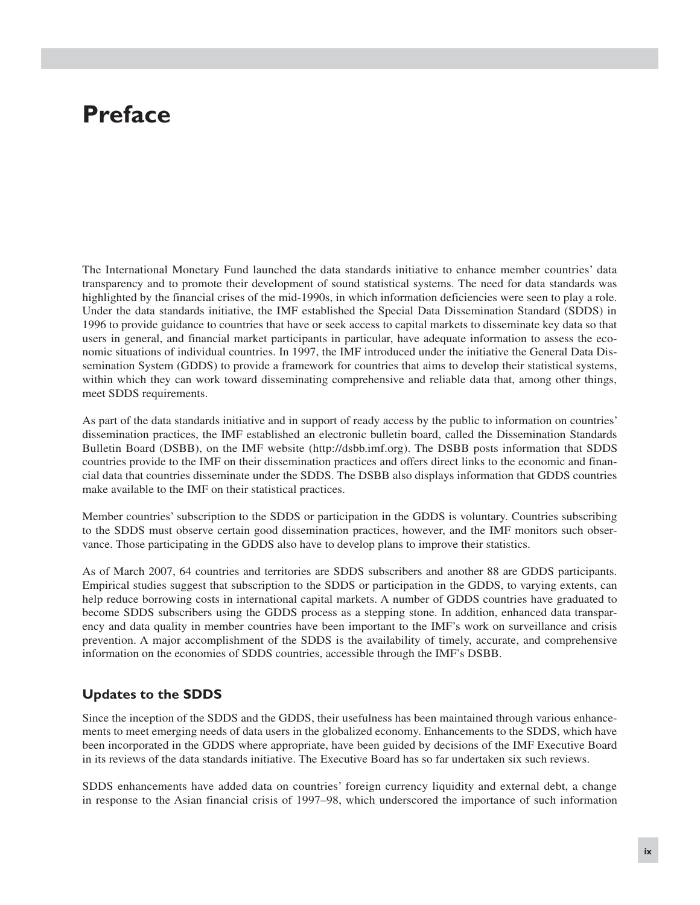# Preface

The International Monetary Fund launched the data standards initiative to enhance member countries' data transparency and to promote their development of sound statistical systems. The need for data standards was highlighted by the financial crises of the mid-1990s, in which information deficiencies were seen to play a role. Under the data standards initiative, the IMF established the Special Data Dissemination Standard (SDDS) in 1996 to provide guidance to countries that have or seek access to capital markets to disseminate key data so that users in general, and financial market participants in particular, have adequate information to assess the economic situations of individual countries. In 1997, the IMF introduced under the initiative the General Data Dissemination System (GDDS) to provide a framework for countries that aims to develop their statistical systems, within which they can work toward disseminating comprehensive and reliable data that, among other things, meet SDDS requirements.

As part of the data standards initiative and in support of ready access by the public to information on countries' dissemination practices, the IMF established an electronic bulletin board, called the Dissemination Standards Bulletin Board (DSBB), on the IMF website (http://dsbb.imf.org). The DSBB posts information that SDDS countries provide to the IMF on their dissemination practices and offers direct links to the economic and financial data that countries disseminate under the SDDS. The DSBB also displays information that GDDS countries make available to the IMF on their statistical practices.

Member countries' subscription to the SDDS or participation in the GDDS is voluntary. Countries subscribing to the SDDS must observe certain good dissemination practices, however, and the IMF monitors such observance. Those participating in the GDDS also have to develop plans to improve their statistics.

As of March 2007, 64 countries and territories are SDDS subscribers and another 88 are GDDS participants. Empirical studies suggest that subscription to the SDDS or participation in the GDDS, to varying extents, can help reduce borrowing costs in international capital markets. A number of GDDS countries have graduated to become SDDS subscribers using the GDDS process as a stepping stone. In addition, enhanced data transparency and data quality in member countries have been important to the IMF's work on surveillance and crisis prevention. A major accomplishment of the SDDS is the availability of timely, accurate, and comprehensive information on the economies of SDDS countries, accessible through the IMF's DSBB.

## Updates to the SDDS

Since the inception of the SDDS and the GDDS, their usefulness has been maintained through various enhancements to meet emerging needs of data users in the globalized economy. Enhancements to the SDDS, which have been incorporated in the GDDS where appropriate, have been guided by decisions of the IMF Executive Board in its reviews of the data standards initiative. The Executive Board has so far undertaken six such reviews.

SDDS enhancements have added data on countries' foreign currency liquidity and external debt, a change in response to the Asian financial crisis of 1997–98, which underscored the importance of such information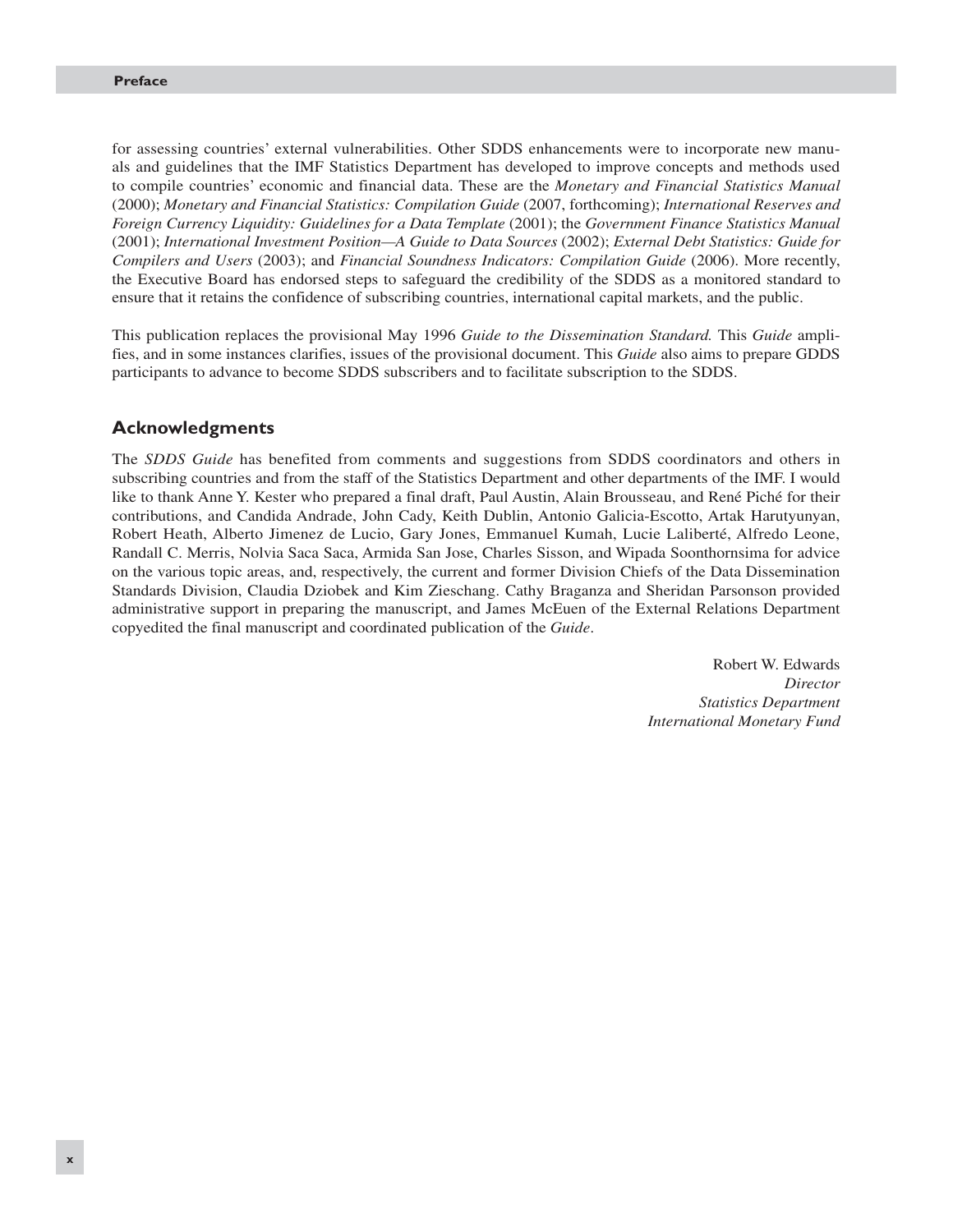for assessing countries' external vulnerabilities. Other SDDS enhancements were to incorporate new manuals and guidelines that the IMF Statistics Department has developed to improve concepts and methods used to compile countries' economic and financial data. These are the *Monetary and Financial Statistics Manual* (2000); *Monetary and Financial Statistics: Compilation Guide* (2007, forthcoming); *International Reserves and Foreign Currency Liquidity: Guidelines for a Data Template* (2001); the *Government Finance Statistics Manual* (2001); *International Investment Position—A Guide to Data Sources* (2002); *External Debt Statistics: Guide for Compilers and Users* (2003); and *Financial Soundness Indicators: Compilation Guide* (2006). More recently, the Executive Board has endorsed steps to safeguard the credibility of the SDDS as a monitored standard to ensure that it retains the confidence of subscribing countries, international capital markets, and the public.

This publication replaces the provisional May 1996 *Guide to the Dissemination Standard.* This *Guide* amplifies, and in some instances clarifies, issues of the provisional document. This *Guide* also aims to prepare GDDS participants to advance to become SDDS subscribers and to facilitate subscription to the SDDS.

## Acknowledgments

The *SDDS Guide* has benefited from comments and suggestions from SDDS coordinators and others in subscribing countries and from the staff of the Statistics Department and other departments of the IMF. I would like to thank Anne Y. Kester who prepared a final draft, Paul Austin, Alain Brousseau, and René Piché for their contributions, and Candida Andrade, John Cady, Keith Dublin, Antonio Galicia-Escotto, Artak Harutyunyan, Robert Heath, Alberto Jimenez de Lucio, Gary Jones, Emmanuel Kumah, Lucie Laliberté, Alfredo Leone, Randall C. Merris, Nolvia Saca Saca, Armida San Jose, Charles Sisson, and Wipada Soonthornsima for advice on the various topic areas, and, respectively, the current and former Division Chiefs of the Data Dissemination Standards Division, Claudia Dziobek and Kim Zieschang. Cathy Braganza and Sheridan Parsonson provided administrative support in preparing the manuscript, and James McEuen of the External Relations Department copyedited the final manuscript and coordinated publication of the *Guide*.

Robert W. Edwards
*Director*
*Statistics Department*
*International Monetary Fund*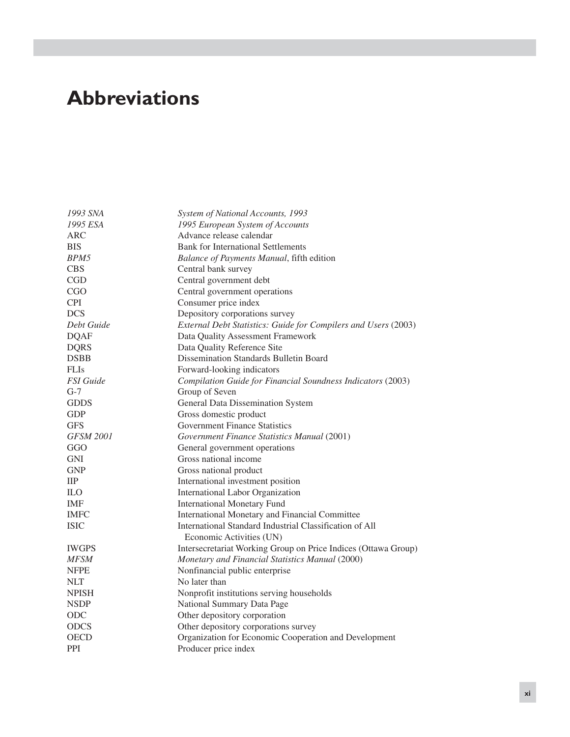# Abbreviations

| | |
|---|---|
| *1993 SNA* | *System of National Accounts, 1993* |
| *1995 ESA* | *1995 European System of Accounts* |
| ARC | Advance release calendar |
| BIS | Bank for International Settlements |
| *BPM5* | *Balance of Payments Manual*, fifth edition |
| CBS | Central bank survey |
| CGD | Central government debt |
| CGO | Central government operations |
| CPI | Consumer price index |
| DCS | Depository corporations survey |
| *Debt Guide* | *External Debt Statistics: Guide for Compilers and Users* (2003) |
| DQAF | Data Quality Assessment Framework |
| DQRS | Data Quality Reference Site |
| DSBB | Dissemination Standards Bulletin Board |
| FLIs | Forward-looking indicators |
| *FSI Guide* | *Compilation Guide for Financial Soundness Indicators* (2003) |
| G-7 | Group of Seven |
| GDDS | General Data Dissemination System |
| GDP | Gross domestic product |
| GFS | Government Finance Statistics |
| *GFSM 2001* | *Government Finance Statistics Manual* (2001) |
| GGO | General government operations |
| GNI | Gross national income |
| GNP | Gross national product |
| IIP | International investment position |
| ILO | International Labor Organization |
| IMF | International Monetary Fund |
| IMFC | International Monetary and Financial Committee |
| ISIC | International Standard Industrial Classification of All Economic Activities (UN) |
| IWGPS | Intersecretariat Working Group on Price Indices (Ottawa Group) |
| *MFSM* | *Monetary and Financial Statistics Manual* (2000) |
| NFPE | Nonfinancial public enterprise |
| NLT | No later than |
| NPISH | Nonprofit institutions serving households |
| NSDP | National Summary Data Page |
| ODC | Other depository corporation |
| ODCS | Other depository corporations survey |
| OECD | Organization for Economic Cooperation and Development |
| PPI | Producer price index |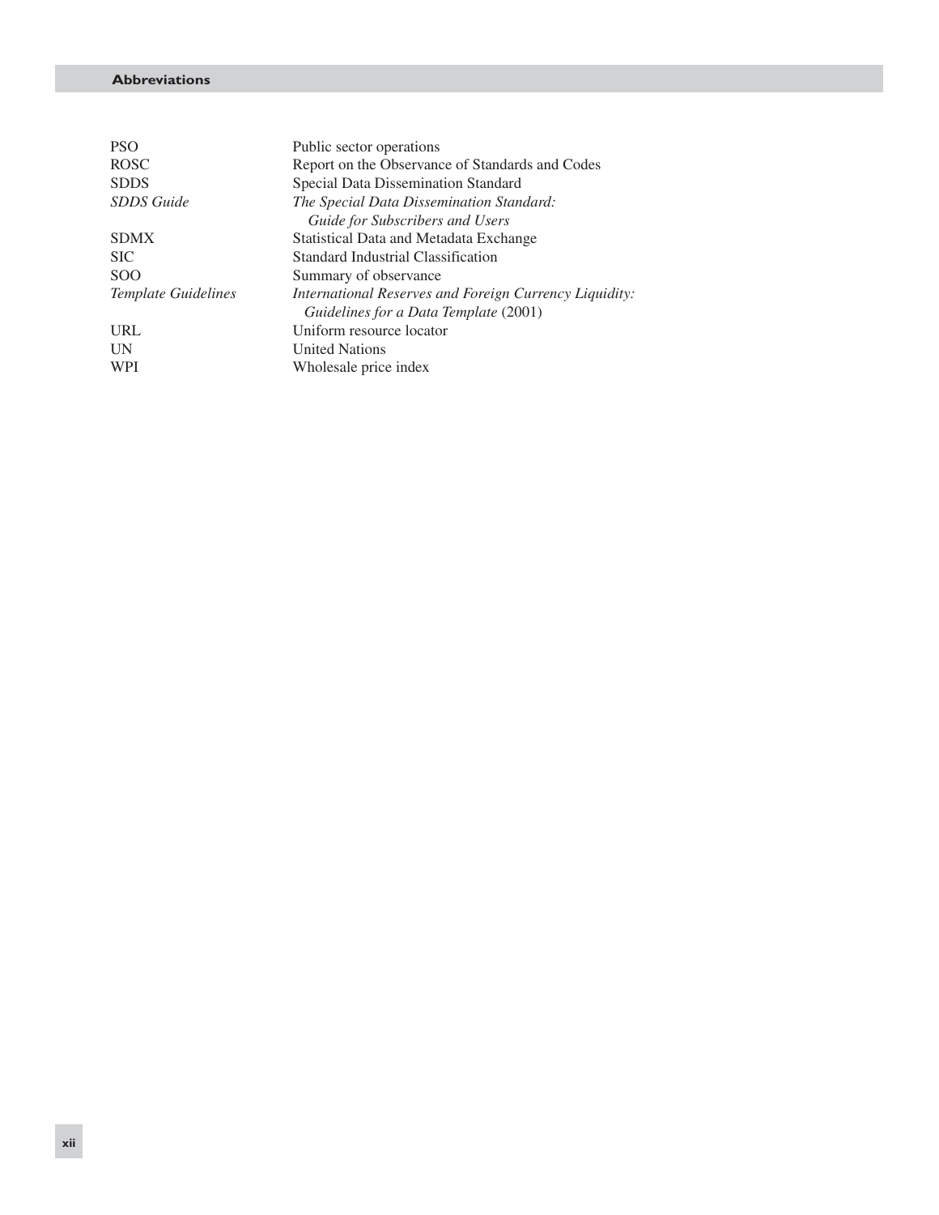| | |
|---|---|
| PSO | Public sector operations |
| ROSC | Report on the Observance of Standards and Codes |
| SDDS | Special Data Dissemination Standard |
| *SDDS Guide* | *The Special Data Dissemination Standard: Guide for Subscribers and Users* |
| SDMX | Statistical Data and Metadata Exchange |
| SIC | Standard Industrial Classification |
| SOO | Summary of observance |
| *Template Guidelines* | *International Reserves and Foreign Currency Liquidity: Guidelines for a Data Template* (2001) |
| URL | Uniform resource locator |
| UN | United Nations |
| WPI | Wholesale price index |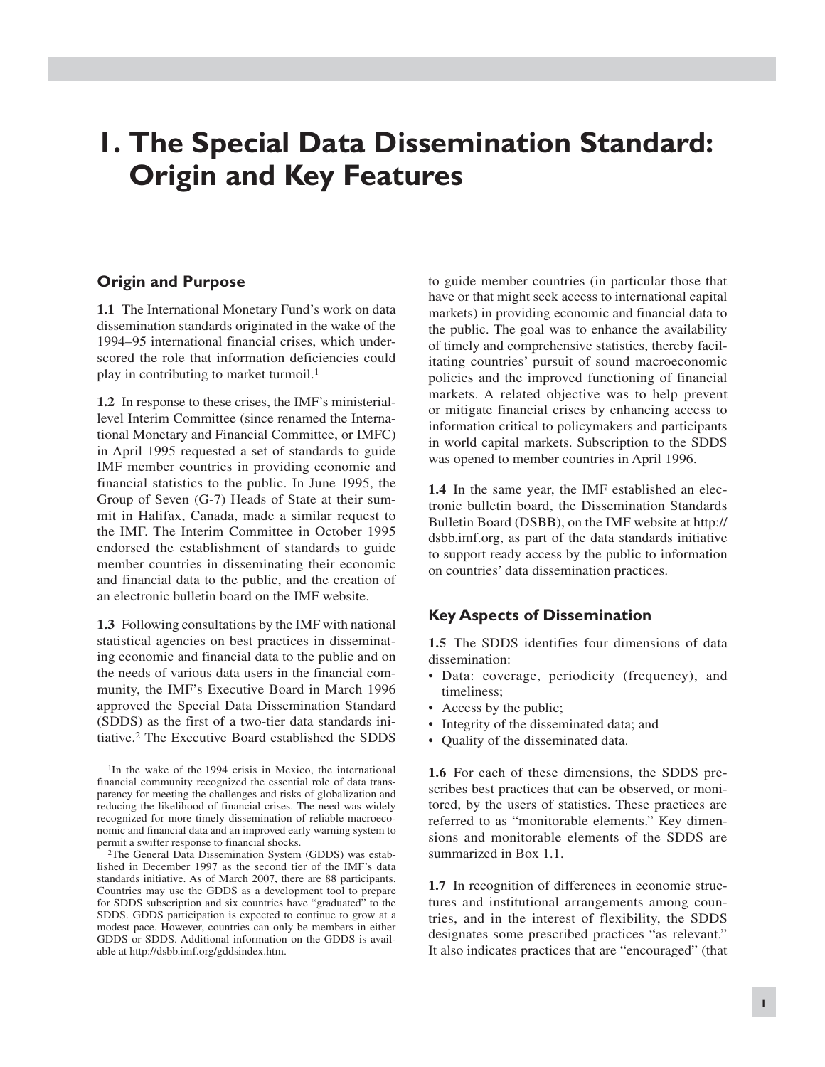# 1. The Special Data Dissemination Standard: Origin and Key Features

## Origin and Purpose

**1.1** The International Monetary Fund's work on data dissemination standards originated in the wake of the 1994–95 international financial crises, which underscored the role that information deficiencies could play in contributing to market turmoil.[1]

**1.2** In response to these crises, the IMF's ministerial-level Interim Committee (since renamed the International Monetary and Financial Committee, or IMFC) in April 1995 requested a set of standards to guide IMF member countries in providing economic and financial statistics to the public. In June 1995, the Group of Seven (G-7) Heads of State at their summit in Halifax, Canada, made a similar request to the IMF. The Interim Committee in October 1995 endorsed the establishment of standards to guide member countries in disseminating their economic and financial data to the public, and the creation of an electronic bulletin board on the IMF website.

**1.3** Following consultations by the IMF with national statistical agencies on best practices in disseminating economic and financial data to the public and on the needs of various data users in the financial community, the IMF's Executive Board in March 1996 approved the Special Data Dissemination Standard (SDDS) as the first of a two-tier data standards initiative.[2] The Executive Board established the SDDS to guide member countries (in particular those that have or that might seek access to international capital markets) in providing economic and financial data to the public. The goal was to enhance the availability of timely and comprehensive statistics, thereby facilitating countries' pursuit of sound macroeconomic policies and the improved functioning of financial markets. A related objective was to help prevent or mitigate financial crises by enhancing access to information critical to policymakers and participants in world capital markets. Subscription to the SDDS was opened to member countries in April 1996.

**1.4** In the same year, the IMF established an electronic bulletin board, the Dissemination Standards Bulletin Board (DSBB), on the IMF website at http://dsbb.imf.org, as part of the data standards initiative to support ready access by the public to information on countries' data dissemination practices.

## Key Aspects of Dissemination

**1.5** The SDDS identifies four dimensions of data dissemination:

- Data: coverage, periodicity (frequency), and timeliness;
- Access by the public;
- Integrity of the disseminated data; and
- Quality of the disseminated data.

**1.6** For each of these dimensions, the SDDS prescribes best practices that can be observed, or monitored, by the users of statistics. These practices are referred to as "monitorable elements." Key dimensions and monitorable elements of the SDDS are summarized in Box 1.1.

**1.7** In recognition of differences in economic structures and institutional arrangements among countries, and in the interest of flexibility, the SDDS designates some prescribed practices "as relevant." It also indicates practices that are "encouraged" (that

---

[1] In the wake of the 1994 crisis in Mexico, the international financial community recognized the essential role of data transparency for meeting the challenges and risks of globalization and reducing the likelihood of financial crises. The need was widely recognized for more timely dissemination of reliable macroeconomic and financial data and an improved early warning system to permit a swifter response to financial shocks.

[2] The General Data Dissemination System (GDDS) was established in December 1997 as the second tier of the IMF's data standards initiative. As of March 2007, there are 88 participants. Countries may use the GDDS as a development tool to prepare for SDDS subscription and six countries have "graduated" to the SDDS. GDDS participation is expected to continue to grow at a modest pace. However, countries can only be members in either GDDS or SDDS. Additional information on the GDDS is available at http://dsbb.imf.org/gddsindex.htm.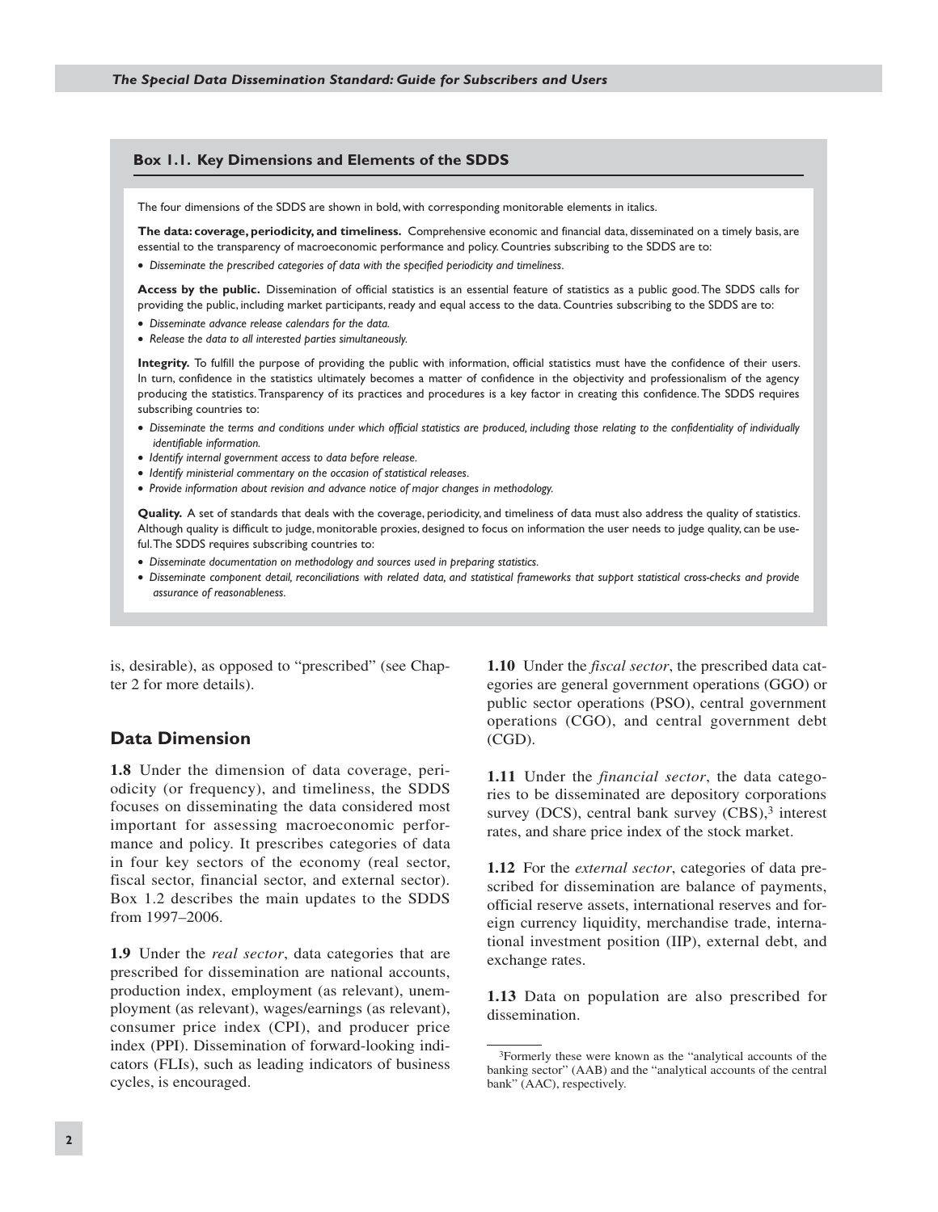### Box 1.1. Key Dimensions and Elements of the SDDS

The four dimensions of the SDDS are shown in bold, with corresponding monitorable elements in italics.

**The data: coverage, periodicity, and timeliness.** Comprehensive economic and financial data, disseminated on a timely basis, are essential to the transparency of macroeconomic performance and policy. Countries subscribing to the SDDS are to:

- *Disseminate the prescribed categories of data with the specified periodicity and timeliness.*

**Access by the public.** Dissemination of official statistics is an essential feature of statistics as a public good. The SDDS calls for providing the public, including market participants, ready and equal access to the data. Countries subscribing to the SDDS are to:

- *Disseminate advance release calendars for the data.*
- *Release the data to all interested parties simultaneously.*

**Integrity.** To fulfill the purpose of providing the public with information, official statistics must have the confidence of their users. In turn, confidence in the statistics ultimately becomes a matter of confidence in the objectivity and professionalism of the agency producing the statistics. Transparency of its practices and procedures is a key factor in creating this confidence. The SDDS requires subscribing countries to:

- *Disseminate the terms and conditions under which official statistics are produced, including those relating to the confidentiality of individually identifiable information.*
- *Identify internal government access to data before release.*
- *Identify ministerial commentary on the occasion of statistical releases.*
- *Provide information about revision and advance notice of major changes in methodology.*

**Quality.** A set of standards that deals with the coverage, periodicity, and timeliness of data must also address the quality of statistics. Although quality is difficult to judge, monitorable proxies, designed to focus on information the user needs to judge quality, can be useful. The SDDS requires subscribing countries to:

- *Disseminate documentation on methodology and sources used in preparing statistics.*
- *Disseminate component detail, reconciliations with related data, and statistical frameworks that support statistical cross-checks and provide assurance of reasonableness.*

is, desirable), as opposed to "prescribed" (see Chapter 2 for more details).

## Data Dimension

**1.8** Under the dimension of data coverage, periodicity (or frequency), and timeliness, the SDDS focuses on disseminating the data considered most important for assessing macroeconomic performance and policy. It prescribes categories of data in four key sectors of the economy (real sector, fiscal sector, financial sector, and external sector). Box 1.2 describes the main updates to the SDDS from 1997–2006.

**1.9** Under the *real sector*, data categories that are prescribed for dissemination are national accounts, production index, employment (as relevant), unemployment (as relevant), wages/earnings (as relevant), consumer price index (CPI), and producer price index (PPI). Dissemination of forward-looking indicators (FLIs), such as leading indicators of business cycles, is encouraged.

**1.10** Under the *fiscal sector*, the prescribed data categories are general government operations (GGO) or public sector operations (PSO), central government operations (CGO), and central government debt (CGD).

**1.11** Under the *financial sector*, the data categories to be disseminated are depository corporations survey (DCS), central bank survey (CBS),[3] interest rates, and share price index of the stock market.

**1.12** For the *external sector*, categories of data prescribed for dissemination are balance of payments, official reserve assets, international reserves and foreign currency liquidity, merchandise trade, international investment position (IIP), external debt, and exchange rates.

**1.13** Data on population are also prescribed for dissemination.

[3] Formerly these were known as the "analytical accounts of the banking sector" (AAB) and the "analytical accounts of the central bank" (AAC), respectively.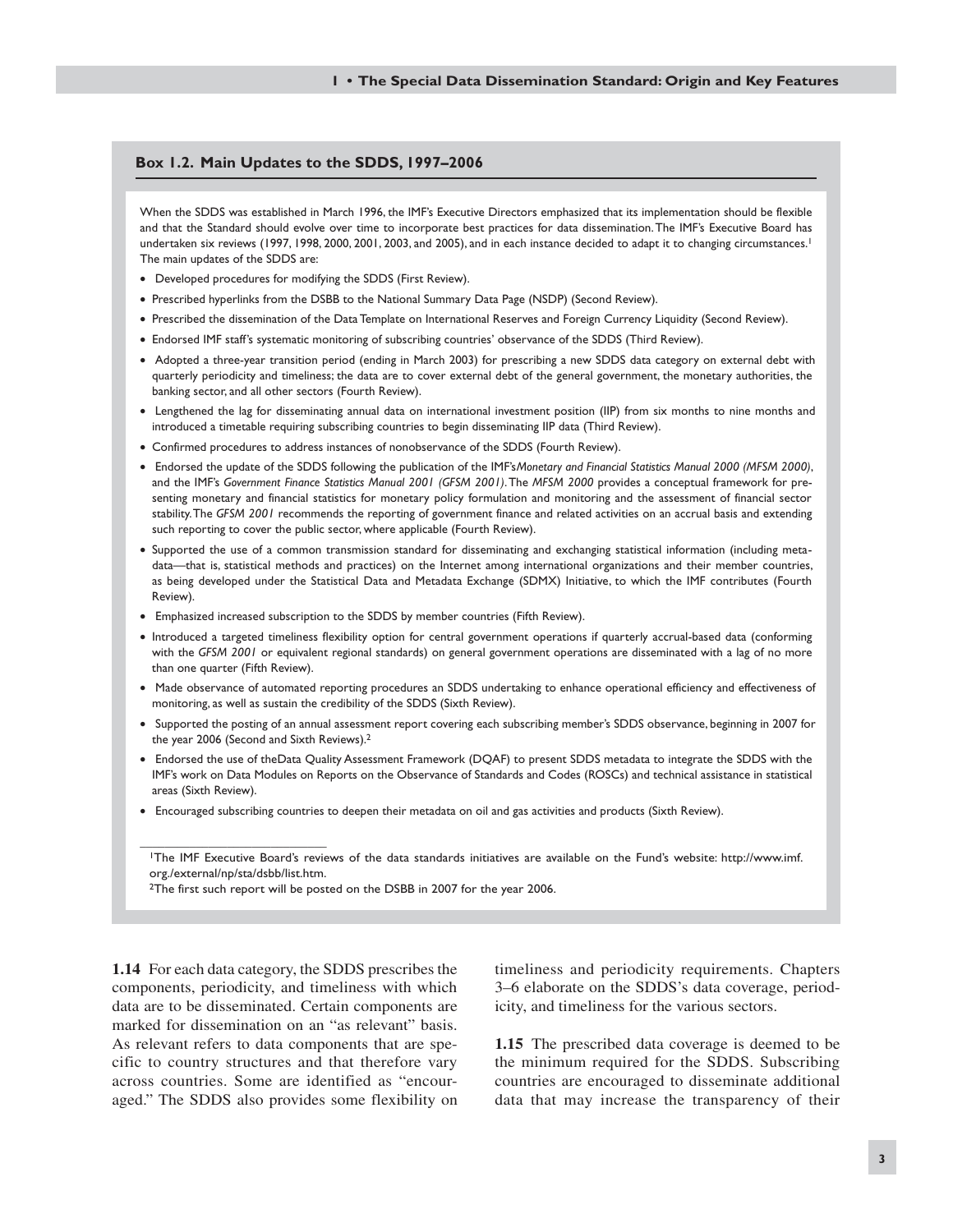### Box 1.2. Main Updates to the SDDS, 1997–2006

When the SDDS was established in March 1996, the IMF's Executive Directors emphasized that its implementation should be flexible and that the Standard should evolve over time to incorporate best practices for data dissemination. The IMF's Executive Board has undertaken six reviews (1997, 1998, 2000, 2001, 2003, and 2005), and in each instance decided to adapt it to changing circumstances.[1] The main updates of the SDDS are:

- Developed procedures for modifying the SDDS (First Review).
- Prescribed hyperlinks from the DSBB to the National Summary Data Page (NSDP) (Second Review).
- Prescribed the dissemination of the Data Template on International Reserves and Foreign Currency Liquidity (Second Review).
- Endorsed IMF staff's systematic monitoring of subscribing countries' observance of the SDDS (Third Review).
- Adopted a three-year transition period (ending in March 2003) for prescribing a new SDDS data category on external debt with quarterly periodicity and timeliness; the data are to cover external debt of the general government, the monetary authorities, the banking sector, and all other sectors (Fourth Review).
- Lengthened the lag for disseminating annual data on international investment position (IIP) from six months to nine months and introduced a timetable requiring subscribing countries to begin disseminating IIP data (Third Review).
- Confirmed procedures to address instances of nonobservance of the SDDS (Fourth Review).
- Endorsed the update of the SDDS following the publication of the IMF's *Monetary and Financial Statistics Manual 2000 (MFSM 2000)*, and the IMF's *Government Finance Statistics Manual 2001 (GFSM 2001)*. The *MFSM 2000* provides a conceptual framework for presenting monetary and financial statistics for monetary policy formulation and monitoring and the assessment of financial sector stability. The *GFSM 2001* recommends the reporting of government finance and related activities on an accrual basis and extending such reporting to cover the public sector, where applicable (Fourth Review).
- Supported the use of a common transmission standard for disseminating and exchanging statistical information (including metadata—that is, statistical methods and practices) on the Internet among international organizations and their member countries, as being developed under the Statistical Data and Metadata Exchange (SDMX) Initiative, to which the IMF contributes (Fourth Review).
- Emphasized increased subscription to the SDDS by member countries (Fifth Review).
- Introduced a targeted timeliness flexibility option for central government operations if quarterly accrual-based data (conforming with the *GFSM 2001* or equivalent regional standards) on general government operations are disseminated with a lag of no more than one quarter (Fifth Review).
- Made observance of automated reporting procedures an SDDS undertaking to enhance operational efficiency and effectiveness of monitoring, as well as sustain the credibility of the SDDS (Sixth Review).
- Supported the posting of an annual assessment report covering each subscribing member's SDDS observance, beginning in 2007 for the year 2006 (Second and Sixth Reviews).[2]
- Endorsed the use of theData Quality Assessment Framework (DQAF) to present SDDS metadata to integrate the SDDS with the IMF's work on Data Modules on Reports on the Observance of Standards and Codes (ROSCs) and technical assistance in statistical areas (Sixth Review).
- Encouraged subscribing countries to deepen their metadata on oil and gas activities and products (Sixth Review).

[1]The IMF Executive Board's reviews of the data standards initiatives are available on the Fund's website: http://www.imf.org./external/np/sta/dsbb/list.htm.

[2]The first such report will be posted on the DSBB in 2007 for the year 2006.

**1.14** For each data category, the SDDS prescribes the components, periodicity, and timeliness with which data are to be disseminated. Certain components are marked for dissemination on an "as relevant" basis. As relevant refers to data components that are specific to country structures and that therefore vary across countries. Some are identified as "encouraged." The SDDS also provides some flexibility on timeliness and periodicity requirements. Chapters 3–6 elaborate on the SDDS's data coverage, periodicity, and timeliness for the various sectors.

**1.15** The prescribed data coverage is deemed to be the minimum required for the SDDS. Subscribing countries are encouraged to disseminate additional data that may increase the transparency of their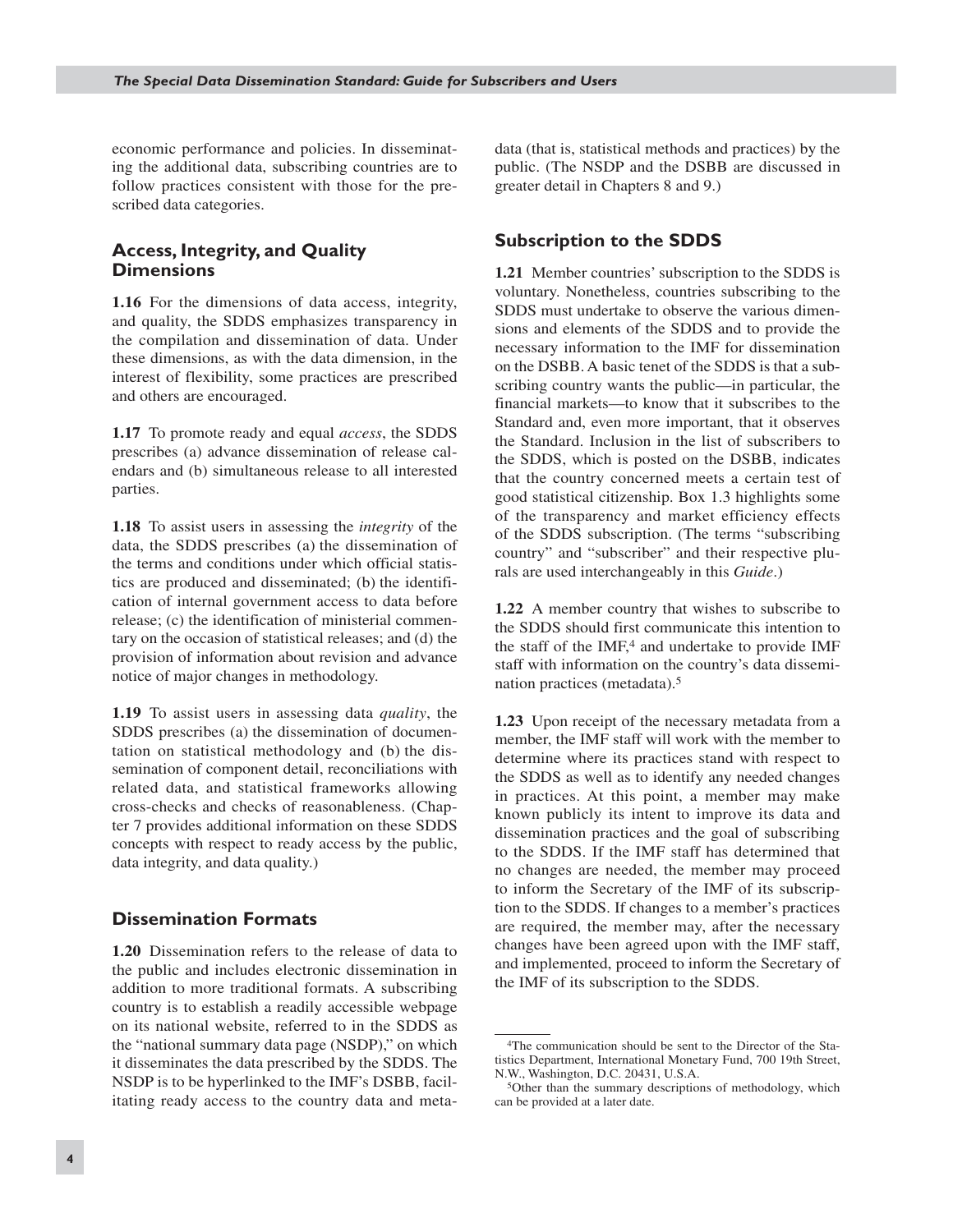economic performance and policies. In disseminating the additional data, subscribing countries are to follow practices consistent with those for the prescribed data categories.

## Access, Integrity, and Quality Dimensions

**1.16** For the dimensions of data access, integrity, and quality, the SDDS emphasizes transparency in the compilation and dissemination of data. Under these dimensions, as with the data dimension, in the interest of flexibility, some practices are prescribed and others are encouraged.

**1.17** To promote ready and equal *access*, the SDDS prescribes (a) advance dissemination of release calendars and (b) simultaneous release to all interested parties.

**1.18** To assist users in assessing the *integrity* of the data, the SDDS prescribes (a) the dissemination of the terms and conditions under which official statistics are produced and disseminated; (b) the identification of internal government access to data before release; (c) the identification of ministerial commentary on the occasion of statistical releases; and (d) the provision of information about revision and advance notice of major changes in methodology.

**1.19** To assist users in assessing data *quality*, the SDDS prescribes (a) the dissemination of documentation on statistical methodology and (b) the dissemination of component detail, reconciliations with related data, and statistical frameworks allowing cross-checks and checks of reasonableness. (Chapter 7 provides additional information on these SDDS concepts with respect to ready access by the public, data integrity, and data quality.)

## Dissemination Formats

**1.20** Dissemination refers to the release of data to the public and includes electronic dissemination in addition to more traditional formats. A subscribing country is to establish a readily accessible webpage on its national website, referred to in the SDDS as the "national summary data page (NSDP)," on which it disseminates the data prescribed by the SDDS. The NSDP is to be hyperlinked to the IMF's DSBB, facilitating ready access to the country data and metadata (that is, statistical methods and practices) by the public. (The NSDP and the DSBB are discussed in greater detail in Chapters 8 and 9.)

## Subscription to the SDDS

**1.21** Member countries' subscription to the SDDS is voluntary. Nonetheless, countries subscribing to the SDDS must undertake to observe the various dimensions and elements of the SDDS and to provide the necessary information to the IMF for dissemination on the DSBB. A basic tenet of the SDDS is that a subscribing country wants the public—in particular, the financial markets—to know that it subscribes to the Standard and, even more important, that it observes the Standard. Inclusion in the list of subscribers to the SDDS, which is posted on the DSBB, indicates that the country concerned meets a certain test of good statistical citizenship. Box 1.3 highlights some of the transparency and market efficiency effects of the SDDS subscription. (The terms "subscribing country" and "subscriber" and their respective plurals are used interchangeably in this *Guide*.)

**1.22** A member country that wishes to subscribe to the SDDS should first communicate this intention to the staff of the IMF,[4] and undertake to provide IMF staff with information on the country's data dissemination practices (metadata).[5]

**1.23** Upon receipt of the necessary metadata from a member, the IMF staff will work with the member to determine where its practices stand with respect to the SDDS as well as to identify any needed changes in practices. At this point, a member may make known publicly its intent to improve its data and dissemination practices and the goal of subscribing to the SDDS. If the IMF staff has determined that no changes are needed, the member may proceed to inform the Secretary of the IMF of its subscription to the SDDS. If changes to a member's practices are required, the member may, after the necessary changes have been agreed upon with the IMF staff, and implemented, proceed to inform the Secretary of the IMF of its subscription to the SDDS.

---

[4]The communication should be sent to the Director of the Statistics Department, International Monetary Fund, 700 19th Street, N.W., Washington, D.C. 20431, U.S.A.

[5]Other than the summary descriptions of methodology, which can be provided at a later date.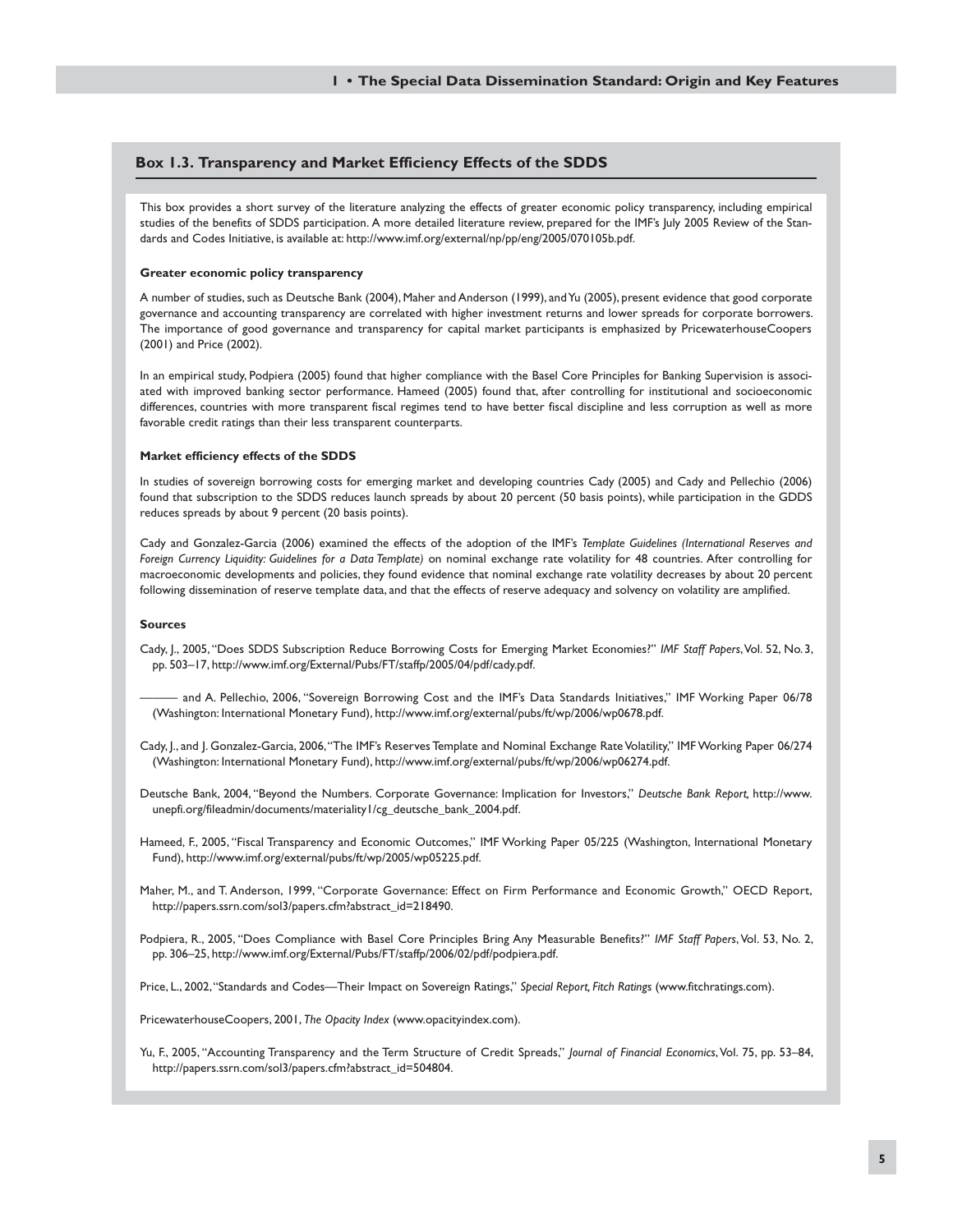## Box 1.3. Transparency and Market Efficiency Effects of the SDDS

This box provides a short survey of the literature analyzing the effects of greater economic policy transparency, including empirical studies of the benefits of SDDS participation. A more detailed literature review, prepared for the IMF's July 2005 Review of the Standards and Codes Initiative, is available at: http://www.imf.org/external/np/pp/eng/2005/070105b.pdf.

**Greater economic policy transparency**

A number of studies, such as Deutsche Bank (2004), Maher and Anderson (1999), and Yu (2005), present evidence that good corporate governance and accounting transparency are correlated with higher investment returns and lower spreads for corporate borrowers. The importance of good governance and transparency for capital market participants is emphasized by PricewaterhouseCoopers (2001) and Price (2002).

In an empirical study, Podpiera (2005) found that higher compliance with the Basel Core Principles for Banking Supervision is associated with improved banking sector performance. Hameed (2005) found that, after controlling for institutional and socioeconomic differences, countries with more transparent fiscal regimes tend to have better fiscal discipline and less corruption as well as more favorable credit ratings than their less transparent counterparts.

**Market efficiency effects of the SDDS**

In studies of sovereign borrowing costs for emerging market and developing countries Cady (2005) and Cady and Pellechio (2006) found that subscription to the SDDS reduces launch spreads by about 20 percent (50 basis points), while participation in the GDDS reduces spreads by about 9 percent (20 basis points).

Cady and Gonzalez-Garcia (2006) examined the effects of the adoption of the IMF's *Template Guidelines (International Reserves and Foreign Currency Liquidity: Guidelines for a Data Template)* on nominal exchange rate volatility for 48 countries. After controlling for macroeconomic developments and policies, they found evidence that nominal exchange rate volatility decreases by about 20 percent following dissemination of reserve template data, and that the effects of reserve adequacy and solvency on volatility are amplified.

**Sources**

Cady, J., 2005, "Does SDDS Subscription Reduce Borrowing Costs for Emerging Market Economies?" *IMF Staff Papers*, Vol. 52, No. 3, pp. 503–17, http://www.imf.org/External/Pubs/FT/staffp/2005/04/pdf/cady.pdf.

——— and A. Pellechio, 2006, "Sovereign Borrowing Cost and the IMF's Data Standards Initiatives," IMF Working Paper 06/78 (Washington: International Monetary Fund), http://www.imf.org/external/pubs/ft/wp/2006/wp0678.pdf.

Cady, J., and J. Gonzalez-Garcia, 2006, "The IMF's Reserves Template and Nominal Exchange Rate Volatility," IMF Working Paper 06/274 (Washington: International Monetary Fund), http://www.imf.org/external/pubs/ft/wp/2006/wp06274.pdf.

Deutsche Bank, 2004, "Beyond the Numbers. Corporate Governance: Implication for Investors," *Deutsche Bank Report*, http://www.unepfi.org/fileadmin/documents/materiality1/cg_deutsche_bank_2004.pdf.

Hameed, F., 2005, "Fiscal Transparency and Economic Outcomes," IMF Working Paper 05/225 (Washington, International Monetary Fund), http://www.imf.org/external/pubs/ft/wp/2005/wp05225.pdf.

Maher, M., and T. Anderson, 1999, "Corporate Governance: Effect on Firm Performance and Economic Growth," OECD Report, http://papers.ssrn.com/sol3/papers.cfm?abstract_id=218490.

Podpiera, R., 2005, "Does Compliance with Basel Core Principles Bring Any Measurable Benefits?" *IMF Staff Papers*, Vol. 53, No. 2, pp. 306–25, http://www.imf.org/External/Pubs/FT/staffp/2006/02/pdf/podpiera.pdf.

Price, L., 2002, "Standards and Codes—Their Impact on Sovereign Ratings," *Special Report, Fitch Ratings* (www.fitchratings.com).

PricewaterhouseCoopers, 2001, *The Opacity Index* (www.opacityindex.com).

Yu, F., 2005, "Accounting Transparency and the Term Structure of Credit Spreads," *Journal of Financial Economics*, Vol. 75, pp. 53–84, http://papers.ssrn.com/sol3/papers.cfm?abstract_id=504804.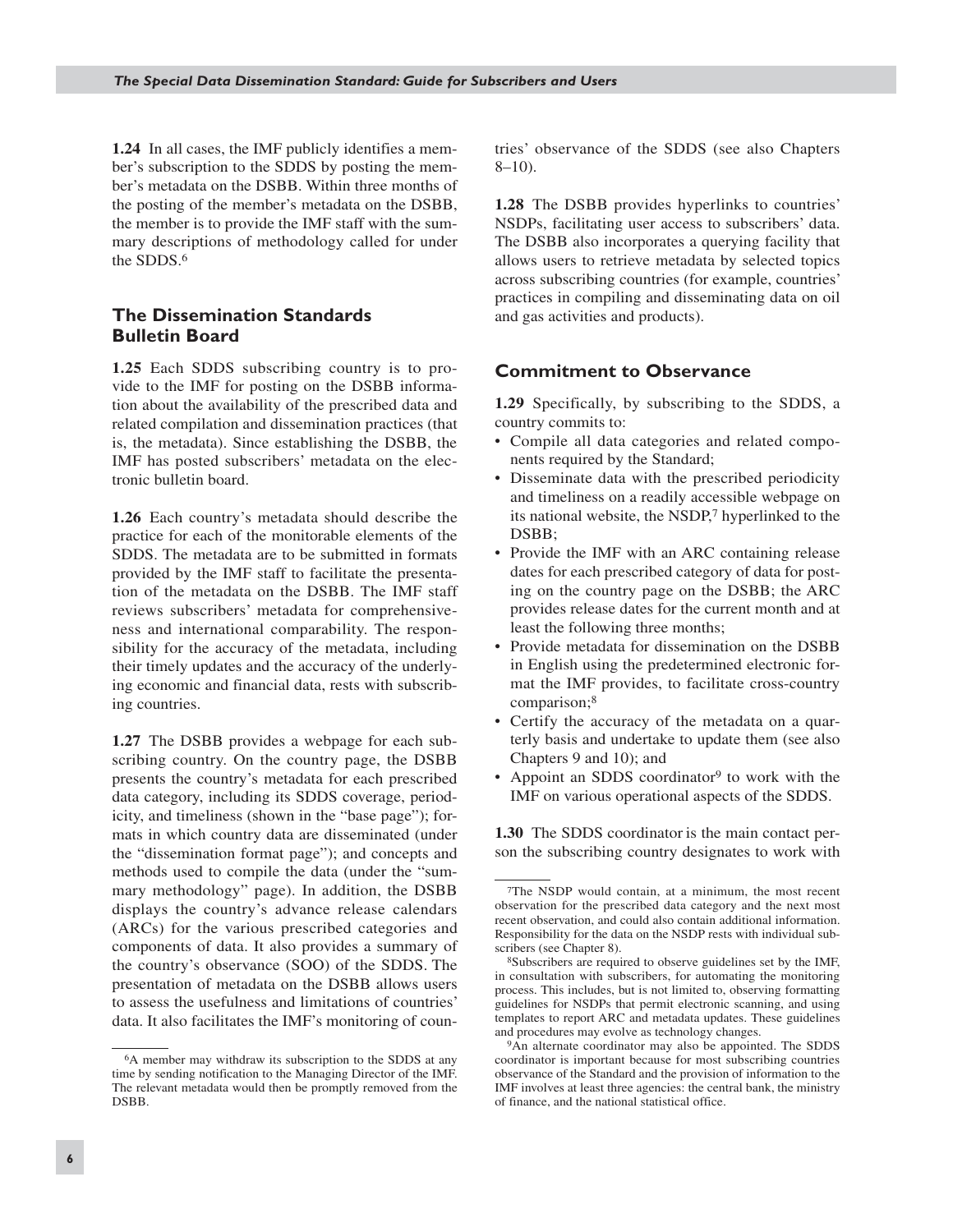**1.24** In all cases, the IMF publicly identifies a member's subscription to the SDDS by posting the member's metadata on the DSBB. Within three months of the posting of the member's metadata on the DSBB, the member is to provide the IMF staff with the summary descriptions of methodology called for under the SDDS.[6]

## The Dissemination Standards Bulletin Board

**1.25** Each SDDS subscribing country is to provide to the IMF for posting on the DSBB information about the availability of the prescribed data and related compilation and dissemination practices (that is, the metadata). Since establishing the DSBB, the IMF has posted subscribers' metadata on the electronic bulletin board.

**1.26** Each country's metadata should describe the practice for each of the monitorable elements of the SDDS. The metadata are to be submitted in formats provided by the IMF staff to facilitate the presentation of the metadata on the DSBB. The IMF staff reviews subscribers' metadata for comprehensiveness and international comparability. The responsibility for the accuracy of the metadata, including their timely updates and the accuracy of the underlying economic and financial data, rests with subscribing countries.

**1.27** The DSBB provides a webpage for each subscribing country. On the country page, the DSBB presents the country's metadata for each prescribed data category, including its SDDS coverage, periodicity, and timeliness (shown in the "base page"); formats in which country data are disseminated (under the "dissemination format page"); and concepts and methods used to compile the data (under the "summary methodology" page). In addition, the DSBB displays the country's advance release calendars (ARCs) for the various prescribed categories and components of data. It also provides a summary of the country's observance (SOO) of the SDDS. The presentation of metadata on the DSBB allows users to assess the usefulness and limitations of countries' data. It also facilitates the IMF's monitoring of countries' observance of the SDDS (see also Chapters 8–10).

**1.28** The DSBB provides hyperlinks to countries' NSDPs, facilitating user access to subscribers' data. The DSBB also incorporates a querying facility that allows users to retrieve metadata by selected topics across subscribing countries (for example, countries' practices in compiling and disseminating data on oil and gas activities and products).

## Commitment to Observance

**1.29** Specifically, by subscribing to the SDDS, a country commits to:

- Compile all data categories and related components required by the Standard;
- Disseminate data with the prescribed periodicity and timeliness on a readily accessible webpage on its national website, the NSDP,[7] hyperlinked to the DSBB;
- Provide the IMF with an ARC containing release dates for each prescribed category of data for posting on the country page on the DSBB; the ARC provides release dates for the current month and at least the following three months;
- Provide metadata for dissemination on the DSBB in English using the predetermined electronic format the IMF provides, to facilitate cross-country comparison;[8]
- Certify the accuracy of the metadata on a quarterly basis and undertake to update them (see also Chapters 9 and 10); and
- Appoint an SDDS coordinator[9] to work with the IMF on various operational aspects of the SDDS.

**1.30** The SDDS coordinator is the main contact person the subscribing country designates to work with

---

[6] A member may withdraw its subscription to the SDDS at any time by sending notification to the Managing Director of the IMF. The relevant metadata would then be promptly removed from the DSBB.

[7] The NSDP would contain, at a minimum, the most recent observation for the prescribed data category and the next most recent observation, and could also contain additional information. Responsibility for the data on the NSDP rests with individual subscribers (see Chapter 8).

[8] Subscribers are required to observe guidelines set by the IMF, in consultation with subscribers, for automating the monitoring process. This includes, but is not limited to, observing formatting guidelines for NSDPs that permit electronic scanning, and using templates to report ARC and metadata updates. These guidelines and procedures may evolve as technology changes.

[9] An alternate coordinator may also be appointed. The SDDS coordinator is important because for most subscribing countries observance of the Standard and the provision of information to the IMF involves at least three agencies: the central bank, the ministry of finance, and the national statistical office.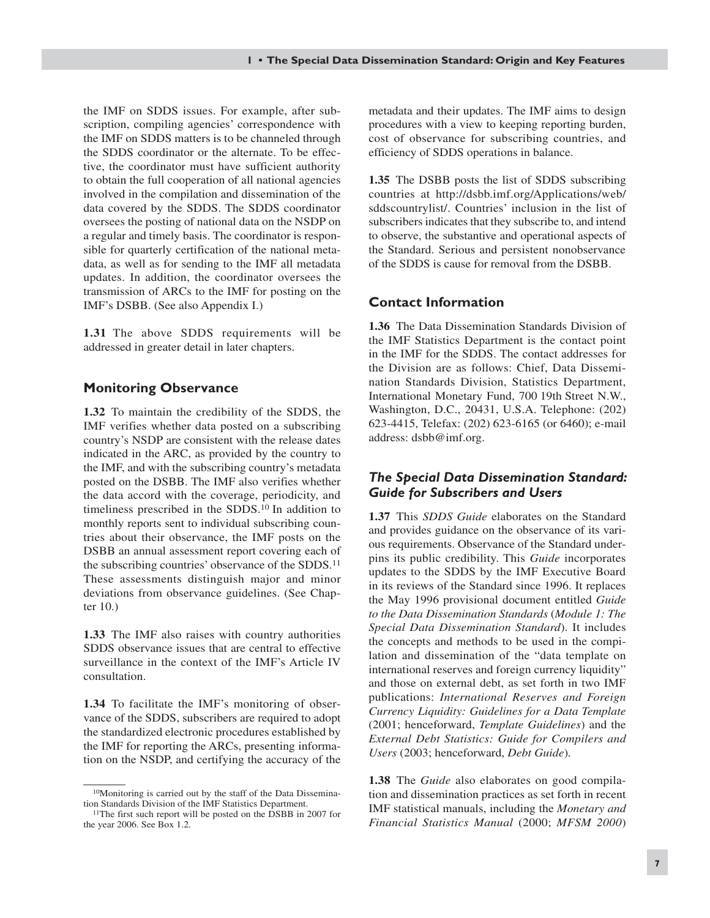the IMF on SDDS issues. For example, after subscription, compiling agencies' correspondence with the IMF on SDDS matters is to be channeled through the SDDS coordinator or the alternate. To be effective, the coordinator must have sufficient authority to obtain the full cooperation of all national agencies involved in the compilation and dissemination of the data covered by the SDDS. The SDDS coordinator oversees the posting of national data on the NSDP on a regular and timely basis. The coordinator is responsible for quarterly certification of the national metadata, as well as for sending to the IMF all metadata updates. In addition, the coordinator oversees the transmission of ARCs to the IMF for posting on the IMF's DSBB. (See also Appendix I.)

**1.31** The above SDDS requirements will be addressed in greater detail in later chapters.

### Monitoring Observance

**1.32** To maintain the credibility of the SDDS, the IMF verifies whether data posted on a subscribing country's NSDP are consistent with the release dates indicated in the ARC, as provided by the country to the IMF, and with the subscribing country's metadata posted on the DSBB. The IMF also verifies whether the data accord with the coverage, periodicity, and timeliness prescribed in the SDDS.[10] In addition to monthly reports sent to individual subscribing countries about their observance, the IMF posts on the DSBB an annual assessment report covering each of the subscribing countries' observance of the SDDS.[11] These assessments distinguish major and minor deviations from observance guidelines. (See Chapter 10.)

**1.33** The IMF also raises with country authorities SDDS observance issues that are central to effective surveillance in the context of the IMF's Article IV consultation.

**1.34** To facilitate the IMF's monitoring of observance of the SDDS, subscribers are required to adopt the standardized electronic procedures established by the IMF for reporting the ARCs, presenting information on the NSDP, and certifying the accuracy of the metadata and their updates. The IMF aims to design procedures with a view to keeping reporting burden, cost of observance for subscribing countries, and efficiency of SDDS operations in balance.

**1.35** The DSBB posts the list of SDDS subscribing countries at http://dsbb.imf.org/Applications/web/sddscountrylist/. Countries' inclusion in the list of subscribers indicates that they subscribe to, and intend to observe, the substantive and operational aspects of the Standard. Serious and persistent nonobservance of the SDDS is cause for removal from the DSBB.

### Contact Information

**1.36** The Data Dissemination Standards Division of the IMF Statistics Department is the contact point in the IMF for the SDDS. The contact addresses for the Division are as follows: Chief, Data Dissemination Standards Division, Statistics Department, International Monetary Fund, 700 19th Street N.W., Washington, D.C., 20431, U.S.A. Telephone: (202) 623-4415, Telefax: (202) 623-6165 (or 6460); e-mail address: dsbb@imf.org.

### *The Special Data Dissemination Standard: Guide for Subscribers and Users*

**1.37** This *SDDS Guide* elaborates on the Standard and provides guidance on the observance of its various requirements. Observance of the Standard underpins its public credibility. This *Guide* incorporates updates to the SDDS by the IMF Executive Board in its reviews of the Standard since 1996. It replaces the May 1996 provisional document entitled *Guide to the Data Dissemination Standards* (*Module 1: The Special Data Dissemination Standard*). It includes the concepts and methods to be used in the compilation and dissemination of the "data template on international reserves and foreign currency liquidity" and those on external debt, as set forth in two IMF publications: *International Reserves and Foreign Currency Liquidity: Guidelines for a Data Template* (2001; henceforward, *Template Guidelines*) and the *External Debt Statistics: Guide for Compilers and Users* (2003; henceforward, *Debt Guide*).

**1.38** The *Guide* also elaborates on good compilation and dissemination practices as set forth in recent IMF statistical manuals, including the *Monetary and Financial Statistics Manual* (2000; *MFSM 2000*)

---

[10] Monitoring is carried out by the staff of the Data Dissemination Standards Division of the IMF Statistics Department.

[11] The first such report will be posted on the DSBB in 2007 for the year 2006. See Box 1.2.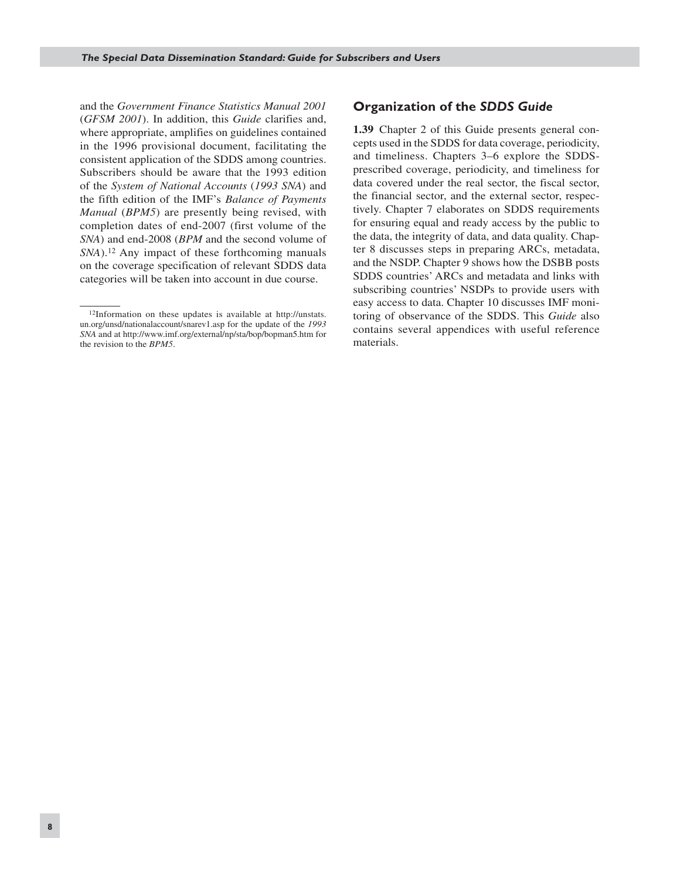and the *Government Finance Statistics Manual 2001* (*GFSM 2001*). In addition, this *Guide* clarifies and, where appropriate, amplifies on guidelines contained in the 1996 provisional document, facilitating the consistent application of the SDDS among countries. Subscribers should be aware that the 1993 edition of the *System of National Accounts* (*1993 SNA*) and the fifth edition of the IMF's *Balance of Payments Manual* (*BPM5*) are presently being revised, with completion dates of end-2007 (first volume of the *SNA*) and end-2008 (*BPM* and the second volume of *SNA*).[12] Any impact of these forthcoming manuals on the coverage specification of relevant SDDS data categories will be taken into account in due course.

[12]Information on these updates is available at http://unstats.un.org/unsd/nationalaccount/snarev1.asp for the update of the *1993 SNA* and at http://www.imf.org/external/np/sta/bop/bopman5.htm for the revision to the *BPM5*.

## Organization of the *SDDS Guide*

**1.39** Chapter 2 of this Guide presents general concepts used in the SDDS for data coverage, periodicity, and timeliness. Chapters 3–6 explore the SDDS-prescribed coverage, periodicity, and timeliness for data covered under the real sector, the fiscal sector, the financial sector, and the external sector, respectively. Chapter 7 elaborates on SDDS requirements for ensuring equal and ready access by the public to the data, the integrity of data, and data quality. Chapter 8 discusses steps in preparing ARCs, metadata, and the NSDP. Chapter 9 shows how the DSBB posts SDDS countries' ARCs and metadata and links with subscribing countries' NSDPs to provide users with easy access to data. Chapter 10 discusses IMF monitoring of observance of the SDDS. This *Guide* also contains several appendices with useful reference materials.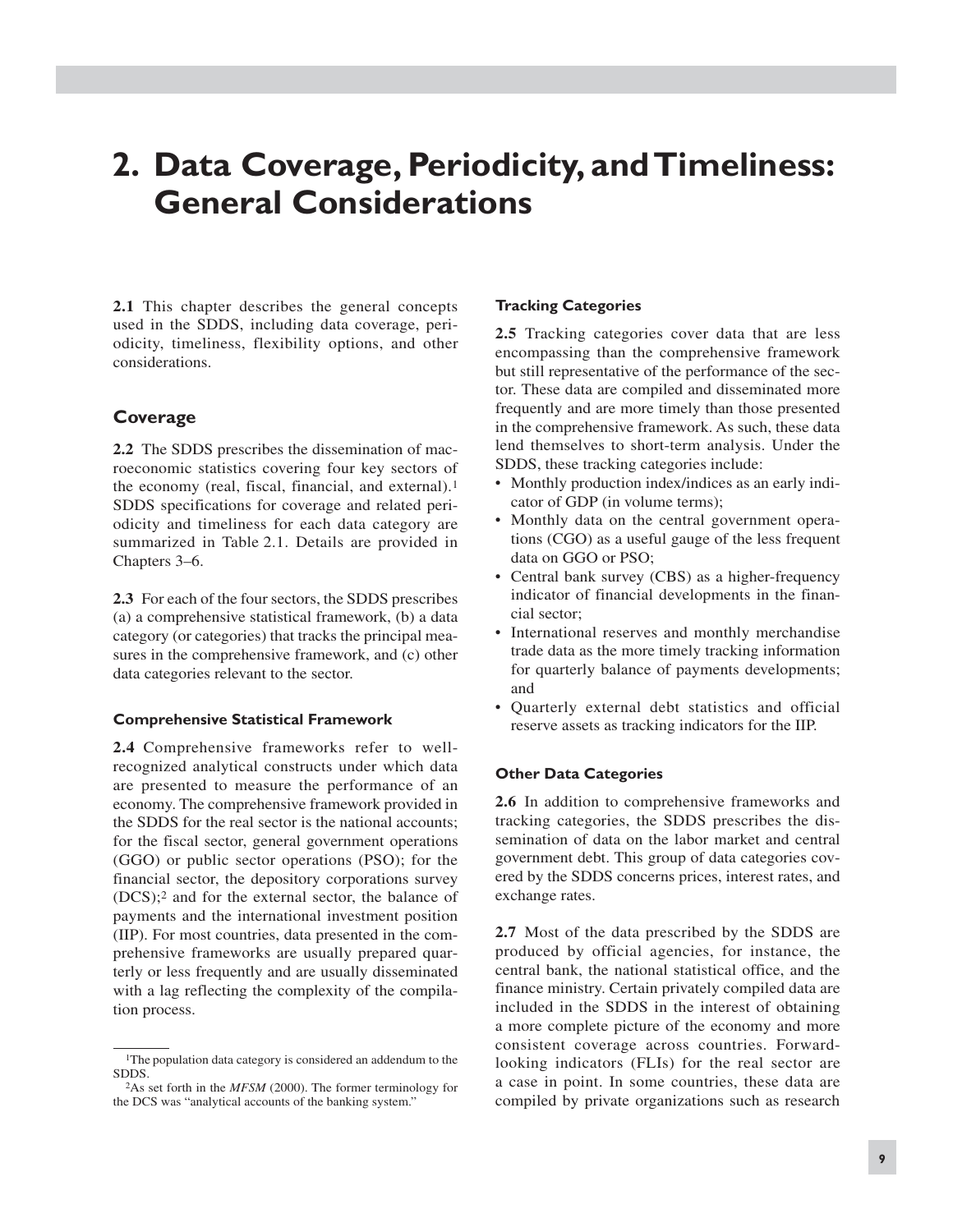# 2. Data Coverage, Periodicity, and Timeliness: General Considerations

**2.1** This chapter describes the general concepts used in the SDDS, including data coverage, periodicity, timeliness, flexibility options, and other considerations.

## Coverage

**2.2** The SDDS prescribes the dissemination of macroeconomic statistics covering four key sectors of the economy (real, fiscal, financial, and external).[1] SDDS specifications for coverage and related periodicity and timeliness for each data category are summarized in Table 2.1. Details are provided in Chapters 3–6.

**2.3** For each of the four sectors, the SDDS prescribes (a) a comprehensive statistical framework, (b) a data category (or categories) that tracks the principal measures in the comprehensive framework, and (c) other data categories relevant to the sector.

### Comprehensive Statistical Framework

**2.4** Comprehensive frameworks refer to well-recognized analytical constructs under which data are presented to measure the performance of an economy. The comprehensive framework provided in the SDDS for the real sector is the national accounts; for the fiscal sector, general government operations (GGO) or public sector operations (PSO); for the financial sector, the depository corporations survey (DCS);[2] and for the external sector, the balance of payments and the international investment position (IIP). For most countries, data presented in the comprehensive frameworks are usually prepared quarterly or less frequently and are usually disseminated with a lag reflecting the complexity of the compilation process.

### Tracking Categories

**2.5** Tracking categories cover data that are less encompassing than the comprehensive framework but still representative of the performance of the sector. These data are compiled and disseminated more frequently and are more timely than those presented in the comprehensive framework. As such, these data lend themselves to short-term analysis. Under the SDDS, these tracking categories include:

- Monthly production index/indices as an early indicator of GDP (in volume terms);
- Monthly data on the central government operations (CGO) as a useful gauge of the less frequent data on GGO or PSO;
- Central bank survey (CBS) as a higher-frequency indicator of financial developments in the financial sector;
- International reserves and monthly merchandise trade data as the more timely tracking information for quarterly balance of payments developments; and
- Quarterly external debt statistics and official reserve assets as tracking indicators for the IIP.

### Other Data Categories

**2.6** In addition to comprehensive frameworks and tracking categories, the SDDS prescribes the dissemination of data on the labor market and central government debt. This group of data categories covered by the SDDS concerns prices, interest rates, and exchange rates.

**2.7** Most of the data prescribed by the SDDS are produced by official agencies, for instance, the central bank, the national statistical office, and the finance ministry. Certain privately compiled data are included in the SDDS in the interest of obtaining a more complete picture of the economy and more consistent coverage across countries. Forward-looking indicators (FLIs) for the real sector are a case in point. In some countries, these data are compiled by private organizations such as research

---

[1] The population data category is considered an addendum to the SDDS.

[2] As set forth in the *MFSM* (2000). The former terminology for the DCS was "analytical accounts of the banking system."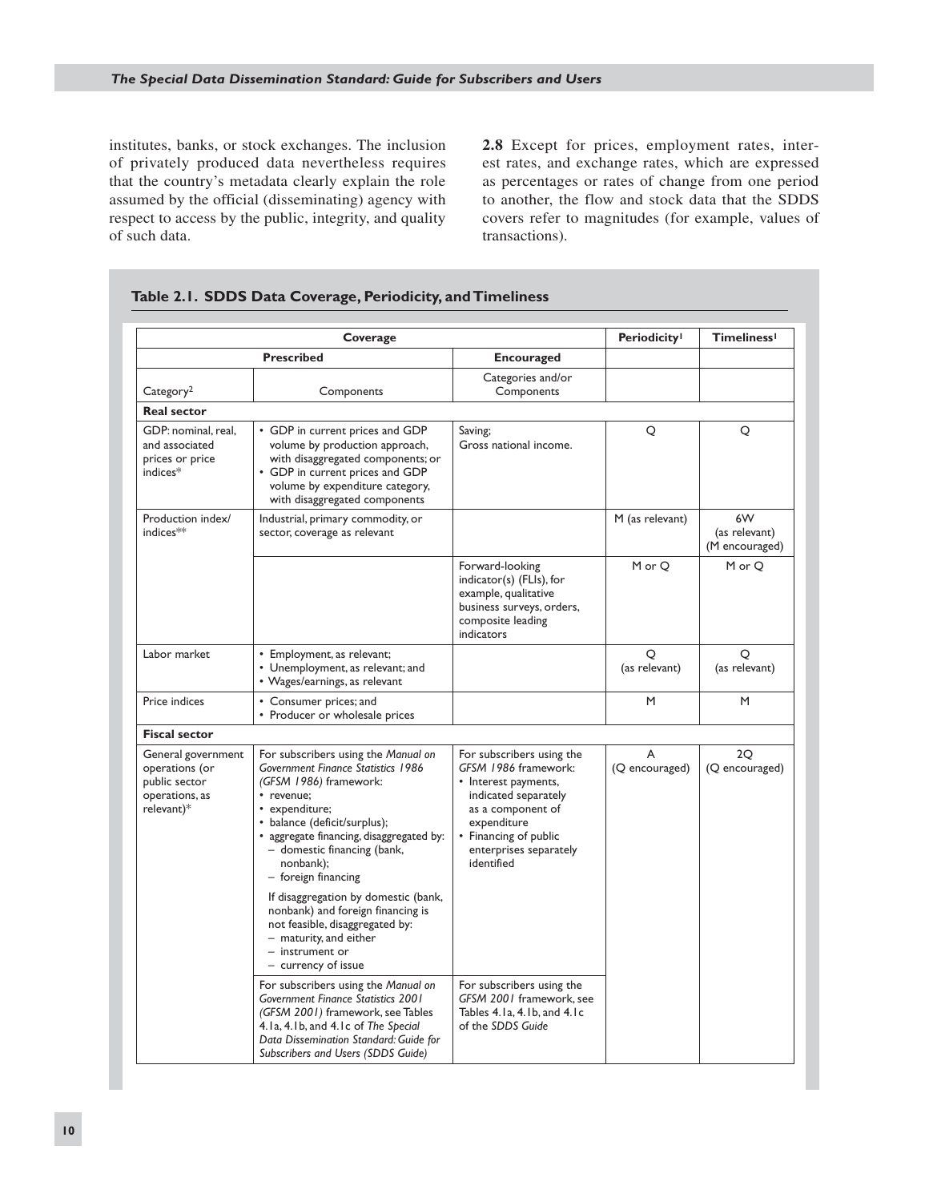institutes, banks, or stock exchanges. The inclusion of privately produced data nevertheless requires that the country's metadata clearly explain the role assumed by the official (disseminating) agency with respect to access by the public, integrity, and quality of such data.

**2.8** Except for prices, employment rates, interest rates, and exchange rates, which are expressed as percentages or rates of change from one period to another, the flow and stock data that the SDDS covers refer to magnitudes (for example, values of transactions).

**Table 2.1. SDDS Data Coverage, Periodicity, and Timeliness**

| **Coverage** | | | **Periodicity**[1] | **Timeliness**[1] |
|---|---|---|---|---|
| **Prescribed** | | **Encouraged** | | |
| Category[2] | Components | Categories and/or Components | | |
| **Real sector** | | | | |
| GDP: nominal, real, and associated prices or price indices* | • GDP in current prices and GDP volume by production approach, with disaggregated components; or<br>• GDP in current prices and GDP volume by expenditure category, with disaggregated components | Saving;<br>Gross national income. | Q | Q |
| Production index/ indices** | Industrial, primary commodity, or sector, coverage as relevant | | M (as relevant) | 6W (as relevant) (M encouraged) |
| | | Forward-looking indicator(s) (FLIs), for example, qualitative business surveys, orders, composite leading indicators | M or Q | M or Q |
| Labor market | • Employment, as relevant;<br>• Unemployment, as relevant; and<br>• Wages/earnings, as relevant | | Q (as relevant) | Q (as relevant) |
| Price indices | • Consumer prices; and<br>• Producer or wholesale prices | | M | M |
| **Fiscal sector** | | | | |
| General government operations (or public sector operations, as relevant)* | For subscribers using the *Manual on Government Finance Statistics 1986 (GFSM 1986)* framework:<br>• revenue;<br>• expenditure;<br>• balance (deficit/surplus);<br>• aggregate financing, disaggregated by:<br>– domestic financing (bank, nonbank);<br>– foreign financing<br>If disaggregation by domestic (bank, nonbank) and foreign financing is not feasible, disaggregated by:<br>– maturity, and either<br>– instrument or<br>– currency of issue | For subscribers using the *GFSM 1986* framework:<br>• Interest payments, indicated separately as a component of expenditure<br>• Financing of public enterprises separately identified | A (Q encouraged) | 2Q (Q encouraged) |
| | For subscribers using the *Manual on Government Finance Statistics 2001 (GFSM 2001)* framework, see Tables 4.1a, 4.1b, and 4.1c of *The Special Data Dissemination Standard: Guide for Subscribers and Users (SDDS Guide)* | For subscribers using the *GFSM 2001* framework, see Tables 4.1a, 4.1b, and 4.1c of the *SDDS Guide* | | |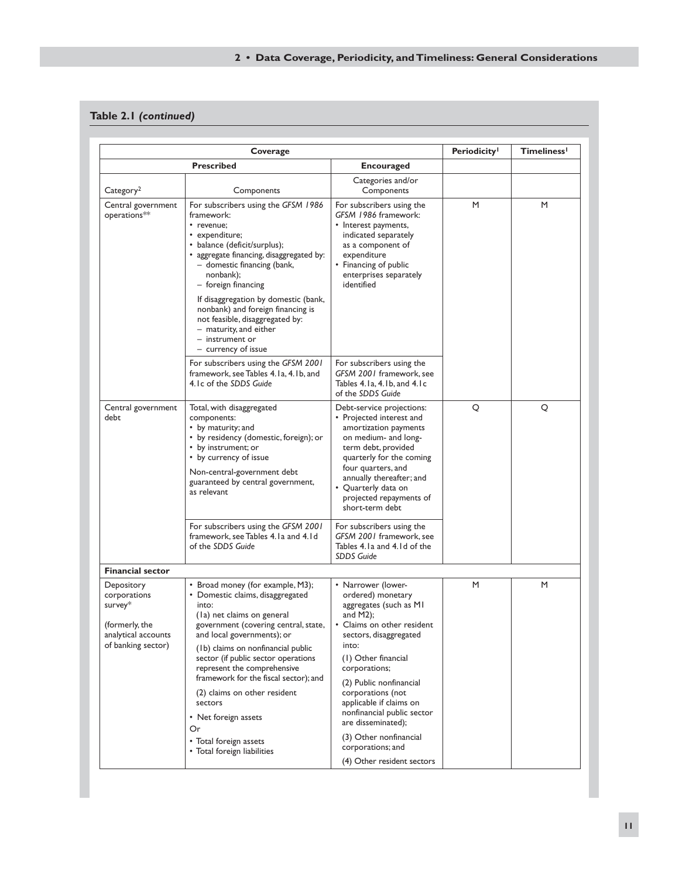**Table 2.1 *(continued)***

| Coverage | | | Periodicity[1] | Timeliness[1] |
|---|---|---|---|---|
| Prescribed | | Encouraged | | |
| Category[2] | Components | Categories and/or Components | | |
| Central government operations** | For subscribers using the *GFSM 1986* framework:<br>• revenue;<br>• expenditure;<br>• balance (deficit/surplus);<br>• aggregate financing, disaggregated by:<br>– domestic financing (bank, nonbank);<br>– foreign financing<br><br>If disaggregation by domestic (bank, nonbank) and foreign financing is not feasible, disaggregated by:<br>– maturity, and either<br>– instrument or<br>– currency of issue | For subscribers using the *GFSM 1986* framework:<br>• Interest payments, indicated separately as a component of expenditure<br>• Financing of public enterprises separately identified | M | M |
| | For subscribers using the *GFSM 2001* framework, see Tables 4.1a, 4.1b, and 4.1c of the *SDDS Guide* | For subscribers using the *GFSM 2001* framework, see Tables 4.1a, 4.1b, and 4.1c of the *SDDS Guide* | | |
| Central government debt | Total, with disaggregated components:<br>• by maturity; and<br>• by residency (domestic, foreign); or<br>• by instrument; or<br>• by currency of issue<br><br>Non-central-government debt guaranteed by central government, as relevant | Debt-service projections:<br>• Projected interest and amortization payments on medium- and long-term debt, provided quarterly for the coming four quarters, and annually thereafter; and<br>• Quarterly data on projected repayments of short-term debt | Q | Q |
| | For subscribers using the *GFSM 2001* framework, see Tables 4.1a and 4.1d of the *SDDS Guide* | For subscribers using the *GFSM 2001* framework, see Tables 4.1a and 4.1d of the *SDDS Guide* | | |
| **Financial sector** | | | | |
| Depository corporations survey*<br><br>(formerly, the analytical accounts of banking sector) | • Broad money (for example, M3);<br>• Domestic claims, disaggregated into:<br>(1a) net claims on general government (covering central, state, and local governments); or<br>(1b) claims on nonfinancial public sector (if public sector operations represent the comprehensive framework for the fiscal sector); and<br>(2) claims on other resident sectors<br>• Net foreign assets<br>Or<br>• Total foreign assets<br>• Total foreign liabilities | • Narrower (lower-ordered) monetary aggregates (such as M1 and M2);<br>• Claims on other resident sectors, disaggregated into:<br>(1) Other financial corporations;<br>(2) Public nonfinancial corporations (not applicable if claims on nonfinancial public sector are disseminated);<br>(3) Other nonfinancial corporations; and<br>(4) Other resident sectors | M | M |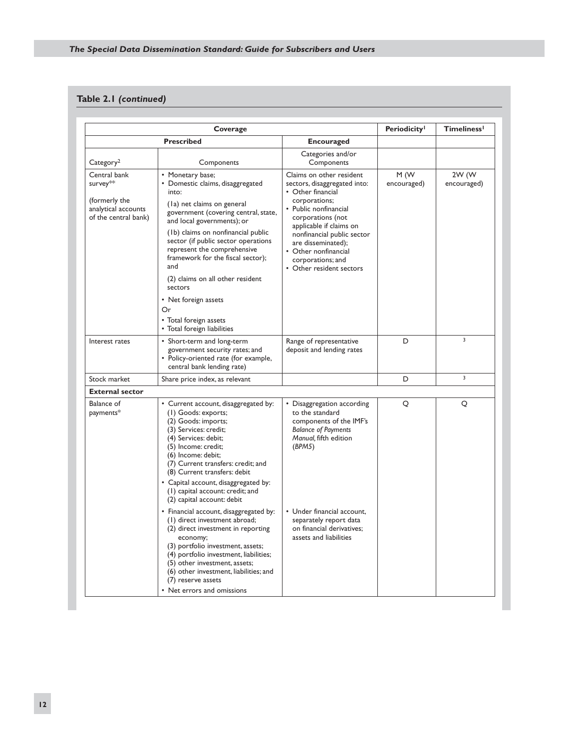**Table 2.1 *(continued)***

| Coverage | | | Periodicity[1] | Timeliness[1] |
|---|---|---|---|---|
| Prescribed | | Encouraged | | |
| Category[2] | Components | Categories and/or Components | | |
| Central bank survey** (formerly the analytical accounts of the central bank) | • Monetary base; • Domestic claims, disaggregated into: (1a) net claims on general government (covering central, state, and local governments); or (1b) claims on nonfinancial public sector (if public sector operations represent the comprehensive framework for the fiscal sector); and (2) claims on all other resident sectors • Net foreign assets Or • Total foreign assets • Total foreign liabilities | Claims on other resident sectors, disaggregated into: • Other financial corporations; • Public nonfinancial corporations (not applicable if claims on nonfinancial public sector are disseminated); • Other nonfinancial corporations; and • Other resident sectors | M (W encouraged) | 2W (W encouraged) |
| Interest rates | • Short-term and long-term government security rates; and • Policy-oriented rate (for example, central bank lending rate) | Range of representative deposit and lending rates | D | [3] |
| Stock market | Share price index, as relevant | | D | [3] |
| **External sector** | | | | |
| Balance of payments* | • Current account, disaggregated by: (1) Goods: exports; (2) Goods: imports; (3) Services: credit; (4) Services: debit; (5) Income: credit; (6) Income: debit; (7) Current transfers: credit; and (8) Current transfers: debit • Capital account, disaggregated by: (1) capital account: credit; and (2) capital account: debit | • Disaggregation according to the standard components of the IMF's *Balance of Payments Manual*, fifth edition (*BPM5*) | Q | Q |
| | • Financial account, disaggregated by: (1) direct investment abroad; (2) direct investment in reporting economy; (3) portfolio investment, assets; (4) portfolio investment, liabilities; (5) other investment, assets; (6) other investment, liabilities; and (7) reserve assets • Net errors and omissions | • Under financial account, separately report data on financial derivatives; assets and liabilities | | |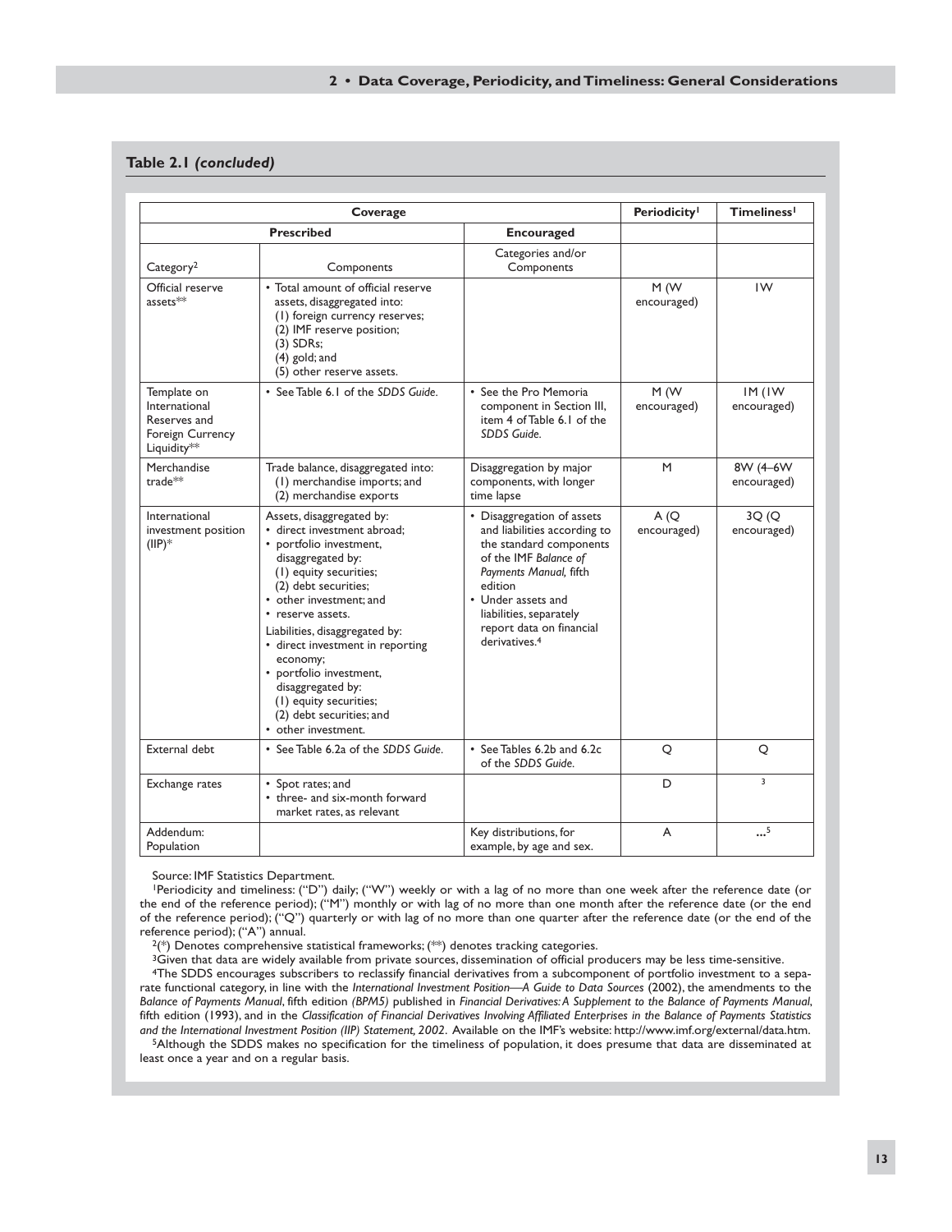**Table 2.1 *(concluded)***

| Coverage | | | Periodicity[1] | Timeliness[1] |
|---|---|---|---|---|
| Prescribed | | Encouraged | | |
| Category[2] | Components | Categories and/or Components | | |
| Official reserve assets** | • Total amount of official reserve assets, disaggregated into: (1) foreign currency reserves; (2) IMF reserve position; (3) SDRs; (4) gold; and (5) other reserve assets. | | M (W encouraged) | 1W |
| Template on International Reserves and Foreign Currency Liquidity** | • See Table 6.1 of the *SDDS Guide*. | • See the Pro Memoria component in Section III, item 4 of Table 6.1 of the *SDDS Guide.* | M (W encouraged) | 1M (1W encouraged) |
| Merchandise trade** | Trade balance, disaggregated into: (1) merchandise imports; and (2) merchandise exports | Disaggregation by major components, with longer time lapse | M | 8W (4–6W encouraged) |
| International investment position (IIP)* | Assets, disaggregated by: • direct investment abroad; • portfolio investment, disaggregated by: (1) equity securities; (2) debt securities; • other investment; and • reserve assets. Liabilities, disaggregated by: • direct investment in reporting economy; • portfolio investment, disaggregated by: (1) equity securities; (2) debt securities; and • other investment. | • Disaggregation of assets and liabilities according to the standard components of the IMF *Balance of Payments Manual,* fifth edition • Under assets and liabilities, separately report data on financial derivatives.[4] | A (Q encouraged) | 3Q (Q encouraged) |
| External debt | • See Table 6.2a of the *SDDS Guide*. | • See Tables 6.2b and 6.2c of the *SDDS Guide.* | Q | Q |
| Exchange rates | • Spot rates; and • three- and six-month forward market rates, as relevant | | D | [3] |
| Addendum: Population | | Key distributions, for example, by age and sex. | A | ...[5] |

Source: IMF Statistics Department.

[1]Periodicity and timeliness: ("D") daily; ("W") weekly or with a lag of no more than one week after the reference date (or the end of the reference period); ("M") monthly or with lag of no more than one month after the reference date (or the end of the reference period); ("Q") quarterly or with lag of no more than one quarter after the reference date (or the end of the reference period); ("A") annual.

[2](*) Denotes comprehensive statistical frameworks; (**) denotes tracking categories.

[3]Given that data are widely available from private sources, dissemination of official producers may be less time-sensitive.

[4]The SDDS encourages subscribers to reclassify financial derivatives from a subcomponent of portfolio investment to a separate functional category, in line with the *International Investment Position—A Guide to Data Sources* (2002), the amendments to the *Balance of Payments Manual*, fifth edition *(BPM5)* published in *Financial Derivatives: A Supplement to the Balance of Payments Manual*, fifth edition (1993), and in the *Classification of Financial Derivatives Involving Affiliated Enterprises in the Balance of Payments Statistics and the International Investment Position (IIP) Statement, 2002*. Available on the IMF's website: http://www.imf.org/external/data.htm.

[5]Although the SDDS makes no specification for the timeliness of population, it does presume that data are disseminated at least once a year and on a regular basis.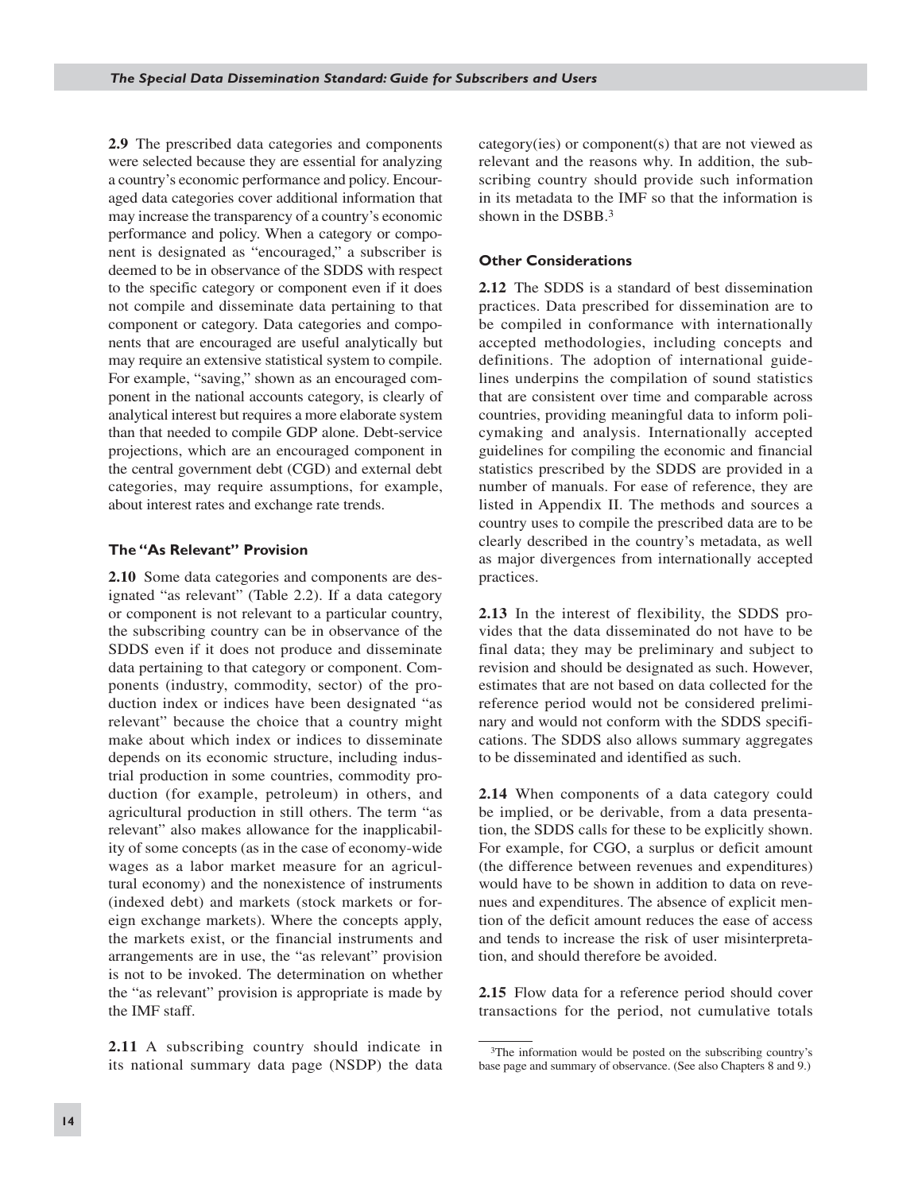**2.9** The prescribed data categories and components were selected because they are essential for analyzing a country's economic performance and policy. Encouraged data categories cover additional information that may increase the transparency of a country's economic performance and policy. When a category or component is designated as "encouraged," a subscriber is deemed to be in observance of the SDDS with respect to the specific category or component even if it does not compile and disseminate data pertaining to that component or category. Data categories and components that are encouraged are useful analytically but may require an extensive statistical system to compile. For example, "saving," shown as an encouraged component in the national accounts category, is clearly of analytical interest but requires a more elaborate system than that needed to compile GDP alone. Debt-service projections, which are an encouraged component in the central government debt (CGD) and external debt categories, may require assumptions, for example, about interest rates and exchange rate trends.

#### The "As Relevant" Provision

**2.10** Some data categories and components are designated "as relevant" (Table 2.2). If a data category or component is not relevant to a particular country, the subscribing country can be in observance of the SDDS even if it does not produce and disseminate data pertaining to that category or component. Components (industry, commodity, sector) of the production index or indices have been designated "as relevant" because the choice that a country might make about which index or indices to disseminate depends on its economic structure, including industrial production in some countries, commodity production (for example, petroleum) in others, and agricultural production in still others. The term "as relevant" also makes allowance for the inapplicability of some concepts (as in the case of economy-wide wages as a labor market measure for an agricultural economy) and the nonexistence of instruments (indexed debt) and markets (stock markets or foreign exchange markets). Where the concepts apply, the markets exist, or the financial instruments and arrangements are in use, the "as relevant" provision is not to be invoked. The determination on whether the "as relevant" provision is appropriate is made by the IMF staff.

**2.11** A subscribing country should indicate in its national summary data page (NSDP) the data category(ies) or component(s) that are not viewed as relevant and the reasons why. In addition, the subscribing country should provide such information in its metadata to the IMF so that the information is shown in the DSBB.[3]

#### Other Considerations

**2.12** The SDDS is a standard of best dissemination practices. Data prescribed for dissemination are to be compiled in conformance with internationally accepted methodologies, including concepts and definitions. The adoption of international guidelines underpins the compilation of sound statistics that are consistent over time and comparable across countries, providing meaningful data to inform policymaking and analysis. Internationally accepted guidelines for compiling the economic and financial statistics prescribed by the SDDS are provided in a number of manuals. For ease of reference, they are listed in Appendix II. The methods and sources a country uses to compile the prescribed data are to be clearly described in the country's metadata, as well as major divergences from internationally accepted practices.

**2.13** In the interest of flexibility, the SDDS provides that the data disseminated do not have to be final data; they may be preliminary and subject to revision and should be designated as such. However, estimates that are not based on data collected for the reference period would not be considered preliminary and would not conform with the SDDS specifications. The SDDS also allows summary aggregates to be disseminated and identified as such.

**2.14** When components of a data category could be implied, or be derivable, from a data presentation, the SDDS calls for these to be explicitly shown. For example, for CGO, a surplus or deficit amount (the difference between revenues and expenditures) would have to be shown in addition to data on revenues and expenditures. The absence of explicit mention of the deficit amount reduces the ease of access and tends to increase the risk of user misinterpretation, and should therefore be avoided.

**2.15** Flow data for a reference period should cover transactions for the period, not cumulative totals

[3] The information would be posted on the subscribing country's base page and summary of observance. (See also Chapters 8 and 9.)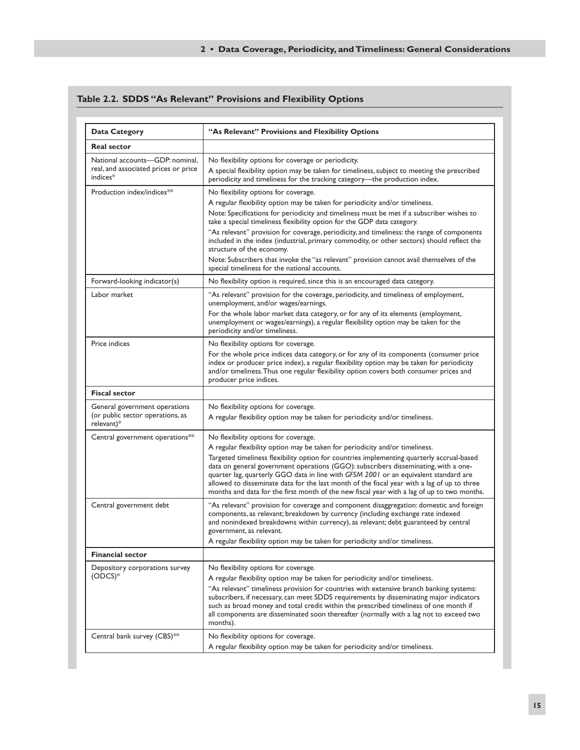## Table 2.2. SDDS "As Relevant" Provisions and Flexibility Options

| Data Category | "As Relevant" Provisions and Flexibility Options |
|---|---|
| **Real sector** | |
| National accounts—GDP: nominal, real, and associated prices or price indices* | No flexibility options for coverage or periodicity.<br>A special flexibility option may be taken for timeliness, subject to meeting the prescribed periodicity and timeliness for the tracking category—the production index. |
| Production index/indices** | No flexibility options for coverage.<br>A regular flexibility option may be taken for periodicity and/or timeliness.<br>Note: Specifications for periodicity and timeliness must be met if a subscriber wishes to take a special timeliness flexibility option for the GDP data category.<br>"As relevant" provision for coverage, periodicity, and timeliness: the range of components included in the index (industrial, primary commodity, or other sectors) should reflect the structure of the economy.<br>Note: Subscribers that invoke the "as relevant" provision cannot avail themselves of the special timeliness for the national accounts. |
| Forward-looking indicator(s) | No flexibility option is required, since this is an encouraged data category. |
| Labor market | "As relevant" provision for the coverage, periodicity, and timeliness of employment, unemployment, and/or wages/earnings.<br>For the whole labor market data category, or for any of its elements (employment, unemployment or wages/earnings), a regular flexibility option may be taken for the periodicity and/or timeliness. |
| Price indices | No flexibility options for coverage.<br>For the whole price indices data category, or for any of its components (consumer price index or producer price index), a regular flexibility option may be taken for periodicity and/or timeliness. Thus one regular flexibility option covers both consumer prices and producer price indices. |
| **Fiscal sector** | |
| General government operations (or public sector operations, as relevant)* | No flexibility options for coverage.<br>A regular flexibility option may be taken for periodicity and/or timeliness. |
| Central government operations** | No flexibility options for coverage.<br>A regular flexibility option may be taken for periodicity and/or timeliness.<br>Targeted timeliness flexibility option for countries implementing quarterly accrual-based data on general government operations (GGO): subscribers disseminating, with a one-quarter lag, quarterly GGO data in line with *GFSM 2001* or an equivalent standard are allowed to disseminate data for the last month of the fiscal year with a lag of up to three months and data for the first month of the new fiscal year with a lag of up to two months. |
| Central government debt | "As relevant" provision for coverage and component disaggregation: domestic and foreign components, as relevant; breakdown by currency (including exchange rate indexed and nonindexed breakdowns within currency), as relevant; debt guaranteed by central government, as relevant.<br>A regular flexibility option may be taken for periodicity and/or timeliness. |
| **Financial sector** | |
| Depository corporations survey (ODCS)* | No flexibility options for coverage.<br>A regular flexibility option may be taken for periodicity and/or timeliness.<br>"As relevant" timeliness provision for countries with extensive branch banking systems: subscribers, if necessary, can meet SDDS requirements by disseminating major indicators such as broad money and total credit within the prescribed timeliness of one month if all components are disseminated soon thereafter (normally with a lag not to exceed two months). |
| Central bank survey (CBS)** | No flexibility options for coverage.<br>A regular flexibility option may be taken for periodicity and/or timeliness. |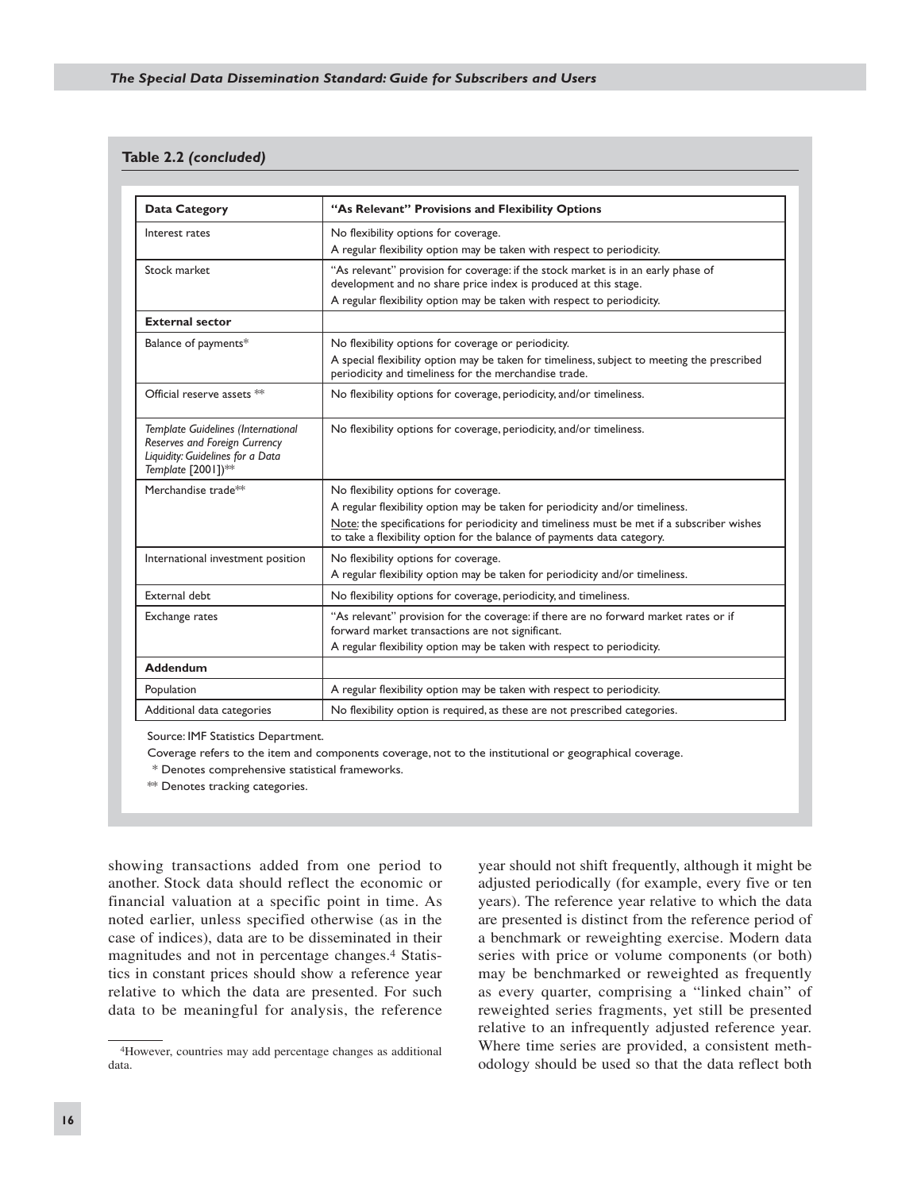**Table 2.2 *(concluded)***

| Data Category | "As Relevant" Provisions and Flexibility Options |
|---|---|
| Interest rates | No flexibility options for coverage.<br>A regular flexibility option may be taken with respect to periodicity. |
| Stock market | "As relevant" provision for coverage: if the stock market is in an early phase of development and no share price index is produced at this stage.<br>A regular flexibility option may be taken with respect to periodicity. |
| **External sector** | |
| Balance of payments* | No flexibility options for coverage or periodicity.<br>A special flexibility option may be taken for timeliness, subject to meeting the prescribed periodicity and timeliness for the merchandise trade. |
| Official reserve assets ** | No flexibility options for coverage, periodicity, and/or timeliness. |
| *Template Guidelines (International Reserves and Foreign Currency Liquidity: Guidelines for a Data Template* [2001])** | No flexibility options for coverage, periodicity, and/or timeliness. |
| Merchandise trade** | No flexibility options for coverage.<br>A regular flexibility option may be taken for periodicity and/or timeliness.<br>Note: the specifications for periodicity and timeliness must be met if a subscriber wishes to take a flexibility option for the balance of payments data category. |
| International investment position | No flexibility options for coverage.<br>A regular flexibility option may be taken for periodicity and/or timeliness. |
| External debt | No flexibility options for coverage, periodicity, and timeliness. |
| Exchange rates | "As relevant" provision for the coverage: if there are no forward market rates or if forward market transactions are not significant.<br>A regular flexibility option may be taken with respect to periodicity. |
| **Addendum** | |
| Population | A regular flexibility option may be taken with respect to periodicity. |
| Additional data categories | No flexibility option is required, as these are not prescribed categories. |

Source: IMF Statistics Department.

Coverage refers to the item and components coverage, not to the institutional or geographical coverage.

\* Denotes comprehensive statistical frameworks.

** Denotes tracking categories.

showing transactions added from one period to another. Stock data should reflect the economic or financial valuation at a specific point in time. As noted earlier, unless specified otherwise (as in the case of indices), data are to be disseminated in their magnitudes and not in percentage changes.[4] Statistics in constant prices should show a reference year relative to which the data are presented. For such data to be meaningful for analysis, the reference year should not shift frequently, although it might be adjusted periodically (for example, every five or ten years). The reference year relative to which the data are presented is distinct from the reference period of a benchmark or reweighting exercise. Modern data series with price or volume components (or both) may be benchmarked or reweighted as frequently as every quarter, comprising a "linked chain" of reweighted series fragments, yet still be presented relative to an infrequently adjusted reference year. Where time series are provided, a consistent methodology should be used so that the data reflect both

[4]However, countries may add percentage changes as additional data.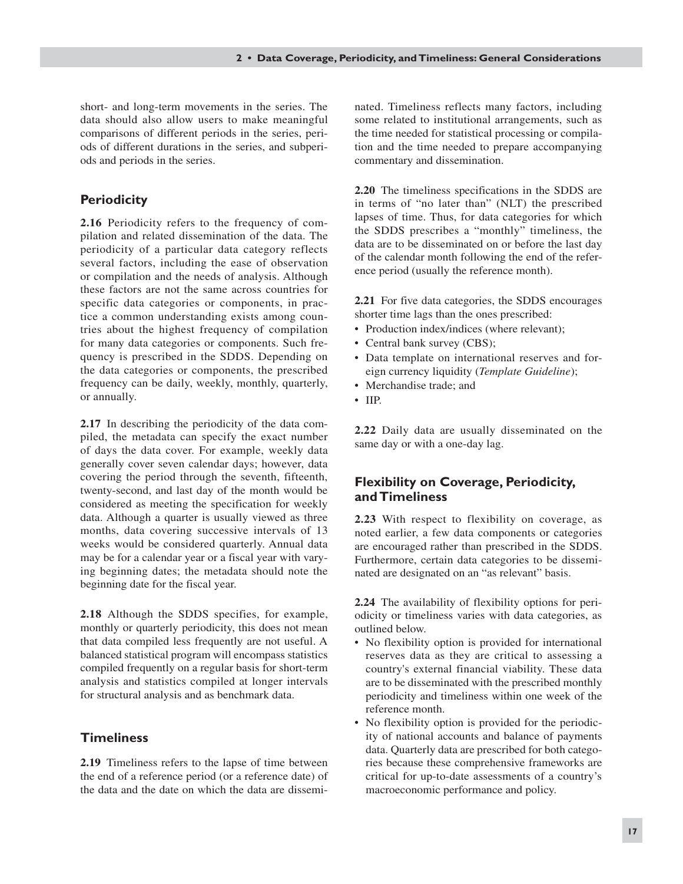short- and long-term movements in the series. The data should also allow users to make meaningful comparisons of different periods in the series, periods of different durations in the series, and subperiods and periods in the series.

## Periodicity

**2.16** Periodicity refers to the frequency of compilation and related dissemination of the data. The periodicity of a particular data category reflects several factors, including the ease of observation or compilation and the needs of analysis. Although these factors are not the same across countries for specific data categories or components, in practice a common understanding exists among countries about the highest frequency of compilation for many data categories or components. Such frequency is prescribed in the SDDS. Depending on the data categories or components, the prescribed frequency can be daily, weekly, monthly, quarterly, or annually.

**2.17** In describing the periodicity of the data compiled, the metadata can specify the exact number of days the data cover. For example, weekly data generally cover seven calendar days; however, data covering the period through the seventh, fifteenth, twenty-second, and last day of the month would be considered as meeting the specification for weekly data. Although a quarter is usually viewed as three months, data covering successive intervals of 13 weeks would be considered quarterly. Annual data may be for a calendar year or a fiscal year with varying beginning dates; the metadata should note the beginning date for the fiscal year.

**2.18** Although the SDDS specifies, for example, monthly or quarterly periodicity, this does not mean that data compiled less frequently are not useful. A balanced statistical program will encompass statistics compiled frequently on a regular basis for short-term analysis and statistics compiled at longer intervals for structural analysis and as benchmark data.

## Timeliness

**2.19** Timeliness refers to the lapse of time between the end of a reference period (or a reference date) of the data and the date on which the data are disseminated. Timeliness reflects many factors, including some related to institutional arrangements, such as the time needed for statistical processing or compilation and the time needed to prepare accompanying commentary and dissemination.

**2.20** The timeliness specifications in the SDDS are in terms of "no later than" (NLT) the prescribed lapses of time. Thus, for data categories for which the SDDS prescribes a "monthly" timeliness, the data are to be disseminated on or before the last day of the calendar month following the end of the reference period (usually the reference month).

**2.21** For five data categories, the SDDS encourages shorter time lags than the ones prescribed:

- Production index/indices (where relevant);
- Central bank survey (CBS);
- Data template on international reserves and foreign currency liquidity (*Template Guideline*);
- Merchandise trade; and
- IIP.

**2.22** Daily data are usually disseminated on the same day or with a one-day lag.

## Flexibility on Coverage, Periodicity, and Timeliness

**2.23** With respect to flexibility on coverage, as noted earlier, a few data components or categories are encouraged rather than prescribed in the SDDS. Furthermore, certain data categories to be disseminated are designated on an "as relevant" basis.

**2.24** The availability of flexibility options for periodicity or timeliness varies with data categories, as outlined below.

- No flexibility option is provided for international reserves data as they are critical to assessing a country's external financial viability. These data are to be disseminated with the prescribed monthly periodicity and timeliness within one week of the reference month.
- No flexibility option is provided for the periodicity of national accounts and balance of payments data. Quarterly data are prescribed for both categories because these comprehensive frameworks are critical for up-to-date assessments of a country's macroeconomic performance and policy.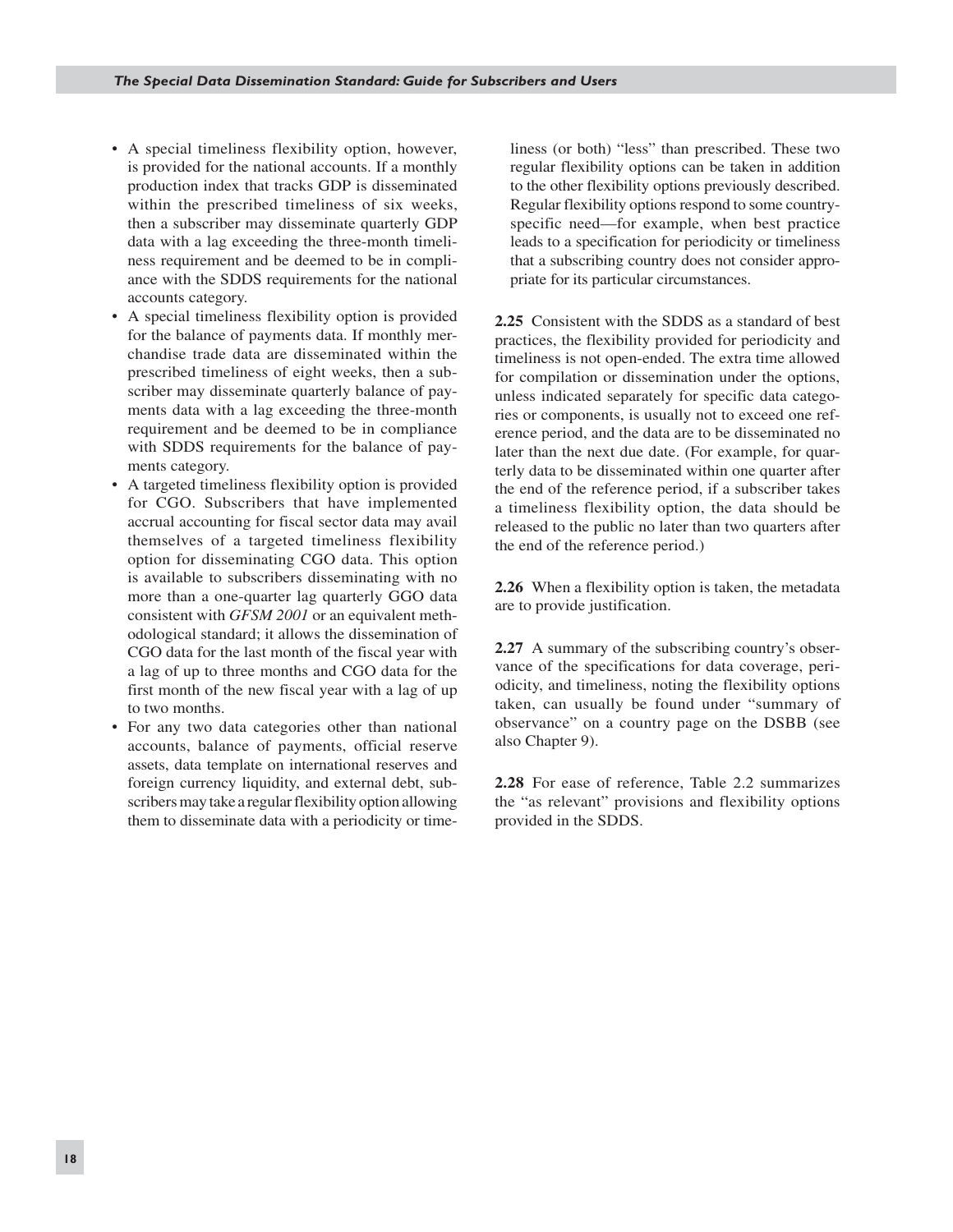- A special timeliness flexibility option, however, is provided for the national accounts. If a monthly production index that tracks GDP is disseminated within the prescribed timeliness of six weeks, then a subscriber may disseminate quarterly GDP data with a lag exceeding the three-month timeliness requirement and be deemed to be in compliance with the SDDS requirements for the national accounts category.
- A special timeliness flexibility option is provided for the balance of payments data. If monthly merchandise trade data are disseminated within the prescribed timeliness of eight weeks, then a subscriber may disseminate quarterly balance of payments data with a lag exceeding the three-month requirement and be deemed to be in compliance with SDDS requirements for the balance of payments category.
- A targeted timeliness flexibility option is provided for CGO. Subscribers that have implemented accrual accounting for fiscal sector data may avail themselves of a targeted timeliness flexibility option for disseminating CGO data. This option is available to subscribers disseminating with no more than a one-quarter lag quarterly GGO data consistent with *GFSM 2001* or an equivalent methodological standard; it allows the dissemination of CGO data for the last month of the fiscal year with a lag of up to three months and CGO data for the first month of the new fiscal year with a lag of up to two months.
- For any two data categories other than national accounts, balance of payments, official reserve assets, data template on international reserves and foreign currency liquidity, and external debt, subscribers may take a regular flexibility option allowing them to disseminate data with a periodicity or timeliness (or both) "less" than prescribed. These two regular flexibility options can be taken in addition to the other flexibility options previously described. Regular flexibility options respond to some country-specific need—for example, when best practice leads to a specification for periodicity or timeliness that a subscribing country does not consider appropriate for its particular circumstances.

**2.25** Consistent with the SDDS as a standard of best practices, the flexibility provided for periodicity and timeliness is not open-ended. The extra time allowed for compilation or dissemination under the options, unless indicated separately for specific data categories or components, is usually not to exceed one reference period, and the data are to be disseminated no later than the next due date. (For example, for quarterly data to be disseminated within one quarter after the end of the reference period, if a subscriber takes a timeliness flexibility option, the data should be released to the public no later than two quarters after the end of the reference period.)

**2.26** When a flexibility option is taken, the metadata are to provide justification.

**2.27** A summary of the subscribing country's observance of the specifications for data coverage, periodicity, and timeliness, noting the flexibility options taken, can usually be found under "summary of observance" on a country page on the DSBB (see also Chapter 9).

**2.28** For ease of reference, Table 2.2 summarizes the "as relevant" provisions and flexibility options provided in the SDDS.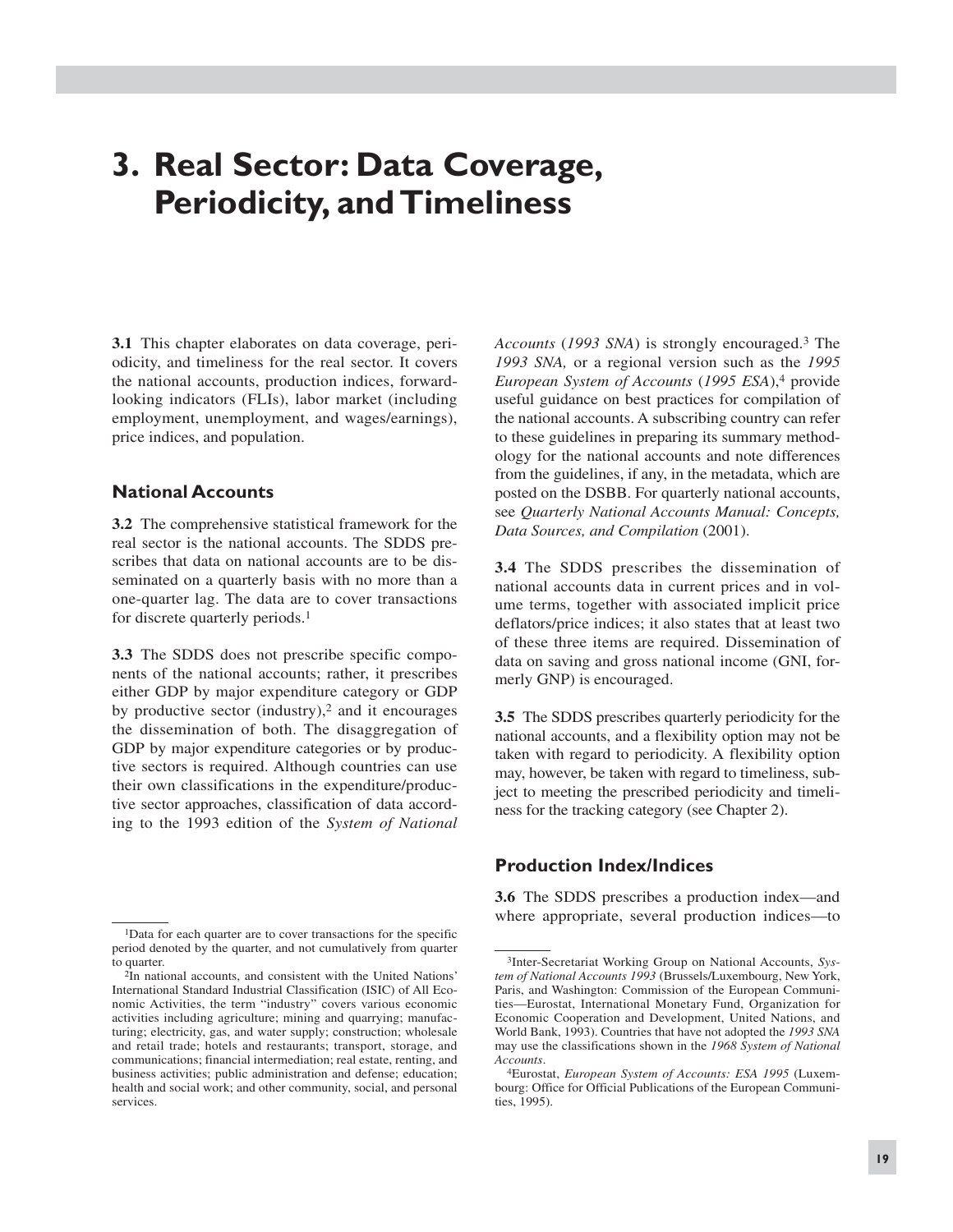# 3. Real Sector: Data Coverage, Periodicity, and Timeliness

**3.1** This chapter elaborates on data coverage, periodicity, and timeliness for the real sector. It covers the national accounts, production indices, forward-looking indicators (FLIs), labor market (including employment, unemployment, and wages/earnings), price indices, and population.

## National Accounts

**3.2** The comprehensive statistical framework for the real sector is the national accounts. The SDDS prescribes that data on national accounts are to be disseminated on a quarterly basis with no more than a one-quarter lag. The data are to cover transactions for discrete quarterly periods.[1]

**3.3** The SDDS does not prescribe specific components of the national accounts; rather, it prescribes either GDP by major expenditure category or GDP by productive sector (industry),[2] and it encourages the dissemination of both. The disaggregation of GDP by major expenditure categories or by productive sectors is required. Although countries can use their own classifications in the expenditure/productive sector approaches, classification of data according to the 1993 edition of the *System of National Accounts* (*1993 SNA*) is strongly encouraged.[3] The *1993 SNA,* or a regional version such as the *1995 European System of Accounts* (*1995 ESA*),[4] provide useful guidance on best practices for compilation of the national accounts. A subscribing country can refer to these guidelines in preparing its summary methodology for the national accounts and note differences from the guidelines, if any, in the metadata, which are posted on the DSBB. For quarterly national accounts, see *Quarterly National Accounts Manual: Concepts, Data Sources, and Compilation* (2001).

**3.4** The SDDS prescribes the dissemination of national accounts data in current prices and in volume terms, together with associated implicit price deflators/price indices; it also states that at least two of these three items are required. Dissemination of data on saving and gross national income (GNI, formerly GNP) is encouraged.

**3.5** The SDDS prescribes quarterly periodicity for the national accounts, and a flexibility option may not be taken with regard to periodicity. A flexibility option may, however, be taken with regard to timeliness, subject to meeting the prescribed periodicity and timeliness for the tracking category (see Chapter 2).

## Production Index/Indices

**3.6** The SDDS prescribes a production index—and where appropriate, several production indices—to

---

[1] Data for each quarter are to cover transactions for the specific period denoted by the quarter, and not cumulatively from quarter to quarter.

[2] In national accounts, and consistent with the United Nations' International Standard Industrial Classification (ISIC) of All Economic Activities, the term "industry" covers various economic activities including agriculture; mining and quarrying; manufacturing; electricity, gas, and water supply; construction; wholesale and retail trade; hotels and restaurants; transport, storage, and communications; financial intermediation; real estate, renting, and business activities; public administration and defense; education; health and social work; and other community, social, and personal services.

[3] Inter-Secretariat Working Group on National Accounts, *System of National Accounts 1993* (Brussels/Luxembourg, New York, Paris, and Washington: Commission of the European Communities—Eurostat, International Monetary Fund, Organization for Economic Cooperation and Development, United Nations, and World Bank, 1993). Countries that have not adopted the *1993 SNA* may use the classifications shown in the *1968 System of National Accounts*.

[4] Eurostat, *European System of Accounts: ESA 1995* (Luxembourg: Office for Official Publications of the European Communities, 1995).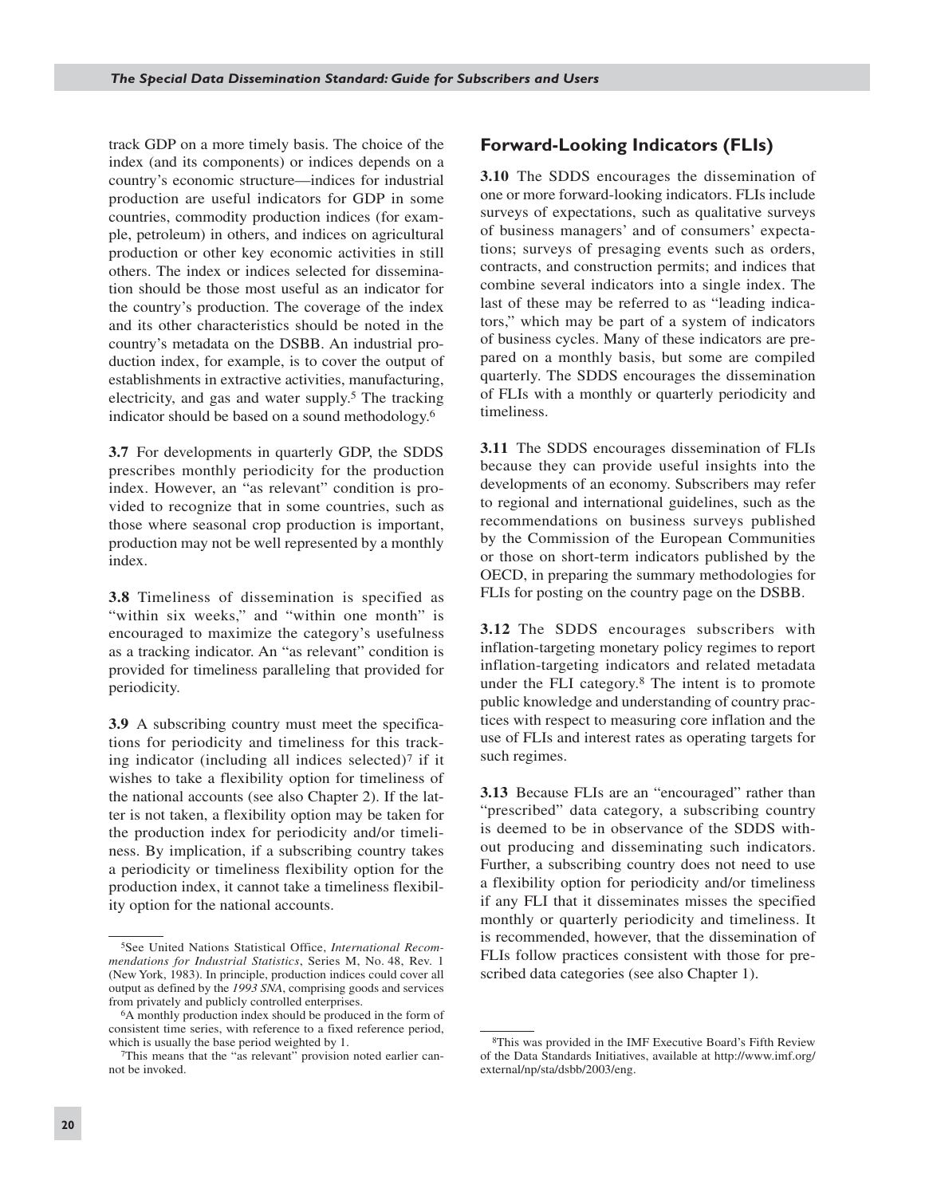track GDP on a more timely basis. The choice of the index (and its components) or indices depends on a country's economic structure—indices for industrial production are useful indicators for GDP in some countries, commodity production indices (for example, petroleum) in others, and indices on agricultural production or other key economic activities in still others. The index or indices selected for dissemination should be those most useful as an indicator for the country's production. The coverage of the index and its other characteristics should be noted in the country's metadata on the DSBB. An industrial production index, for example, is to cover the output of establishments in extractive activities, manufacturing, electricity, and gas and water supply.[5] The tracking indicator should be based on a sound methodology.[6]

**3.7** For developments in quarterly GDP, the SDDS prescribes monthly periodicity for the production index. However, an "as relevant" condition is provided to recognize that in some countries, such as those where seasonal crop production is important, production may not be well represented by a monthly index.

**3.8** Timeliness of dissemination is specified as "within six weeks," and "within one month" is encouraged to maximize the category's usefulness as a tracking indicator. An "as relevant" condition is provided for timeliness paralleling that provided for periodicity.

**3.9** A subscribing country must meet the specifications for periodicity and timeliness for this tracking indicator (including all indices selected)[7] if it wishes to take a flexibility option for timeliness of the national accounts (see also Chapter 2). If the latter is not taken, a flexibility option may be taken for the production index for periodicity and/or timeliness. By implication, if a subscribing country takes a periodicity or timeliness flexibility option for the production index, it cannot take a timeliness flexibility option for the national accounts.

[5] See United Nations Statistical Office, *International Recommendations for Industrial Statistics*, Series M, No. 48, Rev. 1 (New York, 1983). In principle, production indices could cover all output as defined by the *1993 SNA*, comprising goods and services from privately and publicly controlled enterprises.

[6] A monthly production index should be produced in the form of consistent time series, with reference to a fixed reference period, which is usually the base period weighted by 1.

[7] This means that the "as relevant" provision noted earlier cannot be invoked.

## Forward-Looking Indicators (FLIs)

**3.10** The SDDS encourages the dissemination of one or more forward-looking indicators. FLIs include surveys of expectations, such as qualitative surveys of business managers' and of consumers' expectations; surveys of presaging events such as orders, contracts, and construction permits; and indices that combine several indicators into a single index. The last of these may be referred to as "leading indicators," which may be part of a system of indicators of business cycles. Many of these indicators are prepared on a monthly basis, but some are compiled quarterly. The SDDS encourages the dissemination of FLIs with a monthly or quarterly periodicity and timeliness.

**3.11** The SDDS encourages dissemination of FLIs because they can provide useful insights into the developments of an economy. Subscribers may refer to regional and international guidelines, such as the recommendations on business surveys published by the Commission of the European Communities or those on short-term indicators published by the OECD, in preparing the summary methodologies for FLIs for posting on the country page on the DSBB.

**3.12** The SDDS encourages subscribers with inflation-targeting monetary policy regimes to report inflation-targeting indicators and related metadata under the FLI category.[8] The intent is to promote public knowledge and understanding of country practices with respect to measuring core inflation and the use of FLIs and interest rates as operating targets for such regimes.

**3.13** Because FLIs are an "encouraged" rather than "prescribed" data category, a subscribing country is deemed to be in observance of the SDDS without producing and disseminating such indicators. Further, a subscribing country does not need to use a flexibility option for periodicity and/or timeliness if any FLI that it disseminates misses the specified monthly or quarterly periodicity and timeliness. It is recommended, however, that the dissemination of FLIs follow practices consistent with those for prescribed data categories (see also Chapter 1).

[8] This was provided in the IMF Executive Board's Fifth Review of the Data Standards Initiatives, available at http://www.imf.org/external/np/sta/dsbb/2003/eng.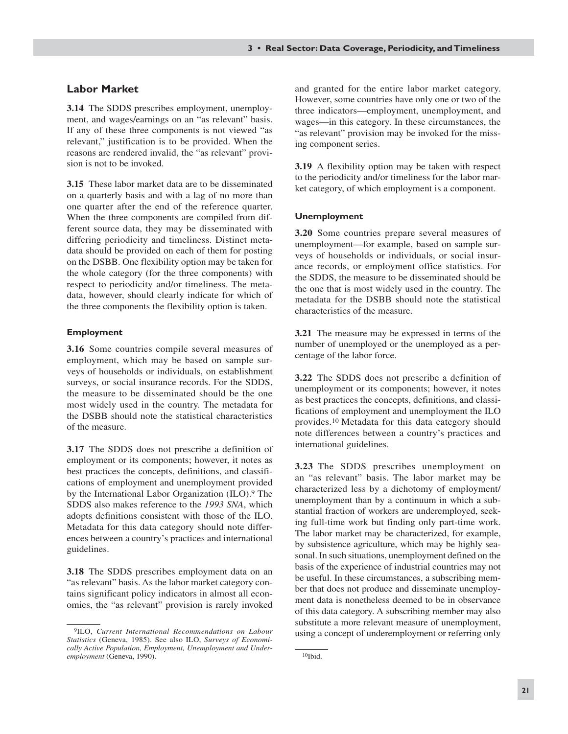## Labor Market

**3.14** The SDDS prescribes employment, unemployment, and wages/earnings on an "as relevant" basis. If any of these three components is not viewed "as relevant," justification is to be provided. When the reasons are rendered invalid, the "as relevant" provision is not to be invoked.

**3.15** These labor market data are to be disseminated on a quarterly basis and with a lag of no more than one quarter after the end of the reference quarter. When the three components are compiled from different source data, they may be disseminated with differing periodicity and timeliness. Distinct metadata should be provided on each of them for posting on the DSBB. One flexibility option may be taken for the whole category (for the three components) with respect to periodicity and/or timeliness. The metadata, however, should clearly indicate for which of the three components the flexibility option is taken.

### Employment

**3.16** Some countries compile several measures of employment, which may be based on sample surveys of households or individuals, on establishment surveys, or social insurance records. For the SDDS, the measure to be disseminated should be the one most widely used in the country. The metadata for the DSBB should note the statistical characteristics of the measure.

**3.17** The SDDS does not prescribe a definition of employment or its components; however, it notes as best practices the concepts, definitions, and classifications of employment and unemployment provided by the International Labor Organization (ILO).[9] The SDDS also makes reference to the *1993 SNA*, which adopts definitions consistent with those of the ILO. Metadata for this data category should note differences between a country's practices and international guidelines.

**3.18** The SDDS prescribes employment data on an "as relevant" basis. As the labor market category contains significant policy indicators in almost all economies, the "as relevant" provision is rarely invoked and granted for the entire labor market category. However, some countries have only one or two of the three indicators—employment, unemployment, and wages—in this category. In these circumstances, the "as relevant" provision may be invoked for the missing component series.

**3.19** A flexibility option may be taken with respect to the periodicity and/or timeliness for the labor market category, of which employment is a component.

### Unemployment

**3.20** Some countries prepare several measures of unemployment—for example, based on sample surveys of households or individuals, or social insurance records, or employment office statistics. For the SDDS, the measure to be disseminated should be the one that is most widely used in the country. The metadata for the DSBB should note the statistical characteristics of the measure.

**3.21** The measure may be expressed in terms of the number of unemployed or the unemployed as a percentage of the labor force.

**3.22** The SDDS does not prescribe a definition of unemployment or its components; however, it notes as best practices the concepts, definitions, and classifications of employment and unemployment the ILO provides.[10] Metadata for this data category should note differences between a country's practices and international guidelines.

**3.23** The SDDS prescribes unemployment on an "as relevant" basis. The labor market may be characterized less by a dichotomy of employment/unemployment than by a continuum in which a substantial fraction of workers are underemployed, seeking full-time work but finding only part-time work. The labor market may be characterized, for example, by subsistence agriculture, which may be highly seasonal. In such situations, unemployment defined on the basis of the experience of industrial countries may not be useful. In these circumstances, a subscribing member that does not produce and disseminate unemployment data is nonetheless deemed to be in observance of this data category. A subscribing member may also substitute a more relevant measure of unemployment, using a concept of underemployment or referring only

---

[9] ILO, *Current International Recommendations on Labour Statistics* (Geneva, 1985). See also ILO, *Surveys of Economically Active Population, Employment, Unemployment and Underemployment* (Geneva, 1990).

[10] Ibid.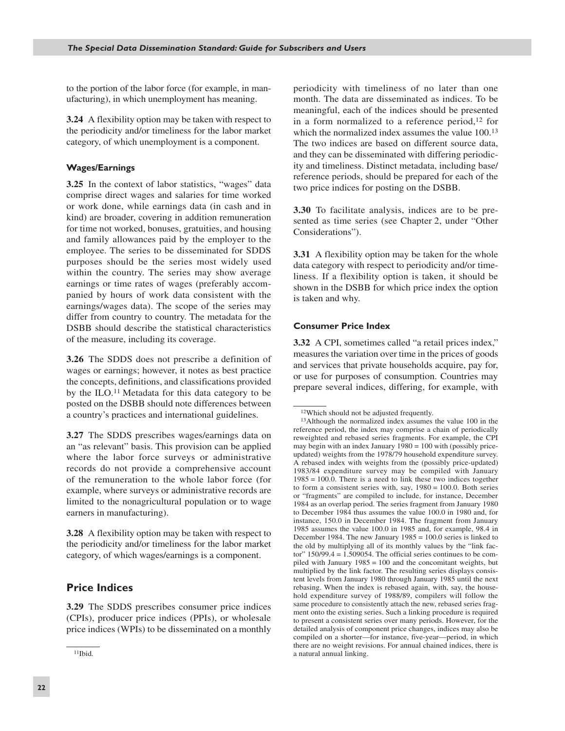to the portion of the labor force (for example, in manufacturing), in which unemployment has meaning.

**3.24** A flexibility option may be taken with respect to the periodicity and/or timeliness for the labor market category, of which unemployment is a component.

#### Wages/Earnings

**3.25** In the context of labor statistics, "wages" data comprise direct wages and salaries for time worked or work done, while earnings data (in cash and in kind) are broader, covering in addition remuneration for time not worked, bonuses, gratuities, and housing and family allowances paid by the employer to the employee. The series to be disseminated for SDDS purposes should be the series most widely used within the country. The series may show average earnings or time rates of wages (preferably accompanied by hours of work data consistent with the earnings/wages data). The scope of the series may differ from country to country. The metadata for the DSBB should describe the statistical characteristics of the measure, including its coverage.

**3.26** The SDDS does not prescribe a definition of wages or earnings; however, it notes as best practice the concepts, definitions, and classifications provided by the ILO.[11] Metadata for this data category to be posted on the DSBB should note differences between a country's practices and international guidelines.

**3.27** The SDDS prescribes wages/earnings data on an "as relevant" basis. This provision can be applied where the labor force surveys or administrative records do not provide a comprehensive account of the remuneration to the whole labor force (for example, where surveys or administrative records are limited to the nonagricultural population or to wage earners in manufacturing).

**3.28** A flexibility option may be taken with respect to the periodicity and/or timeliness for the labor market category, of which wages/earnings is a component.

## Price Indices

**3.29** The SDDS prescribes consumer price indices (CPIs), producer price indices (PPIs), or wholesale price indices (WPIs) to be disseminated on a monthly periodicity with timeliness of no later than one month. The data are disseminated as indices. To be meaningful, each of the indices should be presented in a form normalized to a reference period,[12] for which the normalized index assumes the value 100.[13] The two indices are based on different source data, and they can be disseminated with differing periodicity and timeliness. Distinct metadata, including base/reference periods, should be prepared for each of the two price indices for posting on the DSBB.

**3.30** To facilitate analysis, indices are to be presented as time series (see Chapter 2, under "Other Considerations").

**3.31** A flexibility option may be taken for the whole data category with respect to periodicity and/or timeliness. If a flexibility option is taken, it should be shown in the DSBB for which price index the option is taken and why.

#### Consumer Price Index

**3.32** A CPI, sometimes called "a retail prices index," measures the variation over time in the prices of goods and services that private households acquire, pay for, or use for purposes of consumption. Countries may prepare several indices, differing, for example, with

---

[11] Ibid.

[12] Which should not be adjusted frequently.

[13] Although the normalized index assumes the value 100 in the reference period, the index may comprise a chain of periodically reweighted and rebased series fragments. For example, the CPI may begin with an index January 1980 = 100 with (possibly price-updated) weights from the 1978/79 household expenditure survey. A rebased index with weights from the (possibly price-updated) 1983/84 expenditure survey may be compiled with January 1985 = 100.0. There is a need to link these two indices together to form a consistent series with, say, 1980 = 100.0. Both series or "fragments" are compiled to include, for instance, December 1984 as an overlap period. The series fragment from January 1980 to December 1984 thus assumes the value 100.0 in 1980 and, for instance, 150.0 in December 1984. The fragment from January 1985 assumes the value 100.0 in 1985 and, for example, 98.4 in December 1984. The new January 1985 = 100.0 series is linked to the old by multiplying all of its monthly values by the "link factor" 150/99.4 = 1.509054. The official series continues to be compiled with January 1985 = 100 and the concomitant weights, but multiplied by the link factor. The resulting series displays consistent levels from January 1980 through January 1985 until the next rebasing. When the index is rebased again, with, say, the household expenditure survey of 1988/89, compilers will follow the same procedure to consistently attach the new, rebased series fragment onto the existing series. Such a linking procedure is required to present a consistent series over many periods. However, for the detailed analysis of component price changes, indices may also be compiled on a shorter—for instance, five-year—period, in which there are no weight revisions. For annual chained indices, there is a natural annual linking.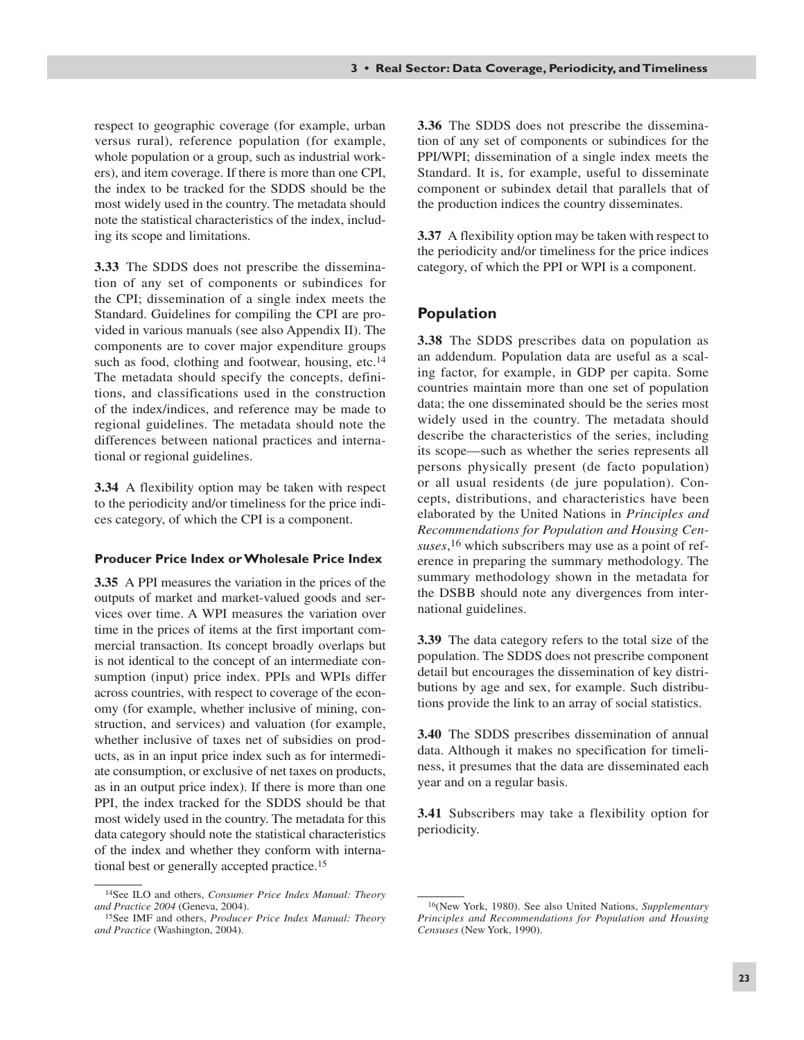respect to geographic coverage (for example, urban versus rural), reference population (for example, whole population or a group, such as industrial workers), and item coverage. If there is more than one CPI, the index to be tracked for the SDDS should be the most widely used in the country. The metadata should note the statistical characteristics of the index, including its scope and limitations.

**3.33** The SDDS does not prescribe the dissemination of any set of components or subindices for the CPI; dissemination of a single index meets the Standard. Guidelines for compiling the CPI are provided in various manuals (see also Appendix II). The components are to cover major expenditure groups such as food, clothing and footwear, housing, etc.[14] The metadata should specify the concepts, definitions, and classifications used in the construction of the index/indices, and reference may be made to regional guidelines. The metadata should note the differences between national practices and international or regional guidelines.

**3.34** A flexibility option may be taken with respect to the periodicity and/or timeliness for the price indices category, of which the CPI is a component.

#### Producer Price Index or Wholesale Price Index

**3.35** A PPI measures the variation in the prices of the outputs of market and market-valued goods and services over time. A WPI measures the variation over time in the prices of items at the first important commercial transaction. Its concept broadly overlaps but is not identical to the concept of an intermediate consumption (input) price index. PPIs and WPIs differ across countries, with respect to coverage of the economy (for example, whether inclusive of mining, construction, and services) and valuation (for example, whether inclusive of taxes net of subsidies on products, as in an input price index such as for intermediate consumption, or exclusive of net taxes on products, as in an output price index). If there is more than one PPI, the index tracked for the SDDS should be that most widely used in the country. The metadata for this data category should note the statistical characteristics of the index and whether they conform with international best or generally accepted practice.[15]

**3.36** The SDDS does not prescribe the dissemination of any set of components or subindices for the PPI/WPI; dissemination of a single index meets the Standard. It is, for example, useful to disseminate component or subindex detail that parallels that of the production indices the country disseminates.

**3.37** A flexibility option may be taken with respect to the periodicity and/or timeliness for the price indices category, of which the PPI or WPI is a component.

### Population

**3.38** The SDDS prescribes data on population as an addendum. Population data are useful as a scaling factor, for example, in GDP per capita. Some countries maintain more than one set of population data; the one disseminated should be the series most widely used in the country. The metadata should describe the characteristics of the series, including its scope—such as whether the series represents all persons physically present (de facto population) or all usual residents (de jure population). Concepts, distributions, and characteristics have been elaborated by the United Nations in *Principles and Recommendations for Population and Housing Censuses*,[16] which subscribers may use as a point of reference in preparing the summary methodology. The summary methodology shown in the metadata for the DSBB should note any divergences from international guidelines.

**3.39** The data category refers to the total size of the population. The SDDS does not prescribe component detail but encourages the dissemination of key distributions by age and sex, for example. Such distributions provide the link to an array of social statistics.

**3.40** The SDDS prescribes dissemination of annual data. Although it makes no specification for timeliness, it presumes that the data are disseminated each year and on a regular basis.

**3.41** Subscribers may take a flexibility option for periodicity.

---

[14] See ILO and others, *Consumer Price Index Manual: Theory and Practice 2004* (Geneva, 2004).

[15] See IMF and others, *Producer Price Index Manual: Theory and Practice* (Washington, 2004).

[16] (New York, 1980). See also United Nations, *Supplementary Principles and Recommendations for Population and Housing Censuses* (New York, 1990).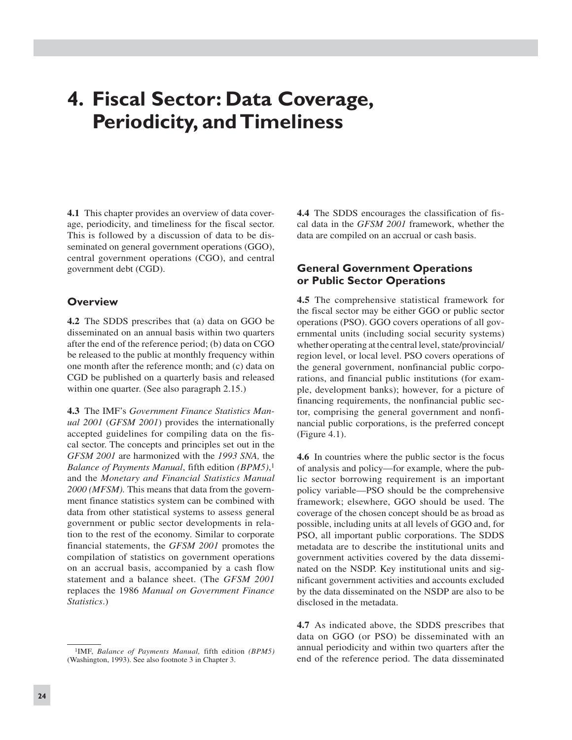# 4. Fiscal Sector: Data Coverage, Periodicity, and Timeliness

**4.1** This chapter provides an overview of data coverage, periodicity, and timeliness for the fiscal sector. This is followed by a discussion of data to be disseminated on general government operations (GGO), central government operations (CGO), and central government debt (CGD).

## Overview

**4.2** The SDDS prescribes that (a) data on GGO be disseminated on an annual basis within two quarters after the end of the reference period; (b) data on CGO be released to the public at monthly frequency within one month after the reference month; and (c) data on CGD be published on a quarterly basis and released within one quarter. (See also paragraph 2.15.)

**4.3** The IMF's *Government Finance Statistics Manual 2001* (*GFSM 2001*) provides the internationally accepted guidelines for compiling data on the fiscal sector. The concepts and principles set out in the *GFSM 2001* are harmonized with the *1993 SNA,* the *Balance of Payments Manual*, fifth edition *(BPM5)*,[1] and the *Monetary and Financial Statistics Manual 2000 (MFSM).* This means that data from the government finance statistics system can be combined with data from other statistical systems to assess general government or public sector developments in relation to the rest of the economy. Similar to corporate financial statements, the *GFSM 2001* promotes the compilation of statistics on government operations on an accrual basis, accompanied by a cash flow statement and a balance sheet. (The *GFSM 2001* replaces the 1986 *Manual on Government Finance Statistics*.)

**4.4** The SDDS encourages the classification of fiscal data in the *GFSM 2001* framework, whether the data are compiled on an accrual or cash basis.

## General Government Operations or Public Sector Operations

**4.5** The comprehensive statistical framework for the fiscal sector may be either GGO or public sector operations (PSO). GGO covers operations of all governmental units (including social security systems) whether operating at the central level, state/provincial/region level, or local level. PSO covers operations of the general government, nonfinancial public corporations, and financial public institutions (for example, development banks); however, for a picture of financing requirements, the nonfinancial public sector, comprising the general government and nonfinancial public corporations, is the preferred concept (Figure 4.1).

**4.6** In countries where the public sector is the focus of analysis and policy—for example, where the public sector borrowing requirement is an important policy variable—PSO should be the comprehensive framework; elsewhere, GGO should be used. The coverage of the chosen concept should be as broad as possible, including units at all levels of GGO and, for PSO, all important public corporations. The SDDS metadata are to describe the institutional units and government activities covered by the data disseminated on the NSDP. Key institutional units and significant government activities and accounts excluded by the data disseminated on the NSDP are also to be disclosed in the metadata.

**4.7** As indicated above, the SDDS prescribes that data on GGO (or PSO) be disseminated with an annual periodicity and within two quarters after the end of the reference period. The data disseminated

[1] IMF, *Balance of Payments Manual,* fifth edition *(BPM5)* (Washington, 1993). See also footnote 3 in Chapter 3.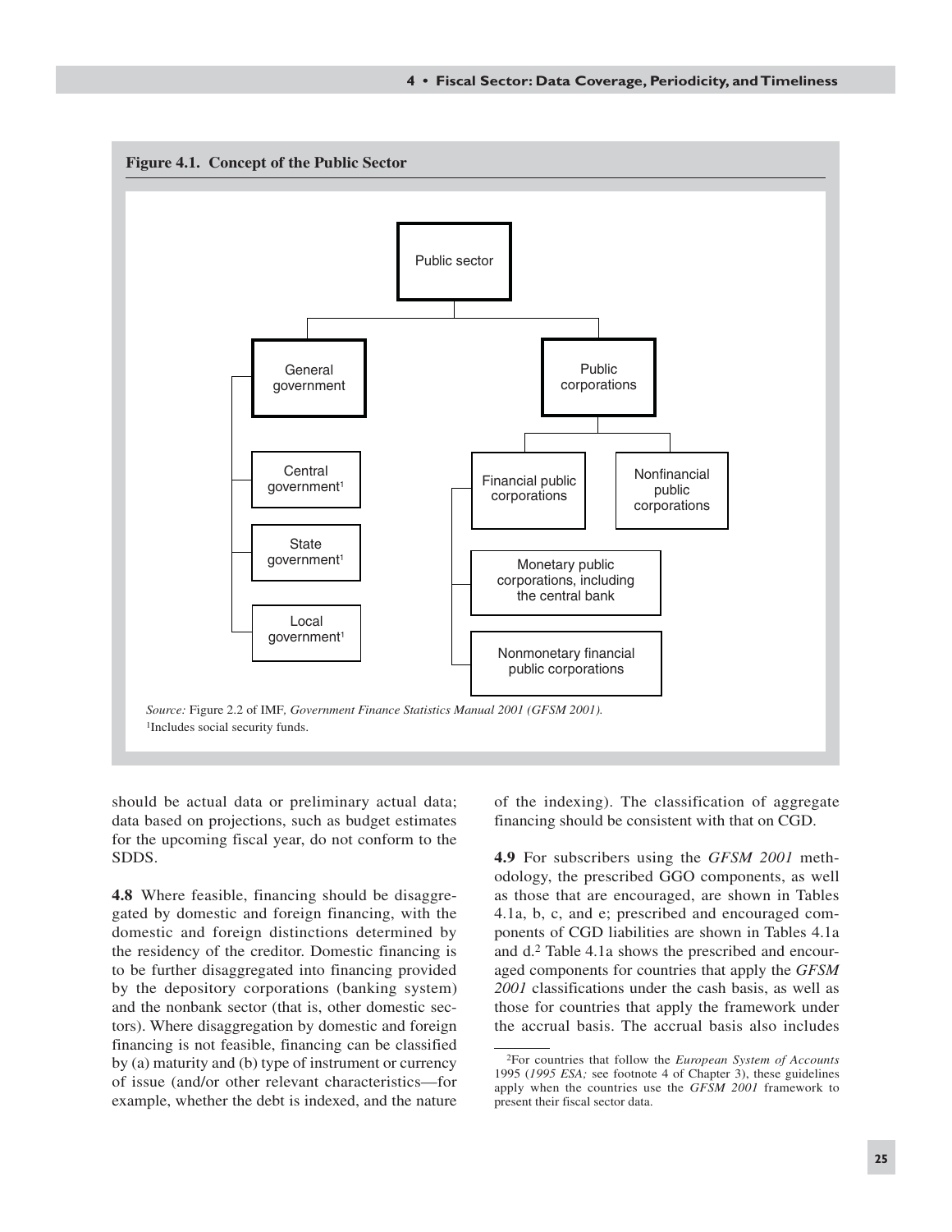**Figure 4.1. Concept of the Public Sector**

- Public sector
  - General government
    - Central government[1]
    - State government[1]
    - Local government[1]
  - Public corporations
    - Financial public corporations
      - Monetary public corporations, including the central bank
      - Nonmonetary financial public corporations
    - Nonfinancial public corporations

*Source:* Figure 2.2 of IMF, *Government Finance Statistics Manual 2001 (GFSM 2001).*

[1]Includes social security funds.

should be actual data or preliminary actual data; data based on projections, such as budget estimates for the upcoming fiscal year, do not conform to the SDDS.

**4.8** Where feasible, financing should be disaggregated by domestic and foreign financing, with the domestic and foreign distinctions determined by the residency of the creditor. Domestic financing is to be further disaggregated into financing provided by the depository corporations (banking system) and the nonbank sector (that is, other domestic sectors). Where disaggregation by domestic and foreign financing is not feasible, financing can be classified by (a) maturity and (b) type of instrument or currency of issue (and/or other relevant characteristics—for example, whether the debt is indexed, and the nature of the indexing). The classification of aggregate financing should be consistent with that on CGD.

**4.9** For subscribers using the *GFSM 2001* methodology, the prescribed GGO components, as well as those that are encouraged, are shown in Tables 4.1a, b, c, and e; prescribed and encouraged components of CGD liabilities are shown in Tables 4.1a and d.[2] Table 4.1a shows the prescribed and encouraged components for countries that apply the *GFSM 2001* classifications under the cash basis, as well as those for countries that apply the framework under the accrual basis. The accrual basis also includes

[2]For countries that follow the *European System of Accounts* 1995 (*1995 ESA;* see footnote 4 of Chapter 3), these guidelines apply when the countries use the *GFSM 2001* framework to present their fiscal sector data.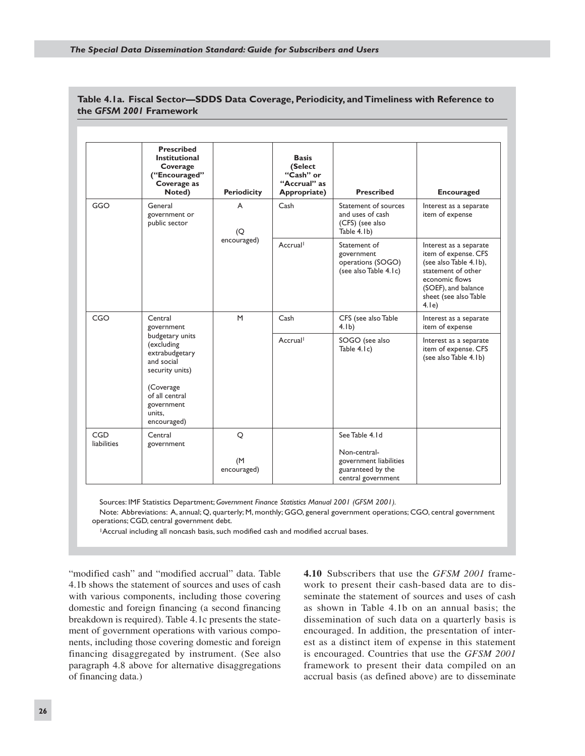**Table 4.1a. Fiscal Sector—SDDS Data Coverage, Periodicity, and Timeliness with Reference to the *GFSM 2001* Framework**

| | Prescribed Institutional Coverage ("Encouraged" Coverage as Noted) | Periodicity | Basis (Select "Cash" or "Accrual" as Appropriate) | Prescribed | Encouraged |
|---|---|---|---|---|---|
| GGO | General government or public sector | A (Q encouraged) | Cash | Statement of sources and uses of cash (CFS) (see also Table 4.1b) | Interest as a separate item of expense |
| | | | Accrual[1] | Statement of government operations (SOGO) (see also Table 4.1c) | Interest as a separate item of expense. CFS (see also Table 4.1b), statement of other economic flows (SOEF), and balance sheet (see also Table 4.1e) |
| CGO | Central government budgetary units (excluding extrabudgetary and social security units) (Coverage of all central government units, encouraged) | M | Cash | CFS (see also Table 4.1b) | Interest as a separate item of expense |
| | | | Accrual[1] | SOGO (see also Table 4.1c) | Interest as a separate item of expense. CFS (see also Table 4.1b) |
| CGD liabilities | Central government | Q (M encouraged) | | See Table 4.1d<br>Non-central-government liabilities guaranteed by the central government | |

Sources: IMF Statistics Department; *Government Finance Statistics Manual 2001 (GFSM 2001).*

Note: Abbreviations: A, annual; Q, quarterly; M, monthly; GGO, general government operations; CGO, central government operations; CGD, central government debt.

[1]Accrual including all noncash basis, such modified cash and modified accrual bases.

"modified cash" and "modified accrual" data. Table 4.1b shows the statement of sources and uses of cash with various components, including those covering domestic and foreign financing (a second financing breakdown is required). Table 4.1c presents the statement of government operations with various components, including those covering domestic and foreign financing disaggregated by instrument. (See also paragraph 4.8 above for alternative disaggregations of financing data.)

**4.10** Subscribers that use the *GFSM 2001* framework to present their cash-based data are to disseminate the statement of sources and uses of cash as shown in Table 4.1b on an annual basis; the dissemination of such data on a quarterly basis is encouraged. In addition, the presentation of interest as a distinct item of expense in this statement is encouraged. Countries that use the *GFSM 2001* framework to present their data compiled on an accrual basis (as defined above) are to disseminate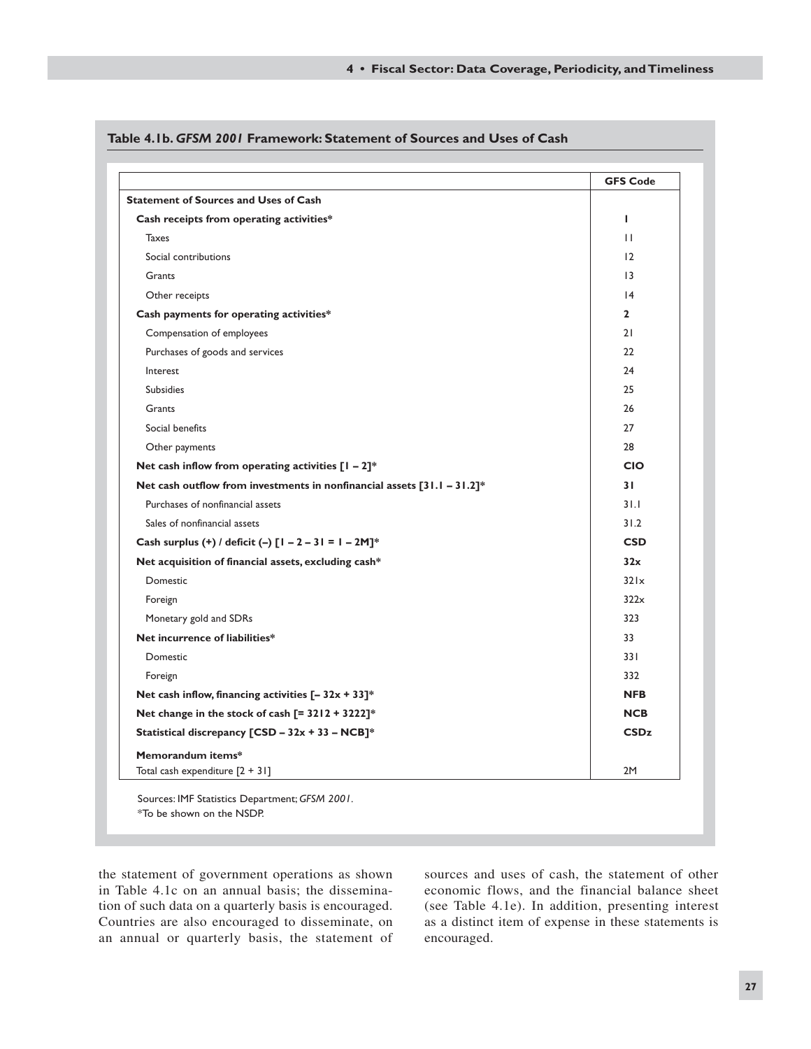**Table 4.1b. *GFSM 2001* Framework: Statement of Sources and Uses of Cash**

| | GFS Code |
|---|---|
| **Statement of Sources and Uses of Cash** | |
| **Cash receipts from operating activities*** | **1** |
| Taxes | 11 |
| Social contributions | 12 |
| Grants | 13 |
| Other receipts | 14 |
| **Cash payments for operating activities*** | **2** |
| Compensation of employees | 21 |
| Purchases of goods and services | 22 |
| Interest | 24 |
| Subsidies | 25 |
| Grants | 26 |
| Social benefits | 27 |
| Other payments | 28 |
| **Net cash inflow from operating activities [1 – 2]*** | **CIO** |
| **Net cash outflow from investments in nonfinancial assets [31.1 – 31.2]*** | **31** |
| Purchases of nonfinancial assets | 31.1 |
| Sales of nonfinancial assets | 31.2 |
| **Cash surplus (+) / deficit (–) [1 – 2 – 31 = 1 – 2M]*** | **CSD** |
| **Net acquisition of financial assets, excluding cash*** | **32x** |
| Domestic | 321x |
| Foreign | 322x |
| Monetary gold and SDRs | 323 |
| **Net incurrence of liabilities*** | 33 |
| Domestic | 331 |
| Foreign | 332 |
| **Net cash inflow, financing activities [– 32x + 33]*** | **NFB** |
| **Net change in the stock of cash [= 3212 + 3222]*** | **NCB** |
| **Statistical discrepancy [CSD – 32x + 33 – NCB]*** | **CSDz** |
| **Memorandum items*** | |
| Total cash expenditure [2 + 31] | 2M |

Sources: IMF Statistics Department; *GFSM 2001*.
*To be shown on the NSDP.

the statement of government operations as shown in Table 4.1c on an annual basis; the dissemination of such data on a quarterly basis is encouraged. Countries are also encouraged to disseminate, on an annual or quarterly basis, the statement of sources and uses of cash, the statement of other economic flows, and the financial balance sheet (see Table 4.1e). In addition, presenting interest as a distinct item of expense in these statements is encouraged.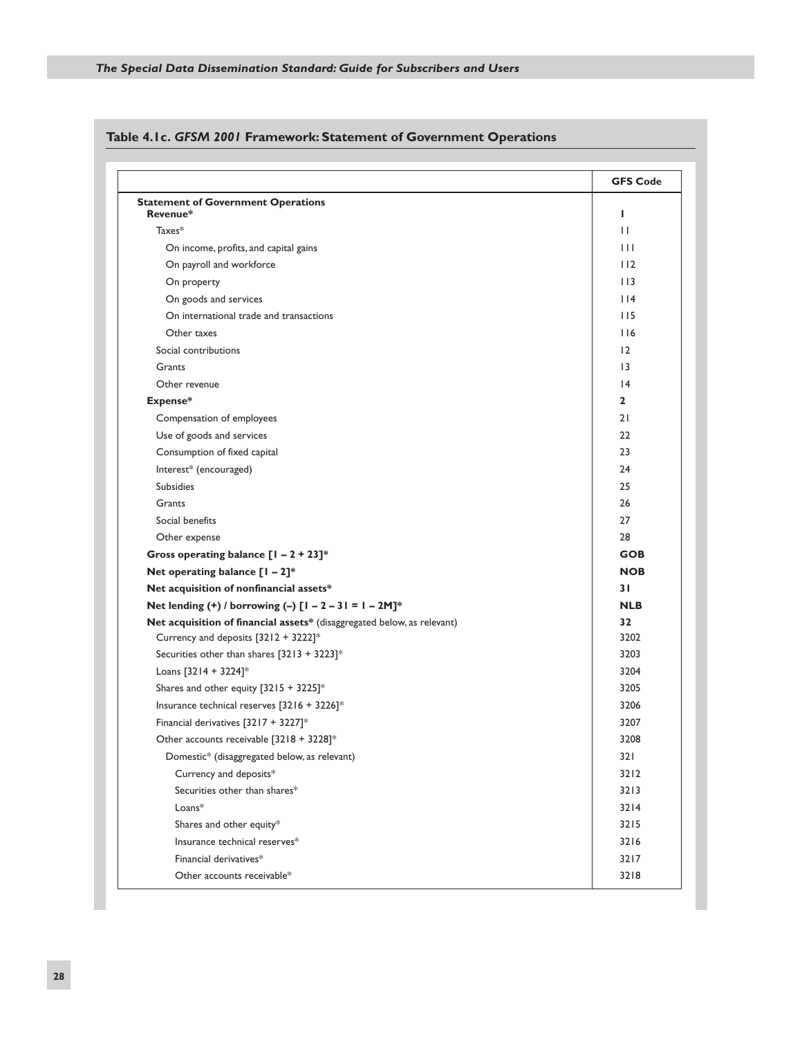## Table 4.1c. *GFSM 2001* Framework: Statement of Government Operations

| | GFS Code |
|---|---|
| **Statement of Government Operations** | |
| **Revenue*** | **1** |
| Taxes* | 11 |
| On income, profits, and capital gains | 111 |
| On payroll and workforce | 112 |
| On property | 113 |
| On goods and services | 114 |
| On international trade and transactions | 115 |
| Other taxes | 116 |
| Social contributions | 12 |
| Grants | 13 |
| Other revenue | 14 |
| **Expense*** | **2** |
| Compensation of employees | 21 |
| Use of goods and services | 22 |
| Consumption of fixed capital | 23 |
| Interest* (encouraged) | 24 |
| Subsidies | 25 |
| Grants | 26 |
| Social benefits | 27 |
| Other expense | 28 |
| **Gross operating balance [1 – 2 + 23]*** | **GOB** |
| **Net operating balance [1 – 2]*** | **NOB** |
| **Net acquisition of nonfinancial assets*** | **31** |
| **Net lending (+) / borrowing (–) [1 – 2 – 31 = 1 – 2M]*** | **NLB** |
| **Net acquisition of financial assets*** (disaggregated below, as relevant) | **32** |
| Currency and deposits [3212 + 3222]* | 3202 |
| Securities other than shares [3213 + 3223]* | 3203 |
| Loans [3214 + 3224]* | 3204 |
| Shares and other equity [3215 + 3225]* | 3205 |
| Insurance technical reserves [3216 + 3226]* | 3206 |
| Financial derivatives [3217 + 3227]* | 3207 |
| Other accounts receivable [3218 + 3228]* | 3208 |
| Domestic* (disaggregated below, as relevant) | 321 |
| Currency and deposits* | 3212 |
| Securities other than shares* | 3213 |
| Loans* | 3214 |
| Shares and other equity* | 3215 |
| Insurance technical reserves* | 3216 |
| Financial derivatives* | 3217 |
| Other accounts receivable* | 3218 |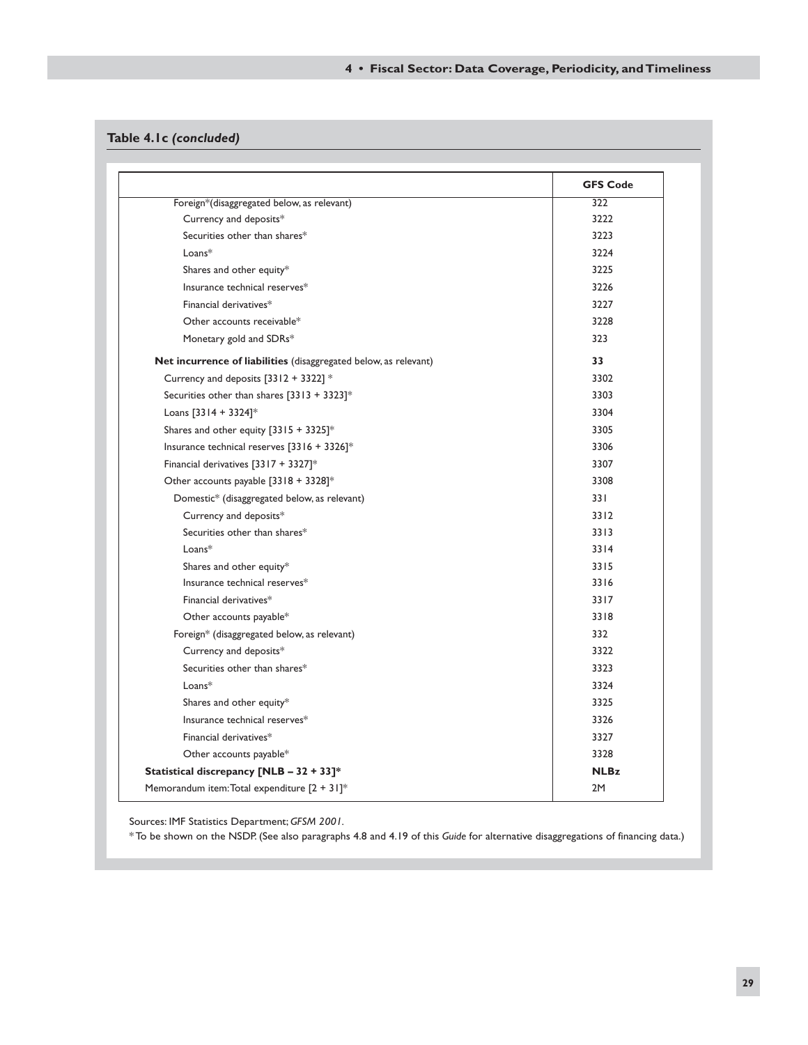**Table 4.1c** ***(concluded)***

| | GFS Code |
|---|---|
| Foreign*(disaggregated below, as relevant) | 322 |
| Currency and deposits* | 3222 |
| Securities other than shares* | 3223 |
| Loans* | 3224 |
| Shares and other equity* | 3225 |
| Insurance technical reserves* | 3226 |
| Financial derivatives* | 3227 |
| Other accounts receivable* | 3228 |
| Monetary gold and SDRs* | 323 |
| **Net incurrence of liabilities** (disaggregated below, as relevant) | **33** |
| Currency and deposits [3312 + 3322] * | 3302 |
| Securities other than shares [3313 + 3323]* | 3303 |
| Loans [3314 + 3324]* | 3304 |
| Shares and other equity [3315 + 3325]* | 3305 |
| Insurance technical reserves [3316 + 3326]* | 3306 |
| Financial derivatives [3317 + 3327]* | 3307 |
| Other accounts payable [3318 + 3328]* | 3308 |
| Domestic* (disaggregated below, as relevant) | 331 |
| Currency and deposits* | 3312 |
| Securities other than shares* | 3313 |
| Loans* | 3314 |
| Shares and other equity* | 3315 |
| Insurance technical reserves* | 3316 |
| Financial derivatives* | 3317 |
| Other accounts payable* | 3318 |
| Foreign* (disaggregated below, as relevant) | 332 |
| Currency and deposits* | 3322 |
| Securities other than shares* | 3323 |
| Loans* | 3324 |
| Shares and other equity* | 3325 |
| Insurance technical reserves* | 3326 |
| Financial derivatives* | 3327 |
| Other accounts payable* | 3328 |
| **Statistical discrepancy [NLB – 32 + 33]*** | **NLBz** |
| Memorandum item: Total expenditure [2 + 31]* | 2M |

Sources: IMF Statistics Department; *GFSM 2001*.

*To be shown on the NSDP. (See also paragraphs 4.8 and 4.19 of this *Guide* for alternative disaggregations of financing data.)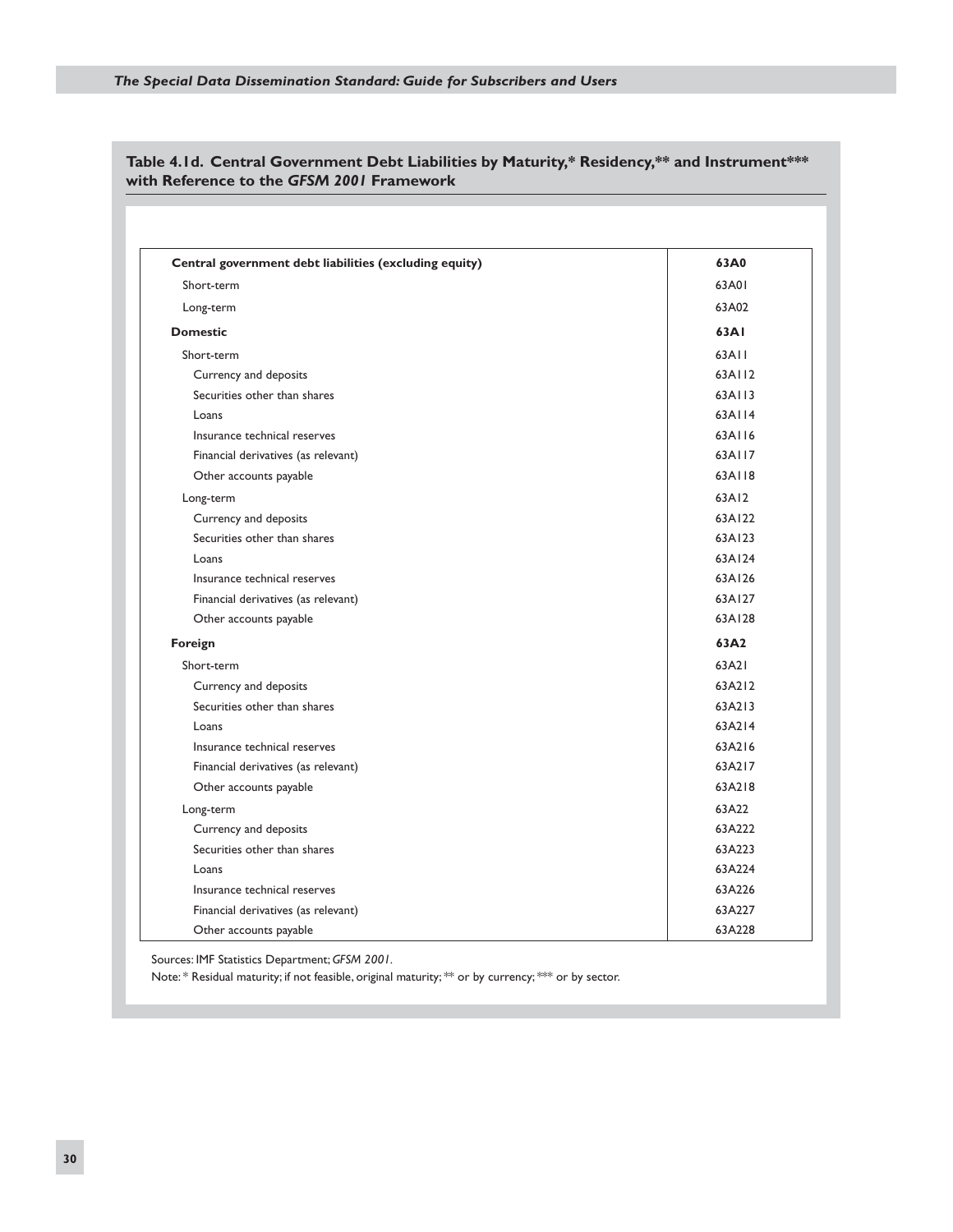### Table 4.1d. Central Government Debt Liabilities by Maturity,* Residency,** and Instrument*** with Reference to the *GFSM 2001* Framework

| | |
|---|---|
| **Central government debt liabilities (excluding equity)** | **63A0** |
| Short-term | 63A01 |
| Long-term | 63A02 |
| **Domestic** | **63A1** |
| Short-term | 63A11 |
| Currency and deposits | 63A112 |
| Securities other than shares | 63A113 |
| Loans | 63A114 |
| Insurance technical reserves | 63A116 |
| Financial derivatives (as relevant) | 63A117 |
| Other accounts payable | 63A118 |
| Long-term | 63A12 |
| Currency and deposits | 63A122 |
| Securities other than shares | 63A123 |
| Loans | 63A124 |
| Insurance technical reserves | 63A126 |
| Financial derivatives (as relevant) | 63A127 |
| Other accounts payable | 63A128 |
| **Foreign** | **63A2** |
| Short-term | 63A21 |
| Currency and deposits | 63A212 |
| Securities other than shares | 63A213 |
| Loans | 63A214 |
| Insurance technical reserves | 63A216 |
| Financial derivatives (as relevant) | 63A217 |
| Other accounts payable | 63A218 |
| Long-term | 63A22 |
| Currency and deposits | 63A222 |
| Securities other than shares | 63A223 |
| Loans | 63A224 |
| Insurance technical reserves | 63A226 |
| Financial derivatives (as relevant) | 63A227 |
| Other accounts payable | 63A228 |

Sources: IMF Statistics Department; *GFSM 2001*.

Note: * Residual maturity; if not feasible, original maturity; ** or by currency; *** or by sector.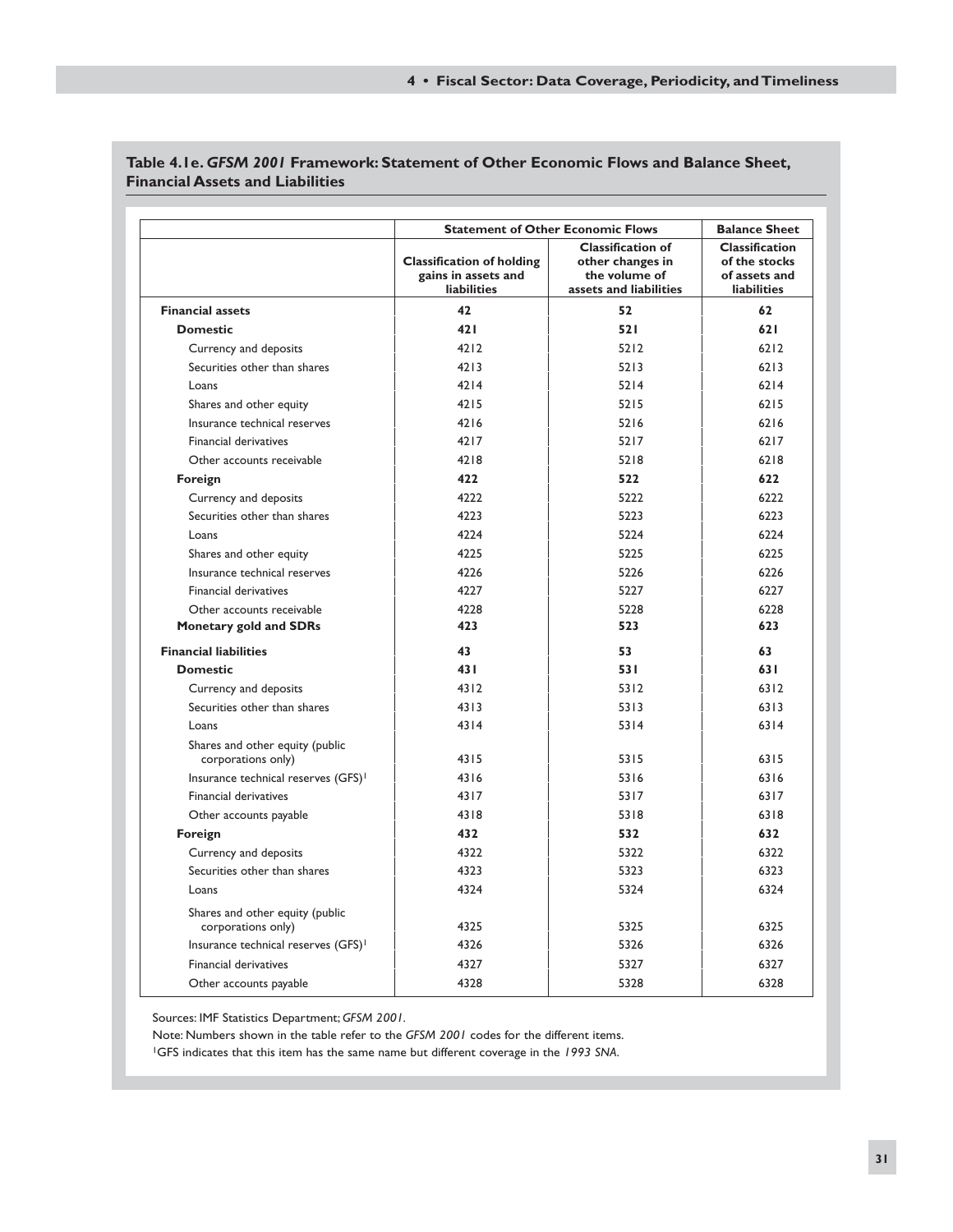**Table 4.1e. *GFSM 2001* Framework: Statement of Other Economic Flows and Balance Sheet, Financial Assets and Liabilities**

| | Statement of Other Economic Flows | | Balance Sheet |
|---|---|---|---|
| | Classification of holding gains in assets and liabilities | Classification of other changes in the volume of assets and liabilities | Classification of the stocks of assets and liabilities |
| **Financial assets** | **42** | **52** | **62** |
| **Domestic** | **421** | **521** | **621** |
| Currency and deposits | 4212 | 5212 | 6212 |
| Securities other than shares | 4213 | 5213 | 6213 |
| Loans | 4214 | 5214 | 6214 |
| Shares and other equity | 4215 | 5215 | 6215 |
| Insurance technical reserves | 4216 | 5216 | 6216 |
| Financial derivatives | 4217 | 5217 | 6217 |
| Other accounts receivable | 4218 | 5218 | 6218 |
| **Foreign** | **422** | **522** | **622** |
| Currency and deposits | 4222 | 5222 | 6222 |
| Securities other than shares | 4223 | 5223 | 6223 |
| Loans | 4224 | 5224 | 6224 |
| Shares and other equity | 4225 | 5225 | 6225 |
| Insurance technical reserves | 4226 | 5226 | 6226 |
| Financial derivatives | 4227 | 5227 | 6227 |
| Other accounts receivable | 4228 | 5228 | 6228 |
| **Monetary gold and SDRs** | **423** | **523** | **623** |
| **Financial liabilities** | **43** | **53** | **63** |
| **Domestic** | **431** | **531** | **631** |
| Currency and deposits | 4312 | 5312 | 6312 |
| Securities other than shares | 4313 | 5313 | 6313 |
| Loans | 4314 | 5314 | 6314 |
| Shares and other equity (public corporations only) | 4315 | 5315 | 6315 |
| Insurance technical reserves (GFS)[1] | 4316 | 5316 | 6316 |
| Financial derivatives | 4317 | 5317 | 6317 |
| Other accounts payable | 4318 | 5318 | 6318 |
| **Foreign** | **432** | **532** | **632** |
| Currency and deposits | 4322 | 5322 | 6322 |
| Securities other than shares | 4323 | 5323 | 6323 |
| Loans | 4324 | 5324 | 6324 |
| Shares and other equity (public corporations only) | 4325 | 5325 | 6325 |
| Insurance technical reserves (GFS)[1] | 4326 | 5326 | 6326 |
| Financial derivatives | 4327 | 5327 | 6327 |
| Other accounts payable | 4328 | 5328 | 6328 |

Sources: IMF Statistics Department; *GFSM 2001*.

Note: Numbers shown in the table refer to the *GFSM 2001* codes for the different items.

[1]GFS indicates that this item has the same name but different coverage in the *1993 SNA*.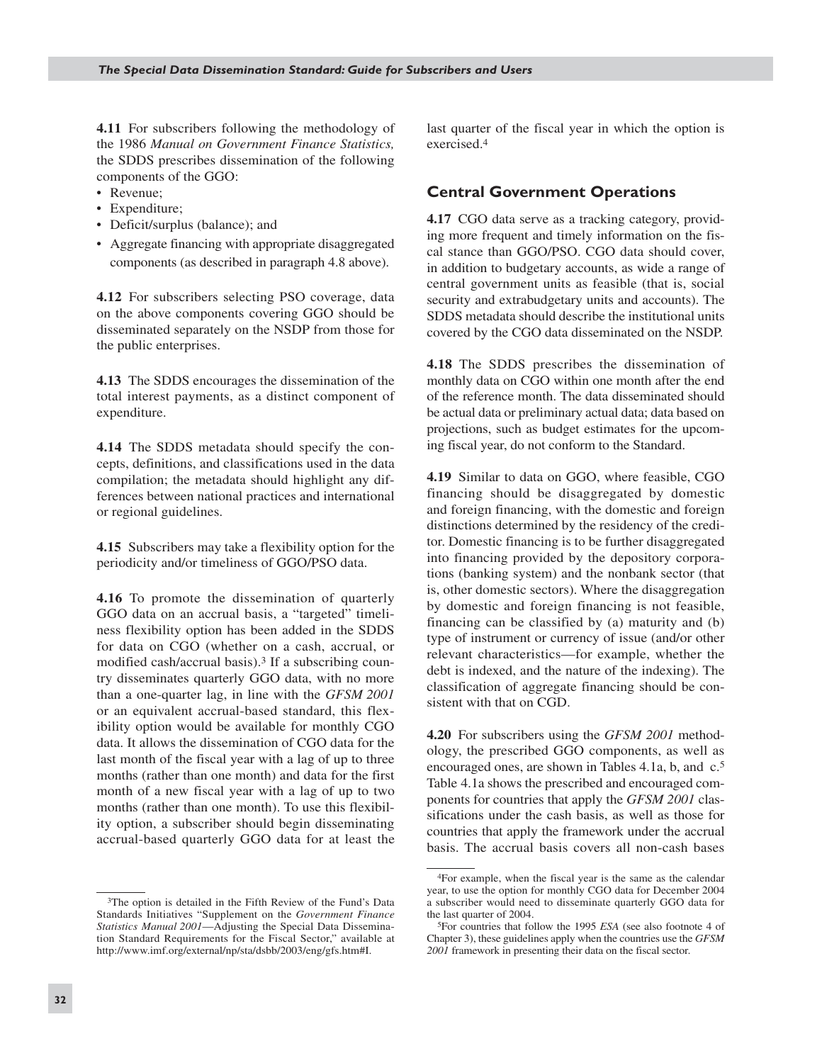**4.11** For subscribers following the methodology of the 1986 *Manual on Government Finance Statistics,* the SDDS prescribes dissemination of the following components of the GGO:

- Revenue;
- Expenditure;
- Deficit/surplus (balance); and
- Aggregate financing with appropriate disaggregated components (as described in paragraph 4.8 above).

**4.12** For subscribers selecting PSO coverage, data on the above components covering GGO should be disseminated separately on the NSDP from those for the public enterprises.

**4.13** The SDDS encourages the dissemination of the total interest payments, as a distinct component of expenditure.

**4.14** The SDDS metadata should specify the concepts, definitions, and classifications used in the data compilation; the metadata should highlight any differences between national practices and international or regional guidelines.

**4.15** Subscribers may take a flexibility option for the periodicity and/or timeliness of GGO/PSO data.

**4.16** To promote the dissemination of quarterly GGO data on an accrual basis, a "targeted" timeliness flexibility option has been added in the SDDS for data on CGO (whether on a cash, accrual, or modified cash/accrual basis).[3] If a subscribing country disseminates quarterly GGO data, with no more than a one-quarter lag, in line with the *GFSM 2001* or an equivalent accrual-based standard, this flexibility option would be available for monthly CGO data. It allows the dissemination of CGO data for the last month of the fiscal year with a lag of up to three months (rather than one month) and data for the first month of a new fiscal year with a lag of up to two months (rather than one month). To use this flexibility option, a subscriber should begin disseminating accrual-based quarterly GGO data for at least the last quarter of the fiscal year in which the option is exercised.[4]

## Central Government Operations

**4.17** CGO data serve as a tracking category, providing more frequent and timely information on the fiscal stance than GGO/PSO. CGO data should cover, in addition to budgetary accounts, as wide a range of central government units as feasible (that is, social security and extrabudgetary units and accounts). The SDDS metadata should describe the institutional units covered by the CGO data disseminated on the NSDP.

**4.18** The SDDS prescribes the dissemination of monthly data on CGO within one month after the end of the reference month. The data disseminated should be actual data or preliminary actual data; data based on projections, such as budget estimates for the upcoming fiscal year, do not conform to the Standard.

**4.19** Similar to data on GGO, where feasible, CGO financing should be disaggregated by domestic and foreign financing, with the domestic and foreign distinctions determined by the residency of the creditor. Domestic financing is to be further disaggregated into financing provided by the depository corporations (banking system) and the nonbank sector (that is, other domestic sectors). Where the disaggregation by domestic and foreign financing is not feasible, financing can be classified by (a) maturity and (b) type of instrument or currency of issue (and/or other relevant characteristics—for example, whether the debt is indexed, and the nature of the indexing). The classification of aggregate financing should be consistent with that on CGD.

**4.20** For subscribers using the *GFSM 2001* methodology, the prescribed GGO components, as well as encouraged ones, are shown in Tables 4.1a, b, and c.[5] Table 4.1a shows the prescribed and encouraged components for countries that apply the *GFSM 2001* classifications under the cash basis, as well as those for countries that apply the framework under the accrual basis. The accrual basis covers all non-cash bases

---

[3] The option is detailed in the Fifth Review of the Fund's Data Standards Initiatives "Supplement on the *Government Finance Statistics Manual 2001*—Adjusting the Special Data Dissemination Standard Requirements for the Fiscal Sector," available at http://www.imf.org/external/np/sta/dsbb/2003/eng/gfs.htm#I.

[4] For example, when the fiscal year is the same as the calendar year, to use the option for monthly CGO data for December 2004 a subscriber would need to disseminate quarterly GGO data for the last quarter of 2004.

[5] For countries that follow the 1995 *ESA* (see also footnote 4 of Chapter 3), these guidelines apply when the countries use the *GFSM 2001* framework in presenting their data on the fiscal sector.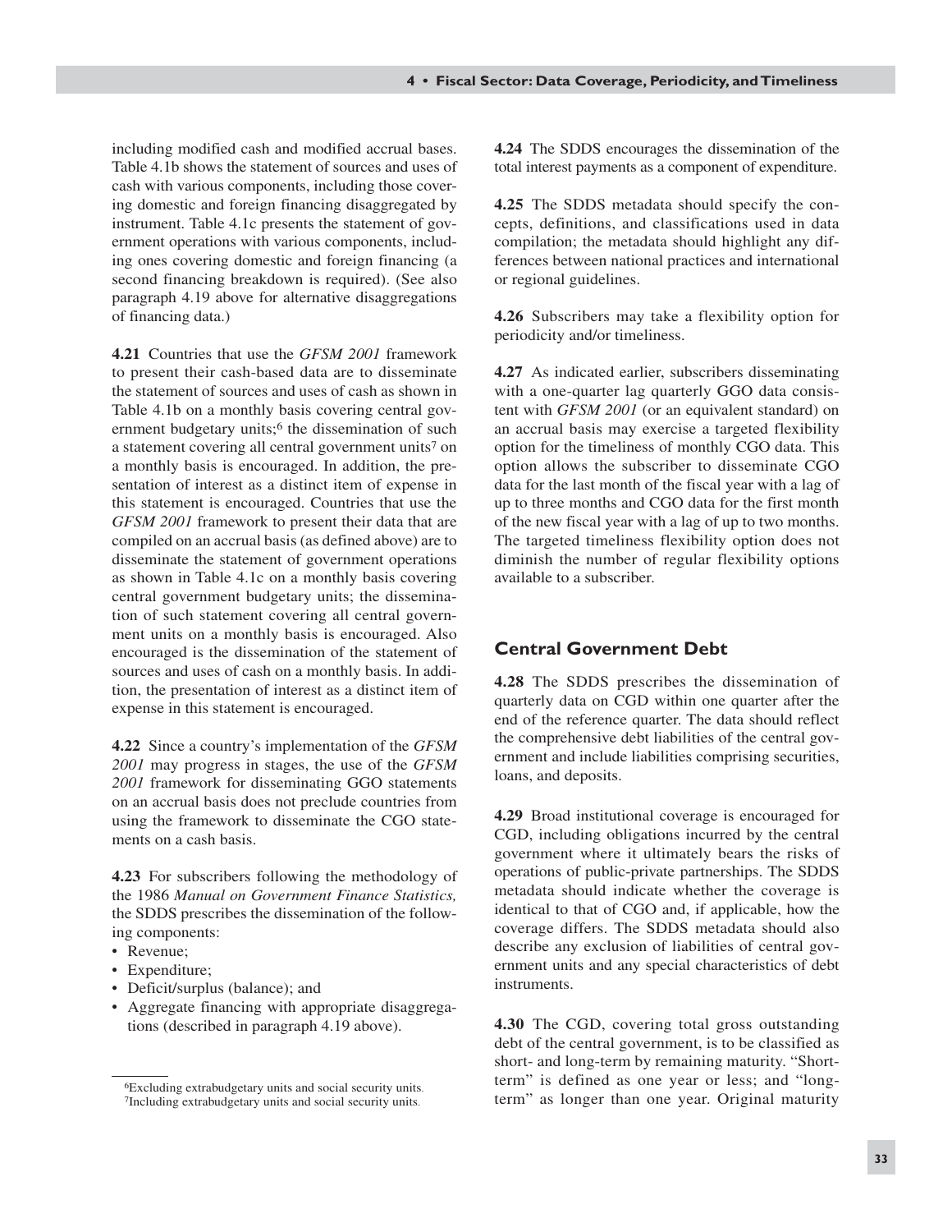including modified cash and modified accrual bases. Table 4.1b shows the statement of sources and uses of cash with various components, including those covering domestic and foreign financing disaggregated by instrument. Table 4.1c presents the statement of government operations with various components, including ones covering domestic and foreign financing (a second financing breakdown is required). (See also paragraph 4.19 above for alternative disaggregations of financing data.)

**4.21** Countries that use the *GFSM 2001* framework to present their cash-based data are to disseminate the statement of sources and uses of cash as shown in Table 4.1b on a monthly basis covering central government budgetary units;[6] the dissemination of such a statement covering all central government units[7] on a monthly basis is encouraged. In addition, the presentation of interest as a distinct item of expense in this statement is encouraged. Countries that use the *GFSM 2001* framework to present their data that are compiled on an accrual basis (as defined above) are to disseminate the statement of government operations as shown in Table 4.1c on a monthly basis covering central government budgetary units; the dissemination of such statement covering all central government units on a monthly basis is encouraged. Also encouraged is the dissemination of the statement of sources and uses of cash on a monthly basis. In addition, the presentation of interest as a distinct item of expense in this statement is encouraged.

**4.22** Since a country's implementation of the *GFSM 2001* may progress in stages, the use of the *GFSM 2001* framework for disseminating GGO statements on an accrual basis does not preclude countries from using the framework to disseminate the CGO statements on a cash basis.

**4.23** For subscribers following the methodology of the 1986 *Manual on Government Finance Statistics,* the SDDS prescribes the dissemination of the following components:

- Revenue;
- Expenditure;
- Deficit/surplus (balance); and
- Aggregate financing with appropriate disaggregations (described in paragraph 4.19 above).

[6]Excluding extrabudgetary units and social security units.
[7]Including extrabudgetary units and social security units.

**4.24** The SDDS encourages the dissemination of the total interest payments as a component of expenditure.

**4.25** The SDDS metadata should specify the concepts, definitions, and classifications used in data compilation; the metadata should highlight any differences between national practices and international or regional guidelines.

**4.26** Subscribers may take a flexibility option for periodicity and/or timeliness.

**4.27** As indicated earlier, subscribers disseminating with a one-quarter lag quarterly GGO data consistent with *GFSM 2001* (or an equivalent standard) on an accrual basis may exercise a targeted flexibility option for the timeliness of monthly CGO data. This option allows the subscriber to disseminate CGO data for the last month of the fiscal year with a lag of up to three months and CGO data for the first month of the new fiscal year with a lag of up to two months. The targeted timeliness flexibility option does not diminish the number of regular flexibility options available to a subscriber.

## Central Government Debt

**4.28** The SDDS prescribes the dissemination of quarterly data on CGD within one quarter after the end of the reference quarter. The data should reflect the comprehensive debt liabilities of the central government and include liabilities comprising securities, loans, and deposits.

**4.29** Broad institutional coverage is encouraged for CGD, including obligations incurred by the central government where it ultimately bears the risks of operations of public-private partnerships. The SDDS metadata should indicate whether the coverage is identical to that of CGO and, if applicable, how the coverage differs. The SDDS metadata should also describe any exclusion of liabilities of central government units and any special characteristics of debt instruments.

**4.30** The CGD, covering total gross outstanding debt of the central government, is to be classified as short- and long-term by remaining maturity. "Short-term" is defined as one year or less; and "long-term" as longer than one year. Original maturity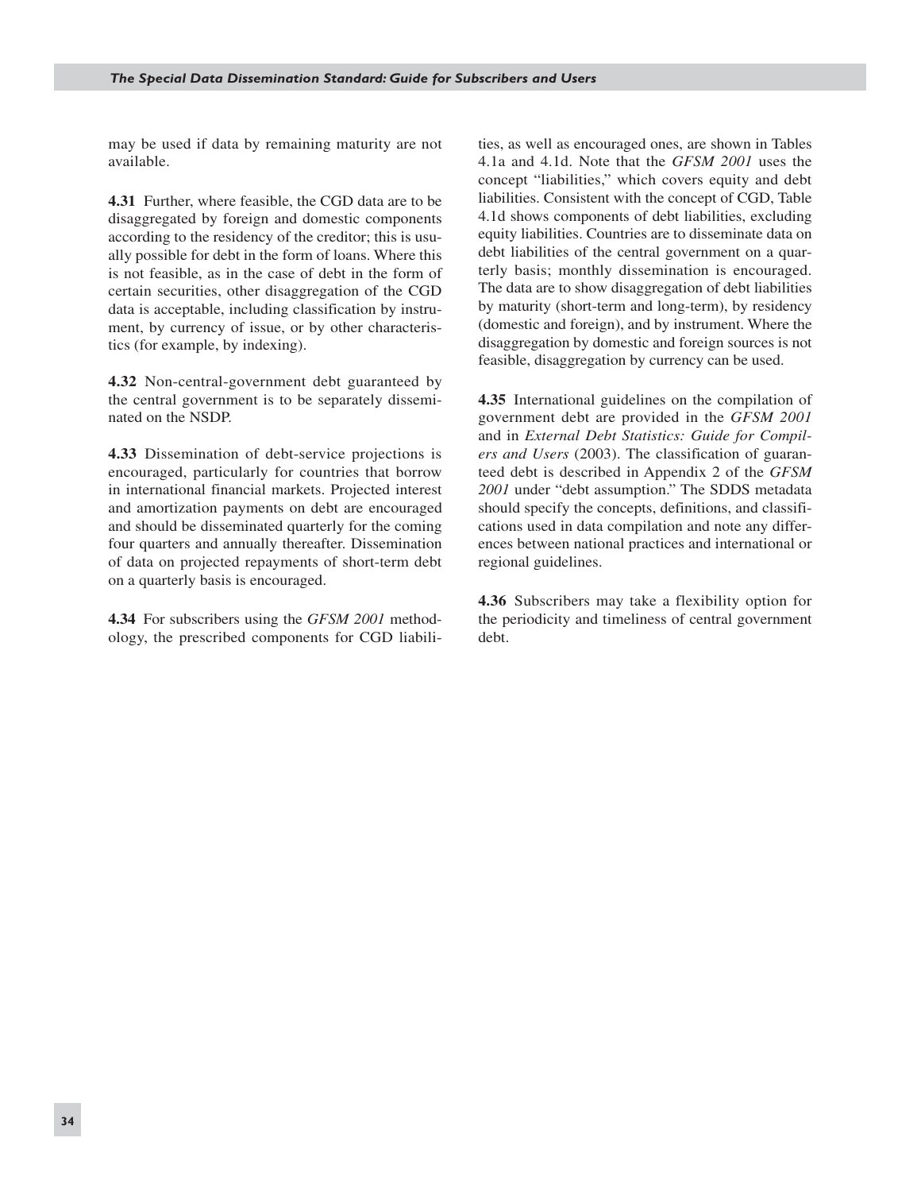may be used if data by remaining maturity are not available.

**4.31** Further, where feasible, the CGD data are to be disaggregated by foreign and domestic components according to the residency of the creditor; this is usually possible for debt in the form of loans. Where this is not feasible, as in the case of debt in the form of certain securities, other disaggregation of the CGD data is acceptable, including classification by instrument, by currency of issue, or by other characteristics (for example, by indexing).

**4.32** Non-central-government debt guaranteed by the central government is to be separately disseminated on the NSDP.

**4.33** Dissemination of debt-service projections is encouraged, particularly for countries that borrow in international financial markets. Projected interest and amortization payments on debt are encouraged and should be disseminated quarterly for the coming four quarters and annually thereafter. Dissemination of data on projected repayments of short-term debt on a quarterly basis is encouraged.

**4.34** For subscribers using the *GFSM 2001* methodology, the prescribed components for CGD liabilities, as well as encouraged ones, are shown in Tables 4.1a and 4.1d. Note that the *GFSM 2001* uses the concept "liabilities," which covers equity and debt liabilities. Consistent with the concept of CGD, Table 4.1d shows components of debt liabilities, excluding equity liabilities. Countries are to disseminate data on debt liabilities of the central government on a quarterly basis; monthly dissemination is encouraged. The data are to show disaggregation of debt liabilities by maturity (short-term and long-term), by residency (domestic and foreign), and by instrument. Where the disaggregation by domestic and foreign sources is not feasible, disaggregation by currency can be used.

**4.35** International guidelines on the compilation of government debt are provided in the *GFSM 2001* and in *External Debt Statistics: Guide for Compilers and Users* (2003). The classification of guaranteed debt is described in Appendix 2 of the *GFSM 2001* under "debt assumption." The SDDS metadata should specify the concepts, definitions, and classifications used in data compilation and note any differences between national practices and international or regional guidelines.

**4.36** Subscribers may take a flexibility option for the periodicity and timeliness of central government debt.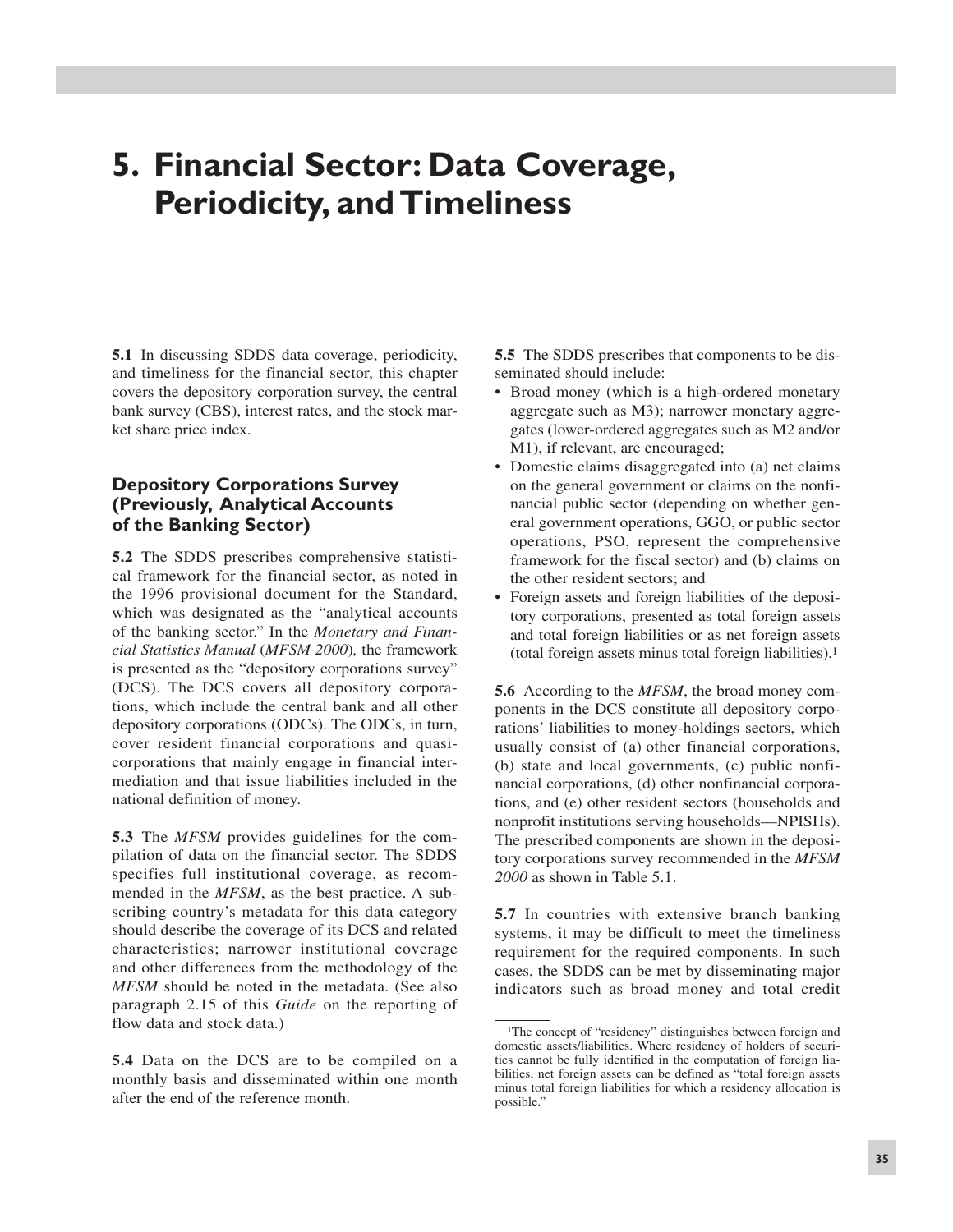# 5. Financial Sector: Data Coverage, Periodicity, and Timeliness

**5.1** In discussing SDDS data coverage, periodicity, and timeliness for the financial sector, this chapter covers the depository corporation survey, the central bank survey (CBS), interest rates, and the stock market share price index.

## Depository Corporations Survey (Previously, Analytical Accounts of the Banking Sector)

**5.2** The SDDS prescribes comprehensive statistical framework for the financial sector, as noted in the 1996 provisional document for the Standard, which was designated as the "analytical accounts of the banking sector." In the *Monetary and Financial Statistics Manual* (*MFSM 2000*), the framework is presented as the "depository corporations survey" (DCS). The DCS covers all depository corporations, which include the central bank and all other depository corporations (ODCs). The ODCs, in turn, cover resident financial corporations and quasi-corporations that mainly engage in financial intermediation and that issue liabilities included in the national definition of money.

**5.3** The *MFSM* provides guidelines for the compilation of data on the financial sector. The SDDS specifies full institutional coverage, as recommended in the *MFSM*, as the best practice. A subscribing country's metadata for this data category should describe the coverage of its DCS and related characteristics; narrower institutional coverage and other differences from the methodology of the *MFSM* should be noted in the metadata. (See also paragraph 2.15 of this *Guide* on the reporting of flow data and stock data.)

**5.4** Data on the DCS are to be compiled on a monthly basis and disseminated within one month after the end of the reference month.

**5.5** The SDDS prescribes that components to be disseminated should include:

- Broad money (which is a high-ordered monetary aggregate such as M3); narrower monetary aggregates (lower-ordered aggregates such as M2 and/or M1), if relevant, are encouraged;
- Domestic claims disaggregated into (a) net claims on the general government or claims on the nonfinancial public sector (depending on whether general government operations, GGO, or public sector operations, PSO, represent the comprehensive framework for the fiscal sector) and (b) claims on the other resident sectors; and
- Foreign assets and foreign liabilities of the depository corporations, presented as total foreign assets and total foreign liabilities or as net foreign assets (total foreign assets minus total foreign liabilities).[1]

**5.6** According to the *MFSM*, the broad money components in the DCS constitute all depository corporations' liabilities to money-holdings sectors, which usually consist of (a) other financial corporations, (b) state and local governments, (c) public nonfinancial corporations, (d) other nonfinancial corporations, and (e) other resident sectors (households and nonprofit institutions serving households—NPISHs). The prescribed components are shown in the depository corporations survey recommended in the *MFSM 2000* as shown in Table 5.1.

**5.7** In countries with extensive branch banking systems, it may be difficult to meet the timeliness requirement for the required components. In such cases, the SDDS can be met by disseminating major indicators such as broad money and total credit

[1]The concept of "residency" distinguishes between foreign and domestic assets/liabilities. Where residency of holders of securities cannot be fully identified in the computation of foreign liabilities, net foreign assets can be defined as "total foreign assets minus total foreign liabilities for which a residency allocation is possible."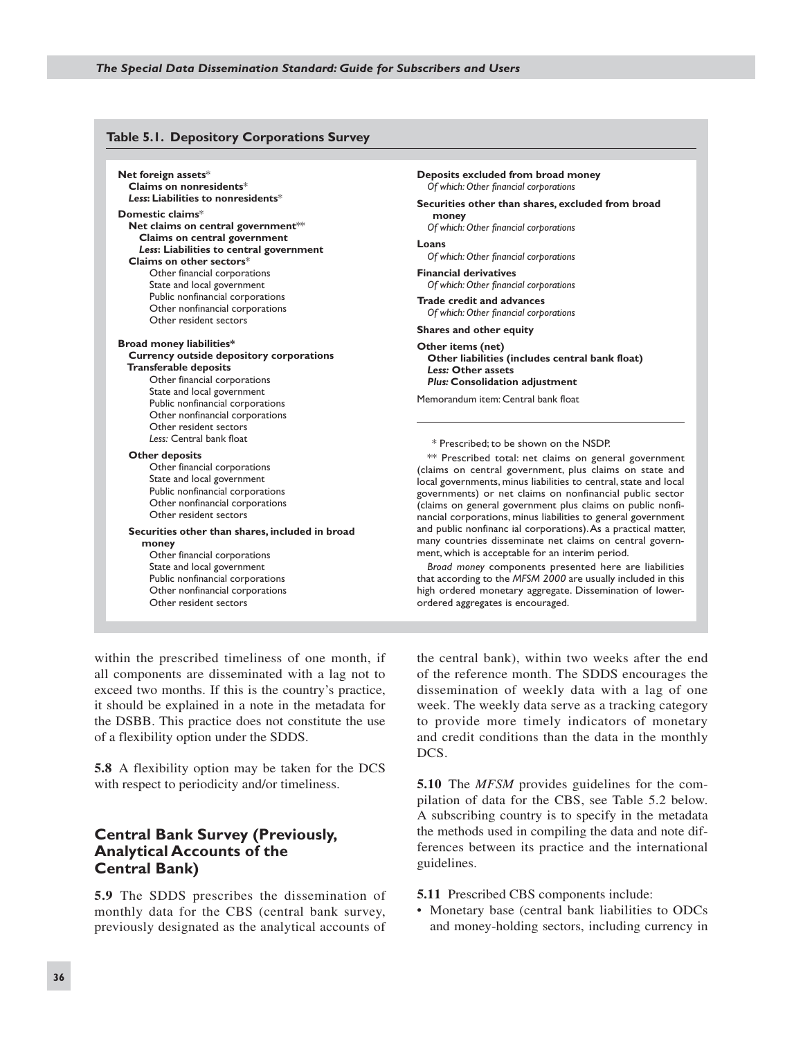**Table 5.1. Depository Corporations Survey**

**Net foreign assets***
- **Claims on nonresidents***
- ***Less:* Liabilities to nonresidents***

**Domestic claims***
- **Net claims on central government****
  - **Claims on central government**
  - ***Less:* Liabilities to central government**
- **Claims on other sectors***
  - Other financial corporations
  - State and local government
  - Public nonfinancial corporations
  - Other nonfinancial corporations
  - Other resident sectors

**Broad money liabilities***
- **Currency outside depository corporations**
- **Transferable deposits**
  - Other financial corporations
  - State and local government
  - Public nonfinancial corporations
  - Other nonfinancial corporations
  - Other resident sectors
  - *Less:* Central bank float
- **Other deposits**
  - Other financial corporations
  - State and local government
  - Public nonfinancial corporations
  - Other nonfinancial corporations
  - Other resident sectors
- **Securities other than shares, included in broad money**
  - Other financial corporations
  - State and local government
  - Public nonfinancial corporations
  - Other nonfinancial corporations
  - Other resident sectors

**Deposits excluded from broad money**
- *Of which: Other financial corporations*

**Securities other than shares, excluded from broad money**
- *Of which: Other financial corporations*

**Loans**
- *Of which: Other financial corporations*

**Financial derivatives**
- *Of which: Other financial corporations*

**Trade credit and advances**
- *Of which: Other financial corporations*

**Shares and other equity**

**Other items (net)**
- **Other liabilities (includes central bank float)**
- ***Less:* Other assets**
- ***Plus:* Consolidation adjustment**

Memorandum item: Central bank float

\* Prescribed; to be shown on the NSDP.

\*\* Prescribed total: net claims on general government (claims on central government, plus claims on state and local governments, minus liabilities to central, state and local governments) or net claims on nonfinancial public sector (claims on general government plus claims on public nonfinancial corporations, minus liabilities to general government and public nonfinanc ial corporations). As a practical matter, many countries disseminate net claims on central government, which is acceptable for an interim period.

*Broad money* components presented here are liabilities that according to the *MFSM 2000* are usually included in this high ordered monetary aggregate. Dissemination of lower-ordered aggregates is encouraged.

within the prescribed timeliness of one month, if all components are disseminated with a lag not to exceed two months. If this is the country's practice, it should be explained in a note in the metadata for the DSBB. This practice does not constitute the use of a flexibility option under the SDDS.

**5.8** A flexibility option may be taken for the DCS with respect to periodicity and/or timeliness.

## Central Bank Survey (Previously, Analytical Accounts of the Central Bank)

**5.9** The SDDS prescribes the dissemination of monthly data for the CBS (central bank survey, previously designated as the analytical accounts of the central bank), within two weeks after the end of the reference month. The SDDS encourages the dissemination of weekly data with a lag of one week. The weekly data serve as a tracking category to provide more timely indicators of monetary and credit conditions than the data in the monthly DCS.

**5.10** The *MFSM* provides guidelines for the compilation of data for the CBS, see Table 5.2 below. A subscribing country is to specify in the metadata the methods used in compiling the data and note differences between its practice and the international guidelines.

**5.11** Prescribed CBS components include:

- Monetary base (central bank liabilities to ODCs and money-holding sectors, including currency in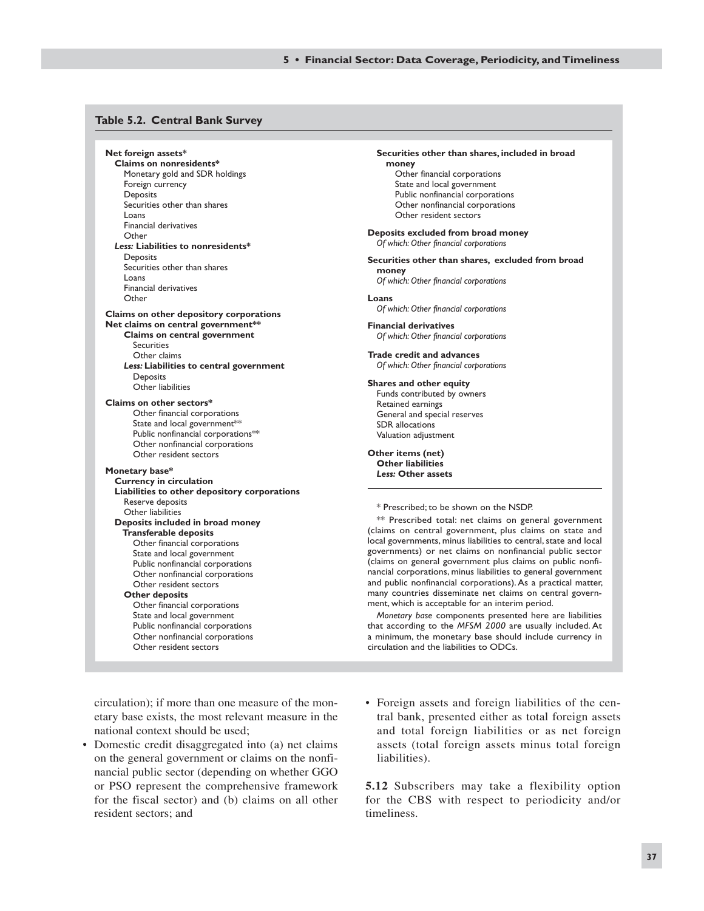**Table 5.2. Central Bank Survey**

**Net foreign assets***
- **Claims on nonresidents***
  - Monetary gold and SDR holdings
  - Foreign currency
  - Deposits
  - Securities other than shares
  - Loans
  - Financial derivatives
  - Other
- ***Less:* Liabilities to nonresidents***
  - Deposits
  - Securities other than shares
  - Loans
  - Financial derivatives
  - Other

**Claims on other depository corporations**

**Net claims on central government****
- **Claims on central government**
  - Securities
  - Other claims
- ***Less:* Liabilities to central government**
  - Deposits
  - Other liabilities

**Claims on other sectors***
- Other financial corporations
- State and local government**
- Public nonfinancial corporations**
- Other nonfinancial corporations
- Other resident sectors

**Monetary base***
- **Currency in circulation**
- **Liabilities to other depository corporations**
  - Reserve deposits
  - Other liabilities
- **Deposits included in broad money**
  - **Transferable deposits**
    - Other financial corporations
    - State and local government
    - Public nonfinancial corporations
    - Other nonfinancial corporations
    - Other resident sectors
  - **Other deposits**
    - Other financial corporations
    - State and local government
    - Public nonfinancial corporations
    - Other nonfinancial corporations
    - Other resident sectors
- **Securities other than shares, included in broad money**
  - Other financial corporations
  - State and local government
  - Public nonfinancial corporations
  - Other nonfinancial corporations
  - Other resident sectors

**Deposits excluded from broad money**
*Of which: Other financial corporations*

**Securities other than shares, excluded from broad money**
*Of which: Other financial corporations*

**Loans**
*Of which: Other financial corporations*

**Financial derivatives**
*Of which: Other financial corporations*

**Trade credit and advances**
*Of which: Other financial corporations*

**Shares and other equity**
- Funds contributed by owners
- Retained earnings
- General and special reserves
- SDR allocations
- Valuation adjustment

**Other items (net)**
- **Other liabilities**
- ***Less:* Other assets**

\* Prescribed; to be shown on the NSDP.

\*\* Prescribed total: net claims on general government (claims on central government, plus claims on state and local governments, minus liabilities to central, state and local governments) or net claims on nonfinancial public sector (claims on general government plus claims on public nonfinancial corporations, minus liabilities to general government and public nonfinancial corporations). As a practical matter, many countries disseminate net claims on central government, which is acceptable for an interim period.

*Monetary base* components presented here are liabilities that according to the *MFSM 2000* are usually included. At a minimum, the monetary base should include currency in circulation and the liabilities to ODCs.

circulation); if more than one measure of the monetary base exists, the most relevant measure in the national context should be used;

- Domestic credit disaggregated into (a) net claims on the general government or claims on the nonfinancial public sector (depending on whether GGO or PSO represent the comprehensive framework for the fiscal sector) and (b) claims on all other resident sectors; and
- Foreign assets and foreign liabilities of the central bank, presented either as total foreign assets and total foreign liabilities or as net foreign assets (total foreign assets minus total foreign liabilities).

**5.12** Subscribers may take a flexibility option for the CBS with respect to periodicity and/or timeliness.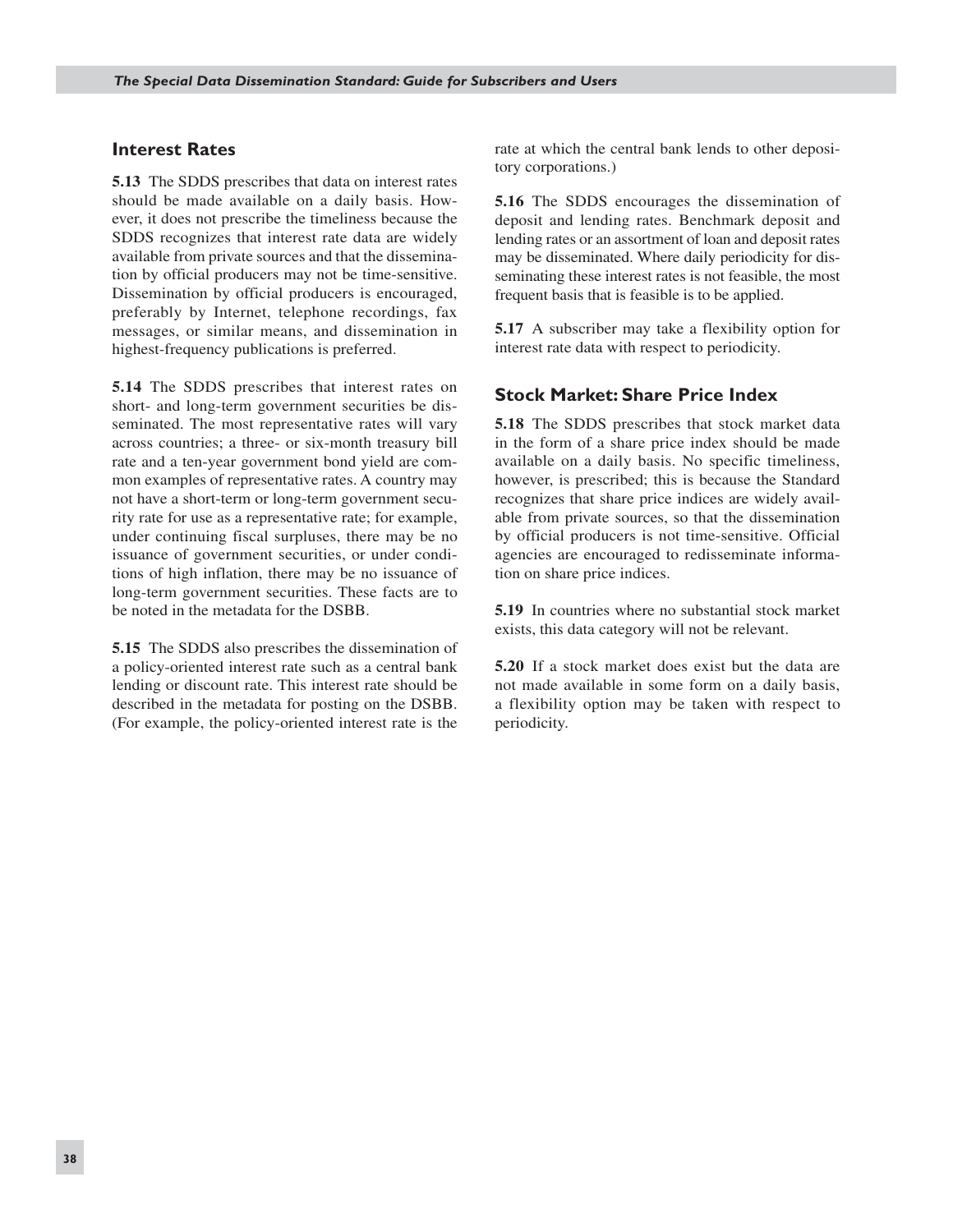## Interest Rates

**5.13** The SDDS prescribes that data on interest rates should be made available on a daily basis. However, it does not prescribe the timeliness because the SDDS recognizes that interest rate data are widely available from private sources and that the dissemination by official producers may not be time-sensitive. Dissemination by official producers is encouraged, preferably by Internet, telephone recordings, fax messages, or similar means, and dissemination in highest-frequency publications is preferred.

**5.14** The SDDS prescribes that interest rates on short- and long-term government securities be disseminated. The most representative rates will vary across countries; a three- or six-month treasury bill rate and a ten-year government bond yield are common examples of representative rates. A country may not have a short-term or long-term government security rate for use as a representative rate; for example, under continuing fiscal surpluses, there may be no issuance of government securities, or under conditions of high inflation, there may be no issuance of long-term government securities. These facts are to be noted in the metadata for the DSBB.

**5.15** The SDDS also prescribes the dissemination of a policy-oriented interest rate such as a central bank lending or discount rate. This interest rate should be described in the metadata for posting on the DSBB. (For example, the policy-oriented interest rate is the rate at which the central bank lends to other depository corporations.)

**5.16** The SDDS encourages the dissemination of deposit and lending rates. Benchmark deposit and lending rates or an assortment of loan and deposit rates may be disseminated. Where daily periodicity for disseminating these interest rates is not feasible, the most frequent basis that is feasible is to be applied.

**5.17** A subscriber may take a flexibility option for interest rate data with respect to periodicity.

## Stock Market: Share Price Index

**5.18** The SDDS prescribes that stock market data in the form of a share price index should be made available on a daily basis. No specific timeliness, however, is prescribed; this is because the Standard recognizes that share price indices are widely available from private sources, so that the dissemination by official producers is not time-sensitive. Official agencies are encouraged to redisseminate information on share price indices.

**5.19** In countries where no substantial stock market exists, this data category will not be relevant.

**5.20** If a stock market does exist but the data are not made available in some form on a daily basis, a flexibility option may be taken with respect to periodicity.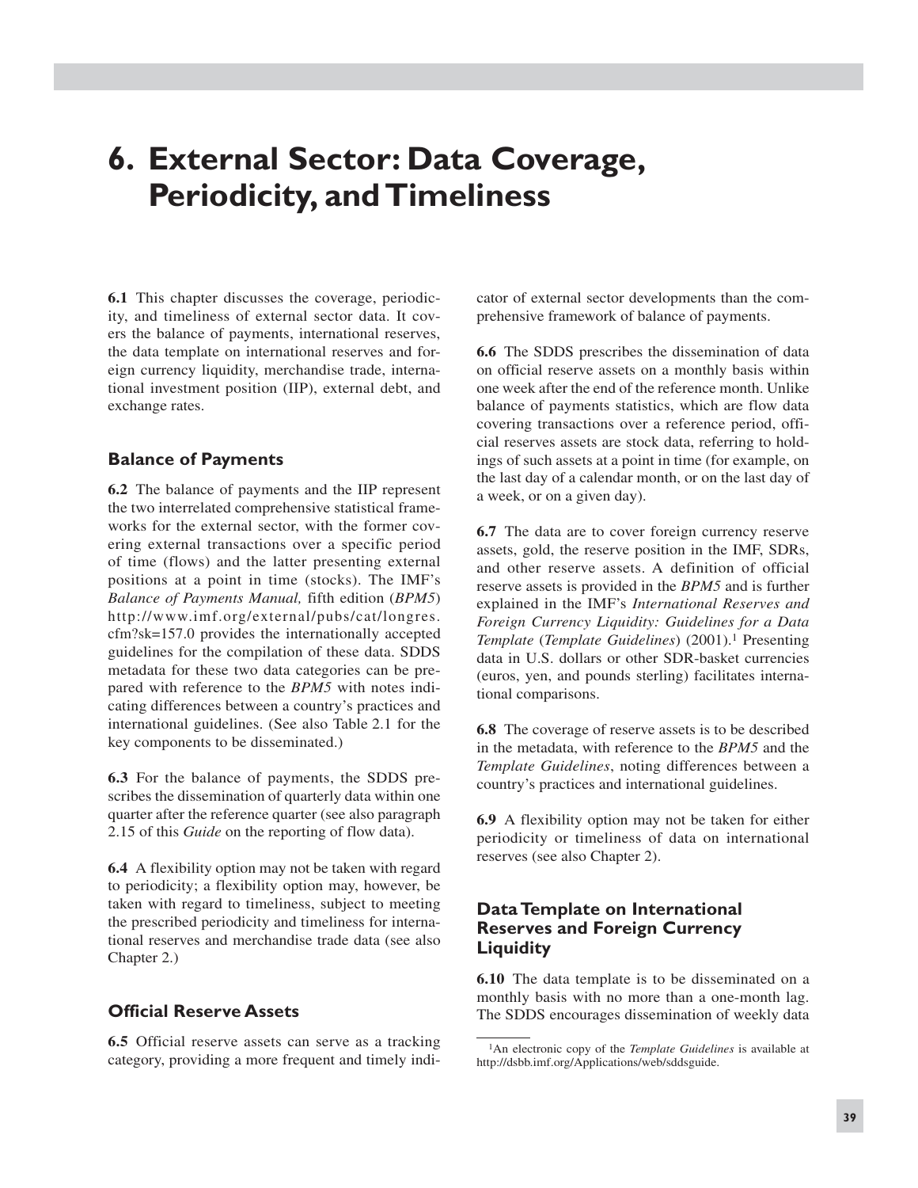# 6. External Sector: Data Coverage, Periodicity, and Timeliness

**6.1** This chapter discusses the coverage, periodicity, and timeliness of external sector data. It covers the balance of payments, international reserves, the data template on international reserves and foreign currency liquidity, merchandise trade, international investment position (IIP), external debt, and exchange rates.

## Balance of Payments

**6.2** The balance of payments and the IIP represent the two interrelated comprehensive statistical frameworks for the external sector, with the former covering external transactions over a specific period of time (flows) and the latter presenting external positions at a point in time (stocks). The IMF's *Balance of Payments Manual,* fifth edition (*BPM5*) http://www.imf.org/external/pubs/cat/longres.cfm?sk=157.0 provides the internationally accepted guidelines for the compilation of these data. SDDS metadata for these two data categories can be prepared with reference to the *BPM5* with notes indicating differences between a country's practices and international guidelines. (See also Table 2.1 for the key components to be disseminated.)

**6.3** For the balance of payments, the SDDS prescribes the dissemination of quarterly data within one quarter after the reference quarter (see also paragraph 2.15 of this *Guide* on the reporting of flow data).

**6.4** A flexibility option may not be taken with regard to periodicity; a flexibility option may, however, be taken with regard to timeliness, subject to meeting the prescribed periodicity and timeliness for international reserves and merchandise trade data (see also Chapter 2.)

## Official Reserve Assets

**6.5** Official reserve assets can serve as a tracking category, providing a more frequent and timely indicator of external sector developments than the comprehensive framework of balance of payments.

**6.6** The SDDS prescribes the dissemination of data on official reserve assets on a monthly basis within one week after the end of the reference month. Unlike balance of payments statistics, which are flow data covering transactions over a reference period, official reserves assets are stock data, referring to holdings of such assets at a point in time (for example, on the last day of a calendar month, or on the last day of a week, or on a given day).

**6.7** The data are to cover foreign currency reserve assets, gold, the reserve position in the IMF, SDRs, and other reserve assets. A definition of official reserve assets is provided in the *BPM5* and is further explained in the IMF's *International Reserves and Foreign Currency Liquidity: Guidelines for a Data Template* (*Template Guidelines*) (2001).[1] Presenting data in U.S. dollars or other SDR-basket currencies (euros, yen, and pounds sterling) facilitates international comparisons.

**6.8** The coverage of reserve assets is to be described in the metadata, with reference to the *BPM5* and the *Template Guidelines*, noting differences between a country's practices and international guidelines.

**6.9** A flexibility option may not be taken for either periodicity or timeliness of data on international reserves (see also Chapter 2).

## Data Template on International Reserves and Foreign Currency Liquidity

**6.10** The data template is to be disseminated on a monthly basis with no more than a one-month lag. The SDDS encourages dissemination of weekly data

[1] An electronic copy of the *Template Guidelines* is available at http://dsbb.imf.org/Applications/web/sddsguide.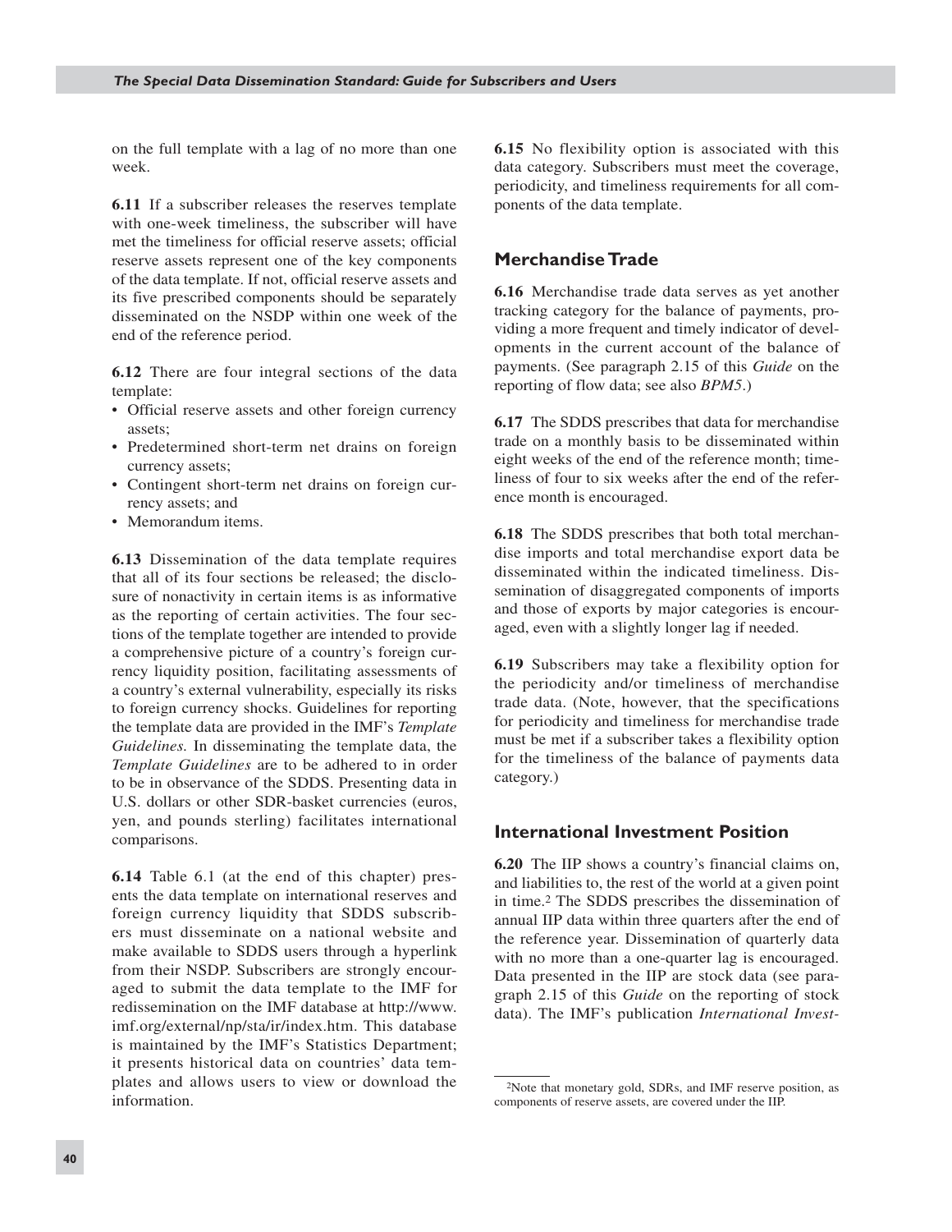on the full template with a lag of no more than one week.

**6.11** If a subscriber releases the reserves template with one-week timeliness, the subscriber will have met the timeliness for official reserve assets; official reserve assets represent one of the key components of the data template. If not, official reserve assets and its five prescribed components should be separately disseminated on the NSDP within one week of the end of the reference period.

**6.12** There are four integral sections of the data template:

- Official reserve assets and other foreign currency assets;
- Predetermined short-term net drains on foreign currency assets;
- Contingent short-term net drains on foreign currency assets; and
- Memorandum items.

**6.13** Dissemination of the data template requires that all of its four sections be released; the disclosure of nonactivity in certain items is as informative as the reporting of certain activities. The four sections of the template together are intended to provide a comprehensive picture of a country's foreign currency liquidity position, facilitating assessments of a country's external vulnerability, especially its risks to foreign currency shocks. Guidelines for reporting the template data are provided in the IMF's *Template Guidelines.* In disseminating the template data, the *Template Guidelines* are to be adhered to in order to be in observance of the SDDS. Presenting data in U.S. dollars or other SDR-basket currencies (euros, yen, and pounds sterling) facilitates international comparisons.

**6.14** Table 6.1 (at the end of this chapter) presents the data template on international reserves and foreign currency liquidity that SDDS subscribers must disseminate on a national website and make available to SDDS users through a hyperlink from their NSDP. Subscribers are strongly encouraged to submit the data template to the IMF for redissemination on the IMF database at http://www.imf.org/external/np/sta/ir/index.htm. This database is maintained by the IMF's Statistics Department; it presents historical data on countries' data templates and allows users to view or download the information.

**6.15** No flexibility option is associated with this data category. Subscribers must meet the coverage, periodicity, and timeliness requirements for all components of the data template.

## Merchandise Trade

**6.16** Merchandise trade data serves as yet another tracking category for the balance of payments, providing a more frequent and timely indicator of developments in the current account of the balance of payments. (See paragraph 2.15 of this *Guide* on the reporting of flow data; see also *BPM5*.)

**6.17** The SDDS prescribes that data for merchandise trade on a monthly basis to be disseminated within eight weeks of the end of the reference month; timeliness of four to six weeks after the end of the reference month is encouraged.

**6.18** The SDDS prescribes that both total merchandise imports and total merchandise export data be disseminated within the indicated timeliness. Dissemination of disaggregated components of imports and those of exports by major categories is encouraged, even with a slightly longer lag if needed.

**6.19** Subscribers may take a flexibility option for the periodicity and/or timeliness of merchandise trade data. (Note, however, that the specifications for periodicity and timeliness for merchandise trade must be met if a subscriber takes a flexibility option for the timeliness of the balance of payments data category.)

## International Investment Position

**6.20** The IIP shows a country's financial claims on, and liabilities to, the rest of the world at a given point in time.[2] The SDDS prescribes the dissemination of annual IIP data within three quarters after the end of the reference year. Dissemination of quarterly data with no more than a one-quarter lag is encouraged. Data presented in the IIP are stock data (see paragraph 2.15 of this *Guide* on the reporting of stock data). The IMF's publication *International Invest-*

[2]Note that monetary gold, SDRs, and IMF reserve position, as components of reserve assets, are covered under the IIP.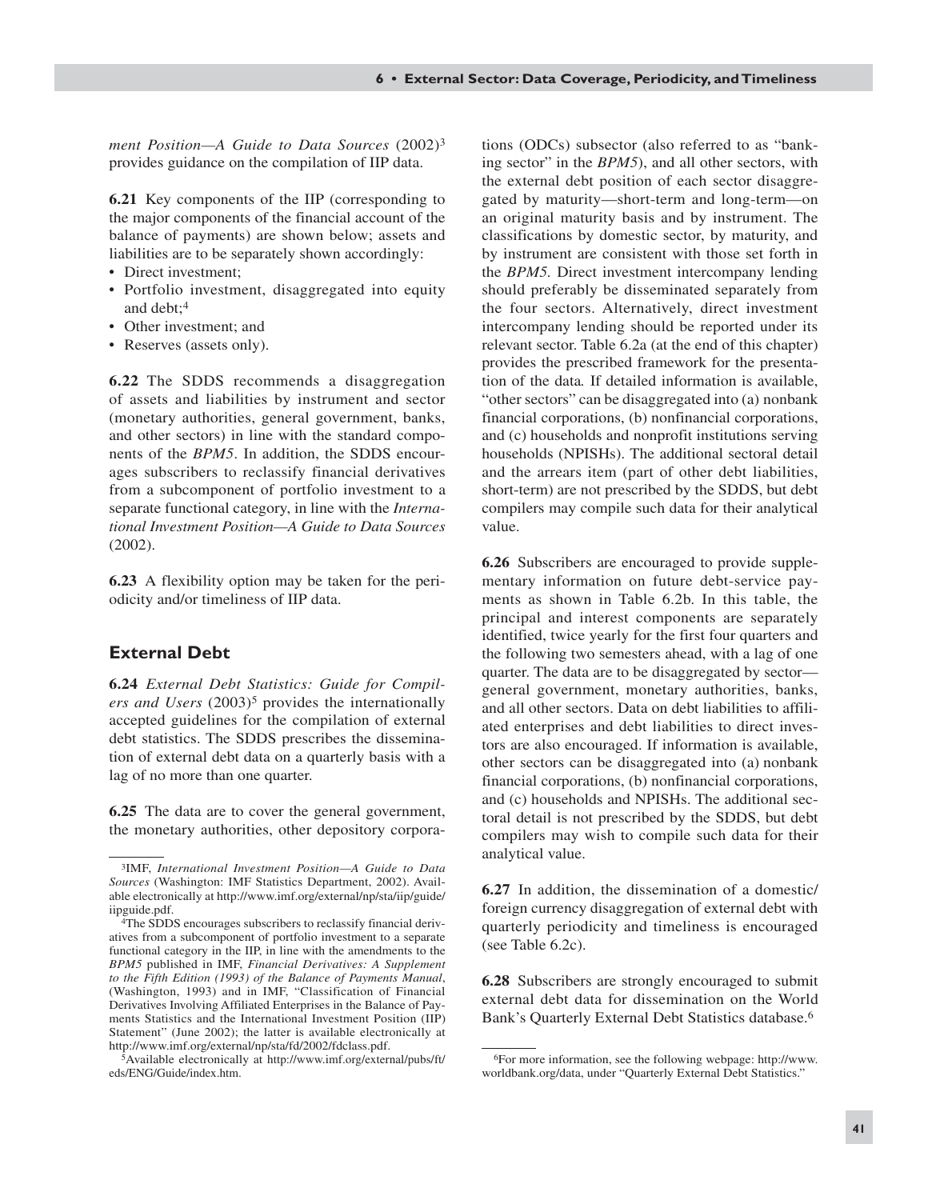*ment Position—A Guide to Data Sources* (2002)[3] provides guidance on the compilation of IIP data.

**6.21** Key components of the IIP (corresponding to the major components of the financial account of the balance of payments) are shown below; assets and liabilities are to be separately shown accordingly:

- Direct investment;
- Portfolio investment, disaggregated into equity and debt;[4]
- Other investment; and
- Reserves (assets only).

**6.22** The SDDS recommends a disaggregation of assets and liabilities by instrument and sector (monetary authorities, general government, banks, and other sectors) in line with the standard components of the *BPM5*. In addition, the SDDS encourages subscribers to reclassify financial derivatives from a subcomponent of portfolio investment to a separate functional category, in line with the *International Investment Position—A Guide to Data Sources* (2002).

**6.23** A flexibility option may be taken for the periodicity and/or timeliness of IIP data.

## External Debt

**6.24** *External Debt Statistics: Guide for Compilers and Users* (2003)[5] provides the internationally accepted guidelines for the compilation of external debt statistics. The SDDS prescribes the dissemination of external debt data on a quarterly basis with a lag of no more than one quarter.

**6.25** The data are to cover the general government, the monetary authorities, other depository corporations (ODCs) subsector (also referred to as "banking sector" in the *BPM5*), and all other sectors, with the external debt position of each sector disaggregated by maturity—short-term and long-term—on an original maturity basis and by instrument. The classifications by domestic sector, by maturity, and by instrument are consistent with those set forth in the *BPM5.* Direct investment intercompany lending should preferably be disseminated separately from the four sectors. Alternatively, direct investment intercompany lending should be reported under its relevant sector. Table 6.2a (at the end of this chapter) provides the prescribed framework for the presentation of the data*.* If detailed information is available, "other sectors" can be disaggregated into (a) nonbank financial corporations, (b) nonfinancial corporations, and (c) households and nonprofit institutions serving households (NPISHs). The additional sectoral detail and the arrears item (part of other debt liabilities, short-term) are not prescribed by the SDDS, but debt compilers may compile such data for their analytical value.

**6.26** Subscribers are encouraged to provide supplementary information on future debt-service payments as shown in Table 6.2b. In this table, the principal and interest components are separately identified, twice yearly for the first four quarters and the following two semesters ahead, with a lag of one quarter. The data are to be disaggregated by sector—general government, monetary authorities, banks, and all other sectors. Data on debt liabilities to affiliated enterprises and debt liabilities to direct investors are also encouraged. If information is available, other sectors can be disaggregated into (a) nonbank financial corporations, (b) nonfinancial corporations, and (c) households and NPISHs. The additional sectoral detail is not prescribed by the SDDS, but debt compilers may wish to compile such data for their analytical value.

**6.27** In addition, the dissemination of a domestic/foreign currency disaggregation of external debt with quarterly periodicity and timeliness is encouraged (see Table 6.2c).

**6.28** Subscribers are strongly encouraged to submit external debt data for dissemination on the World Bank's Quarterly External Debt Statistics database.[6]

---

[3]IMF, *International Investment Position—A Guide to Data Sources* (Washington: IMF Statistics Department, 2002). Available electronically at http://www.imf.org/external/np/sta/iip/guide/iipguide.pdf.

[4]The SDDS encourages subscribers to reclassify financial derivatives from a subcomponent of portfolio investment to a separate functional category in the IIP, in line with the amendments to the *BPM5* published in IMF, *Financial Derivatives: A Supplement to the Fifth Edition (1993) of the Balance of Payments Manual*, (Washington, 1993) and in IMF, "Classification of Financial Derivatives Involving Affiliated Enterprises in the Balance of Payments Statistics and the International Investment Position (IIP) Statement" (June 2002); the latter is available electronically at http://www.imf.org/external/np/sta/fd/2002/fdclass.pdf.

[5]Available electronically at http://www.imf.org/external/pubs/ft/eds/ENG/Guide/index.htm.

[6]For more information, see the following webpage: http://www.worldbank.org/data, under "Quarterly External Debt Statistics."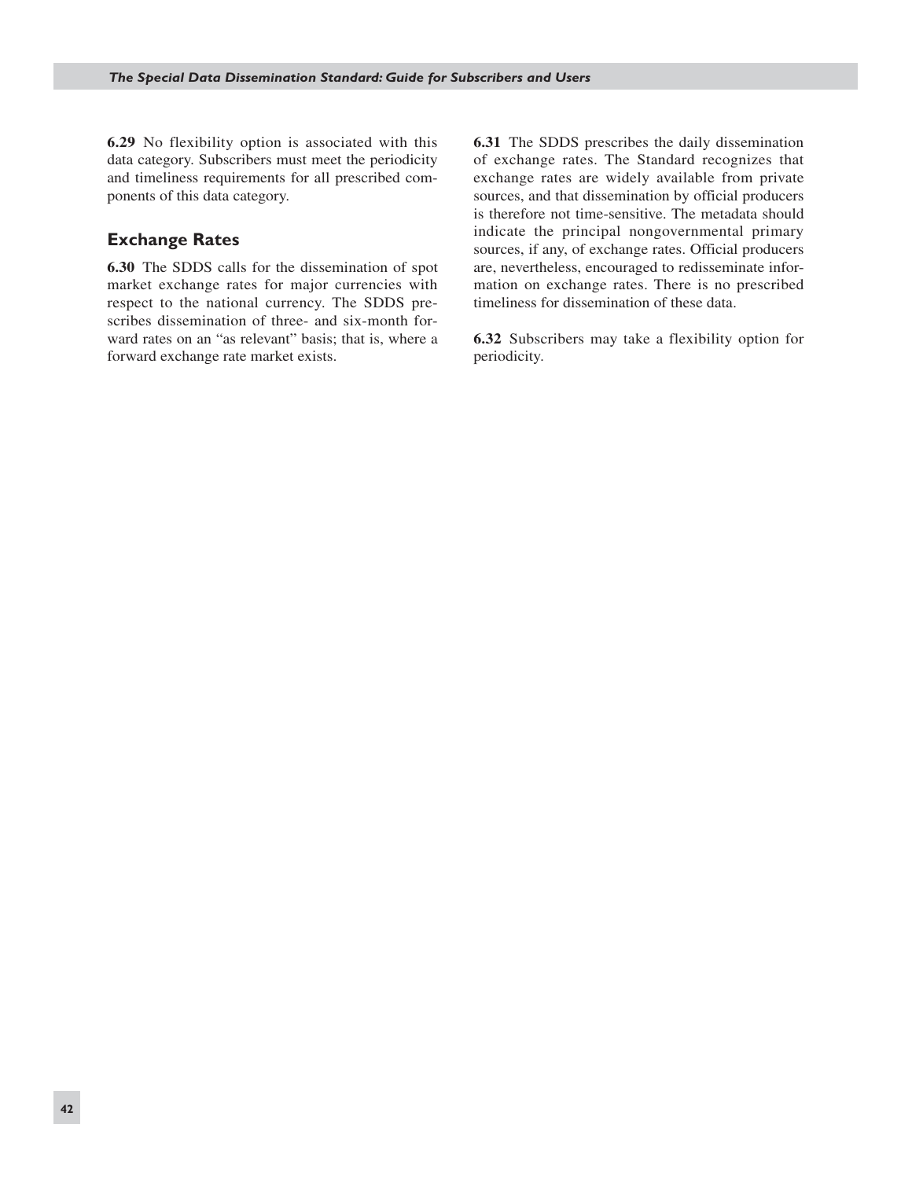**6.29** No flexibility option is associated with this data category. Subscribers must meet the periodicity and timeliness requirements for all prescribed components of this data category.

## Exchange Rates

**6.30** The SDDS calls for the dissemination of spot market exchange rates for major currencies with respect to the national currency. The SDDS prescribes dissemination of three- and six-month forward rates on an "as relevant" basis; that is, where a forward exchange rate market exists.

**6.31** The SDDS prescribes the daily dissemination of exchange rates. The Standard recognizes that exchange rates are widely available from private sources, and that dissemination by official producers is therefore not time-sensitive. The metadata should indicate the principal nongovernmental primary sources, if any, of exchange rates. Official producers are, nevertheless, encouraged to redisseminate information on exchange rates. There is no prescribed timeliness for dissemination of these data.

**6.32** Subscribers may take a flexibility option for periodicity.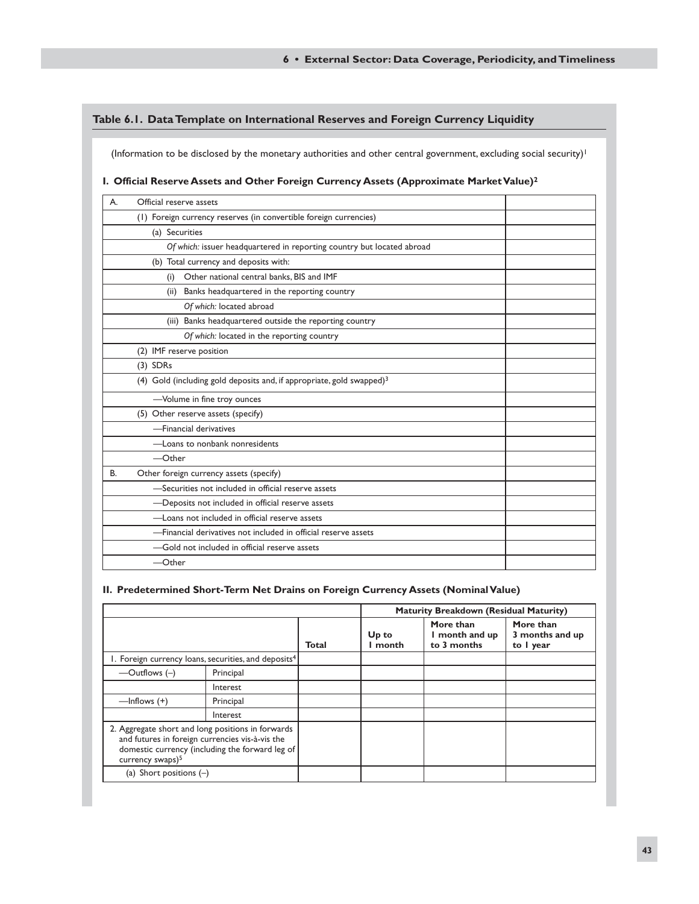## Table 6.1. Data Template on International Reserves and Foreign Currency Liquidity

(Information to be disclosed by the monetary authorities and other central government, excluding social security)[1]

### I. Official Reserve Assets and Other Foreign Currency Assets (Approximate Market Value)[2]

| | |
|---|---|
| A. Official reserve assets | |
| (1) Foreign currency reserves (in convertible foreign currencies) | |
| (a) Securities | |
| *Of which:* issuer headquartered in reporting country but located abroad | |
| (b) Total currency and deposits with: | |
| (i) Other national central banks, BIS and IMF | |
| (ii) Banks headquartered in the reporting country | |
| *Of which:* located abroad | |
| (iii) Banks headquartered outside the reporting country | |
| *Of which:* located in the reporting country | |
| (2) IMF reserve position | |
| (3) SDRs | |
| (4) Gold (including gold deposits and, if appropriate, gold swapped)[3] | |
| —Volume in fine troy ounces | |
| (5) Other reserve assets (specify) | |
| —Financial derivatives | |
| —Loans to nonbank nonresidents | |
| —Other | |
| B. Other foreign currency assets (specify) | |
| —Securities not included in official reserve assets | |
| —Deposits not included in official reserve assets | |
| —Loans not included in official reserve assets | |
| —Financial derivatives not included in official reserve assets | |
| —Gold not included in official reserve assets | |
| —Other | |

### II. Predetermined Short-Term Net Drains on Foreign Currency Assets (Nominal Value)

| | | | Maturity Breakdown (Residual Maturity) | | |
|---|---|---|---|---|---|
| | | Total | Up to 1 month | More than 1 month and up to 3 months | More than 3 months and up to 1 year |
| 1. Foreign currency loans, securities, and deposits[4] | | | | | |
| —Outflows (–) | Principal | | | | |
| | Interest | | | | |
| —Inflows (+) | Principal | | | | |
| | Interest | | | | |
| 2. Aggregate short and long positions in forwards and futures in foreign currencies vis-à-vis the domestic currency (including the forward leg of currency swaps)[5] | | | | | |
| (a) Short positions (–) | | | | | |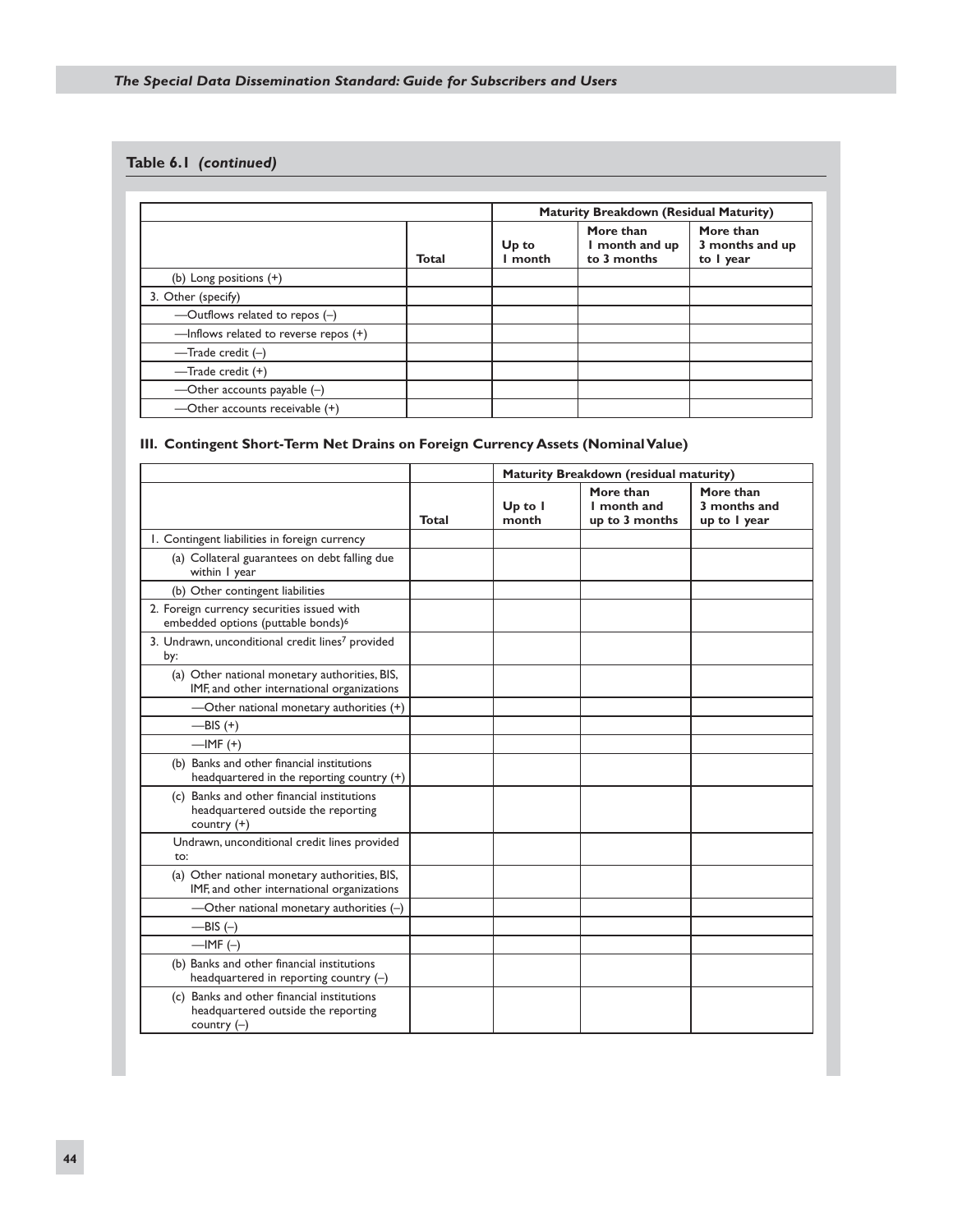**Table 6.1** *(continued)*

| | Total | Maturity Breakdown (Residual Maturity) | | |
|---|---|---|---|---|
| | | Up to 1 month | More than 1 month and up to 3 months | More than 3 months and up to 1 year |
| (b) Long positions (+) | | | | |
| 3. Other (specify) | | | | |
| —Outflows related to repos (–) | | | | |
| —Inflows related to reverse repos (+) | | | | |
| —Trade credit (–) | | | | |
| —Trade credit (+) | | | | |
| —Other accounts payable (–) | | | | |
| —Other accounts receivable (+) | | | | |

### III. Contingent Short-Term Net Drains on Foreign Currency Assets (Nominal Value)

| | Total | Maturity Breakdown (residual maturity) | | |
|---|---|---|---|---|
| | | Up to 1 month | More than 1 month and up to 3 months | More than 3 months and up to 1 year |
| 1. Contingent liabilities in foreign currency | | | | |
| (a) Collateral guarantees on debt falling due within 1 year | | | | |
| (b) Other contingent liabilities | | | | |
| 2. Foreign currency securities issued with embedded options (puttable bonds)[6] | | | | |
| 3. Undrawn, unconditional credit lines[7] provided by: | | | | |
| (a) Other national monetary authorities, BIS, IMF, and other international organizations | | | | |
| —Other national monetary authorities (+) | | | | |
| —BIS (+) | | | | |
| —IMF (+) | | | | |
| (b) Banks and other financial institutions headquartered in the reporting country (+) | | | | |
| (c) Banks and other financial institutions headquartered outside the reporting country (+) | | | | |
| Undrawn, unconditional credit lines provided to: | | | | |
| (a) Other national monetary authorities, BIS, IMF, and other international organizations | | | | |
| —Other national monetary authorities (–) | | | | |
| —BIS (–) | | | | |
| —IMF (–) | | | | |
| (b) Banks and other financial institutions headquartered in reporting country (–) | | | | |
| (c) Banks and other financial institutions headquartered outside the reporting country (–) | | | | |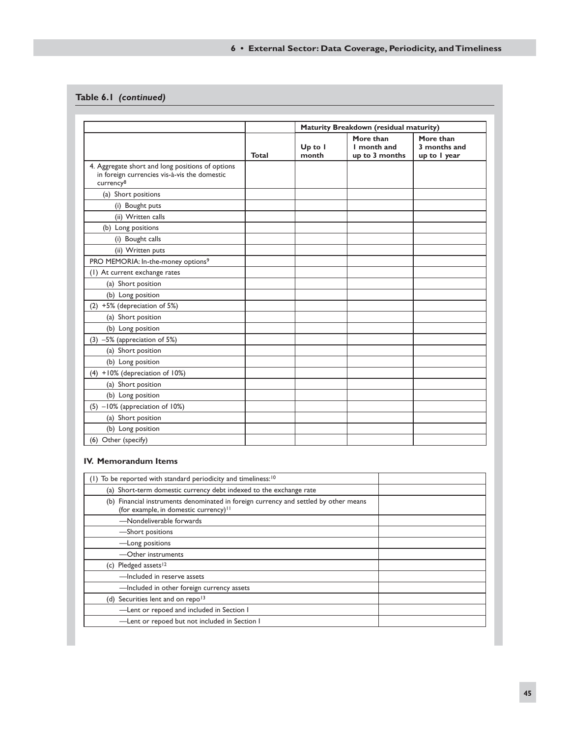## Table 6.1 *(continued)*

| | Total | Maturity Breakdown (residual maturity) | | |
|---|---|---|---|---|
| | | Up to 1 month | More than 1 month and up to 3 months | More than 3 months and up to 1 year |
| 4. Aggregate short and long positions of options in foreign currencies vis-à-vis the domestic currency[8] | | | | |
| (a) Short positions | | | | |
| (i) Bought puts | | | | |
| (ii) Written calls | | | | |
| (b) Long positions | | | | |
| (i) Bought calls | | | | |
| (ii) Written puts | | | | |
| PRO MEMORIA: In-the-money options[9] | | | | |
| (1) At current exchange rates | | | | |
| (a) Short position | | | | |
| (b) Long position | | | | |
| (2) +5% (depreciation of 5%) | | | | |
| (a) Short position | | | | |
| (b) Long position | | | | |
| (3) –5% (appreciation of 5%) | | | | |
| (a) Short position | | | | |
| (b) Long position | | | | |
| (4) +10% (depreciation of 10%) | | | | |
| (a) Short position | | | | |
| (b) Long position | | | | |
| (5) –10% (appreciation of 10%) | | | | |
| (a) Short position | | | | |
| (b) Long position | | | | |
| (6) Other (specify) | | | | |

### IV. Memorandum Items

| | |
|---|---|
| (1) To be reported with standard periodicity and timeliness:[10] | |
| (a) Short-term domestic currency debt indexed to the exchange rate | |
| (b) Financial instruments denominated in foreign currency and settled by other means (for example, in domestic currency)[11] | |
| —Nondeliverable forwards | |
| —Short positions | |
| —Long positions | |
| —Other instruments | |
| (c) Pledged assets[12] | |
| —Included in reserve assets | |
| —Included in other foreign currency assets | |
| (d) Securities lent and on repo[13] | |
| —Lent or repoed and included in Section I | |
| —Lent or repoed but not included in Section I | |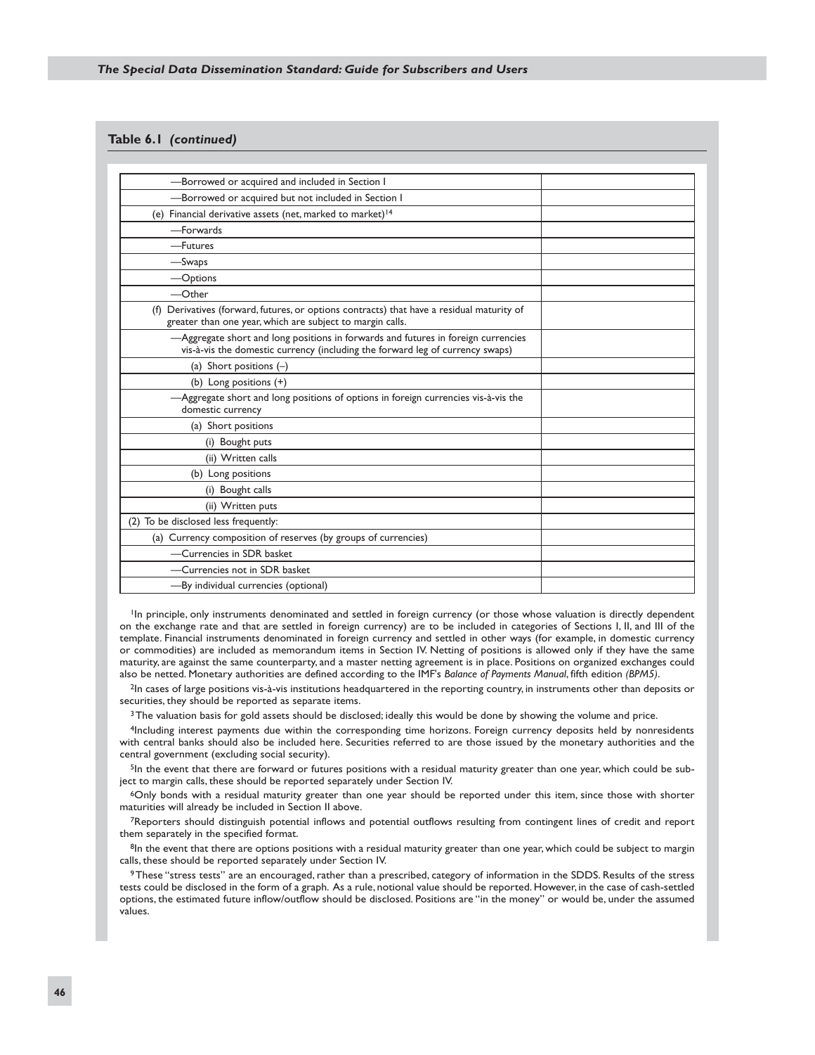**Table 6.1** *(continued)*

| | |
|---|---|
| —Borrowed or acquired and included in Section I | |
| —Borrowed or acquired but not included in Section I | |
| (e) Financial derivative assets (net, marked to market)[14] | |
| —Forwards | |
| —Futures | |
| —Swaps | |
| —Options | |
| —Other | |
| (f) Derivatives (forward, futures, or options contracts) that have a residual maturity of greater than one year, which are subject to margin calls. | |
| —Aggregate short and long positions in forwards and futures in foreign currencies vis-à-vis the domestic currency (including the forward leg of currency swaps) | |
| (a) Short positions (–) | |
| (b) Long positions (+) | |
| —Aggregate short and long positions of options in foreign currencies vis-à-vis the domestic currency | |
| (a) Short positions | |
| (i) Bought puts | |
| (ii) Written calls | |
| (b) Long positions | |
| (i) Bought calls | |
| (ii) Written puts | |
| (2) To be disclosed less frequently: | |
| (a) Currency composition of reserves (by groups of currencies) | |
| —Currencies in SDR basket | |
| —Currencies not in SDR basket | |
| —By individual currencies (optional) | |

[1]In principle, only instruments denominated and settled in foreign currency (or those whose valuation is directly dependent on the exchange rate and that are settled in foreign currency) are to be included in categories of Sections I, II, and III of the template. Financial instruments denominated in foreign currency and settled in other ways (for example, in domestic currency or commodities) are included as memorandum items in Section IV. Netting of positions is allowed only if they have the same maturity, are against the same counterparty, and a master netting agreement is in place. Positions on organized exchanges could also be netted. Monetary authorities are defined according to the IMF's *Balance of Payments Manual*, fifth edition *(BPM5)*.

[2]In cases of large positions vis-à-vis institutions headquartered in the reporting country, in instruments other than deposits or securities, they should be reported as separate items.

[3]The valuation basis for gold assets should be disclosed; ideally this would be done by showing the volume and price.

[4]Including interest payments due within the corresponding time horizons. Foreign currency deposits held by nonresidents with central banks should also be included here. Securities referred to are those issued by the monetary authorities and the central government (excluding social security).

[5]In the event that there are forward or futures positions with a residual maturity greater than one year, which could be subject to margin calls, these should be reported separately under Section IV.

[6]Only bonds with a residual maturity greater than one year should be reported under this item, since those with shorter maturities will already be included in Section II above.

[7]Reporters should distinguish potential inflows and potential outflows resulting from contingent lines of credit and report them separately in the specified format.

[8]In the event that there are options positions with a residual maturity greater than one year, which could be subject to margin calls, these should be reported separately under Section IV.

[9]These "stress tests" are an encouraged, rather than a prescribed, category of information in the SDDS. Results of the stress tests could be disclosed in the form of a graph. As a rule, notional value should be reported. However, in the case of cash-settled options, the estimated future inflow/outflow should be disclosed. Positions are "in the money" or would be, under the assumed values.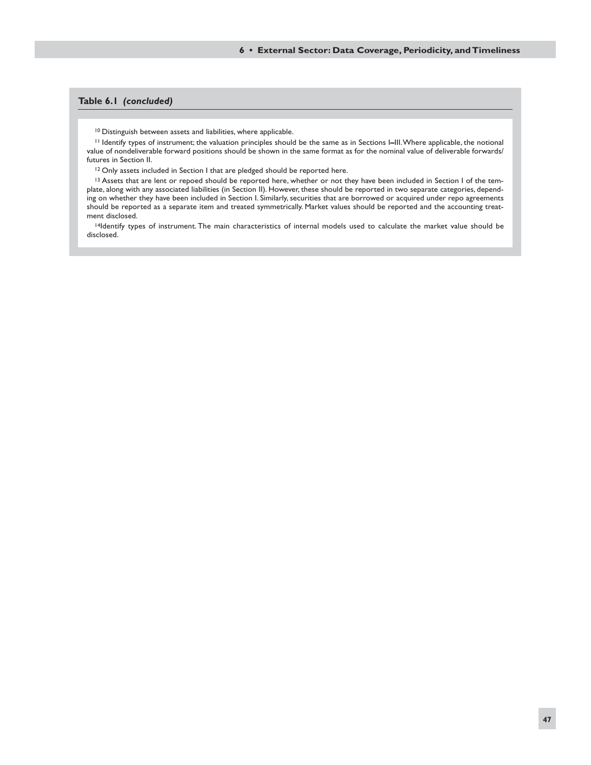**Table 6.1** *(concluded)*

[10] Distinguish between assets and liabilities, where applicable.

[11] Identify types of instrument; the valuation principles should be the same as in Sections I–III. Where applicable, the notional value of nondeliverable forward positions should be shown in the same format as for the nominal value of deliverable forwards/futures in Section II.

[12] Only assets included in Section I that are pledged should be reported here.

[13] Assets that are lent or repoed should be reported here, whether or not they have been included in Section I of the template, along with any associated liabilities (in Section II). However, these should be reported in two separate categories, depending on whether they have been included in Section I. Similarly, securities that are borrowed or acquired under repo agreements should be reported as a separate item and treated symmetrically. Market values should be reported and the accounting treatment disclosed.

[14] Identify types of instrument. The main characteristics of internal models used to calculate the market value should be disclosed.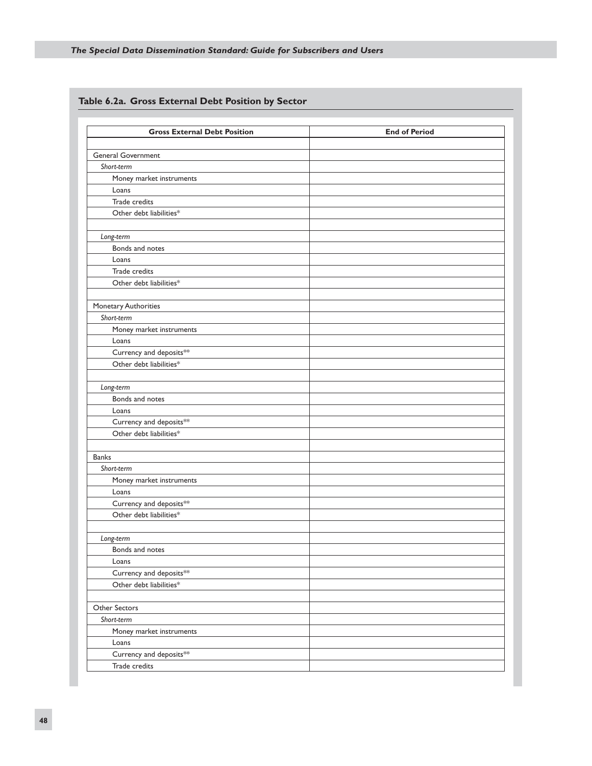## Table 6.2a. Gross External Debt Position by Sector

| Gross External Debt Position | End of Period |
|---|---|
| | |
| General Government | |
| *Short-term* | |
| Money market instruments | |
| Loans | |
| Trade credits | |
| Other debt liabilities* | |
| | |
| *Long-term* | |
| Bonds and notes | |
| Loans | |
| Trade credits | |
| Other debt liabilities* | |
| | |
| Monetary Authorities | |
| *Short-term* | |
| Money market instruments | |
| Loans | |
| Currency and deposits** | |
| Other debt liabilities* | |
| | |
| *Long-term* | |
| Bonds and notes | |
| Loans | |
| Currency and deposits** | |
| Other debt liabilities* | |
| | |
| Banks | |
| *Short-term* | |
| Money market instruments | |
| Loans | |
| Currency and deposits** | |
| Other debt liabilities* | |
| | |
| *Long-term* | |
| Bonds and notes | |
| Loans | |
| Currency and deposits** | |
| Other debt liabilities* | |
| | |
| Other Sectors | |
| *Short-term* | |
| Money market instruments | |
| Loans | |
| Currency and deposits** | |
| Trade credits | |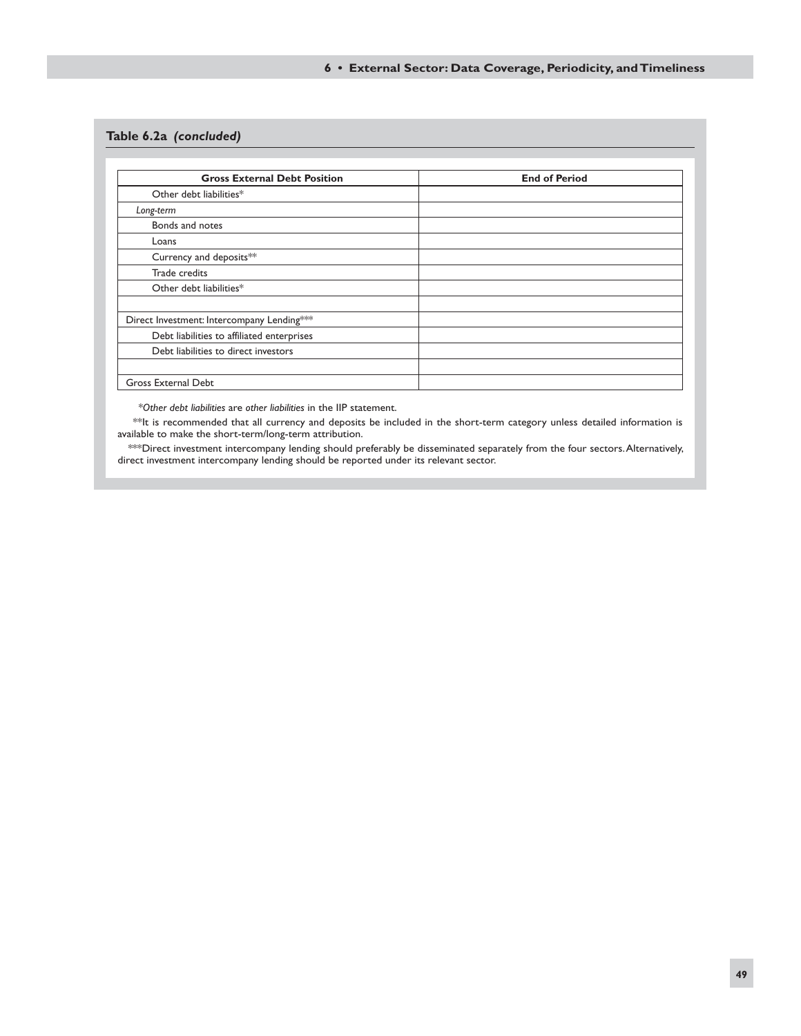### Table 6.2a *(concluded)*

| Gross External Debt Position | End of Period |
|---|---|
| Other debt liabilities* | |
| *Long-term* | |
| Bonds and notes | |
| Loans | |
| Currency and deposits** | |
| Trade credits | |
| Other debt liabilities* | |
| | |
| Direct Investment: Intercompany Lending*** | |
| Debt liabilities to affiliated enterprises | |
| Debt liabilities to direct investors | |
| | |
| Gross External Debt | |

**Other debt liabilities* are *other liabilities* in the IIP statement.

**It is recommended that all currency and deposits be included in the short-term category unless detailed information is available to make the short-term/long-term attribution.

***Direct investment intercompany lending should preferably be disseminated separately from the four sectors. Alternatively, direct investment intercompany lending should be reported under its relevant sector.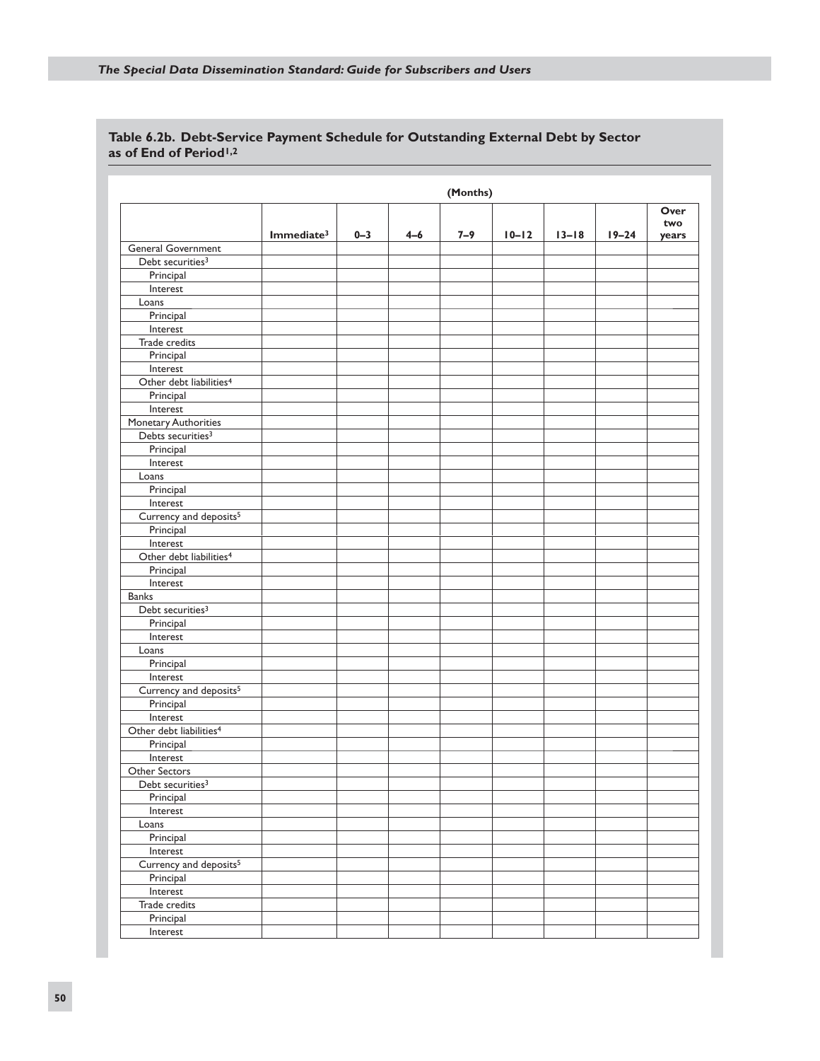**Table 6.2b. Debt-Service Payment Schedule for Outstanding External Debt by Sector as of End of Period[1,2]**

| | (Months) | | | | | | | |
|---|---|---|---|---|---|---|---|---|
| | Immediate[3] | 0–3 | 4–6 | 7–9 | 10–12 | 13–18 | 19–24 | Over two years |
| General Government | | | | | | | | |
| Debt securities[3] | | | | | | | | |
| Principal | | | | | | | | |
| Interest | | | | | | | | |
| Loans | | | | | | | | |
| Principal | | | | | | | | |
| Interest | | | | | | | | |
| Trade credits | | | | | | | | |
| Principal | | | | | | | | |
| Interest | | | | | | | | |
| Other debt liabilities[4] | | | | | | | | |
| Principal | | | | | | | | |
| Interest | | | | | | | | |
| Monetary Authorities | | | | | | | | |
| Debts securities[3] | | | | | | | | |
| Principal | | | | | | | | |
| Interest | | | | | | | | |
| Loans | | | | | | | | |
| Principal | | | | | | | | |
| Interest | | | | | | | | |
| Currency and deposits[5] | | | | | | | | |
| Principal | | | | | | | | |
| Interest | | | | | | | | |
| Other debt liabilities[4] | | | | | | | | |
| Principal | | | | | | | | |
| Interest | | | | | | | | |
| Banks | | | | | | | | |
| Debt securities[3] | | | | | | | | |
| Principal | | | | | | | | |
| Interest | | | | | | | | |
| Loans | | | | | | | | |
| Principal | | | | | | | | |
| Interest | | | | | | | | |
| Currency and deposits[5] | | | | | | | | |
| Principal | | | | | | | | |
| Interest | | | | | | | | |
| Other debt liabilities[4] | | | | | | | | |
| Principal | | | | | | | | |
| Interest | | | | | | | | |
| Other Sectors | | | | | | | | |
| Debt securities[3] | | | | | | | | |
| Principal | | | | | | | | |
| Interest | | | | | | | | |
| Loans | | | | | | | | |
| Principal | | | | | | | | |
| Interest | | | | | | | | |
| Currency and deposits[5] | | | | | | | | |
| Principal | | | | | | | | |
| Interest | | | | | | | | |
| Trade credits | | | | | | | | |
| Principal | | | | | | | | |
| Interest | | | | | | | | |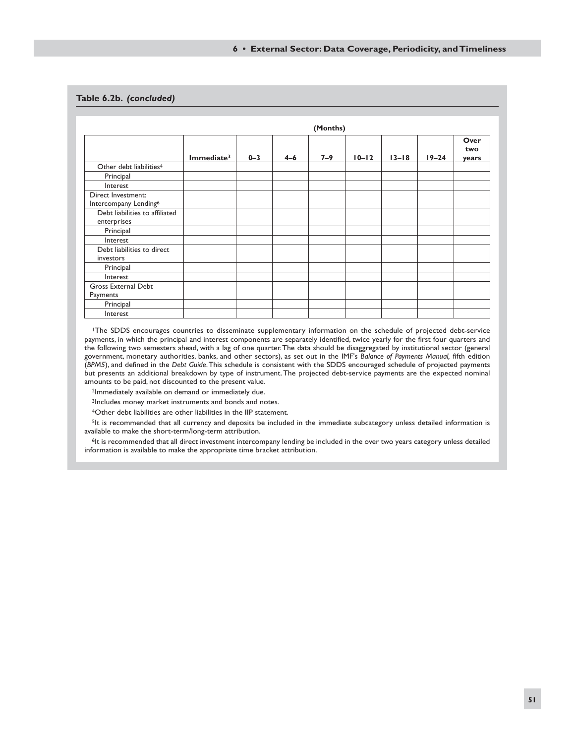### Table 6.2b. *(concluded)*

| | (Months) | | | | | | | |
|---|---|---|---|---|---|---|---|---|
| | Immediate[3] | 0–3 | 4–6 | 7–9 | 10–12 | 13–18 | 19–24 | Over two years |
| Other debt liabilities[4] | | | | | | | | |
| Principal | | | | | | | | |
| Interest | | | | | | | | |
| Direct Investment: Intercompany Lending[6] | | | | | | | | |
| Debt liabilities to affiliated enterprises | | | | | | | | |
| Principal | | | | | | | | |
| Interest | | | | | | | | |
| Debt liabilities to direct investors | | | | | | | | |
| Principal | | | | | | | | |
| Interest | | | | | | | | |
| Gross External Debt Payments | | | | | | | | |
| Principal | | | | | | | | |
| Interest | | | | | | | | |

[1]The SDDS encourages countries to disseminate supplementary information on the schedule of projected debt-service payments, in which the principal and interest components are separately identified, twice yearly for the first four quarters and the following two semesters ahead, with a lag of one quarter. The data should be disaggregated by institutional sector (general government, monetary authorities, banks, and other sectors), as set out in the IMF's *Balance of Payments Manual,* fifth edition (*BPM5*), and defined in the *Debt Guide*. This schedule is consistent with the SDDS encouraged schedule of projected payments but presents an additional breakdown by type of instrument. The projected debt-service payments are the expected nominal amounts to be paid, not discounted to the present value.

[2]Immediately available on demand or immediately due.

[3]Includes money market instruments and bonds and notes.

[4]Other debt liabilities are other liabilities in the IIP statement.

[5]It is recommended that all currency and deposits be included in the immediate subcategory unless detailed information is available to make the short-term/long-term attribution.

[6]It is recommended that all direct investment intercompany lending be included in the over two years category unless detailed information is available to make the appropriate time bracket attribution.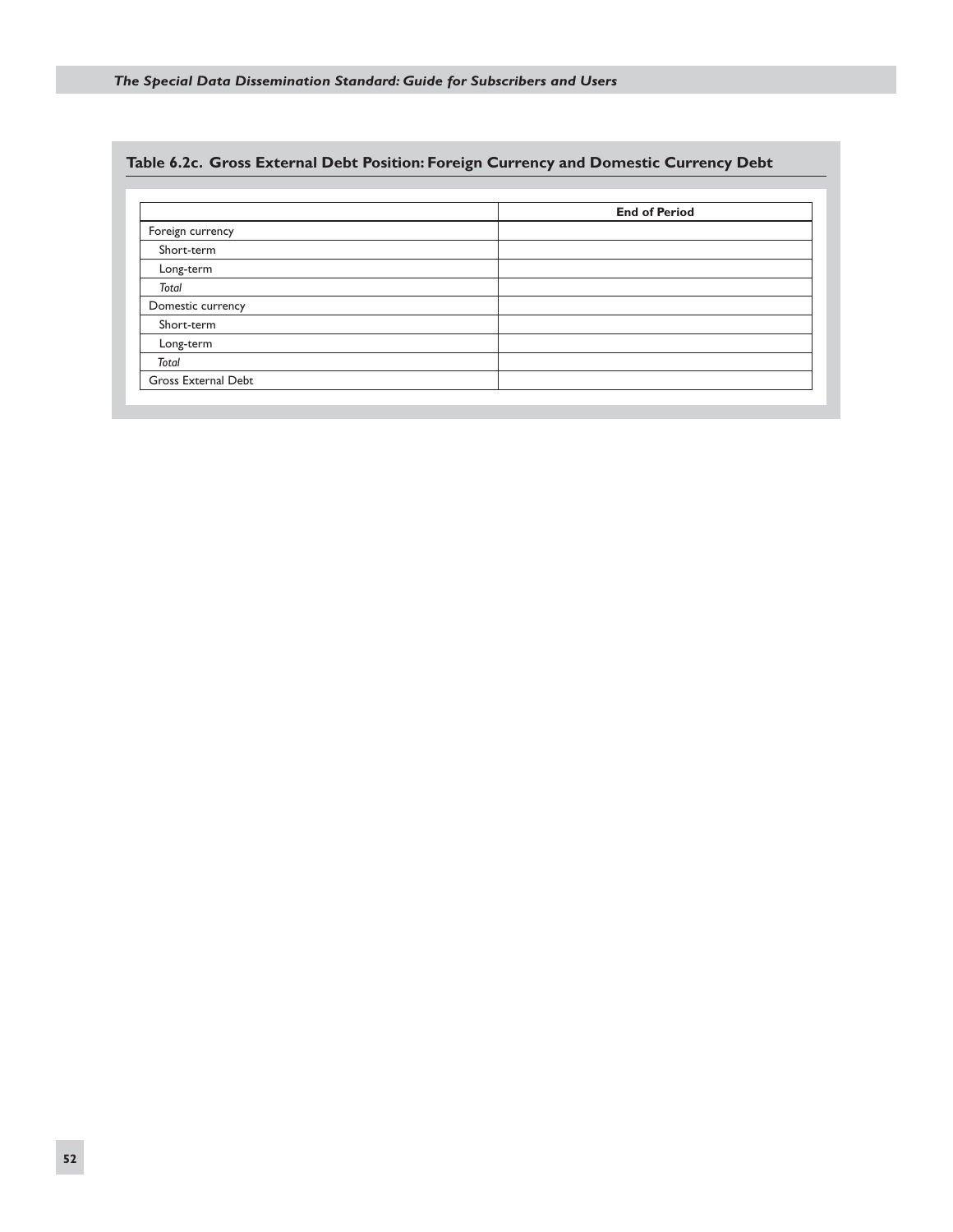### Table 6.2c. Gross External Debt Position: Foreign Currency and Domestic Currency Debt

| | **End of Period** |
|---|---|
| Foreign currency | |
| Short-term | |
| Long-term | |
| *Total* | |
| Domestic currency | |
| Short-term | |
| Long-term | |
| *Total* | |
| Gross External Debt | |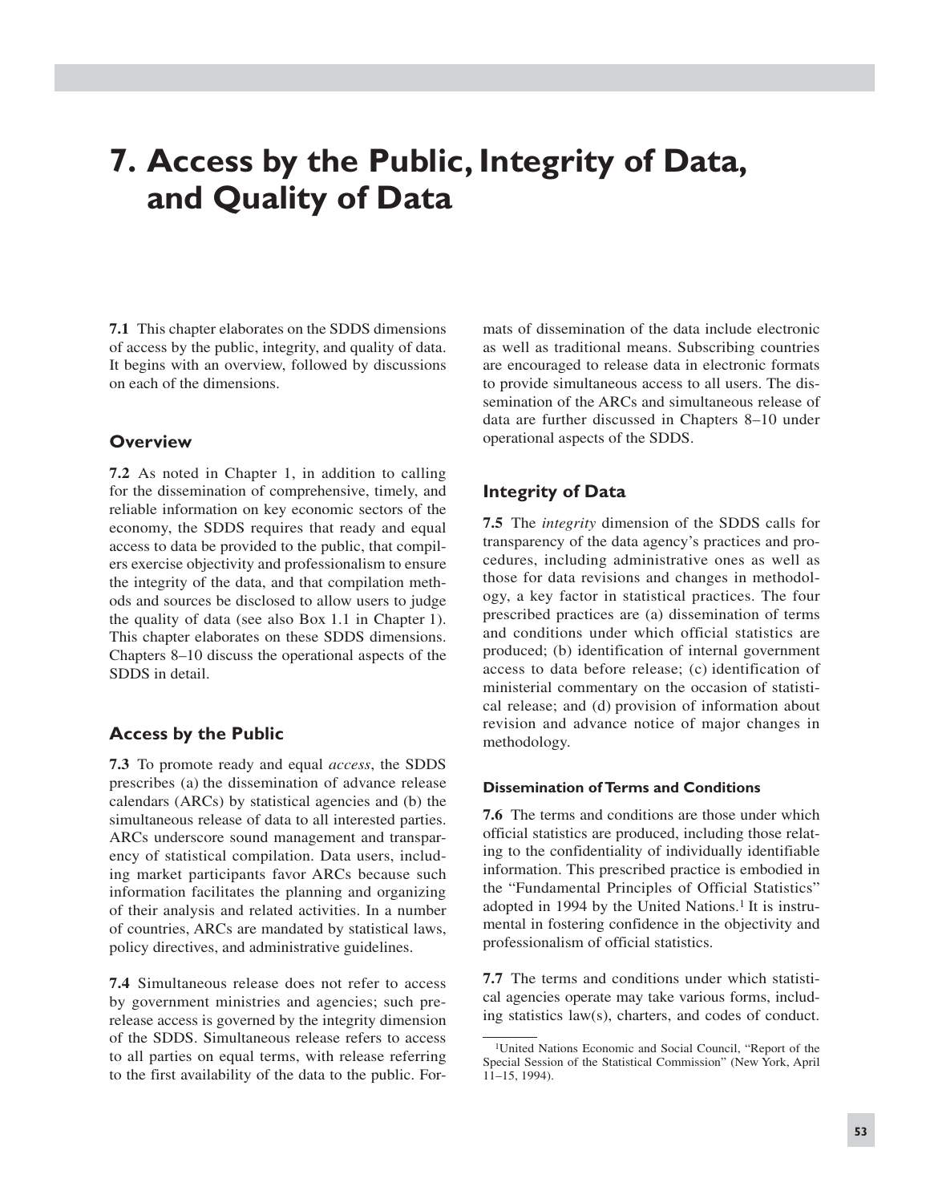# 7. Access by the Public, Integrity of Data, and Quality of Data

**7.1** This chapter elaborates on the SDDS dimensions of access by the public, integrity, and quality of data. It begins with an overview, followed by discussions on each of the dimensions.

## Overview

**7.2** As noted in Chapter 1, in addition to calling for the dissemination of comprehensive, timely, and reliable information on key economic sectors of the economy, the SDDS requires that ready and equal access to data be provided to the public, that compilers exercise objectivity and professionalism to ensure the integrity of the data, and that compilation methods and sources be disclosed to allow users to judge the quality of data (see also Box 1.1 in Chapter 1). This chapter elaborates on these SDDS dimensions. Chapters 8–10 discuss the operational aspects of the SDDS in detail.

## Access by the Public

**7.3** To promote ready and equal *access*, the SDDS prescribes (a) the dissemination of advance release calendars (ARCs) by statistical agencies and (b) the simultaneous release of data to all interested parties. ARCs underscore sound management and transparency of statistical compilation. Data users, including market participants favor ARCs because such information facilitates the planning and organizing of their analysis and related activities. In a number of countries, ARCs are mandated by statistical laws, policy directives, and administrative guidelines.

**7.4** Simultaneous release does not refer to access by government ministries and agencies; such prerelease access is governed by the integrity dimension of the SDDS. Simultaneous release refers to access to all parties on equal terms, with release referring to the first availability of the data to the public. Formats of dissemination of the data include electronic as well as traditional means. Subscribing countries are encouraged to release data in electronic formats to provide simultaneous access to all users. The dissemination of the ARCs and simultaneous release of data are further discussed in Chapters 8–10 under operational aspects of the SDDS.

## Integrity of Data

**7.5** The *integrity* dimension of the SDDS calls for transparency of the data agency's practices and procedures, including administrative ones as well as those for data revisions and changes in methodology, a key factor in statistical practices. The four prescribed practices are (a) dissemination of terms and conditions under which official statistics are produced; (b) identification of internal government access to data before release; (c) identification of ministerial commentary on the occasion of statistical release; and (d) provision of information about revision and advance notice of major changes in methodology.

### Dissemination of Terms and Conditions

**7.6** The terms and conditions are those under which official statistics are produced, including those relating to the confidentiality of individually identifiable information. This prescribed practice is embodied in the "Fundamental Principles of Official Statistics" adopted in 1994 by the United Nations.[1] It is instrumental in fostering confidence in the objectivity and professionalism of official statistics.

**7.7** The terms and conditions under which statistical agencies operate may take various forms, including statistics law(s), charters, and codes of conduct.

[1] United Nations Economic and Social Council, "Report of the Special Session of the Statistical Commission" (New York, April 11–15, 1994).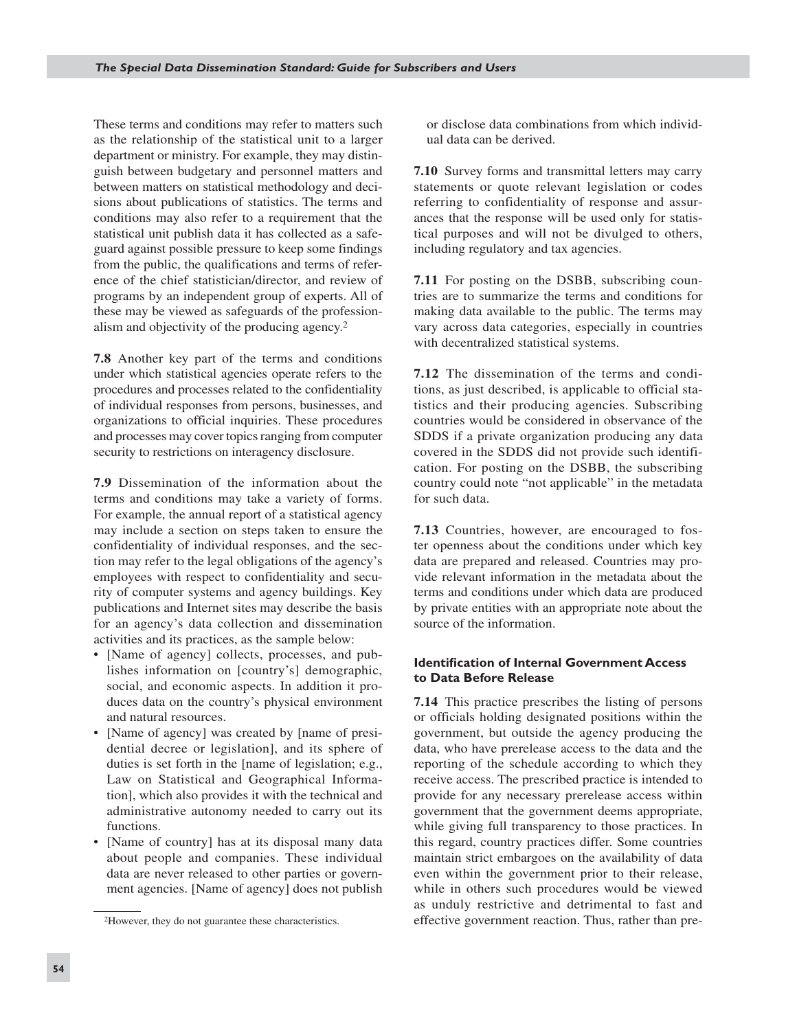These terms and conditions may refer to matters such as the relationship of the statistical unit to a larger department or ministry. For example, they may distinguish between budgetary and personnel matters and between matters on statistical methodology and decisions about publications of statistics. The terms and conditions may also refer to a requirement that the statistical unit publish data it has collected as a safeguard against possible pressure to keep some findings from the public, the qualifications and terms of reference of the chief statistician/director, and review of programs by an independent group of experts. All of these may be viewed as safeguards of the professionalism and objectivity of the producing agency.[2]

**7.8** Another key part of the terms and conditions under which statistical agencies operate refers to the procedures and processes related to the confidentiality of individual responses from persons, businesses, and organizations to official inquiries. These procedures and processes may cover topics ranging from computer security to restrictions on interagency disclosure.

**7.9** Dissemination of the information about the terms and conditions may take a variety of forms. For example, the annual report of a statistical agency may include a section on steps taken to ensure the confidentiality of individual responses, and the section may refer to the legal obligations of the agency's employees with respect to confidentiality and security of computer systems and agency buildings. Key publications and Internet sites may describe the basis for an agency's data collection and dissemination activities and its practices, as the sample below:

- [Name of agency] collects, processes, and publishes information on [country's] demographic, social, and economic aspects. In addition it produces data on the country's physical environment and natural resources.
- [Name of agency] was created by [name of presidential decree or legislation], and its sphere of duties is set forth in the [name of legislation; e.g., Law on Statistical and Geographical Information], which also provides it with the technical and administrative autonomy needed to carry out its functions.
- [Name of country] has at its disposal many data about people and companies. These individual data are never released to other parties or government agencies. [Name of agency] does not publish or disclose data combinations from which individual data can be derived.

**7.10** Survey forms and transmittal letters may carry statements or quote relevant legislation or codes referring to confidentiality of response and assurances that the response will be used only for statistical purposes and will not be divulged to others, including regulatory and tax agencies.

**7.11** For posting on the DSBB, subscribing countries are to summarize the terms and conditions for making data available to the public. The terms may vary across data categories, especially in countries with decentralized statistical systems.

**7.12** The dissemination of the terms and conditions, as just described, is applicable to official statistics and their producing agencies. Subscribing countries would be considered in observance of the SDDS if a private organization producing any data covered in the SDDS did not provide such identification. For posting on the DSBB, the subscribing country could note "not applicable" in the metadata for such data.

**7.13** Countries, however, are encouraged to foster openness about the conditions under which key data are prepared and released. Countries may provide relevant information in the metadata about the terms and conditions under which data are produced by private entities with an appropriate note about the source of the information.

#### Identification of Internal Government Access to Data Before Release

**7.14** This practice prescribes the listing of persons or officials holding designated positions within the government, but outside the agency producing the data, who have prerelease access to the data and the reporting of the schedule according to which they receive access. The prescribed practice is intended to provide for any necessary prerelease access within government that the government deems appropriate, while giving full transparency to those practices. In this regard, country practices differ. Some countries maintain strict embargoes on the availability of data even within the government prior to their release, while in others such procedures would be viewed as unduly restrictive and detrimental to fast and effective government reaction. Thus, rather than pre-

[2]However, they do not guarantee these characteristics.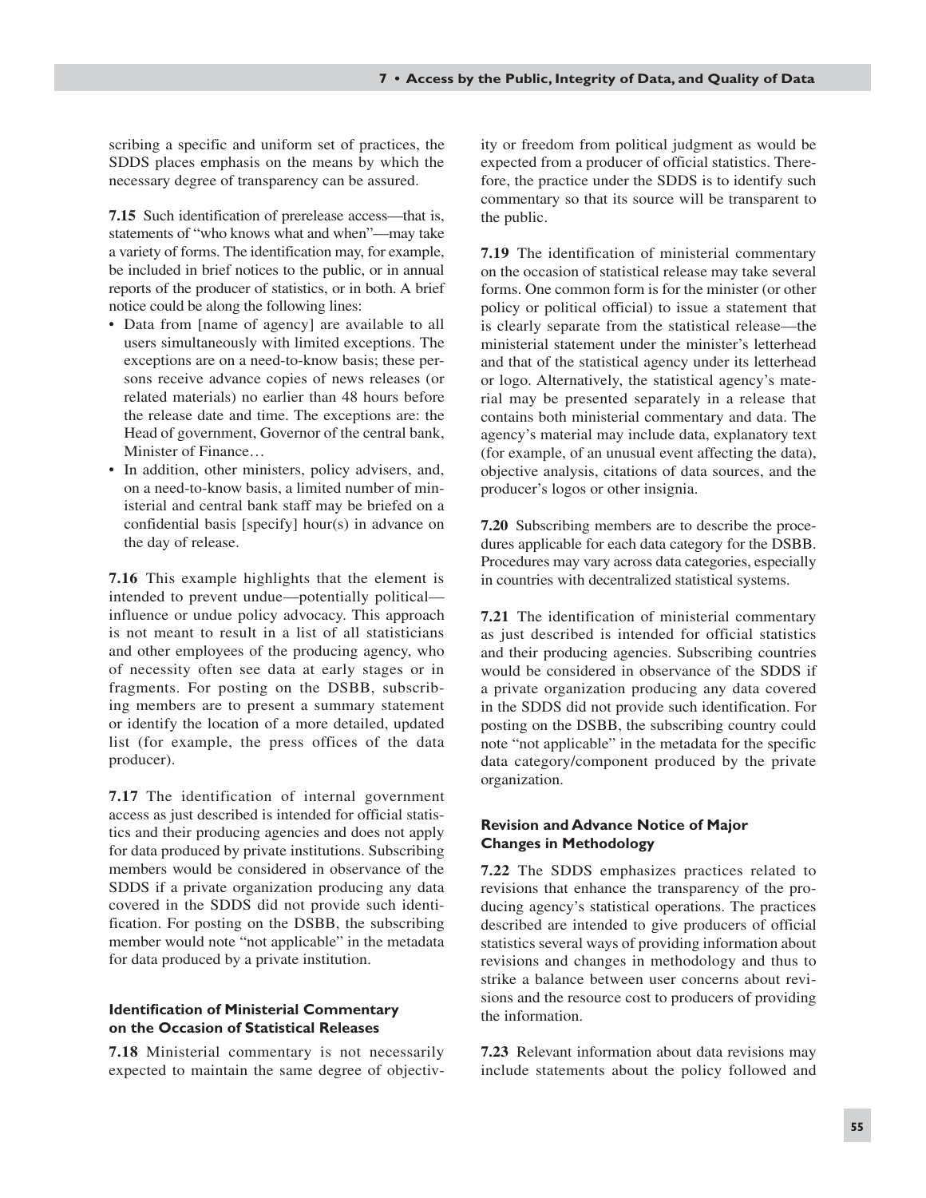scribing a specific and uniform set of practices, the SDDS places emphasis on the means by which the necessary degree of transparency can be assured.

**7.15** Such identification of prerelease access—that is, statements of "who knows what and when"—may take a variety of forms. The identification may, for example, be included in brief notices to the public, or in annual reports of the producer of statistics, or in both. A brief notice could be along the following lines:

- Data from [name of agency] are available to all users simultaneously with limited exceptions. The exceptions are on a need-to-know basis; these persons receive advance copies of news releases (or related materials) no earlier than 48 hours before the release date and time. The exceptions are: the Head of government, Governor of the central bank, Minister of Finance…
- In addition, other ministers, policy advisers, and, on a need-to-know basis, a limited number of ministerial and central bank staff may be briefed on a confidential basis [specify] hour(s) in advance on the day of release.

**7.16** This example highlights that the element is intended to prevent undue—potentially political—influence or undue policy advocacy. This approach is not meant to result in a list of all statisticians and other employees of the producing agency, who of necessity often see data at early stages or in fragments. For posting on the DSBB, subscribing members are to present a summary statement or identify the location of a more detailed, updated list (for example, the press offices of the data producer).

**7.17** The identification of internal government access as just described is intended for official statistics and their producing agencies and does not apply for data produced by private institutions. Subscribing members would be considered in observance of the SDDS if a private organization producing any data covered in the SDDS did not provide such identification. For posting on the DSBB, the subscribing member would note "not applicable" in the metadata for data produced by a private institution.

### Identification of Ministerial Commentary on the Occasion of Statistical Releases

**7.18** Ministerial commentary is not necessarily expected to maintain the same degree of objectivity or freedom from political judgment as would be expected from a producer of official statistics. Therefore, the practice under the SDDS is to identify such commentary so that its source will be transparent to the public.

**7.19** The identification of ministerial commentary on the occasion of statistical release may take several forms. One common form is for the minister (or other policy or political official) to issue a statement that is clearly separate from the statistical release—the ministerial statement under the minister's letterhead and that of the statistical agency under its letterhead or logo. Alternatively, the statistical agency's material may be presented separately in a release that contains both ministerial commentary and data. The agency's material may include data, explanatory text (for example, of an unusual event affecting the data), objective analysis, citations of data sources, and the producer's logos or other insignia.

**7.20** Subscribing members are to describe the procedures applicable for each data category for the DSBB. Procedures may vary across data categories, especially in countries with decentralized statistical systems.

**7.21** The identification of ministerial commentary as just described is intended for official statistics and their producing agencies. Subscribing countries would be considered in observance of the SDDS if a private organization producing any data covered in the SDDS did not provide such identification. For posting on the DSBB, the subscribing country could note "not applicable" in the metadata for the specific data category/component produced by the private organization.

### Revision and Advance Notice of Major Changes in Methodology

**7.22** The SDDS emphasizes practices related to revisions that enhance the transparency of the producing agency's statistical operations. The practices described are intended to give producers of official statistics several ways of providing information about revisions and changes in methodology and thus to strike a balance between user concerns about revisions and the resource cost to producers of providing the information.

**7.23** Relevant information about data revisions may include statements about the policy followed and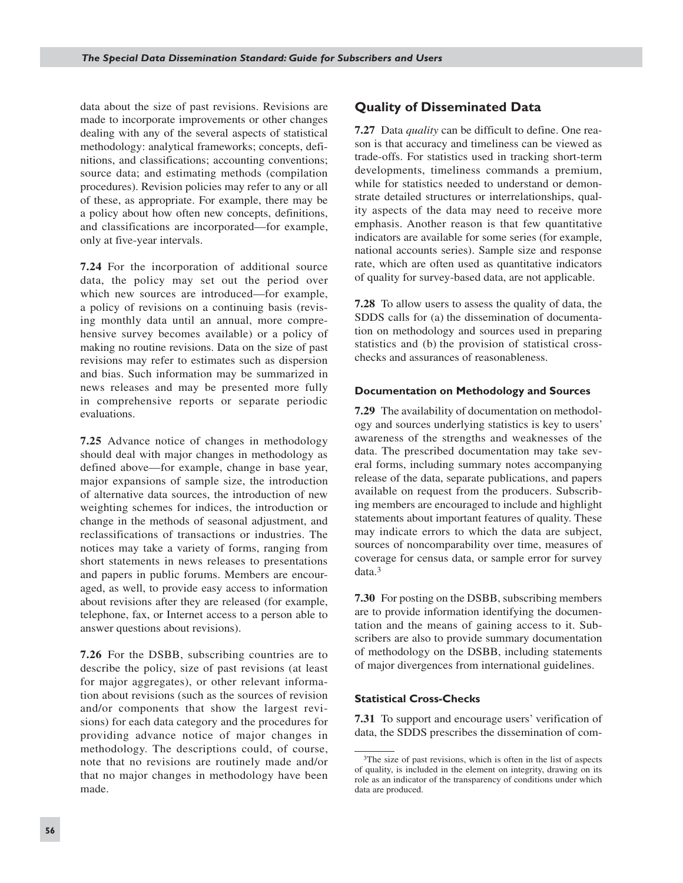data about the size of past revisions. Revisions are made to incorporate improvements or other changes dealing with any of the several aspects of statistical methodology: analytical frameworks; concepts, definitions, and classifications; accounting conventions; source data; and estimating methods (compilation procedures). Revision policies may refer to any or all of these, as appropriate. For example, there may be a policy about how often new concepts, definitions, and classifications are incorporated—for example, only at five-year intervals.

**7.24** For the incorporation of additional source data, the policy may set out the period over which new sources are introduced—for example, a policy of revisions on a continuing basis (revising monthly data until an annual, more comprehensive survey becomes available) or a policy of making no routine revisions. Data on the size of past revisions may refer to estimates such as dispersion and bias. Such information may be summarized in news releases and may be presented more fully in comprehensive reports or separate periodic evaluations.

**7.25** Advance notice of changes in methodology should deal with major changes in methodology as defined above—for example, change in base year, major expansions of sample size, the introduction of alternative data sources, the introduction of new weighting schemes for indices, the introduction or change in the methods of seasonal adjustment, and reclassifications of transactions or industries. The notices may take a variety of forms, ranging from short statements in news releases to presentations and papers in public forums. Members are encouraged, as well, to provide easy access to information about revisions after they are released (for example, telephone, fax, or Internet access to a person able to answer questions about revisions).

**7.26** For the DSBB, subscribing countries are to describe the policy, size of past revisions (at least for major aggregates), or other relevant information about revisions (such as the sources of revision and/or components that show the largest revisions) for each data category and the procedures for providing advance notice of major changes in methodology. The descriptions could, of course, note that no revisions are routinely made and/or that no major changes in methodology have been made.

## Quality of Disseminated Data

**7.27** Data *quality* can be difficult to define. One reason is that accuracy and timeliness can be viewed as trade-offs. For statistics used in tracking short-term developments, timeliness commands a premium, while for statistics needed to understand or demonstrate detailed structures or interrelationships, quality aspects of the data may need to receive more emphasis. Another reason is that few quantitative indicators are available for some series (for example, national accounts series). Sample size and response rate, which are often used as quantitative indicators of quality for survey-based data, are not applicable.

**7.28** To allow users to assess the quality of data, the SDDS calls for (a) the dissemination of documentation on methodology and sources used in preparing statistics and (b) the provision of statistical cross-checks and assurances of reasonableness.

### Documentation on Methodology and Sources

**7.29** The availability of documentation on methodology and sources underlying statistics is key to users' awareness of the strengths and weaknesses of the data. The prescribed documentation may take several forms, including summary notes accompanying release of the data, separate publications, and papers available on request from the producers. Subscribing members are encouraged to include and highlight statements about important features of quality. These may indicate errors to which the data are subject, sources of noncomparability over time, measures of coverage for census data, or sample error for survey data.[3]

**7.30** For posting on the DSBB, subscribing members are to provide information identifying the documentation and the means of gaining access to it. Subscribers are also to provide summary documentation of methodology on the DSBB, including statements of major divergences from international guidelines.

### Statistical Cross-Checks

**7.31** To support and encourage users' verification of data, the SDDS prescribes the dissemination of com-

---

[3]The size of past revisions, which is often in the list of aspects of quality, is included in the element on integrity, drawing on its role as an indicator of the transparency of conditions under which data are produced.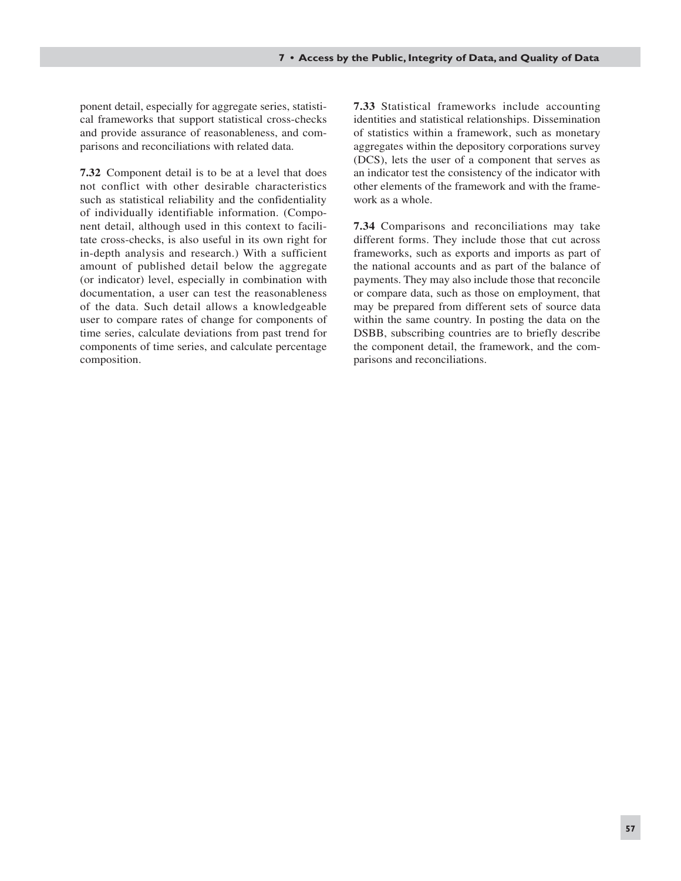ponent detail, especially for aggregate series, statistical frameworks that support statistical cross-checks and provide assurance of reasonableness, and comparisons and reconciliations with related data.

**7.32** Component detail is to be at a level that does not conflict with other desirable characteristics such as statistical reliability and the confidentiality of individually identifiable information. (Component detail, although used in this context to facilitate cross-checks, is also useful in its own right for in-depth analysis and research.) With a sufficient amount of published detail below the aggregate (or indicator) level, especially in combination with documentation, a user can test the reasonableness of the data. Such detail allows a knowledgeable user to compare rates of change for components of time series, calculate deviations from past trend for components of time series, and calculate percentage composition.

**7.33** Statistical frameworks include accounting identities and statistical relationships. Dissemination of statistics within a framework, such as monetary aggregates within the depository corporations survey (DCS), lets the user of a component that serves as an indicator test the consistency of the indicator with other elements of the framework and with the framework as a whole.

**7.34** Comparisons and reconciliations may take different forms. They include those that cut across frameworks, such as exports and imports as part of the national accounts and as part of the balance of payments. They may also include those that reconcile or compare data, such as those on employment, that may be prepared from different sets of source data within the same country. In posting the data on the DSBB, subscribing countries are to briefly describe the component detail, the framework, and the comparisons and reconciliations.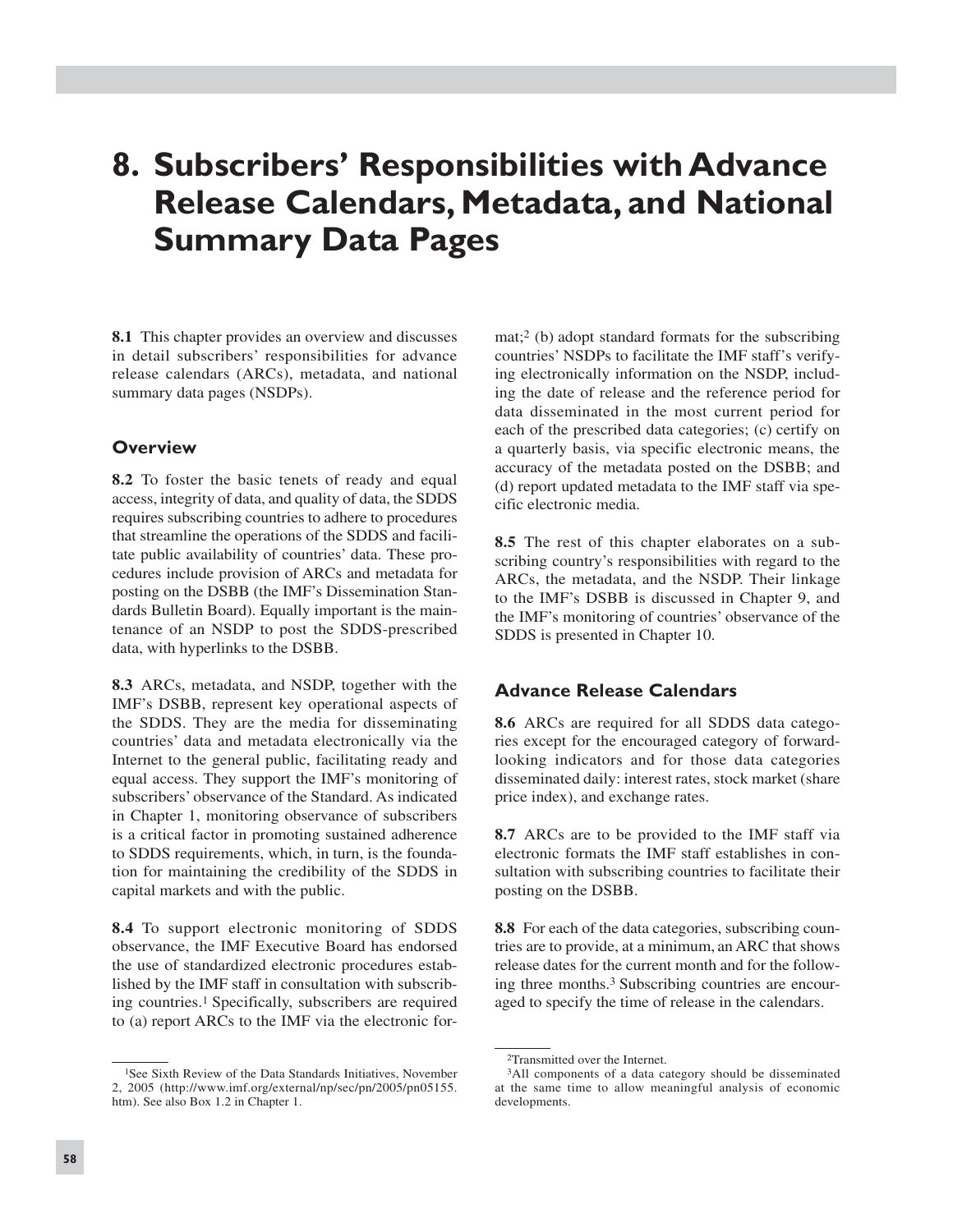# 8. Subscribers' Responsibilities with Advance Release Calendars, Metadata, and National Summary Data Pages

**8.1** This chapter provides an overview and discusses in detail subscribers' responsibilities for advance release calendars (ARCs), metadata, and national summary data pages (NSDPs).

## Overview

**8.2** To foster the basic tenets of ready and equal access, integrity of data, and quality of data, the SDDS requires subscribing countries to adhere to procedures that streamline the operations of the SDDS and facilitate public availability of countries' data. These procedures include provision of ARCs and metadata for posting on the DSBB (the IMF's Dissemination Standards Bulletin Board). Equally important is the maintenance of an NSDP to post the SDDS-prescribed data, with hyperlinks to the DSBB.

**8.3** ARCs, metadata, and NSDP, together with the IMF's DSBB, represent key operational aspects of the SDDS. They are the media for disseminating countries' data and metadata electronically via the Internet to the general public, facilitating ready and equal access. They support the IMF's monitoring of subscribers' observance of the Standard. As indicated in Chapter 1, monitoring observance of subscribers is a critical factor in promoting sustained adherence to SDDS requirements, which, in turn, is the foundation for maintaining the credibility of the SDDS in capital markets and with the public.

**8.4** To support electronic monitoring of SDDS observance, the IMF Executive Board has endorsed the use of standardized electronic procedures established by the IMF staff in consultation with subscribing countries.[1] Specifically, subscribers are required to (a) report ARCs to the IMF via the electronic format;[2] (b) adopt standard formats for the subscribing countries' NSDPs to facilitate the IMF staff's verifying electronically information on the NSDP, including the date of release and the reference period for data disseminated in the most current period for each of the prescribed data categories; (c) certify on a quarterly basis, via specific electronic means, the accuracy of the metadata posted on the DSBB; and (d) report updated metadata to the IMF staff via specific electronic media.

**8.5** The rest of this chapter elaborates on a subscribing country's responsibilities with regard to the ARCs, the metadata, and the NSDP. Their linkage to the IMF's DSBB is discussed in Chapter 9, and the IMF's monitoring of countries' observance of the SDDS is presented in Chapter 10.

## Advance Release Calendars

**8.6** ARCs are required for all SDDS data categories except for the encouraged category of forward-looking indicators and for those data categories disseminated daily: interest rates, stock market (share price index), and exchange rates.

**8.7** ARCs are to be provided to the IMF staff via electronic formats the IMF staff establishes in consultation with subscribing countries to facilitate their posting on the DSBB.

**8.8** For each of the data categories, subscribing countries are to provide, at a minimum, an ARC that shows release dates for the current month and for the following three months.[3] Subscribing countries are encouraged to specify the time of release in the calendars.

---

[1] See Sixth Review of the Data Standards Initiatives, November 2, 2005 (http://www.imf.org/external/np/sec/pn/2005/pn05155.htm). See also Box 1.2 in Chapter 1.

[2] Transmitted over the Internet.

[3] All components of a data category should be disseminated at the same time to allow meaningful analysis of economic developments.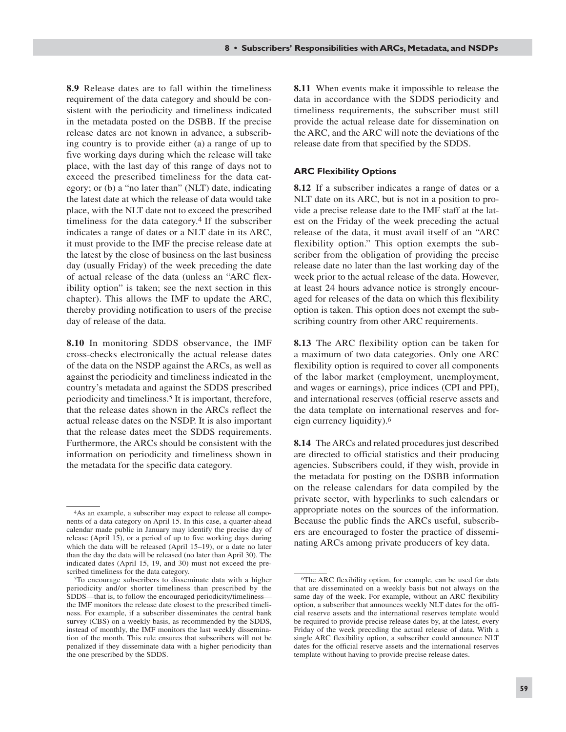**8.9** Release dates are to fall within the timeliness requirement of the data category and should be consistent with the periodicity and timeliness indicated in the metadata posted on the DSBB. If the precise release dates are not known in advance, a subscribing country is to provide either (a) a range of up to five working days during which the release will take place, with the last day of this range of days not to exceed the prescribed timeliness for the data category; or (b) a "no later than" (NLT) date, indicating the latest date at which the release of data would take place, with the NLT date not to exceed the prescribed timeliness for the data category.[4] If the subscriber indicates a range of dates or a NLT date in its ARC, it must provide to the IMF the precise release date at the latest by the close of business on the last business day (usually Friday) of the week preceding the date of actual release of the data (unless an "ARC flexibility option" is taken; see the next section in this chapter). This allows the IMF to update the ARC, thereby providing notification to users of the precise day of release of the data.

**8.10** In monitoring SDDS observance, the IMF cross-checks electronically the actual release dates of the data on the NSDP against the ARCs, as well as against the periodicity and timeliness indicated in the country's metadata and against the SDDS prescribed periodicity and timeliness.[5] It is important, therefore, that the release dates shown in the ARCs reflect the actual release dates on the NSDP. It is also important that the release dates meet the SDDS requirements. Furthermore, the ARCs should be consistent with the information on periodicity and timeliness shown in the metadata for the specific data category.

[4]As an example, a subscriber may expect to release all components of a data category on April 15. In this case, a quarter-ahead calendar made public in January may identify the precise day of release (April 15), or a period of up to five working days during which the data will be released (April 15–19), or a date no later than the day the data will be released (no later than April 30). The indicated dates (April 15, 19, and 30) must not exceed the prescribed timeliness for the data category.

[5]To encourage subscribers to disseminate data with a higher periodicity and/or shorter timeliness than prescribed by the SDDS—that is, to follow the encouraged periodicity/timeliness—the IMF monitors the release date closest to the prescribed timeliness. For example, if a subscriber disseminates the central bank survey (CBS) on a weekly basis, as recommended by the SDDS, instead of monthly, the IMF monitors the last weekly dissemination of the month. This rule ensures that subscribers will not be penalized if they disseminate data with a higher periodicity than the one prescribed by the SDDS.

**8.11** When events make it impossible to release the data in accordance with the SDDS periodicity and timeliness requirements, the subscriber must still provide the actual release date for dissemination on the ARC, and the ARC will note the deviations of the release date from that specified by the SDDS.

### ARC Flexibility Options

**8.12** If a subscriber indicates a range of dates or a NLT date on its ARC, but is not in a position to provide a precise release date to the IMF staff at the latest on the Friday of the week preceding the actual release of the data, it must avail itself of an "ARC flexibility option." This option exempts the subscriber from the obligation of providing the precise release date no later than the last working day of the week prior to the actual release of the data. However, at least 24 hours advance notice is strongly encouraged for releases of the data on which this flexibility option is taken. This option does not exempt the subscribing country from other ARC requirements.

**8.13** The ARC flexibility option can be taken for a maximum of two data categories. Only one ARC flexibility option is required to cover all components of the labor market (employment, unemployment, and wages or earnings), price indices (CPI and PPI), and international reserves (official reserve assets and the data template on international reserves and foreign currency liquidity).[6]

**8.14** The ARCs and related procedures just described are directed to official statistics and their producing agencies. Subscribers could, if they wish, provide in the metadata for posting on the DSBB information on the release calendars for data compiled by the private sector, with hyperlinks to such calendars or appropriate notes on the sources of the information. Because the public finds the ARCs useful, subscribers are encouraged to foster the practice of disseminating ARCs among private producers of key data.

[6]The ARC flexibility option, for example, can be used for data that are disseminated on a weekly basis but not always on the same day of the week. For example, without an ARC flexibility option, a subscriber that announces weekly NLT dates for the official reserve assets and the international reserves template would be required to provide precise release dates by, at the latest, every Friday of the week preceding the actual release of data. With a single ARC flexibility option, a subscriber could announce NLT dates for the official reserve assets and the international reserves template without having to provide precise release dates.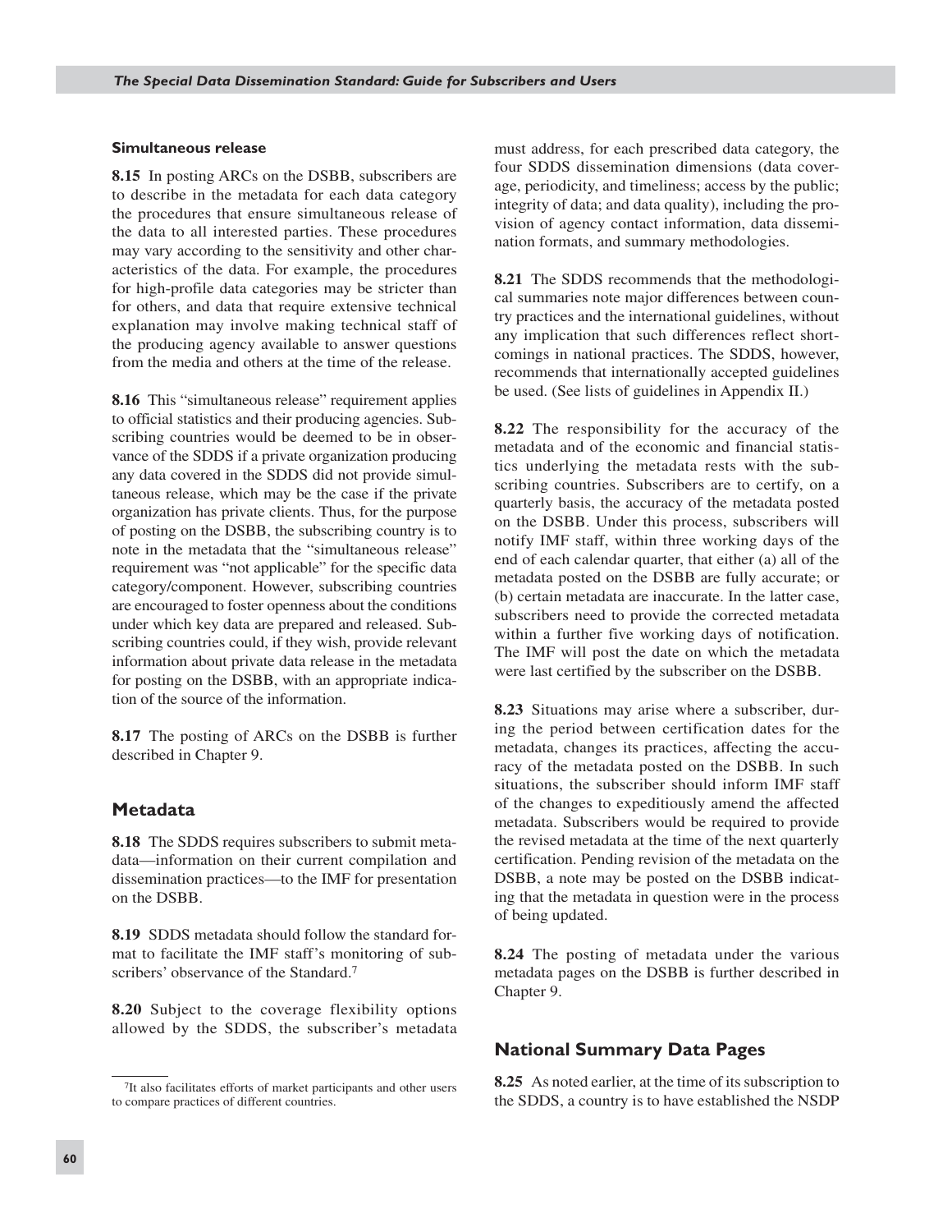#### Simultaneous release

**8.15** In posting ARCs on the DSBB, subscribers are to describe in the metadata for each data category the procedures that ensure simultaneous release of the data to all interested parties. These procedures may vary according to the sensitivity and other characteristics of the data. For example, the procedures for high-profile data categories may be stricter than for others, and data that require extensive technical explanation may involve making technical staff of the producing agency available to answer questions from the media and others at the time of the release.

**8.16** This "simultaneous release" requirement applies to official statistics and their producing agencies. Subscribing countries would be deemed to be in observance of the SDDS if a private organization producing any data covered in the SDDS did not provide simultaneous release, which may be the case if the private organization has private clients. Thus, for the purpose of posting on the DSBB, the subscribing country is to note in the metadata that the "simultaneous release" requirement was "not applicable" for the specific data category/component. However, subscribing countries are encouraged to foster openness about the conditions under which key data are prepared and released. Subscribing countries could, if they wish, provide relevant information about private data release in the metadata for posting on the DSBB, with an appropriate indication of the source of the information.

**8.17** The posting of ARCs on the DSBB is further described in Chapter 9.

### Metadata

**8.18** The SDDS requires subscribers to submit metadata—information on their current compilation and dissemination practices—to the IMF for presentation on the DSBB.

**8.19** SDDS metadata should follow the standard format to facilitate the IMF staff's monitoring of subscribers' observance of the Standard.[7]

**8.20** Subject to the coverage flexibility options allowed by the SDDS, the subscriber's metadata must address, for each prescribed data category, the four SDDS dissemination dimensions (data coverage, periodicity, and timeliness; access by the public; integrity of data; and data quality), including the provision of agency contact information, data dissemination formats, and summary methodologies.

**8.21** The SDDS recommends that the methodological summaries note major differences between country practices and the international guidelines, without any implication that such differences reflect shortcomings in national practices. The SDDS, however, recommends that internationally accepted guidelines be used. (See lists of guidelines in Appendix II.)

**8.22** The responsibility for the accuracy of the metadata and of the economic and financial statistics underlying the metadata rests with the subscribing countries. Subscribers are to certify, on a quarterly basis, the accuracy of the metadata posted on the DSBB. Under this process, subscribers will notify IMF staff, within three working days of the end of each calendar quarter, that either (a) all of the metadata posted on the DSBB are fully accurate; or (b) certain metadata are inaccurate. In the latter case, subscribers need to provide the corrected metadata within a further five working days of notification. The IMF will post the date on which the metadata were last certified by the subscriber on the DSBB.

**8.23** Situations may arise where a subscriber, during the period between certification dates for the metadata, changes its practices, affecting the accuracy of the metadata posted on the DSBB. In such situations, the subscriber should inform IMF staff of the changes to expeditiously amend the affected metadata. Subscribers would be required to provide the revised metadata at the time of the next quarterly certification. Pending revision of the metadata on the DSBB, a note may be posted on the DSBB indicating that the metadata in question were in the process of being updated.

**8.24** The posting of metadata under the various metadata pages on the DSBB is further described in Chapter 9.

### National Summary Data Pages

**8.25** As noted earlier, at the time of its subscription to the SDDS, a country is to have established the NSDP

---

[7]It also facilitates efforts of market participants and other users to compare practices of different countries.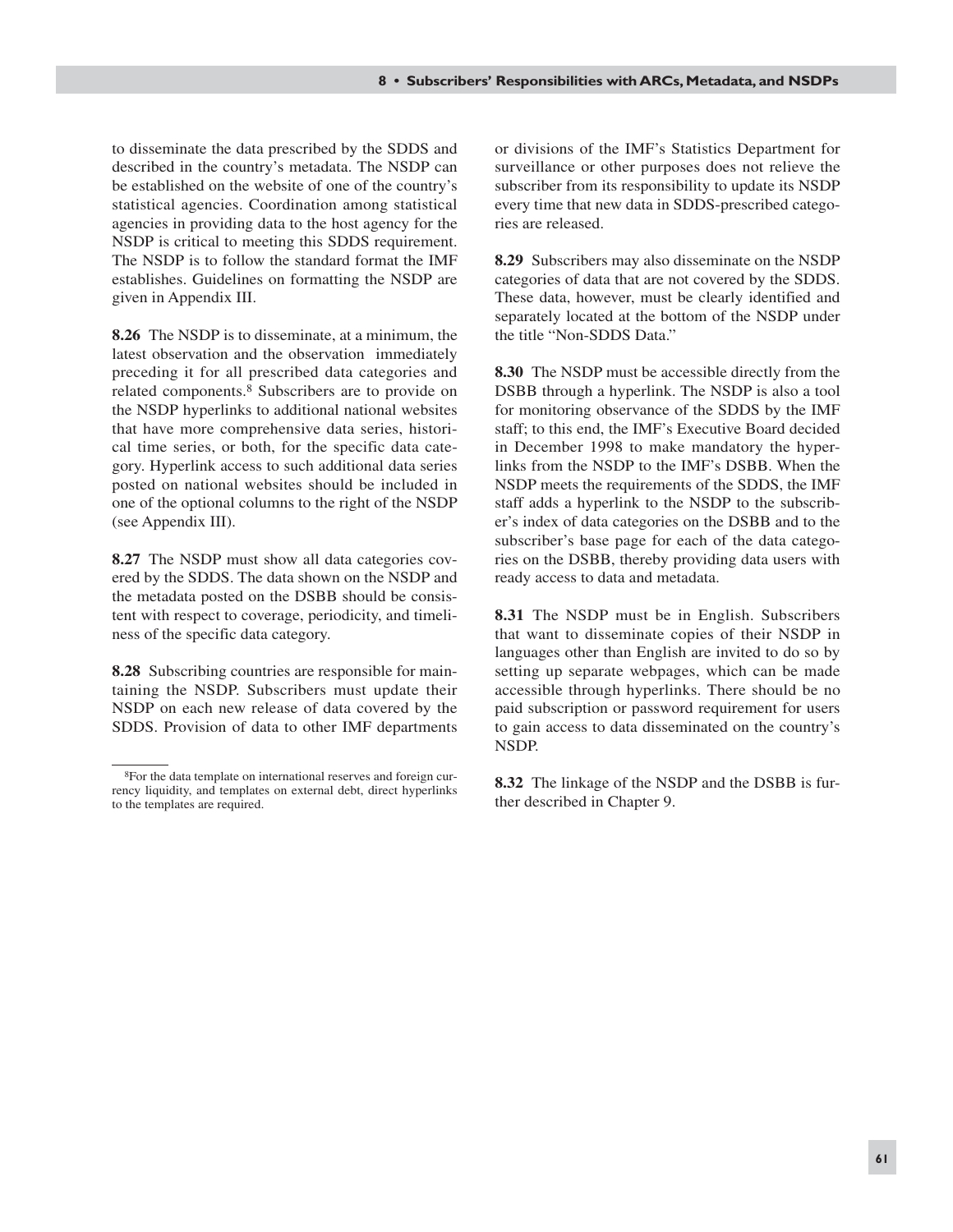to disseminate the data prescribed by the SDDS and described in the country's metadata. The NSDP can be established on the website of one of the country's statistical agencies. Coordination among statistical agencies in providing data to the host agency for the NSDP is critical to meeting this SDDS requirement. The NSDP is to follow the standard format the IMF establishes. Guidelines on formatting the NSDP are given in Appendix III.

**8.26** The NSDP is to disseminate, at a minimum, the latest observation and the observation immediately preceding it for all prescribed data categories and related components.[8] Subscribers are to provide on the NSDP hyperlinks to additional national websites that have more comprehensive data series, historical time series, or both, for the specific data category. Hyperlink access to such additional data series posted on national websites should be included in one of the optional columns to the right of the NSDP (see Appendix III).

**8.27** The NSDP must show all data categories covered by the SDDS. The data shown on the NSDP and the metadata posted on the DSBB should be consistent with respect to coverage, periodicity, and timeliness of the specific data category.

**8.28** Subscribing countries are responsible for maintaining the NSDP. Subscribers must update their NSDP on each new release of data covered by the SDDS. Provision of data to other IMF departments or divisions of the IMF's Statistics Department for surveillance or other purposes does not relieve the subscriber from its responsibility to update its NSDP every time that new data in SDDS-prescribed categories are released.

**8.29** Subscribers may also disseminate on the NSDP categories of data that are not covered by the SDDS. These data, however, must be clearly identified and separately located at the bottom of the NSDP under the title "Non-SDDS Data."

**8.30** The NSDP must be accessible directly from the DSBB through a hyperlink. The NSDP is also a tool for monitoring observance of the SDDS by the IMF staff; to this end, the IMF's Executive Board decided in December 1998 to make mandatory the hyperlinks from the NSDP to the IMF's DSBB. When the NSDP meets the requirements of the SDDS, the IMF staff adds a hyperlink to the NSDP to the subscriber's index of data categories on the DSBB and to the subscriber's base page for each of the data categories on the DSBB, thereby providing data users with ready access to data and metadata.

**8.31** The NSDP must be in English. Subscribers that want to disseminate copies of their NSDP in languages other than English are invited to do so by setting up separate webpages, which can be made accessible through hyperlinks. There should be no paid subscription or password requirement for users to gain access to data disseminated on the country's NSDP.

**8.32** The linkage of the NSDP and the DSBB is further described in Chapter 9.

---

[8] For the data template on international reserves and foreign currency liquidity, and templates on external debt, direct hyperlinks to the templates are required.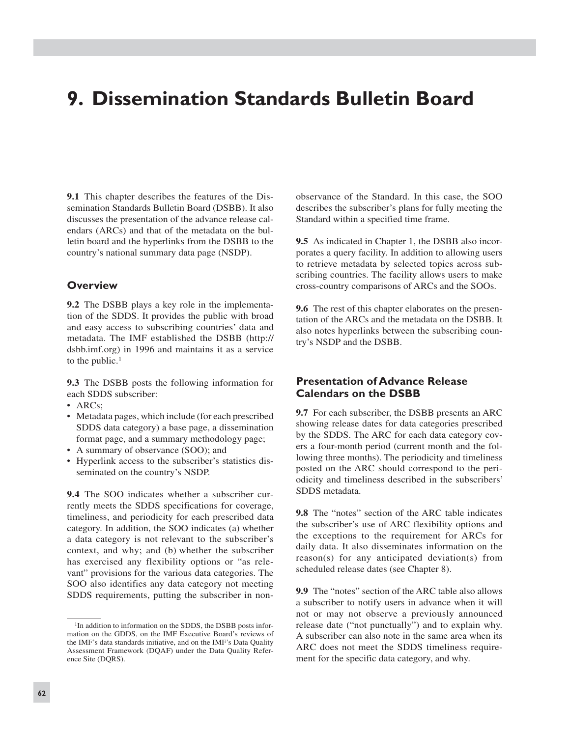# 9. Dissemination Standards Bulletin Board

**9.1** This chapter describes the features of the Dissemination Standards Bulletin Board (DSBB). It also discusses the presentation of the advance release calendars (ARCs) and that of the metadata on the bulletin board and the hyperlinks from the DSBB to the country's national summary data page (NSDP).

## Overview

**9.2** The DSBB plays a key role in the implementation of the SDDS. It provides the public with broad and easy access to subscribing countries' data and metadata. The IMF established the DSBB (http://dsbb.imf.org) in 1996 and maintains it as a service to the public.[1]

**9.3** The DSBB posts the following information for each SDDS subscriber:

- ARCs;
- Metadata pages, which include (for each prescribed SDDS data category) a base page, a dissemination format page, and a summary methodology page;
- A summary of observance (SOO); and
- Hyperlink access to the subscriber's statistics disseminated on the country's NSDP.

**9.4** The SOO indicates whether a subscriber currently meets the SDDS specifications for coverage, timeliness, and periodicity for each prescribed data category. In addition, the SOO indicates (a) whether a data category is not relevant to the subscriber's context, and why; and (b) whether the subscriber has exercised any flexibility options or "as relevant" provisions for the various data categories. The SOO also identifies any data category not meeting SDDS requirements, putting the subscriber in nonobservance of the Standard. In this case, the SOO describes the subscriber's plans for fully meeting the Standard within a specified time frame.

**9.5** As indicated in Chapter 1, the DSBB also incorporates a query facility. In addition to allowing users to retrieve metadata by selected topics across subscribing countries. The facility allows users to make cross-country comparisons of ARCs and the SOOs.

**9.6** The rest of this chapter elaborates on the presentation of the ARCs and the metadata on the DSBB. It also notes hyperlinks between the subscribing country's NSDP and the DSBB.

## Presentation of Advance Release Calendars on the DSBB

**9.7** For each subscriber, the DSBB presents an ARC showing release dates for data categories prescribed by the SDDS. The ARC for each data category covers a four-month period (current month and the following three months). The periodicity and timeliness posted on the ARC should correspond to the periodicity and timeliness described in the subscribers' SDDS metadata.

**9.8** The "notes" section of the ARC table indicates the subscriber's use of ARC flexibility options and the exceptions to the requirement for ARCs for daily data. It also disseminates information on the reason(s) for any anticipated deviation(s) from scheduled release dates (see Chapter 8).

**9.9** The "notes" section of the ARC table also allows a subscriber to notify users in advance when it will not or may not observe a previously announced release date ("not punctually") and to explain why. A subscriber can also note in the same area when its ARC does not meet the SDDS timeliness requirement for the specific data category, and why.

---

[1] In addition to information on the SDDS, the DSBB posts information on the GDDS, on the IMF Executive Board's reviews of the IMF's data standards initiative, and on the IMF's Data Quality Assessment Framework (DQAF) under the Data Quality Reference Site (DQRS).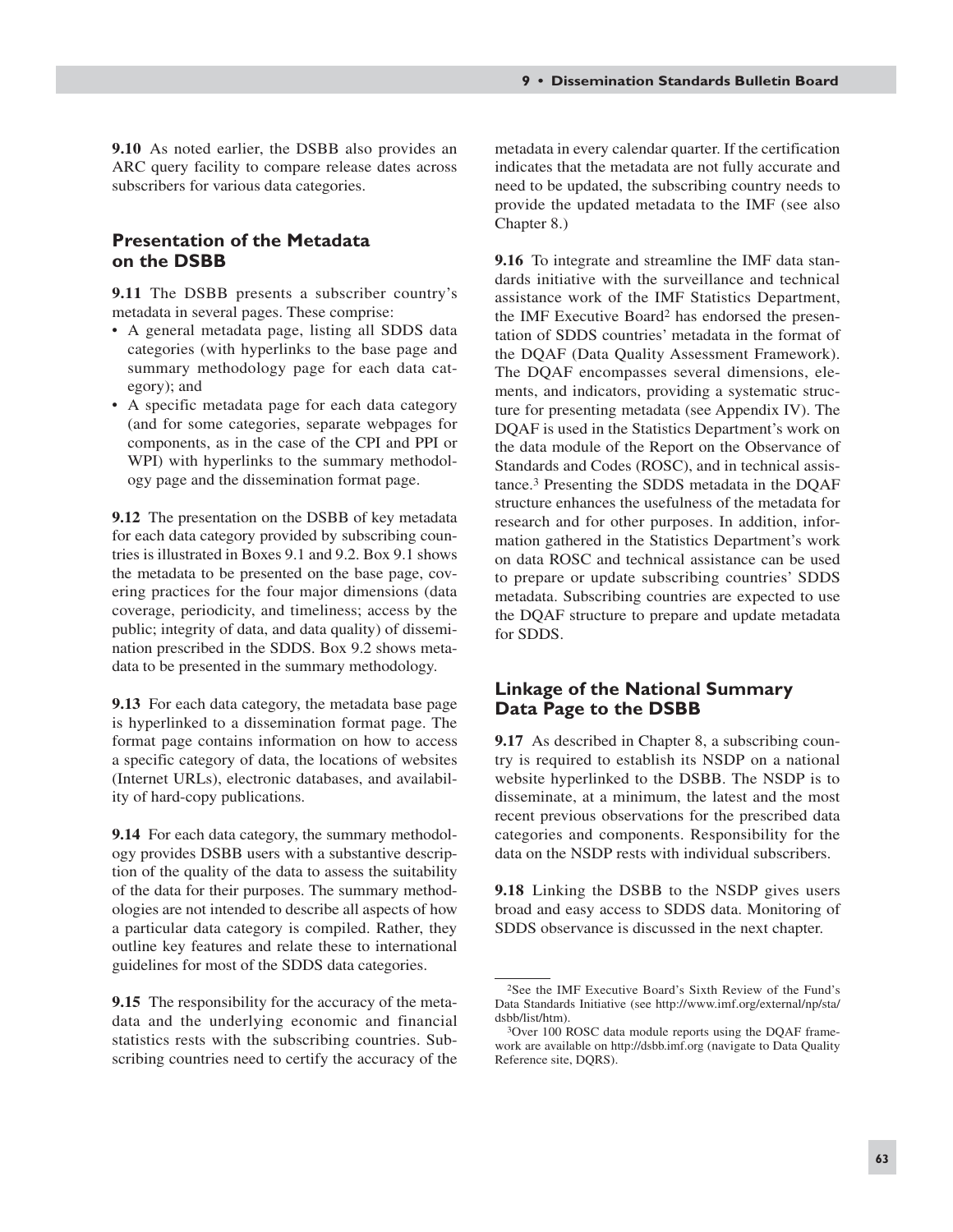**9.10** As noted earlier, the DSBB also provides an ARC query facility to compare release dates across subscribers for various data categories.

## Presentation of the Metadata on the DSBB

**9.11** The DSBB presents a subscriber country's metadata in several pages. These comprise:

- A general metadata page, listing all SDDS data categories (with hyperlinks to the base page and summary methodology page for each data category); and
- A specific metadata page for each data category (and for some categories, separate webpages for components, as in the case of the CPI and PPI or WPI) with hyperlinks to the summary methodology page and the dissemination format page.

**9.12** The presentation on the DSBB of key metadata for each data category provided by subscribing countries is illustrated in Boxes 9.1 and 9.2. Box 9.1 shows the metadata to be presented on the base page, covering practices for the four major dimensions (data coverage, periodicity, and timeliness; access by the public; integrity of data, and data quality) of dissemination prescribed in the SDDS. Box 9.2 shows metadata to be presented in the summary methodology.

**9.13** For each data category, the metadata base page is hyperlinked to a dissemination format page. The format page contains information on how to access a specific category of data, the locations of websites (Internet URLs), electronic databases, and availability of hard-copy publications.

**9.14** For each data category, the summary methodology provides DSBB users with a substantive description of the quality of the data to assess the suitability of the data for their purposes. The summary methodologies are not intended to describe all aspects of how a particular data category is compiled. Rather, they outline key features and relate these to international guidelines for most of the SDDS data categories.

**9.15** The responsibility for the accuracy of the metadata and the underlying economic and financial statistics rests with the subscribing countries. Subscribing countries need to certify the accuracy of the metadata in every calendar quarter. If the certification indicates that the metadata are not fully accurate and need to be updated, the subscribing country needs to provide the updated metadata to the IMF (see also Chapter 8.)

**9.16** To integrate and streamline the IMF data standards initiative with the surveillance and technical assistance work of the IMF Statistics Department, the IMF Executive Board[2] has endorsed the presentation of SDDS countries' metadata in the format of the DQAF (Data Quality Assessment Framework). The DQAF encompasses several dimensions, elements, and indicators, providing a systematic structure for presenting metadata (see Appendix IV). The DQAF is used in the Statistics Department's work on the data module of the Report on the Observance of Standards and Codes (ROSC), and in technical assistance.[3] Presenting the SDDS metadata in the DQAF structure enhances the usefulness of the metadata for research and for other purposes. In addition, information gathered in the Statistics Department's work on data ROSC and technical assistance can be used to prepare or update subscribing countries' SDDS metadata. Subscribing countries are expected to use the DQAF structure to prepare and update metadata for SDDS.

## Linkage of the National Summary Data Page to the DSBB

**9.17** As described in Chapter 8, a subscribing country is required to establish its NSDP on a national website hyperlinked to the DSBB. The NSDP is to disseminate, at a minimum, the latest and the most recent previous observations for the prescribed data categories and components. Responsibility for the data on the NSDP rests with individual subscribers.

**9.18** Linking the DSBB to the NSDP gives users broad and easy access to SDDS data. Monitoring of SDDS observance is discussed in the next chapter.

---

[2] See the IMF Executive Board's Sixth Review of the Fund's Data Standards Initiative (see http://www.imf.org/external/np/sta/dsbb/list/htm).

[3] Over 100 ROSC data module reports using the DQAF framework are available on http://dsbb.imf.org (navigate to Data Quality Reference site, DQRS).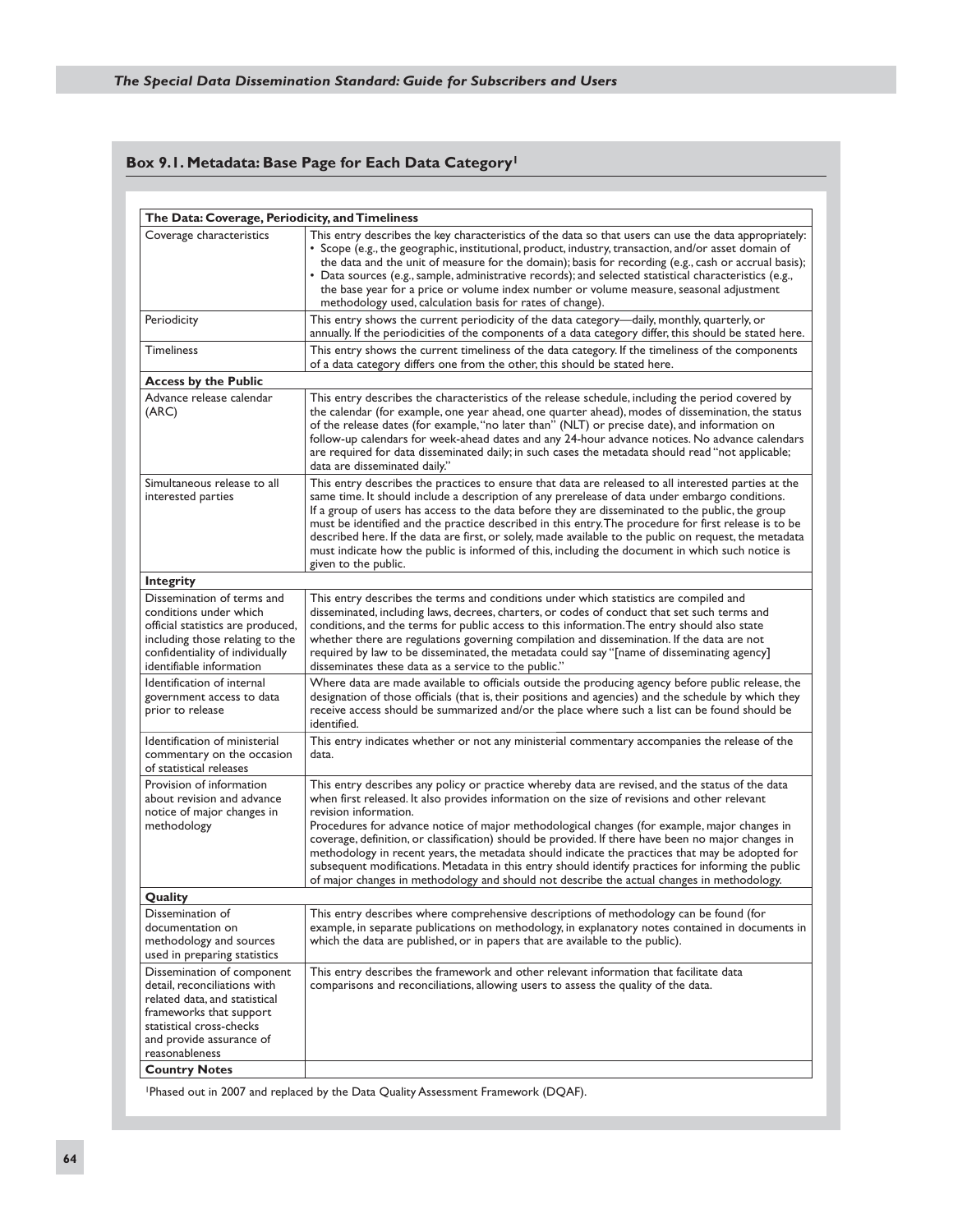### Box 9.1. Metadata: Base Page for Each Data Category[1]

| **The Data: Coverage, Periodicity, and Timeliness** | |
|---|---|
| Coverage characteristics | This entry describes the key characteristics of the data so that users can use the data appropriately: • Scope (e.g., the geographic, institutional, product, industry, transaction, and/or asset domain of the data and the unit of measure for the domain); basis for recording (e.g., cash or accrual basis); • Data sources (e.g., sample, administrative records); and selected statistical characteristics (e.g., the base year for a price or volume index number or volume measure, seasonal adjustment methodology used, calculation basis for rates of change). |
| Periodicity | This entry shows the current periodicity of the data category—daily, monthly, quarterly, or annually. If the periodicities of the components of a data category differ, this should be stated here. |
| Timeliness | This entry shows the current timeliness of the data category. If the timeliness of the components of a data category differs one from the other, this should be stated here. |
| **Access by the Public** | |
| Advance release calendar (ARC) | This entry describes the characteristics of the release schedule, including the period covered by the calendar (for example, one year ahead, one quarter ahead), modes of dissemination, the status of the release dates (for example, "no later than" (NLT) or precise date), and information on follow-up calendars for week-ahead dates and any 24-hour advance notices. No advance calendars are required for data disseminated daily; in such cases the metadata should read "not applicable; data are disseminated daily." |
| Simultaneous release to all interested parties | This entry describes the practices to ensure that data are released to all interested parties at the same time. It should include a description of any prerelease of data under embargo conditions. If a group of users has access to the data before they are disseminated to the public, the group must be identified and the practice described in this entry. The procedure for first release is to be described here. If the data are first, or solely, made available to the public on request, the metadata must indicate how the public is informed of this, including the document in which such notice is given to the public. |
| **Integrity** | |
| Dissemination of terms and conditions under which official statistics are produced, including those relating to the confidentiality of individually identifiable information | This entry describes the terms and conditions under which statistics are compiled and disseminated, including laws, decrees, charters, or codes of conduct that set such terms and conditions, and the terms for public access to this information. The entry should also state whether there are regulations governing compilation and dissemination. If the data are not required by law to be disseminated, the metadata could say "[name of disseminating agency] disseminates these data as a service to the public." |
| Identification of internal government access to data prior to release | Where data are made available to officials outside the producing agency before public release, the designation of those officials (that is, their positions and agencies) and the schedule by which they receive access should be summarized and/or the place where such a list can be found should be identified. |
| Identification of ministerial commentary on the occasion of statistical releases | This entry indicates whether or not any ministerial commentary accompanies the release of the data. |
| Provision of information about revision and advance notice of major changes in methodology | This entry describes any policy or practice whereby data are revised, and the status of the data when first released. It also provides information on the size of revisions and other relevant revision information. Procedures for advance notice of major methodological changes (for example, major changes in coverage, definition, or classification) should be provided. If there have been no major changes in methodology in recent years, the metadata should indicate the practices that may be adopted for subsequent modifications. Metadata in this entry should identify practices for informing the public of major changes in methodology and should not describe the actual changes in methodology. |
| **Quality** | |
| Dissemination of documentation on methodology and sources used in preparing statistics | This entry describes where comprehensive descriptions of methodology can be found (for example, in separate publications on methodology, in explanatory notes contained in documents in which the data are published, or in papers that are available to the public). |
| Dissemination of component detail, reconciliations with related data, and statistical frameworks that support statistical cross-checks and provide assurance of reasonableness | This entry describes the framework and other relevant information that facilitate data comparisons and reconciliations, allowing users to assess the quality of the data. |
| **Country Notes** | |

[1]Phased out in 2007 and replaced by the Data Quality Assessment Framework (DQAF).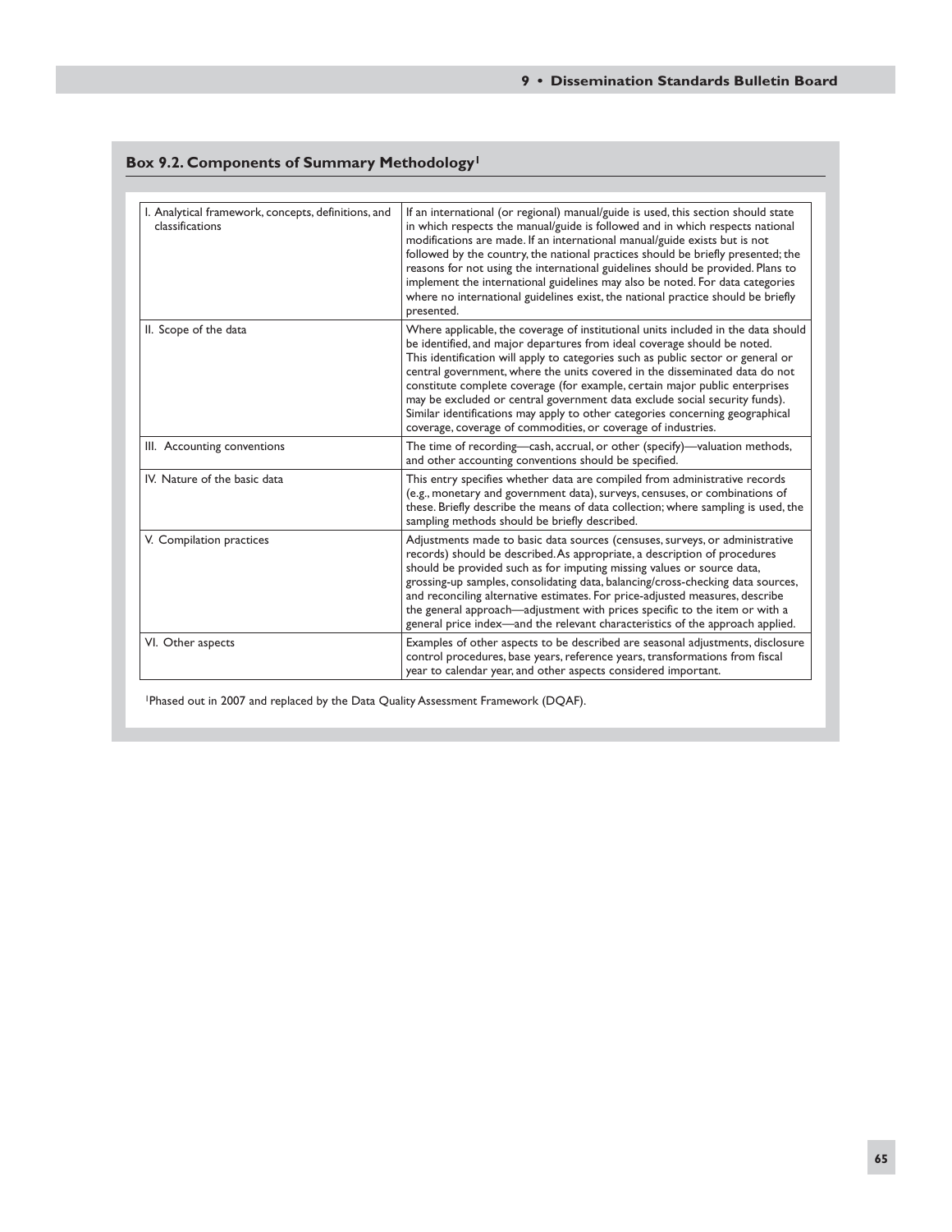### Box 9.2. Components of Summary Methodology[1]

| | |
|---|---|
| I. Analytical framework, concepts, definitions, and classifications | If an international (or regional) manual/guide is used, this section should state in which respects the manual/guide is followed and in which respects national modifications are made. If an international manual/guide exists but is not followed by the country, the national practices should be briefly presented; the reasons for not using the international guidelines should be provided. Plans to implement the international guidelines may also be noted. For data categories where no international guidelines exist, the national practice should be briefly presented. |
| II. Scope of the data | Where applicable, the coverage of institutional units included in the data should be identified, and major departures from ideal coverage should be noted. This identification will apply to categories such as public sector or general or central government, where the units covered in the disseminated data do not constitute complete coverage (for example, certain major public enterprises may be excluded or central government data exclude social security funds). Similar identifications may apply to other categories concerning geographical coverage, coverage of commodities, or coverage of industries. |
| III. Accounting conventions | The time of recording—cash, accrual, or other (specify)—valuation methods, and other accounting conventions should be specified. |
| IV. Nature of the basic data | This entry specifies whether data are compiled from administrative records (e.g., monetary and government data), surveys, censuses, or combinations of these. Briefly describe the means of data collection; where sampling is used, the sampling methods should be briefly described. |
| V. Compilation practices | Adjustments made to basic data sources (censuses, surveys, or administrative records) should be described. As appropriate, a description of procedures should be provided such as for imputing missing values or source data, grossing-up samples, consolidating data, balancing/cross-checking data sources, and reconciling alternative estimates. For price-adjusted measures, describe the general approach—adjustment with prices specific to the item or with a general price index—and the relevant characteristics of the approach applied. |
| VI. Other aspects | Examples of other aspects to be described are seasonal adjustments, disclosure control procedures, base years, reference years, transformations from fiscal year to calendar year, and other aspects considered important. |

[1]Phased out in 2007 and replaced by the Data Quality Assessment Framework (DQAF).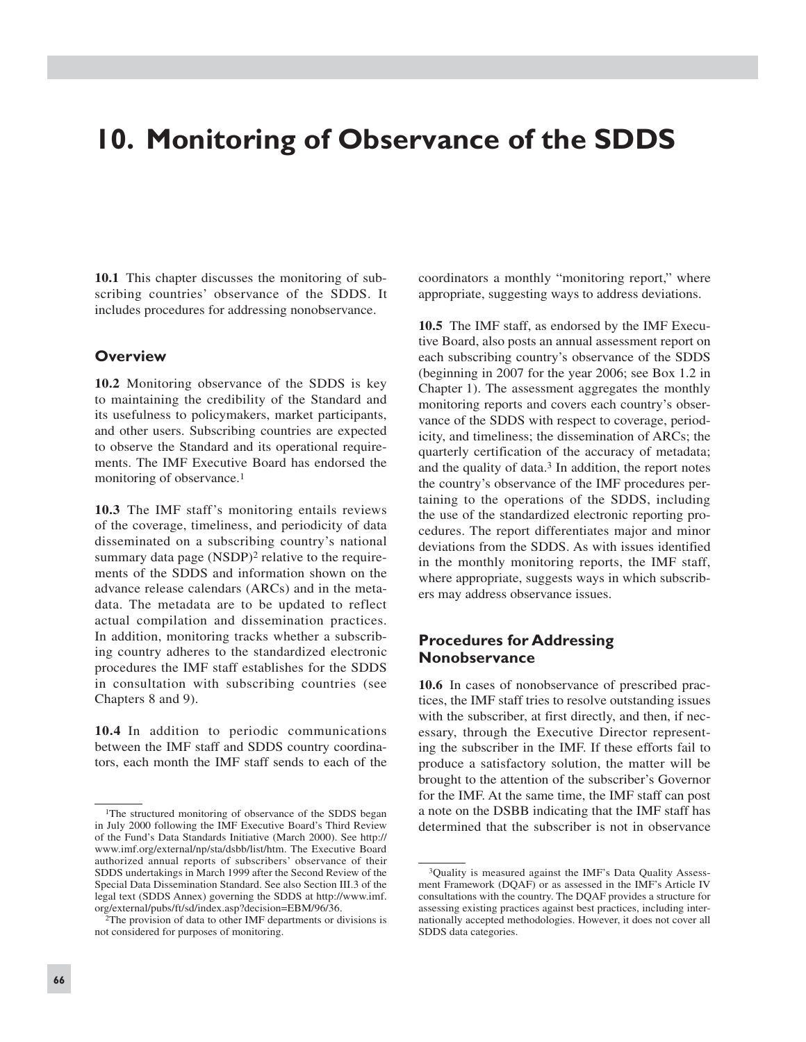# 10. Monitoring of Observance of the SDDS

**10.1** This chapter discusses the monitoring of subscribing countries' observance of the SDDS. It includes procedures for addressing nonobservance.

## Overview

**10.2** Monitoring observance of the SDDS is key to maintaining the credibility of the Standard and its usefulness to policymakers, market participants, and other users. Subscribing countries are expected to observe the Standard and its operational requirements. The IMF Executive Board has endorsed the monitoring of observance.[1]

**10.3** The IMF staff's monitoring entails reviews of the coverage, timeliness, and periodicity of data disseminated on a subscribing country's national summary data page (NSDP)[2] relative to the requirements of the SDDS and information shown on the advance release calendars (ARCs) and in the metadata. The metadata are to be updated to reflect actual compilation and dissemination practices. In addition, monitoring tracks whether a subscribing country adheres to the standardized electronic procedures the IMF staff establishes for the SDDS in consultation with subscribing countries (see Chapters 8 and 9).

**10.4** In addition to periodic communications between the IMF staff and SDDS country coordinators, each month the IMF staff sends to each of the coordinators a monthly "monitoring report," where appropriate, suggesting ways to address deviations.

**10.5** The IMF staff, as endorsed by the IMF Executive Board, also posts an annual assessment report on each subscribing country's observance of the SDDS (beginning in 2007 for the year 2006; see Box 1.2 in Chapter 1). The assessment aggregates the monthly monitoring reports and covers each country's observance of the SDDS with respect to coverage, periodicity, and timeliness; the dissemination of ARCs; the quarterly certification of the accuracy of metadata; and the quality of data.[3] In addition, the report notes the country's observance of the IMF procedures pertaining to the operations of the SDDS, including the use of the standardized electronic reporting procedures. The report differentiates major and minor deviations from the SDDS. As with issues identified in the monthly monitoring reports, the IMF staff, where appropriate, suggests ways in which subscribers may address observance issues.

## Procedures for Addressing Nonobservance

**10.6** In cases of nonobservance of prescribed practices, the IMF staff tries to resolve outstanding issues with the subscriber, at first directly, and then, if necessary, through the Executive Director representing the subscriber in the IMF. If these efforts fail to produce a satisfactory solution, the matter will be brought to the attention of the subscriber's Governor for the IMF. At the same time, the IMF staff can post a note on the DSBB indicating that the IMF staff has determined that the subscriber is not in observance

---

[1]The structured monitoring of observance of the SDDS began in July 2000 following the IMF Executive Board's Third Review of the Fund's Data Standards Initiative (March 2000). See http://www.imf.org/external/np/sta/dsbb/list/htm. The Executive Board authorized annual reports of subscribers' observance of their SDDS undertakings in March 1999 after the Second Review of the Special Data Dissemination Standard. See also Section III.3 of the legal text (SDDS Annex) governing the SDDS at http://www.imf.org/external/pubs/ft/sd/index.asp?decision=EBM/96/36.

[2]The provision of data to other IMF departments or divisions is not considered for purposes of monitoring.

[3]Quality is measured against the IMF's Data Quality Assessment Framework (DQAF) or as assessed in the IMF's Article IV consultations with the country. The DQAF provides a structure for assessing existing practices against best practices, including internationally accepted methodologies. However, it does not cover all SDDS data categories.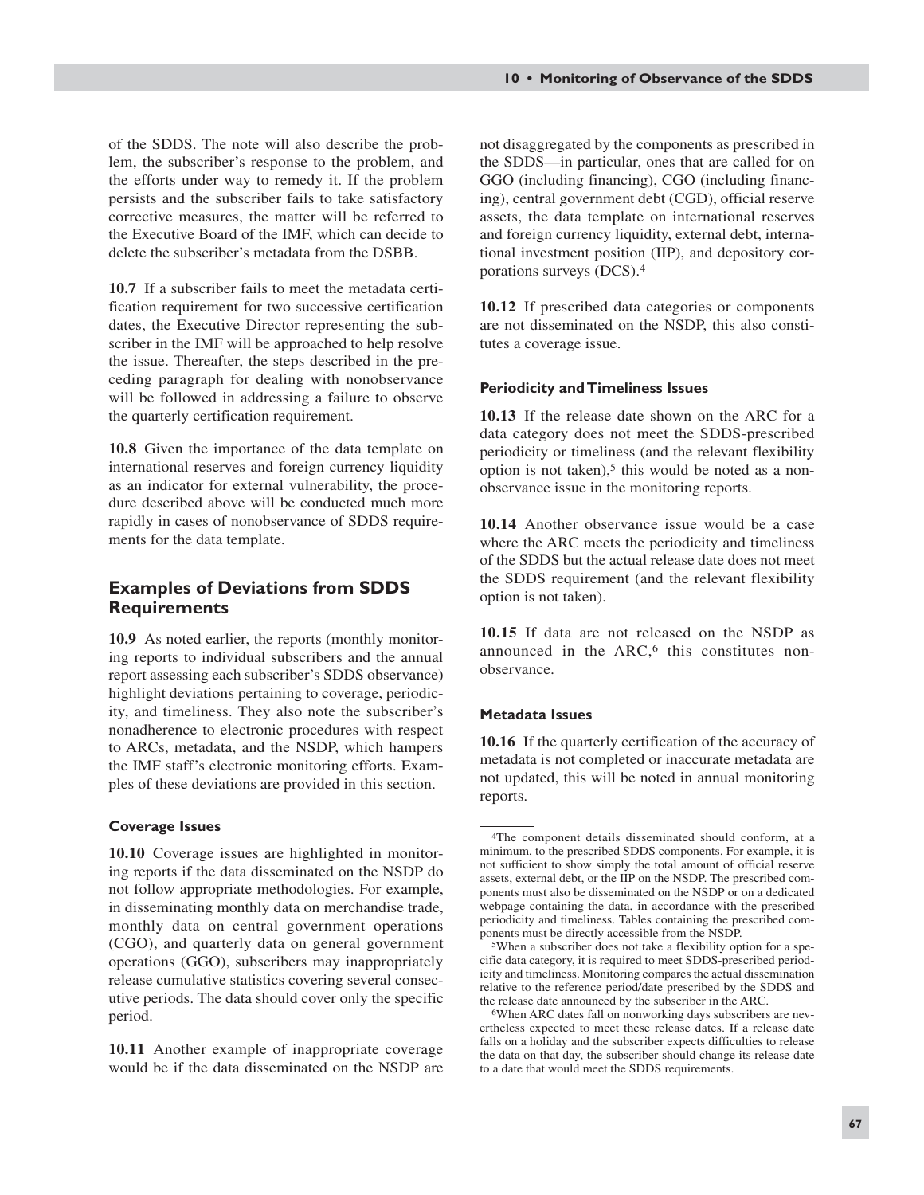of the SDDS. The note will also describe the problem, the subscriber's response to the problem, and the efforts under way to remedy it. If the problem persists and the subscriber fails to take satisfactory corrective measures, the matter will be referred to the Executive Board of the IMF, which can decide to delete the subscriber's metadata from the DSBB.

**10.7** If a subscriber fails to meet the metadata certification requirement for two successive certification dates, the Executive Director representing the subscriber in the IMF will be approached to help resolve the issue. Thereafter, the steps described in the preceding paragraph for dealing with nonobservance will be followed in addressing a failure to observe the quarterly certification requirement.

**10.8** Given the importance of the data template on international reserves and foreign currency liquidity as an indicator for external vulnerability, the procedure described above will be conducted much more rapidly in cases of nonobservance of SDDS requirements for the data template.

## Examples of Deviations from SDDS Requirements

**10.9** As noted earlier, the reports (monthly monitoring reports to individual subscribers and the annual report assessing each subscriber's SDDS observance) highlight deviations pertaining to coverage, periodicity, and timeliness. They also note the subscriber's nonadherence to electronic procedures with respect to ARCs, metadata, and the NSDP, which hampers the IMF staff's electronic monitoring efforts. Examples of these deviations are provided in this section.

### Coverage Issues

**10.10** Coverage issues are highlighted in monitoring reports if the data disseminated on the NSDP do not follow appropriate methodologies. For example, in disseminating monthly data on merchandise trade, monthly data on central government operations (CGO), and quarterly data on general government operations (GGO), subscribers may inappropriately release cumulative statistics covering several consecutive periods. The data should cover only the specific period.

**10.11** Another example of inappropriate coverage would be if the data disseminated on the NSDP are not disaggregated by the components as prescribed in the SDDS—in particular, ones that are called for on GGO (including financing), CGO (including financing), central government debt (CGD), official reserve assets, the data template on international reserves and foreign currency liquidity, external debt, international investment position (IIP), and depository corporations surveys (DCS).[4]

**10.12** If prescribed data categories or components are not disseminated on the NSDP, this also constitutes a coverage issue.

### Periodicity and Timeliness Issues

**10.13** If the release date shown on the ARC for a data category does not meet the SDDS-prescribed periodicity or timeliness (and the relevant flexibility option is not taken),[5] this would be noted as a nonobservance issue in the monitoring reports.

**10.14** Another observance issue would be a case where the ARC meets the periodicity and timeliness of the SDDS but the actual release date does not meet the SDDS requirement (and the relevant flexibility option is not taken).

**10.15** If data are not released on the NSDP as announced in the ARC,[6] this constitutes nonobservance.

### Metadata Issues

**10.16** If the quarterly certification of the accuracy of metadata is not completed or inaccurate metadata are not updated, this will be noted in annual monitoring reports.

---

[4]The component details disseminated should conform, at a minimum, to the prescribed SDDS components. For example, it is not sufficient to show simply the total amount of official reserve assets, external debt, or the IIP on the NSDP. The prescribed components must also be disseminated on the NSDP or on a dedicated webpage containing the data, in accordance with the prescribed periodicity and timeliness. Tables containing the prescribed components must be directly accessible from the NSDP.

[5]When a subscriber does not take a flexibility option for a specific data category, it is required to meet SDDS-prescribed periodicity and timeliness. Monitoring compares the actual dissemination relative to the reference period/date prescribed by the SDDS and the release date announced by the subscriber in the ARC.

[6]When ARC dates fall on nonworking days subscribers are nevertheless expected to meet these release dates. If a release date falls on a holiday and the subscriber expects difficulties to release the data on that day, the subscriber should change its release date to a date that would meet the SDDS requirements.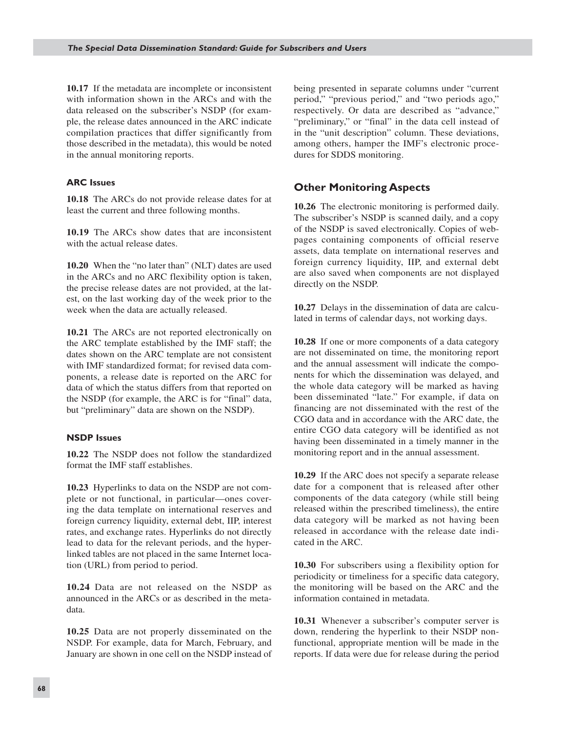**10.17** If the metadata are incomplete or inconsistent with information shown in the ARCs and with the data released on the subscriber's NSDP (for example, the release dates announced in the ARC indicate compilation practices that differ significantly from those described in the metadata), this would be noted in the annual monitoring reports.

#### ARC Issues

**10.18** The ARCs do not provide release dates for at least the current and three following months.

**10.19** The ARCs show dates that are inconsistent with the actual release dates.

**10.20** When the "no later than" (NLT) dates are used in the ARCs and no ARC flexibility option is taken, the precise release dates are not provided, at the latest, on the last working day of the week prior to the week when the data are actually released.

**10.21** The ARCs are not reported electronically on the ARC template established by the IMF staff; the dates shown on the ARC template are not consistent with IMF standardized format; for revised data components, a release date is reported on the ARC for data of which the status differs from that reported on the NSDP (for example, the ARC is for "final" data, but "preliminary" data are shown on the NSDP).

#### NSDP Issues

**10.22** The NSDP does not follow the standardized format the IMF staff establishes.

**10.23** Hyperlinks to data on the NSDP are not complete or not functional, in particular—ones covering the data template on international reserves and foreign currency liquidity, external debt, IIP, interest rates, and exchange rates. Hyperlinks do not directly lead to data for the relevant periods, and the hyperlinked tables are not placed in the same Internet location (URL) from period to period.

**10.24** Data are not released on the NSDP as announced in the ARCs or as described in the metadata.

**10.25** Data are not properly disseminated on the NSDP. For example, data for March, February, and January are shown in one cell on the NSDP instead of being presented in separate columns under "current period," "previous period," and "two periods ago," respectively. Or data are described as "advance," "preliminary," or "final" in the data cell instead of in the "unit description" column. These deviations, among others, hamper the IMF's electronic procedures for SDDS monitoring.

### Other Monitoring Aspects

**10.26** The electronic monitoring is performed daily. The subscriber's NSDP is scanned daily, and a copy of the NSDP is saved electronically. Copies of webpages containing components of official reserve assets, data template on international reserves and foreign currency liquidity, IIP, and external debt are also saved when components are not displayed directly on the NSDP.

**10.27** Delays in the dissemination of data are calculated in terms of calendar days, not working days.

**10.28** If one or more components of a data category are not disseminated on time, the monitoring report and the annual assessment will indicate the components for which the dissemination was delayed, and the whole data category will be marked as having been disseminated "late." For example, if data on financing are not disseminated with the rest of the CGO data and in accordance with the ARC date, the entire CGO data category will be identified as not having been disseminated in a timely manner in the monitoring report and in the annual assessment.

**10.29** If the ARC does not specify a separate release date for a component that is released after other components of the data category (while still being released within the prescribed timeliness), the entire data category will be marked as not having been released in accordance with the release date indicated in the ARC.

**10.30** For subscribers using a flexibility option for periodicity or timeliness for a specific data category, the monitoring will be based on the ARC and the information contained in metadata.

**10.31** Whenever a subscriber's computer server is down, rendering the hyperlink to their NSDP nonfunctional, appropriate mention will be made in the reports. If data were due for release during the period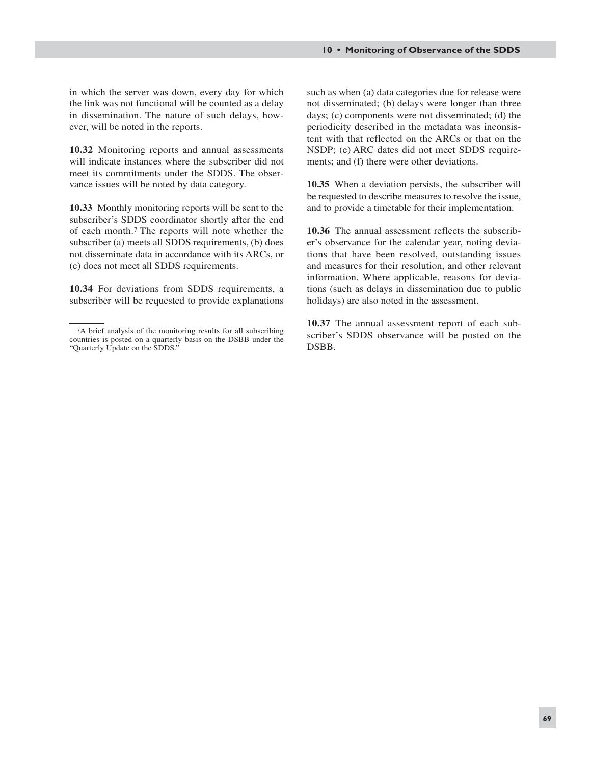in which the server was down, every day for which the link was not functional will be counted as a delay in dissemination. The nature of such delays, however, will be noted in the reports.

**10.32** Monitoring reports and annual assessments will indicate instances where the subscriber did not meet its commitments under the SDDS. The observance issues will be noted by data category.

**10.33** Monthly monitoring reports will be sent to the subscriber's SDDS coordinator shortly after the end of each month.[7] The reports will note whether the subscriber (a) meets all SDDS requirements, (b) does not disseminate data in accordance with its ARCs, or (c) does not meet all SDDS requirements.

**10.34** For deviations from SDDS requirements, a subscriber will be requested to provide explanations such as when (a) data categories due for release were not disseminated; (b) delays were longer than three days; (c) components were not disseminated; (d) the periodicity described in the metadata was inconsistent with that reflected on the ARCs or that on the NSDP; (e) ARC dates did not meet SDDS requirements; and (f) there were other deviations.

**10.35** When a deviation persists, the subscriber will be requested to describe measures to resolve the issue, and to provide a timetable for their implementation.

**10.36** The annual assessment reflects the subscriber's observance for the calendar year, noting deviations that have been resolved, outstanding issues and measures for their resolution, and other relevant information. Where applicable, reasons for deviations (such as delays in dissemination due to public holidays) are also noted in the assessment.

**10.37** The annual assessment report of each subscriber's SDDS observance will be posted on the DSBB.

---

[7] A brief analysis of the monitoring results for all subscribing countries is posted on a quarterly basis on the DSBB under the "Quarterly Update on the SDDS."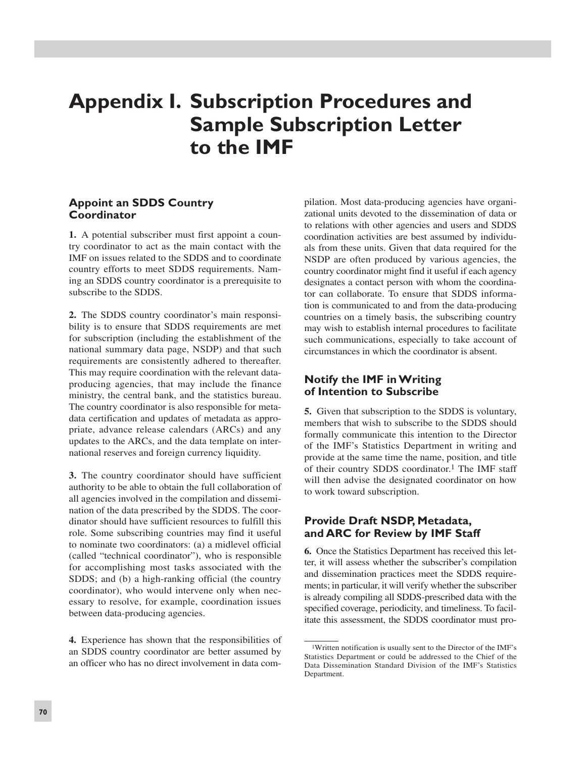# Appendix I. Subscription Procedures and Sample Subscription Letter to the IMF

## Appoint an SDDS Country Coordinator

**1.** A potential subscriber must first appoint a country coordinator to act as the main contact with the IMF on issues related to the SDDS and to coordinate country efforts to meet SDDS requirements. Naming an SDDS country coordinator is a prerequisite to subscribe to the SDDS.

**2.** The SDDS country coordinator's main responsibility is to ensure that SDDS requirements are met for subscription (including the establishment of the national summary data page, NSDP) and that such requirements are consistently adhered to thereafter. This may require coordination with the relevant data-producing agencies, that may include the finance ministry, the central bank, and the statistics bureau. The country coordinator is also responsible for metadata certification and updates of metadata as appropriate, advance release calendars (ARCs) and any updates to the ARCs, and the data template on international reserves and foreign currency liquidity.

**3.** The country coordinator should have sufficient authority to be able to obtain the full collaboration of all agencies involved in the compilation and dissemination of the data prescribed by the SDDS. The coordinator should have sufficient resources to fulfill this role. Some subscribing countries may find it useful to nominate two coordinators: (a) a midlevel official (called "technical coordinator"), who is responsible for accomplishing most tasks associated with the SDDS; and (b) a high-ranking official (the country coordinator), who would intervene only when necessary to resolve, for example, coordination issues between data-producing agencies.

**4.** Experience has shown that the responsibilities of an SDDS country coordinator are better assumed by an officer who has no direct involvement in data compilation. Most data-producing agencies have organizational units devoted to the dissemination of data or to relations with other agencies and users and SDDS coordination activities are best assumed by individuals from these units. Given that data required for the NSDP are often produced by various agencies, the country coordinator might find it useful if each agency designates a contact person with whom the coordinator can collaborate. To ensure that SDDS information is communicated to and from the data-producing countries on a timely basis, the subscribing country may wish to establish internal procedures to facilitate such communications, especially to take account of circumstances in which the coordinator is absent.

## Notify the IMF in Writing of Intention to Subscribe

**5.** Given that subscription to the SDDS is voluntary, members that wish to subscribe to the SDDS should formally communicate this intention to the Director of the IMF's Statistics Department in writing and provide at the same time the name, position, and title of their country SDDS coordinator.[1] The IMF staff will then advise the designated coordinator on how to work toward subscription.

## Provide Draft NSDP, Metadata, and ARC for Review by IMF Staff

**6.** Once the Statistics Department has received this letter, it will assess whether the subscriber's compilation and dissemination practices meet the SDDS requirements; in particular, it will verify whether the subscriber is already compiling all SDDS-prescribed data with the specified coverage, periodicity, and timeliness. To facilitate this assessment, the SDDS coordinator must pro-

[1] Written notification is usually sent to the Director of the IMF's Statistics Department or could be addressed to the Chief of the Data Dissemination Standard Division of the IMF's Statistics Department.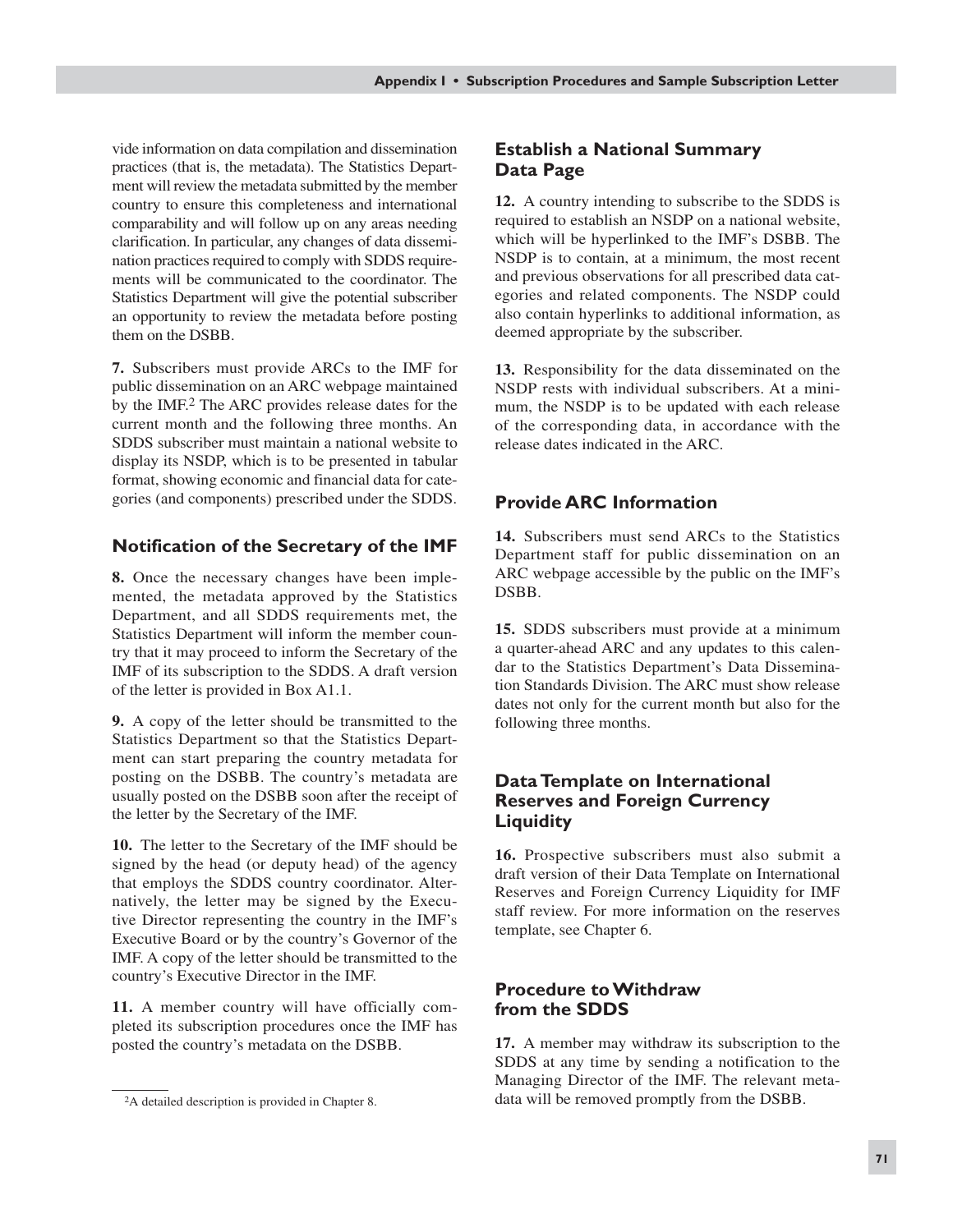vide information on data compilation and dissemination practices (that is, the metadata). The Statistics Department will review the metadata submitted by the member country to ensure this completeness and international comparability and will follow up on any areas needing clarification. In particular, any changes of data dissemination practices required to comply with SDDS requirements will be communicated to the coordinator. The Statistics Department will give the potential subscriber an opportunity to review the metadata before posting them on the DSBB.

**7.** Subscribers must provide ARCs to the IMF for public dissemination on an ARC webpage maintained by the IMF.[2] The ARC provides release dates for the current month and the following three months. An SDDS subscriber must maintain a national website to display its NSDP, which is to be presented in tabular format, showing economic and financial data for categories (and components) prescribed under the SDDS.

### Notification of the Secretary of the IMF

**8.** Once the necessary changes have been implemented, the metadata approved by the Statistics Department, and all SDDS requirements met, the Statistics Department will inform the member country that it may proceed to inform the Secretary of the IMF of its subscription to the SDDS. A draft version of the letter is provided in Box A1.1.

**9.** A copy of the letter should be transmitted to the Statistics Department so that the Statistics Department can start preparing the country metadata for posting on the DSBB. The country's metadata are usually posted on the DSBB soon after the receipt of the letter by the Secretary of the IMF.

**10.** The letter to the Secretary of the IMF should be signed by the head (or deputy head) of the agency that employs the SDDS country coordinator. Alternatively, the letter may be signed by the Executive Director representing the country in the IMF's Executive Board or by the country's Governor of the IMF. A copy of the letter should be transmitted to the country's Executive Director in the IMF.

**11.** A member country will have officially completed its subscription procedures once the IMF has posted the country's metadata on the DSBB.

[2]A detailed description is provided in Chapter 8.

### Establish a National Summary Data Page

**12.** A country intending to subscribe to the SDDS is required to establish an NSDP on a national website, which will be hyperlinked to the IMF's DSBB. The NSDP is to contain, at a minimum, the most recent and previous observations for all prescribed data categories and related components. The NSDP could also contain hyperlinks to additional information, as deemed appropriate by the subscriber.

**13.** Responsibility for the data disseminated on the NSDP rests with individual subscribers. At a minimum, the NSDP is to be updated with each release of the corresponding data, in accordance with the release dates indicated in the ARC.

### Provide ARC Information

**14.** Subscribers must send ARCs to the Statistics Department staff for public dissemination on an ARC webpage accessible by the public on the IMF's DSBB.

**15.** SDDS subscribers must provide at a minimum a quarter-ahead ARC and any updates to this calendar to the Statistics Department's Data Dissemination Standards Division. The ARC must show release dates not only for the current month but also for the following three months.

### Data Template on International Reserves and Foreign Currency Liquidity

**16.** Prospective subscribers must also submit a draft version of their Data Template on International Reserves and Foreign Currency Liquidity for IMF staff review. For more information on the reserves template, see Chapter 6.

### Procedure to Withdraw from the SDDS

**17.** A member may withdraw its subscription to the SDDS at any time by sending a notification to the Managing Director of the IMF. The relevant metadata will be removed promptly from the DSBB.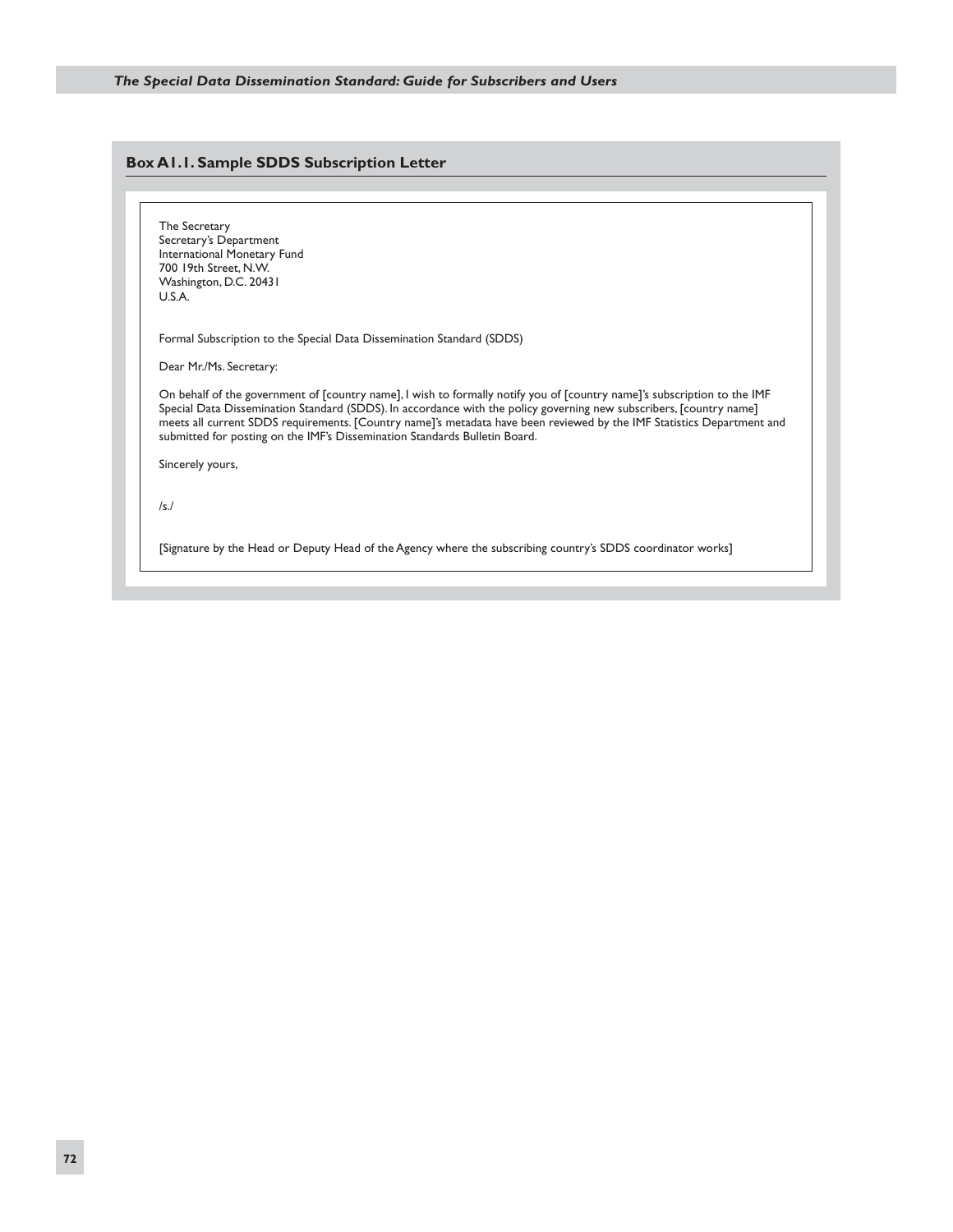### Box A1.1. Sample SDDS Subscription Letter

The Secretary
Secretary's Department
International Monetary Fund
700 19th Street, N.W.
Washington, D.C. 20431
U.S.A.

Formal Subscription to the Special Data Dissemination Standard (SDDS)

Dear Mr./Ms. Secretary:

On behalf of the government of [country name], I wish to formally notify you of [country name]'s subscription to the IMF Special Data Dissemination Standard (SDDS). In accordance with the policy governing new subscribers, [country name] meets all current SDDS requirements. [Country name]'s metadata have been reviewed by the IMF Statistics Department and submitted for posting on the IMF's Dissemination Standards Bulletin Board.

Sincerely yours,

/s./

[Signature by the Head or Deputy Head of the Agency where the subscribing country's SDDS coordinator works]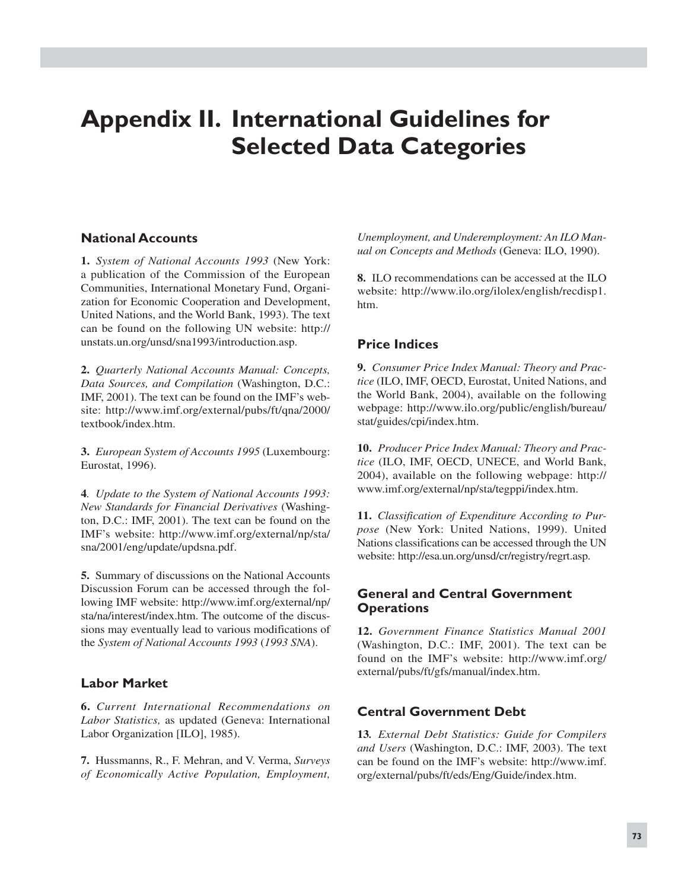# Appendix II. International Guidelines for Selected Data Categories

## National Accounts

**1.** *System of National Accounts 1993* (New York: a publication of the Commission of the European Communities, International Monetary Fund, Organization for Economic Cooperation and Development, United Nations, and the World Bank, 1993). The text can be found on the following UN website: http://unstats.un.org/unsd/sna1993/introduction.asp.

**2.** *Quarterly National Accounts Manual: Concepts, Data Sources, and Compilation* (Washington, D.C.: IMF, 2001). The text can be found on the IMF's website: http://www.imf.org/external/pubs/ft/qna/2000/textbook/index.htm.

**3.** *European System of Accounts 1995* (Luxembourg: Eurostat, 1996).

**4***.* *Update to the System of National Accounts 1993: New Standards for Financial Derivatives* (Washington, D.C.: IMF, 2001). The text can be found on the IMF's website: http://www.imf.org/external/np/sta/sna/2001/eng/update/updsna.pdf.

**5.** Summary of discussions on the National Accounts Discussion Forum can be accessed through the following IMF website: http://www.imf.org/external/np/sta/na/interest/index.htm. The outcome of the discussions may eventually lead to various modifications of the *System of National Accounts 1993* (*1993 SNA*).

## Labor Market

**6.** *Current International Recommendations on Labor Statistics,* as updated (Geneva: International Labor Organization [ILO], 1985).

**7.** Hussmanns, R., F. Mehran, and V. Verma, *Surveys of Economically Active Population, Employment, Unemployment, and Underemployment: An ILO Manual on Concepts and Methods* (Geneva: ILO, 1990).

**8.** ILO recommendations can be accessed at the ILO website: http://www.ilo.org/ilolex/english/recdisp1.htm.

## Price Indices

**9.** *Consumer Price Index Manual: Theory and Practice* (ILO, IMF, OECD, Eurostat, United Nations, and the World Bank, 2004), available on the following webpage: http://www.ilo.org/public/english/bureau/stat/guides/cpi/index.htm.

**10.** *Producer Price Index Manual: Theory and Practice* (ILO, IMF, OECD, UNECE, and World Bank, 2004), available on the following webpage: http://www.imf.org/external/np/sta/tegppi/index.htm.

**11.** *Classification of Expenditure According to Purpose* (New York: United Nations, 1999). United Nations classifications can be accessed through the UN website: http://esa.un.org/unsd/cr/registry/regrt.asp.

## General and Central Government Operations

**12.** *Government Finance Statistics Manual 2001* (Washington, D.C.: IMF, 2001). The text can be found on the IMF's website: http://www.imf.org/external/pubs/ft/gfs/manual/index.htm.

## Central Government Debt

**13***.* *External Debt Statistics: Guide for Compilers and Users* (Washington, D.C.: IMF, 2003). The text can be found on the IMF's website: http://www.imf.org/external/pubs/ft/eds/Eng/Guide/index.htm.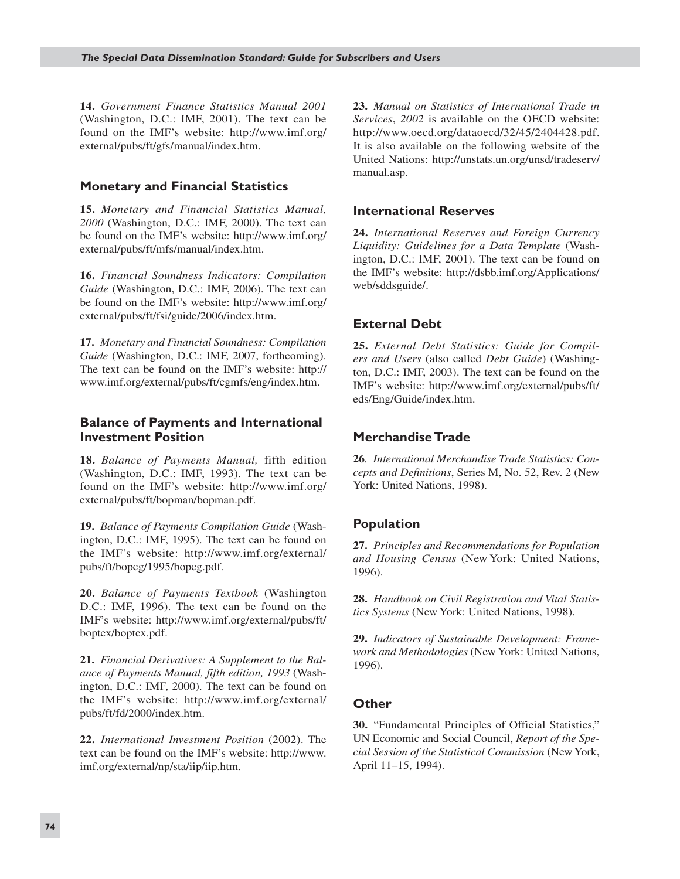**14.** *Government Finance Statistics Manual 2001* (Washington, D.C.: IMF, 2001). The text can be found on the IMF's website: http://www.imf.org/external/pubs/ft/gfs/manual/index.htm.

### Monetary and Financial Statistics

**15.** *Monetary and Financial Statistics Manual, 2000* (Washington, D.C.: IMF, 2000). The text can be found on the IMF's website: http://www.imf.org/external/pubs/ft/mfs/manual/index.htm.

**16.** *Financial Soundness Indicators: Compilation Guide* (Washington, D.C.: IMF, 2006). The text can be found on the IMF's website: http://www.imf.org/external/pubs/ft/fsi/guide/2006/index.htm.

**17.** *Monetary and Financial Soundness: Compilation Guide* (Washington, D.C.: IMF, 2007, forthcoming). The text can be found on the IMF's website: http://www.imf.org/external/pubs/ft/cgmfs/eng/index.htm.

### Balance of Payments and International Investment Position

**18.** *Balance of Payments Manual,* fifth edition (Washington, D.C.: IMF, 1993). The text can be found on the IMF's website: http://www.imf.org/external/pubs/ft/bopman/bopman.pdf.

**19.** *Balance of Payments Compilation Guide* (Washington, D.C.: IMF, 1995). The text can be found on the IMF's website: http://www.imf.org/external/pubs/ft/bopcg/1995/bopcg.pdf.

**20.** *Balance of Payments Textbook* (Washington D.C.: IMF, 1996). The text can be found on the IMF's website: http://www.imf.org/external/pubs/ft/boptex/boptex.pdf.

**21.** *Financial Derivatives: A Supplement to the Balance of Payments Manual, fifth edition, 1993* (Washington, D.C.: IMF, 2000). The text can be found on the IMF's website: http://www.imf.org/external/pubs/ft/fd/2000/index.htm.

**22.** *International Investment Position* (2002). The text can be found on the IMF's website: http://www.imf.org/external/np/sta/iip/iip.htm.

**23.** *Manual on Statistics of International Trade in Services*, *2002* is available on the OECD website: http://www.oecd.org/dataoecd/32/45/2404428.pdf. It is also available on the following website of the United Nations: http://unstats.un.org/unsd/tradeserv/manual.asp.

### International Reserves

**24.** *International Reserves and Foreign Currency Liquidity: Guidelines for a Data Template* (Washington, D.C.: IMF, 2001). The text can be found on the IMF's website: http://dsbb.imf.org/Applications/web/sddsguide/.

### External Debt

**25.** *External Debt Statistics: Guide for Compilers and Users* (also called *Debt Guide*) (Washington, D.C.: IMF, 2003). The text can be found on the IMF's website: http://www.imf.org/external/pubs/ft/eds/Eng/Guide/index.htm.

### Merchandise Trade

**26***.* *International Merchandise Trade Statistics: Concepts and Definitions*, Series M, No. 52, Rev. 2 (New York: United Nations, 1998).

### Population

**27.** *Principles and Recommendations for Population and Housing Census* (New York: United Nations, 1996).

**28.** *Handbook on Civil Registration and Vital Statistics Systems* (New York: United Nations, 1998).

**29.** *Indicators of Sustainable Development: Framework and Methodologies* (New York: United Nations, 1996).

### Other

**30.** "Fundamental Principles of Official Statistics," UN Economic and Social Council, *Report of the Special Session of the Statistical Commission* (New York, April 11–15, 1994).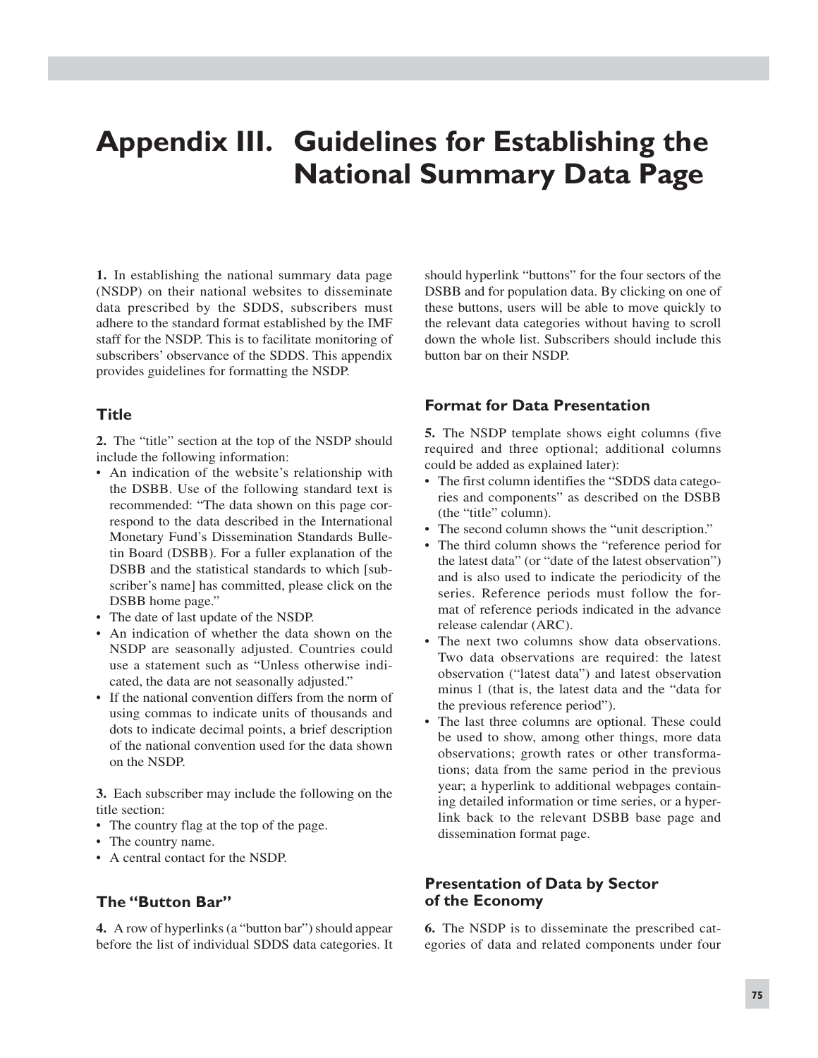# Appendix III. Guidelines for Establishing the National Summary Data Page

**1.** In establishing the national summary data page (NSDP) on their national websites to disseminate data prescribed by the SDDS, subscribers must adhere to the standard format established by the IMF staff for the NSDP. This is to facilitate monitoring of subscribers' observance of the SDDS. This appendix provides guidelines for formatting the NSDP.

### Title

**2.** The "title" section at the top of the NSDP should include the following information:

- An indication of the website's relationship with the DSBB. Use of the following standard text is recommended: "The data shown on this page correspond to the data described in the International Monetary Fund's Dissemination Standards Bulletin Board (DSBB). For a fuller explanation of the DSBB and the statistical standards to which [subscriber's name] has committed, please click on the DSBB home page."
- The date of last update of the NSDP.
- An indication of whether the data shown on the NSDP are seasonally adjusted. Countries could use a statement such as "Unless otherwise indicated, the data are not seasonally adjusted."
- If the national convention differs from the norm of using commas to indicate units of thousands and dots to indicate decimal points, a brief description of the national convention used for the data shown on the NSDP.

**3.** Each subscriber may include the following on the title section:

- The country flag at the top of the page.
- The country name.
- A central contact for the NSDP.

### The "Button Bar"

**4.** A row of hyperlinks (a "button bar") should appear before the list of individual SDDS data categories. It should hyperlink "buttons" for the four sectors of the DSBB and for population data. By clicking on one of these buttons, users will be able to move quickly to the relevant data categories without having to scroll down the whole list. Subscribers should include this button bar on their NSDP.

### Format for Data Presentation

**5.** The NSDP template shows eight columns (five required and three optional; additional columns could be added as explained later):

- The first column identifies the "SDDS data categories and components" as described on the DSBB (the "title" column).
- The second column shows the "unit description."
- The third column shows the "reference period for the latest data" (or "date of the latest observation") and is also used to indicate the periodicity of the series. Reference periods must follow the format of reference periods indicated in the advance release calendar (ARC).
- The next two columns show data observations. Two data observations are required: the latest observation ("latest data") and latest observation minus 1 (that is, the latest data and the "data for the previous reference period").
- The last three columns are optional. These could be used to show, among other things, more data observations; growth rates or other transformations; data from the same period in the previous year; a hyperlink to additional webpages containing detailed information or time series, or a hyperlink back to the relevant DSBB base page and dissemination format page.

### Presentation of Data by Sector of the Economy

**6.** The NSDP is to disseminate the prescribed categories of data and related components under four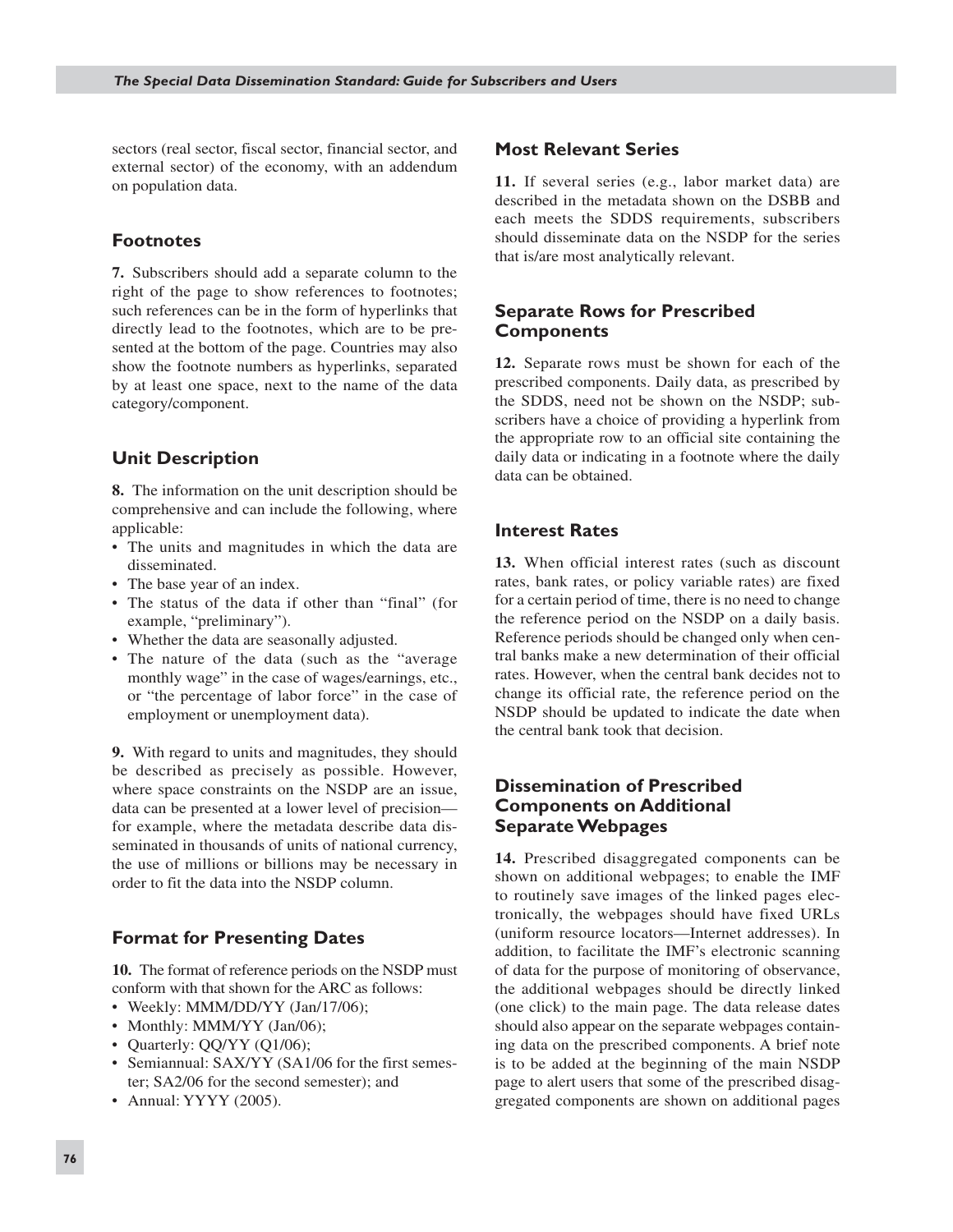sectors (real sector, fiscal sector, financial sector, and external sector) of the economy, with an addendum on population data.

### Footnotes

**7.** Subscribers should add a separate column to the right of the page to show references to footnotes; such references can be in the form of hyperlinks that directly lead to the footnotes, which are to be presented at the bottom of the page. Countries may also show the footnote numbers as hyperlinks, separated by at least one space, next to the name of the data category/component.

### Unit Description

**8.** The information on the unit description should be comprehensive and can include the following, where applicable:

- The units and magnitudes in which the data are disseminated.
- The base year of an index.
- The status of the data if other than "final" (for example, "preliminary").
- Whether the data are seasonally adjusted.
- The nature of the data (such as the "average monthly wage" in the case of wages/earnings, etc., or "the percentage of labor force" in the case of employment or unemployment data).

**9.** With regard to units and magnitudes, they should be described as precisely as possible. However, where space constraints on the NSDP are an issue, data can be presented at a lower level of precision—for example, where the metadata describe data disseminated in thousands of units of national currency, the use of millions or billions may be necessary in order to fit the data into the NSDP column.

### Format for Presenting Dates

**10.** The format of reference periods on the NSDP must conform with that shown for the ARC as follows:

- Weekly: MMM/DD/YY (Jan/17/06);
- Monthly: MMM/YY (Jan/06);
- Quarterly: QQ/YY (Q1/06);
- Semiannual: SAX/YY (SA1/06 for the first semester; SA2/06 for the second semester); and
- Annual: YYYY (2005).

### Most Relevant Series

**11.** If several series (e.g., labor market data) are described in the metadata shown on the DSBB and each meets the SDDS requirements, subscribers should disseminate data on the NSDP for the series that is/are most analytically relevant.

### Separate Rows for Prescribed Components

**12.** Separate rows must be shown for each of the prescribed components. Daily data, as prescribed by the SDDS, need not be shown on the NSDP; subscribers have a choice of providing a hyperlink from the appropriate row to an official site containing the daily data or indicating in a footnote where the daily data can be obtained.

### Interest Rates

**13.** When official interest rates (such as discount rates, bank rates, or policy variable rates) are fixed for a certain period of time, there is no need to change the reference period on the NSDP on a daily basis. Reference periods should be changed only when central banks make a new determination of their official rates. However, when the central bank decides not to change its official rate, the reference period on the NSDP should be updated to indicate the date when the central bank took that decision.

### Dissemination of Prescribed Components on Additional Separate Webpages

**14.** Prescribed disaggregated components can be shown on additional webpages; to enable the IMF to routinely save images of the linked pages electronically, the webpages should have fixed URLs (uniform resource locators—Internet addresses). In addition, to facilitate the IMF's electronic scanning of data for the purpose of monitoring of observance, the additional webpages should be directly linked (one click) to the main page. The data release dates should also appear on the separate webpages containing data on the prescribed components. A brief note is to be added at the beginning of the main NSDP page to alert users that some of the prescribed disaggregated components are shown on additional pages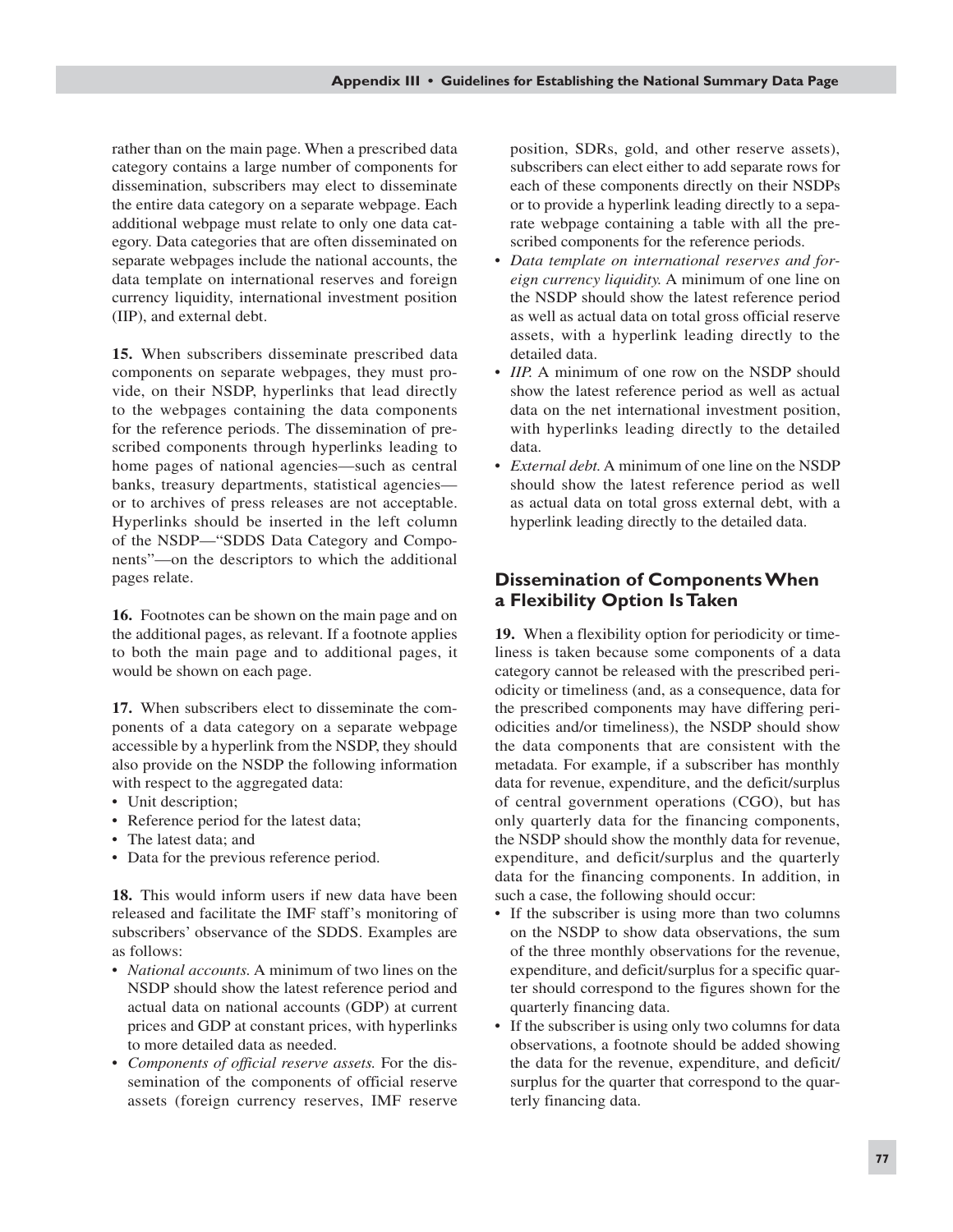rather than on the main page. When a prescribed data category contains a large number of components for dissemination, subscribers may elect to disseminate the entire data category on a separate webpage. Each additional webpage must relate to only one data category. Data categories that are often disseminated on separate webpages include the national accounts, the data template on international reserves and foreign currency liquidity, international investment position (IIP), and external debt.

**15.** When subscribers disseminate prescribed data components on separate webpages, they must provide, on their NSDP, hyperlinks that lead directly to the webpages containing the data components for the reference periods. The dissemination of prescribed components through hyperlinks leading to home pages of national agencies—such as central banks, treasury departments, statistical agencies—or to archives of press releases are not acceptable. Hyperlinks should be inserted in the left column of the NSDP—"SDDS Data Category and Components"—on the descriptors to which the additional pages relate.

**16.** Footnotes can be shown on the main page and on the additional pages, as relevant. If a footnote applies to both the main page and to additional pages, it would be shown on each page.

**17.** When subscribers elect to disseminate the components of a data category on a separate webpage accessible by a hyperlink from the NSDP, they should also provide on the NSDP the following information with respect to the aggregated data:

- Unit description;
- Reference period for the latest data;
- The latest data; and
- Data for the previous reference period.

**18.** This would inform users if new data have been released and facilitate the IMF staff's monitoring of subscribers' observance of the SDDS. Examples are as follows:

- *National accounts.* A minimum of two lines on the NSDP should show the latest reference period and actual data on national accounts (GDP) at current prices and GDP at constant prices, with hyperlinks to more detailed data as needed.
- *Components of official reserve assets.* For the dissemination of the components of official reserve assets (foreign currency reserves, IMF reserve position, SDRs, gold, and other reserve assets), subscribers can elect either to add separate rows for each of these components directly on their NSDPs or to provide a hyperlink leading directly to a separate webpage containing a table with all the prescribed components for the reference periods.
- *Data template on international reserves and foreign currency liquidity.* A minimum of one line on the NSDP should show the latest reference period as well as actual data on total gross official reserve assets, with a hyperlink leading directly to the detailed data.
- *IIP.* A minimum of one row on the NSDP should show the latest reference period as well as actual data on the net international investment position, with hyperlinks leading directly to the detailed data.
- *External debt.* A minimum of one line on the NSDP should show the latest reference period as well as actual data on total gross external debt, with a hyperlink leading directly to the detailed data.

## Dissemination of Components When a Flexibility Option Is Taken

**19.** When a flexibility option for periodicity or timeliness is taken because some components of a data category cannot be released with the prescribed periodicity or timeliness (and, as a consequence, data for the prescribed components may have differing periodicities and/or timeliness), the NSDP should show the data components that are consistent with the metadata. For example, if a subscriber has monthly data for revenue, expenditure, and the deficit/surplus of central government operations (CGO), but has only quarterly data for the financing components, the NSDP should show the monthly data for revenue, expenditure, and deficit/surplus and the quarterly data for the financing components. In addition, in such a case, the following should occur:

- If the subscriber is using more than two columns on the NSDP to show data observations, the sum of the three monthly observations for the revenue, expenditure, and deficit/surplus for a specific quarter should correspond to the figures shown for the quarterly financing data.
- If the subscriber is using only two columns for data observations, a footnote should be added showing the data for the revenue, expenditure, and deficit/surplus for the quarter that correspond to the quarterly financing data.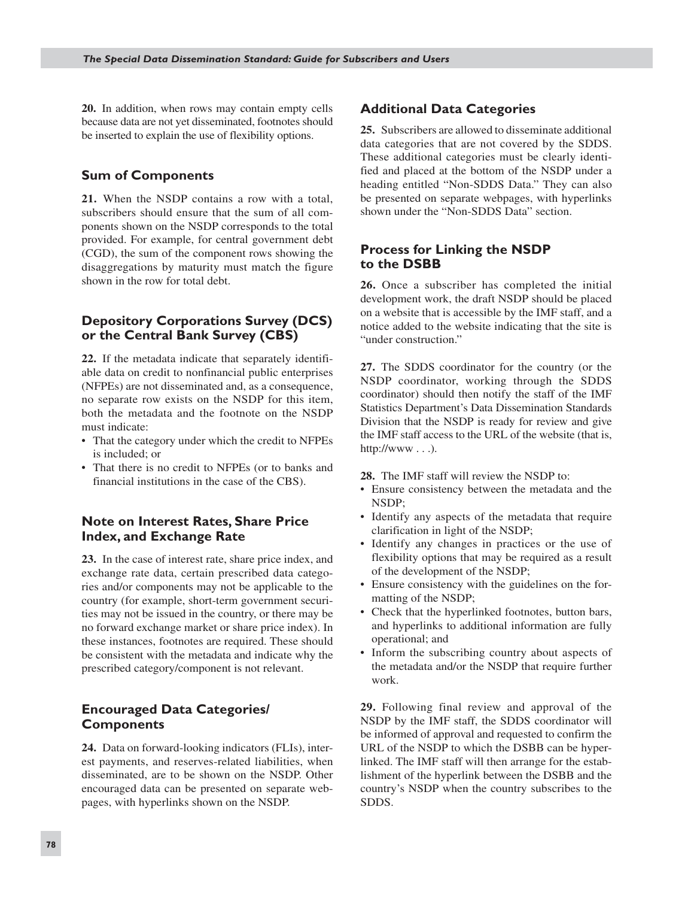**20.** In addition, when rows may contain empty cells because data are not yet disseminated, footnotes should be inserted to explain the use of flexibility options.

### Sum of Components

**21.** When the NSDP contains a row with a total, subscribers should ensure that the sum of all components shown on the NSDP corresponds to the total provided. For example, for central government debt (CGD), the sum of the component rows showing the disaggregations by maturity must match the figure shown in the row for total debt.

### Depository Corporations Survey (DCS) or the Central Bank Survey (CBS)

**22.** If the metadata indicate that separately identifiable data on credit to nonfinancial public enterprises (NFPEs) are not disseminated and, as a consequence, no separate row exists on the NSDP for this item, both the metadata and the footnote on the NSDP must indicate:

- That the category under which the credit to NFPEs is included; or
- That there is no credit to NFPEs (or to banks and financial institutions in the case of the CBS).

### Note on Interest Rates, Share Price Index, and Exchange Rate

**23.** In the case of interest rate, share price index, and exchange rate data, certain prescribed data categories and/or components may not be applicable to the country (for example, short-term government securities may not be issued in the country, or there may be no forward exchange market or share price index). In these instances, footnotes are required. These should be consistent with the metadata and indicate why the prescribed category/component is not relevant.

### Encouraged Data Categories/ Components

**24.** Data on forward-looking indicators (FLIs), interest payments, and reserves-related liabilities, when disseminated, are to be shown on the NSDP. Other encouraged data can be presented on separate webpages, with hyperlinks shown on the NSDP.

### Additional Data Categories

**25.** Subscribers are allowed to disseminate additional data categories that are not covered by the SDDS. These additional categories must be clearly identified and placed at the bottom of the NSDP under a heading entitled "Non-SDDS Data." They can also be presented on separate webpages, with hyperlinks shown under the "Non-SDDS Data" section.

### Process for Linking the NSDP to the DSBB

**26.** Once a subscriber has completed the initial development work, the draft NSDP should be placed on a website that is accessible by the IMF staff, and a notice added to the website indicating that the site is "under construction."

**27.** The SDDS coordinator for the country (or the NSDP coordinator, working through the SDDS coordinator) should then notify the staff of the IMF Statistics Department's Data Dissemination Standards Division that the NSDP is ready for review and give the IMF staff access to the URL of the website (that is, http://www . . .).

**28.** The IMF staff will review the NSDP to:

- Ensure consistency between the metadata and the NSDP;
- Identify any aspects of the metadata that require clarification in light of the NSDP;
- Identify any changes in practices or the use of flexibility options that may be required as a result of the development of the NSDP;
- Ensure consistency with the guidelines on the formatting of the NSDP;
- Check that the hyperlinked footnotes, button bars, and hyperlinks to additional information are fully operational; and
- Inform the subscribing country about aspects of the metadata and/or the NSDP that require further work.

**29.** Following final review and approval of the NSDP by the IMF staff, the SDDS coordinator will be informed of approval and requested to confirm the URL of the NSDP to which the DSBB can be hyperlinked. The IMF staff will then arrange for the establishment of the hyperlink between the DSBB and the country's NSDP when the country subscribes to the SDDS.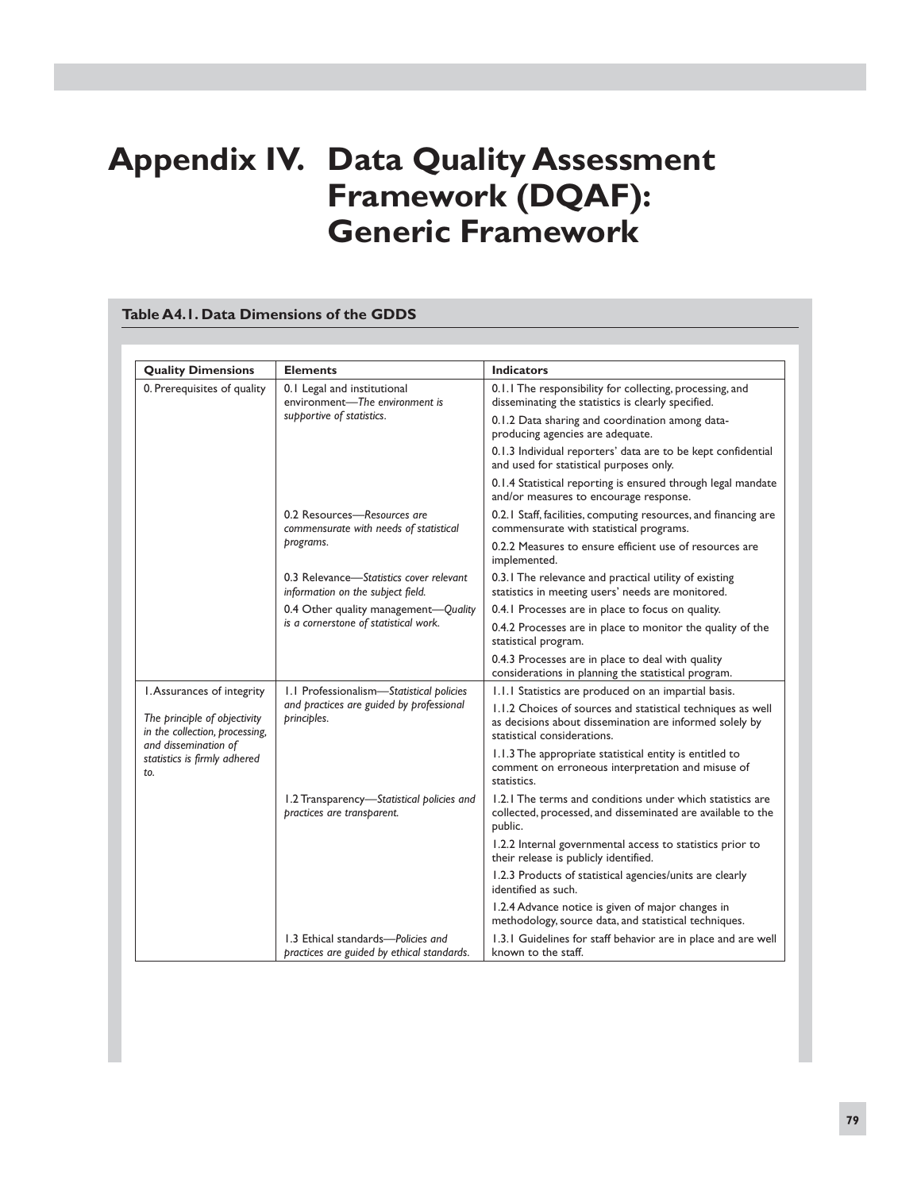# Appendix IV. Data Quality Assessment Framework (DQAF): Generic Framework

**Table A4.1. Data Dimensions of the GDDS**

| Quality Dimensions | Elements | Indicators |
|---|---|---|
| 0. Prerequisites of quality | 0.1 Legal and institutional environment—*The environment is supportive of statistics.* | 0.1.1 The responsibility for collecting, processing, and disseminating the statistics is clearly specified. |
| | | 0.1.2 Data sharing and coordination among data-producing agencies are adequate. |
| | | 0.1.3 Individual reporters' data are to be kept confidential and used for statistical purposes only. |
| | | 0.1.4 Statistical reporting is ensured through legal mandate and/or measures to encourage response. |
| | 0.2 Resources—*Resources are commensurate with needs of statistical programs.* | 0.2.1 Staff, facilities, computing resources, and financing are commensurate with statistical programs. |
| | | 0.2.2 Measures to ensure efficient use of resources are implemented. |
| | 0.3 Relevance—*Statistics cover relevant information on the subject field.* | 0.3.1 The relevance and practical utility of existing statistics in meeting users' needs are monitored. |
| | 0.4 Other quality management—*Quality is a cornerstone of statistical work.* | 0.4.1 Processes are in place to focus on quality. |
| | | 0.4.2 Processes are in place to monitor the quality of the statistical program. |
| | | 0.4.3 Processes are in place to deal with quality considerations in planning the statistical program. |
| 1. Assurances of integrity<br><br>*The principle of objectivity in the collection, processing, and dissemination of statistics is firmly adhered to.* | 1.1 Professionalism—*Statistical policies and practices are guided by professional principles.* | 1.1.1 Statistics are produced on an impartial basis. |
| | | 1.1.2 Choices of sources and statistical techniques as well as decisions about dissemination are informed solely by statistical considerations. |
| | | 1.1.3 The appropriate statistical entity is entitled to comment on erroneous interpretation and misuse of statistics. |
| | 1.2 Transparency—*Statistical policies and practices are transparent.* | 1.2.1 The terms and conditions under which statistics are collected, processed, and disseminated are available to the public. |
| | | 1.2.2 Internal governmental access to statistics prior to their release is publicly identified. |
| | | 1.2.3 Products of statistical agencies/units are clearly identified as such. |
| | | 1.2.4 Advance notice is given of major changes in methodology, source data, and statistical techniques. |
| | 1.3 Ethical standards—*Policies and practices are guided by ethical standards.* | 1.3.1 Guidelines for staff behavior are in place and are well known to the staff. |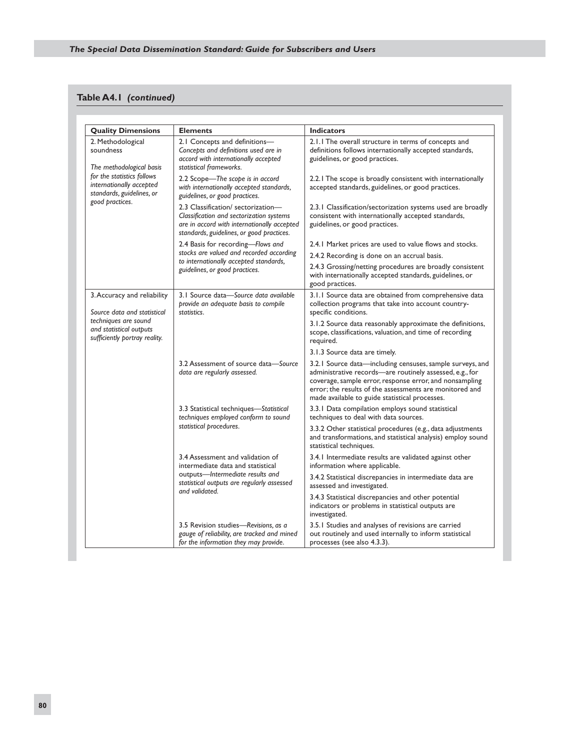**Table A4.1** ***(continued)***

| Quality Dimensions | Elements | Indicators |
|---|---|---|
| 2. Methodological soundness *The methodological basis for the statistics follows internationally accepted standards, guidelines, or good practices.* | 2.1 Concepts and definitions—*Concepts and definitions used are in accord with internationally accepted statistical frameworks.* | 2.1.1 The overall structure in terms of concepts and definitions follows internationally accepted standards, guidelines, or good practices. |
| | 2.2 Scope—*The scope is in accord with internationally accepted standards, guidelines, or good practices.* | 2.2.1 The scope is broadly consistent with internationally accepted standards, guidelines, or good practices. |
| | 2.3 Classification/ sectorization—*Classification and sectorization systems are in accord with internationally accepted standards, guidelines, or good practices.* | 2.3.1 Classification/sectorization systems used are broadly consistent with internationally accepted standards, guidelines, or good practices. |
| | 2.4 Basis for recording—*Flows and stocks are valued and recorded according to internationally accepted standards, guidelines, or good practices.* | 2.4.1 Market prices are used to value flows and stocks. |
| | | 2.4.2 Recording is done on an accrual basis. |
| | | 2.4.3 Grossing/netting procedures are broadly consistent with internationally accepted standards, guidelines, or good practices. |
| 3. Accuracy and reliability *Source data and statistical techniques are sound and statistical outputs sufficiently portray reality.* | 3.1 Source data—*Source data available provide an adequate basis to compile statistics.* | 3.1.1 Source data are obtained from comprehensive data collection programs that take into account country-specific conditions. |
| | | 3.1.2 Source data reasonably approximate the definitions, scope, classifications, valuation, and time of recording required. |
| | | 3.1.3 Source data are timely. |
| | 3.2 Assessment of source data—*Source data are regularly assessed.* | 3.2.1 Source data—including censuses, sample surveys, and administrative records—are routinely assessed, e.g., for coverage, sample error, response error, and nonsampling error; the results of the assessments are monitored and made available to guide statistical processes. |
| | 3.3 Statistical techniques—*Statistical techniques employed conform to sound statistical procedures.* | 3.3.1 Data compilation employs sound statistical techniques to deal with data sources. |
| | | 3.3.2 Other statistical procedures (e.g., data adjustments and transformations, and statistical analysis) employ sound statistical techniques. |
| | 3.4 Assessment and validation of intermediate data and statistical outputs—*Intermediate results and statistical outputs are regularly assessed and validated.* | 3.4.1 Intermediate results are validated against other information where applicable. |
| | | 3.4.2 Statistical discrepancies in intermediate data are assessed and investigated. |
| | | 3.4.3 Statistical discrepancies and other potential indicators or problems in statistical outputs are investigated. |
| | 3.5 Revision studies—*Revisions, as a gauge of reliability, are tracked and mined for the information they may provide.* | 3.5.1 Studies and analyses of revisions are carried out routinely and used internally to inform statistical processes (see also 4.3.3). |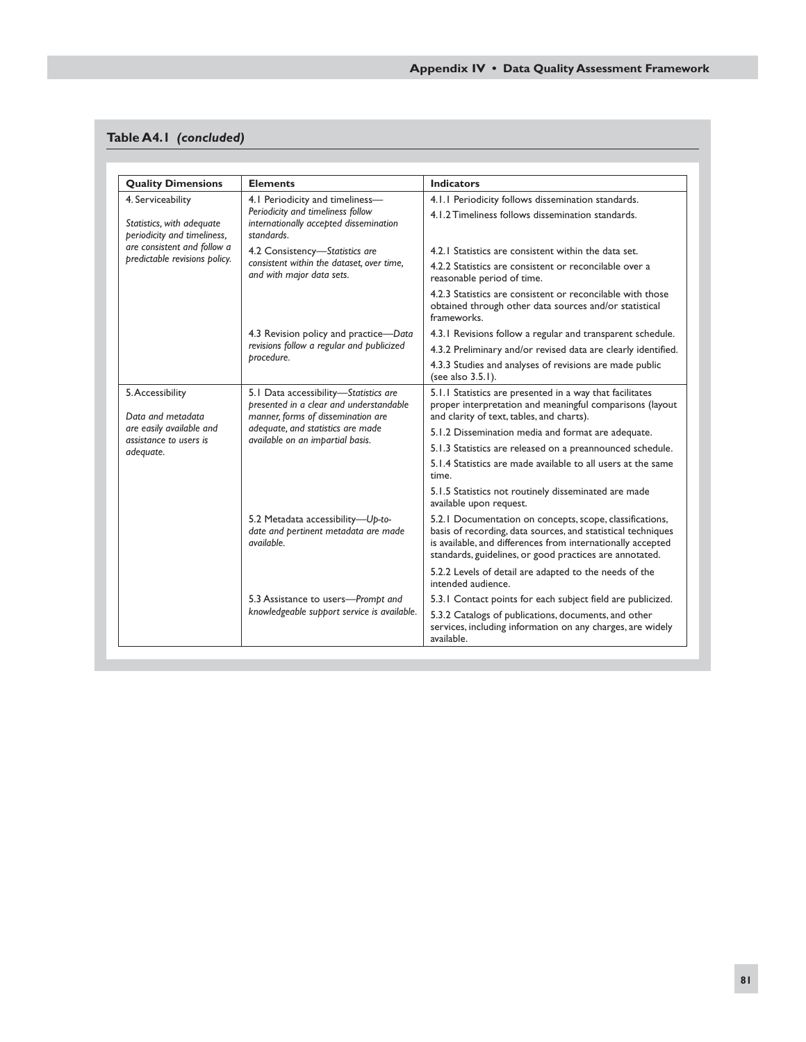**Table A4.1** ***(concluded)***

| Quality Dimensions | Elements | Indicators |
|---|---|---|
| 4. Serviceability<br><br>*Statistics, with adequate periodicity and timeliness, are consistent and follow a predictable revisions policy.* | 4.1 Periodicity and timeliness—*Periodicity and timeliness follow internationally accepted dissemination standards.* | 4.1.1 Periodicity follows dissemination standards.<br>4.1.2 Timeliness follows dissemination standards. |
| | 4.2 Consistency—*Statistics are consistent within the dataset, over time, and with major data sets.* | 4.2.1 Statistics are consistent within the data set.<br>4.2.2 Statistics are consistent or reconcilable over a reasonable period of time.<br>4.2.3 Statistics are consistent or reconcilable with those obtained through other data sources and/or statistical frameworks. |
| | 4.3 Revision policy and practice—*Data revisions follow a regular and publicized procedure.* | 4.3.1 Revisions follow a regular and transparent schedule.<br>4.3.2 Preliminary and/or revised data are clearly identified.<br>4.3.3 Studies and analyses of revisions are made public (see also 3.5.1). |
| 5. Accessibility<br><br>*Data and metadata are easily available and assistance to users is adequate.* | 5.1 Data accessibility—*Statistics are presented in a clear and understandable manner, forms of dissemination are adequate, and statistics are made available on an impartial basis.* | 5.1.1 Statistics are presented in a way that facilitates proper interpretation and meaningful comparisons (layout and clarity of text, tables, and charts).<br>5.1.2 Dissemination media and format are adequate.<br>5.1.3 Statistics are released on a preannounced schedule.<br>5.1.4 Statistics are made available to all users at the same time.<br>5.1.5 Statistics not routinely disseminated are made available upon request. |
| | 5.2 Metadata accessibility—*Up-to-date and pertinent metadata are made available.* | 5.2.1 Documentation on concepts, scope, classifications, basis of recording, data sources, and statistical techniques is available, and differences from internationally accepted standards, guidelines, or good practices are annotated.<br>5.2.2 Levels of detail are adapted to the needs of the intended audience. |
| | 5.3 Assistance to users—*Prompt and knowledgeable support service is available.* | 5.3.1 Contact points for each subject field are publicized.<br>5.3.2 Catalogs of publications, documents, and other services, including information on any charges, are widely available. |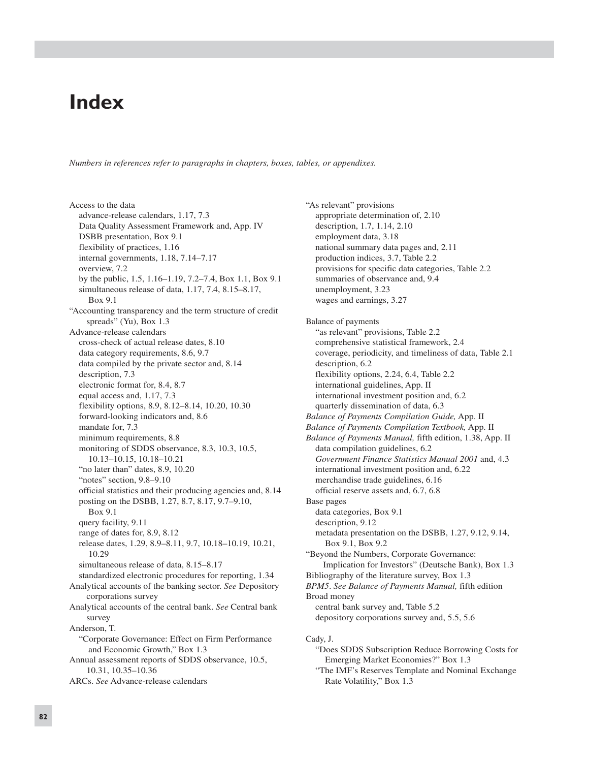# Index

*Numbers in references refer to paragraphs in chapters, boxes, tables, or appendixes.*

Access to the data
- advance-release calendars, 1.17, 7.3
- Data Quality Assessment Framework and, App. IV
- DSBB presentation, Box 9.1
- flexibility of practices, 1.16
- internal governments, 1.18, 7.14–7.17
- overview, 7.2
- by the public, 1.5, 1.16–1.19, 7.2–7.4, Box 1.1, Box 9.1
- simultaneous release of data, 1.17, 7.4, 8.15–8.17, Box 9.1

"Accounting transparency and the term structure of credit spreads" (Yu), Box 1.3

Advance-release calendars
- cross-check of actual release dates, 8.10
- data category requirements, 8.6, 9.7
- data compiled by the private sector and, 8.14
- description, 7.3
- electronic format for, 8.4, 8.7
- equal access and, 1.17, 7.3
- flexibility options, 8.9, 8.12–8.14, 10.20, 10.30
- forward-looking indicators and, 8.6
- mandate for, 7.3
- minimum requirements, 8.8
- monitoring of SDDS observance, 8.3, 10.3, 10.5, 10.13–10.15, 10.18–10.21
- "no later than" dates, 8.9, 10.20
- "notes" section, 9.8–9.10
- official statistics and their producing agencies and, 8.14
- posting on the DSBB, 1.27, 8.7, 8.17, 9.7–9.10, Box 9.1
- query facility, 9.11
- range of dates for, 8.9, 8.12
- release dates, 1.29, 8.9–8.11, 9.7, 10.18–10.19, 10.21, 10.29
- simultaneous release of data, 8.15–8.17
- standardized electronic procedures for reporting, 1.34

Analytical accounts of the banking sector. *See* Depository corporations survey

Analytical accounts of the central bank. *See* Central bank survey

Anderson, T.
- "Corporate Governance: Effect on Firm Performance and Economic Growth," Box 1.3

Annual assessment reports of SDDS observance, 10.5, 10.31, 10.35–10.36

ARCs. *See* Advance-release calendars

"As relevant" provisions
- appropriate determination of, 2.10
- description, 1.7, 1.14, 2.10
- employment data, 3.18
- national summary data pages and, 2.11
- production indices, 3.7, Table 2.2
- provisions for specific data categories, Table 2.2
- summaries of observance and, 9.4
- unemployment, 3.23
- wages and earnings, 3.27

Balance of payments
- "as relevant" provisions, Table 2.2
- comprehensive statistical framework, 2.4
- coverage, periodicity, and timeliness of data, Table 2.1
- description, 6.2
- flexibility options, 2.24, 6.4, Table 2.2
- international guidelines, App. II
- international investment position and, 6.2
- quarterly dissemination of data, 6.3

*Balance of Payments Compilation Guide,* App. II

*Balance of Payments Compilation Textbook,* App. II

*Balance of Payments Manual,* fifth edition, 1.38, App. II
- data compilation guidelines, 6.2
- *Government Finance Statistics Manual 2001* and, 4.3
- international investment position and, 6.22
- merchandise trade guidelines, 6.16
- official reserve assets and, 6.7, 6.8

Base pages
- data categories, Box 9.1
- description, 9.12
- metadata presentation on the DSBB, 1.27, 9.12, 9.14, Box 9.1, Box 9.2

"Beyond the Numbers, Corporate Governance: Implication for Investors" (Deutsche Bank), Box 1.3

Bibliography of the literature survey, Box 1.3

*BPM5*. *See Balance of Payments Manual,* fifth edition

Broad money
- central bank survey and, Table 5.2
- depository corporations survey and, 5.5, 5.6

Cady, J.
- "Does SDDS Subscription Reduce Borrowing Costs for Emerging Market Economies?" Box 1.3
- "The IMF's Reserves Template and Nominal Exchange Rate Volatility," Box 1.3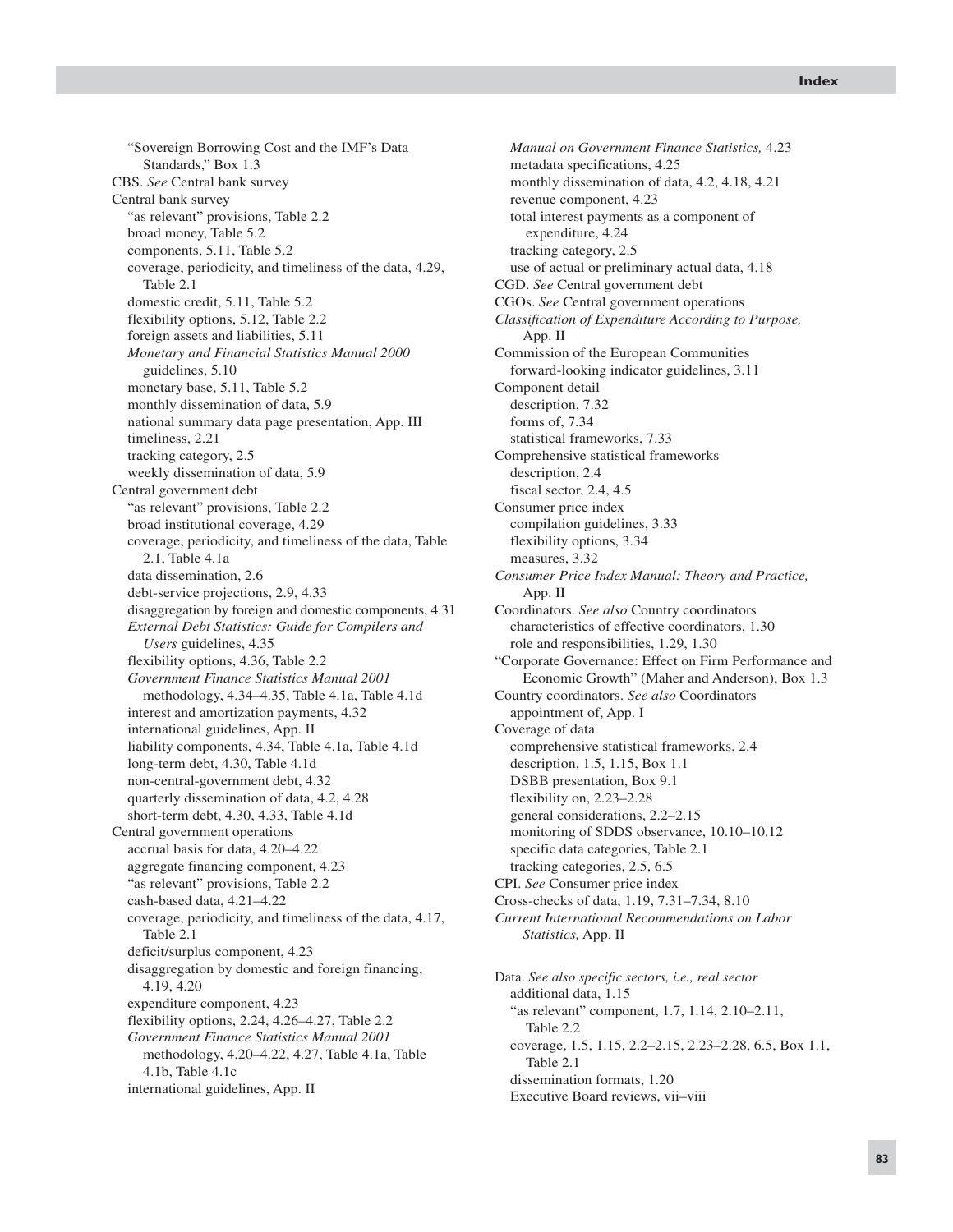"Sovereign Borrowing Cost and the IMF's Data Standards," Box 1.3

CBS. *See* Central bank survey

Central bank survey
- "as relevant" provisions, Table 2.2
- broad money, Table 5.2
- components, 5.11, Table 5.2
- coverage, periodicity, and timeliness of the data, 4.29, Table 2.1
- domestic credit, 5.11, Table 5.2
- flexibility options, 5.12, Table 2.2
- foreign assets and liabilities, 5.11
- *Monetary and Financial Statistics Manual 2000* guidelines, 5.10
- monetary base, 5.11, Table 5.2
- monthly dissemination of data, 5.9
- national summary data page presentation, App. III
- timeliness, 2.21
- tracking category, 2.5
- weekly dissemination of data, 5.9

Central government debt
- "as relevant" provisions, Table 2.2
- broad institutional coverage, 4.29
- coverage, periodicity, and timeliness of the data, Table 2.1, Table 4.1a
- data dissemination, 2.6
- debt-service projections, 2.9, 4.33
- disaggregation by foreign and domestic components, 4.31
- *External Debt Statistics: Guide for Compilers and Users* guidelines, 4.35
- flexibility options, 4.36, Table 2.2
- *Government Finance Statistics Manual 2001* methodology, 4.34–4.35, Table 4.1a, Table 4.1d
- interest and amortization payments, 4.32
- international guidelines, App. II
- liability components, 4.34, Table 4.1a, Table 4.1d
- long-term debt, 4.30, Table 4.1d
- non-central-government debt, 4.32
- quarterly dissemination of data, 4.2, 4.28
- short-term debt, 4.30, 4.33, Table 4.1d

Central government operations
- accrual basis for data, 4.20–4.22
- aggregate financing component, 4.23
- "as relevant" provisions, Table 2.2
- cash-based data, 4.21–4.22
- coverage, periodicity, and timeliness of the data, 4.17, Table 2.1
- deficit/surplus component, 4.23
- disaggregation by domestic and foreign financing, 4.19, 4.20
- expenditure component, 4.23
- flexibility options, 2.24, 4.26–4.27, Table 2.2
- *Government Finance Statistics Manual 2001* methodology, 4.20–4.22, 4.27, Table 4.1a, Table 4.1b, Table 4.1c
- international guidelines, App. II
- *Manual on Government Finance Statistics,* 4.23
- metadata specifications, 4.25
- monthly dissemination of data, 4.2, 4.18, 4.21
- revenue component, 4.23
- total interest payments as a component of expenditure, 4.24
- tracking category, 2.5
- use of actual or preliminary actual data, 4.18

CGD. *See* Central government debt

CGOs. *See* Central government operations

*Classification of Expenditure According to Purpose,* App. II

Commission of the European Communities
- forward-looking indicator guidelines, 3.11

Component detail
- description, 7.32
- forms of, 7.34
- statistical frameworks, 7.33

Comprehensive statistical frameworks
- description, 2.4
- fiscal sector, 2.4, 4.5

Consumer price index
- compilation guidelines, 3.33
- flexibility options, 3.34
- measures, 3.32

*Consumer Price Index Manual: Theory and Practice,* App. II

Coordinators. *See also* Country coordinators
- characteristics of effective coordinators, 1.30
- role and responsibilities, 1.29, 1.30

"Corporate Governance: Effect on Firm Performance and Economic Growth" (Maher and Anderson), Box 1.3

Country coordinators. *See also* Coordinators
- appointment of, App. I

Coverage of data
- comprehensive statistical frameworks, 2.4
- description, 1.5, 1.15, Box 1.1
- DSBB presentation, Box 9.1
- flexibility on, 2.23–2.28
- general considerations, 2.2–2.15
- monitoring of SDDS observance, 10.10–10.12
- specific data categories, Table 2.1
- tracking categories, 2.5, 6.5

CPI. *See* Consumer price index

Cross-checks of data, 1.19, 7.31–7.34, 8.10

*Current International Recommendations on Labor Statistics,* App. II

Data. *See also specific sectors, i.e., real sector*
- additional data, 1.15
- "as relevant" component, 1.7, 1.14, 2.10–2.11, Table 2.2
- coverage, 1.5, 1.15, 2.2–2.15, 2.23–2.28, 6.5, Box 1.1, Table 2.1
- dissemination formats, 1.20
- Executive Board reviews, vii–viii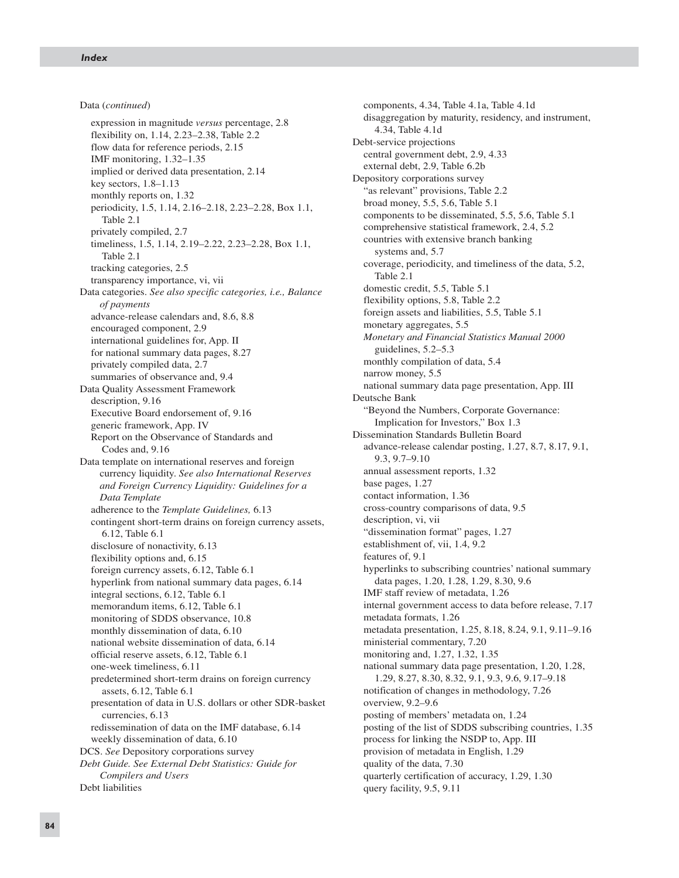Data (*continued*)

- expression in magnitude *versus* percentage, 2.8
- flexibility on, 1.14, 2.23–2.38, Table 2.2
- flow data for reference periods, 2.15
- IMF monitoring, 1.32–1.35
- implied or derived data presentation, 2.14
- key sectors, 1.8–1.13
- monthly reports on, 1.32
- periodicity, 1.5, 1.14, 2.16–2.18, 2.23–2.28, Box 1.1, Table 2.1
- privately compiled, 2.7
- timeliness, 1.5, 1.14, 2.19–2.22, 2.23–2.28, Box 1.1, Table 2.1
- tracking categories, 2.5
- transparency importance, vi, vii

Data categories. *See also specific categories, i.e., Balance of payments*

- advance-release calendars and, 8.6, 8.8
- encouraged component, 2.9
- international guidelines for, App. II
- for national summary data pages, 8.27
- privately compiled data, 2.7
- summaries of observance and, 9.4

Data Quality Assessment Framework

- description, 9.16
- Executive Board endorsement of, 9.16
- generic framework, App. IV
- Report on the Observance of Standards and Codes and, 9.16

Data template on international reserves and foreign currency liquidity. *See also International Reserves and Foreign Currency Liquidity: Guidelines for a Data Template*

- adherence to the *Template Guidelines,* 6.13
- contingent short-term drains on foreign currency assets, 6.12, Table 6.1
- disclosure of nonactivity, 6.13
- flexibility options and, 6.15
- foreign currency assets, 6.12, Table 6.1
- hyperlink from national summary data pages, 6.14
- integral sections, 6.12, Table 6.1
- memorandum items, 6.12, Table 6.1
- monitoring of SDDS observance, 10.8
- monthly dissemination of data, 6.10
- national website dissemination of data, 6.14
- official reserve assets, 6.12, Table 6.1
- one-week timeliness, 6.11
- predetermined short-term drains on foreign currency assets, 6.12, Table 6.1
- presentation of data in U.S. dollars or other SDR-basket currencies, 6.13
- redissemination of data on the IMF database, 6.14
- weekly dissemination of data, 6.10

DCS. *See* Depository corporations survey

*Debt Guide. See External Debt Statistics: Guide for Compilers and Users*

Debt liabilities

- components, 4.34, Table 4.1a, Table 4.1d
- disaggregation by maturity, residency, and instrument, 4.34, Table 4.1d

Debt-service projections

- central government debt, 2.9, 4.33
- external debt, 2.9, Table 6.2b

Depository corporations survey

- "as relevant" provisions, Table 2.2
- broad money, 5.5, 5.6, Table 5.1
- components to be disseminated, 5.5, 5.6, Table 5.1
- comprehensive statistical framework, 2.4, 5.2
- countries with extensive branch banking systems and, 5.7
- coverage, periodicity, and timeliness of the data, 5.2, Table 2.1
- domestic credit, 5.5, Table 5.1
- flexibility options, 5.8, Table 2.2
- foreign assets and liabilities, 5.5, Table 5.1
- monetary aggregates, 5.5
- *Monetary and Financial Statistics Manual 2000* guidelines, 5.2–5.3
- monthly compilation of data, 5.4
- narrow money, 5.5
- national summary data page presentation, App. III

Deutsche Bank

- "Beyond the Numbers, Corporate Governance: Implication for Investors," Box 1.3

Dissemination Standards Bulletin Board

- advance-release calendar posting, 1.27, 8.7, 8.17, 9.1, 9.3, 9.7–9.10
- annual assessment reports, 1.32
- base pages, 1.27
- contact information, 1.36
- cross-country comparisons of data, 9.5
- description, vi, vii
- "dissemination format" pages, 1.27
- establishment of, vii, 1.4, 9.2
- features of, 9.1
- hyperlinks to subscribing countries' national summary data pages, 1.20, 1.28, 1.29, 8.30, 9.6
- IMF staff review of metadata, 1.26
- internal government access to data before release, 7.17
- metadata formats, 1.26
- metadata presentation, 1.25, 8.18, 8.24, 9.1, 9.11–9.16
- ministerial commentary, 7.20
- monitoring and, 1.27, 1.32, 1.35
- national summary data page presentation, 1.20, 1.28, 1.29, 8.27, 8.30, 8.32, 9.1, 9.3, 9.6, 9.17–9.18
- notification of changes in methodology, 7.26
- overview, 9.2–9.6
- posting of members' metadata on, 1.24
- posting of the list of SDDS subscribing countries, 1.35
- process for linking the NSDP to, App. III
- provision of metadata in English, 1.29
- quality of the data, 7.30
- quarterly certification of accuracy, 1.29, 1.30
- query facility, 9.5, 9.11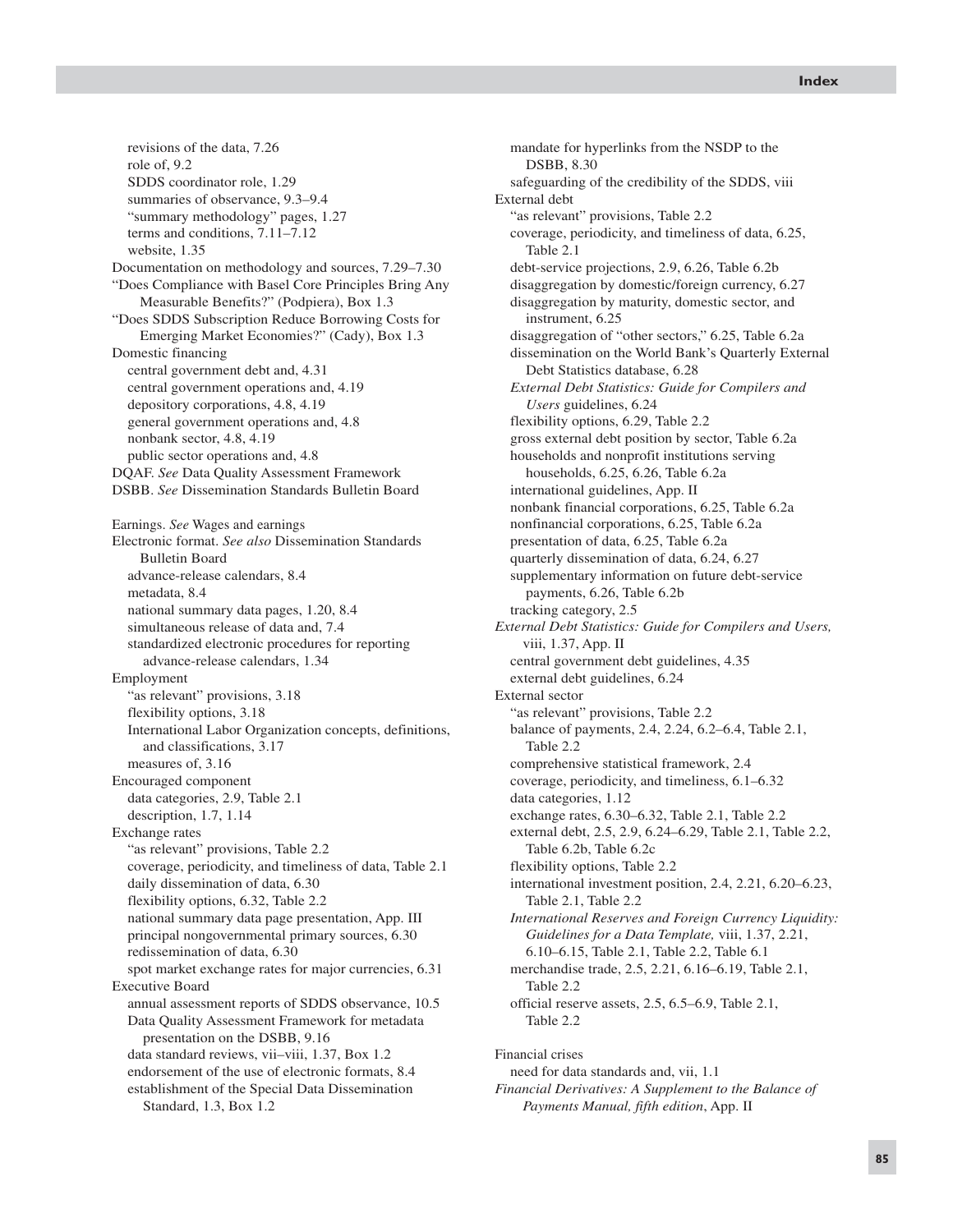revisions of the data, 7.26
  role of, 9.2
  SDDS coordinator role, 1.29
  summaries of observance, 9.3–9.4
  "summary methodology" pages, 1.27
  terms and conditions, 7.11–7.12
  website, 1.35

Documentation on methodology and sources, 7.29–7.30

"Does Compliance with Basel Core Principles Bring Any Measurable Benefits?" (Podpiera), Box 1.3

"Does SDDS Subscription Reduce Borrowing Costs for Emerging Market Economies?" (Cady), Box 1.3

Domestic financing
  central government debt and, 4.31
  central government operations and, 4.19
  depository corporations, 4.8, 4.19
  general government operations and, 4.8
  nonbank sector, 4.8, 4.19
  public sector operations and, 4.8

DQAF. *See* Data Quality Assessment Framework

DSBB. *See* Dissemination Standards Bulletin Board

Earnings. *See* Wages and earnings

Electronic format. *See also* Dissemination Standards Bulletin Board
  advance-release calendars, 8.4
  metadata, 8.4
  national summary data pages, 1.20, 8.4
  simultaneous release of data and, 7.4
  standardized electronic procedures for reporting advance-release calendars, 1.34

Employment
  "as relevant" provisions, 3.18
  flexibility options, 3.18
  International Labor Organization concepts, definitions, and classifications, 3.17
  measures of, 3.16

Encouraged component
  data categories, 2.9, Table 2.1
  description, 1.7, 1.14

Exchange rates
  "as relevant" provisions, Table 2.2
  coverage, periodicity, and timeliness of data, Table 2.1
  daily dissemination of data, 6.30
  flexibility options, 6.32, Table 2.2
  national summary data page presentation, App. III
  principal nongovernmental primary sources, 6.30
  redissemination of data, 6.30
  spot market exchange rates for major currencies, 6.31

Executive Board
  annual assessment reports of SDDS observance, 10.5
  Data Quality Assessment Framework for metadata presentation on the DSBB, 9.16
  data standard reviews, vii–viii, 1.37, Box 1.2
  endorsement of the use of electronic formats, 8.4
  establishment of the Special Data Dissemination Standard, 1.3, Box 1.2
  mandate for hyperlinks from the NSDP to the DSBB, 8.30
  safeguarding of the credibility of the SDDS, viii

External debt
  "as relevant" provisions, Table 2.2
  coverage, periodicity, and timeliness of data, 6.25, Table 2.1
  debt-service projections, 2.9, 6.26, Table 6.2b
  disaggregation by domestic/foreign currency, 6.27
  disaggregation by maturity, domestic sector, and instrument, 6.25
  disaggregation of "other sectors," 6.25, Table 6.2a
  dissemination on the World Bank's Quarterly External Debt Statistics database, 6.28
  *External Debt Statistics: Guide for Compilers and Users* guidelines, 6.24
  flexibility options, 6.29, Table 2.2
  gross external debt position by sector, Table 6.2a
  households and nonprofit institutions serving households, 6.25, 6.26, Table 6.2a
  international guidelines, App. II
  nonbank financial corporations, 6.25, Table 6.2a
  nonfinancial corporations, 6.25, Table 6.2a
  presentation of data, 6.25, Table 6.2a
  quarterly dissemination of data, 6.24, 6.27
  supplementary information on future debt-service payments, 6.26, Table 6.2b
  tracking category, 2.5

*External Debt Statistics: Guide for Compilers and Users,* viii, 1.37, App. II
  central government debt guidelines, 4.35
  external debt guidelines, 6.24

External sector
  "as relevant" provisions, Table 2.2
  balance of payments, 2.4, 2.24, 6.2–6.4, Table 2.1, Table 2.2
  comprehensive statistical framework, 2.4
  coverage, periodicity, and timeliness, 6.1–6.32
  data categories, 1.12
  exchange rates, 6.30–6.32, Table 2.1, Table 2.2
  external debt, 2.5, 2.9, 6.24–6.29, Table 2.1, Table 2.2, Table 6.2b, Table 6.2c
  flexibility options, Table 2.2
  international investment position, 2.4, 2.21, 6.20–6.23, Table 2.1, Table 2.2
  *International Reserves and Foreign Currency Liquidity: Guidelines for a Data Template,* viii, 1.37, 2.21, 6.10–6.15, Table 2.1, Table 2.2, Table 6.1
  merchandise trade, 2.5, 2.21, 6.16–6.19, Table 2.1, Table 2.2
  official reserve assets, 2.5, 6.5–6.9, Table 2.1, Table 2.2

Financial crises
  need for data standards and, vii, 1.1

*Financial Derivatives: A Supplement to the Balance of Payments Manual, fifth edition*, App. II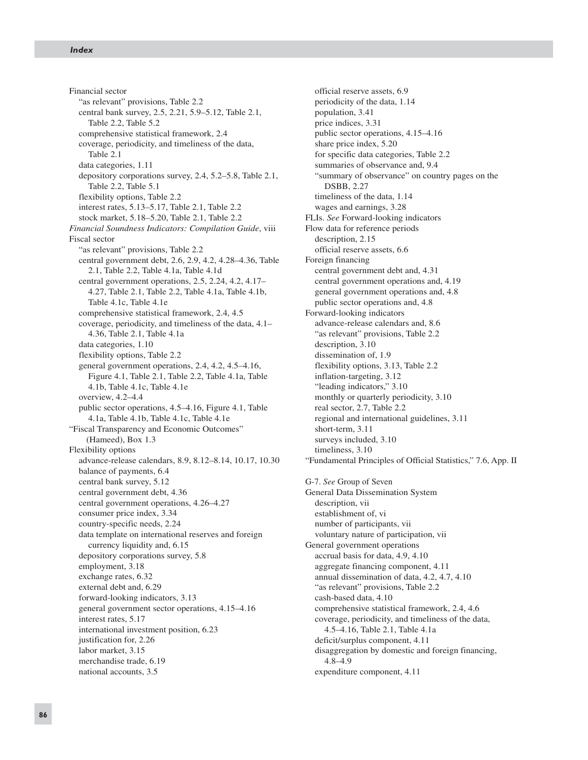Financial sector
- "as relevant" provisions, Table 2.2
- central bank survey, 2.5, 2.21, 5.9–5.12, Table 2.1, Table 2.2, Table 5.2
- comprehensive statistical framework, 2.4
- coverage, periodicity, and timeliness of the data, Table 2.1
- data categories, 1.11
- depository corporations survey, 2.4, 5.2–5.8, Table 2.1, Table 2.2, Table 5.1
- flexibility options, Table 2.2
- interest rates, 5.13–5.17, Table 2.1, Table 2.2
- stock market, 5.18–5.20, Table 2.1, Table 2.2

*Financial Soundness Indicators: Compilation Guide*, viii

Fiscal sector
- "as relevant" provisions, Table 2.2
- central government debt, 2.6, 2.9, 4.2, 4.28–4.36, Table 2.1, Table 2.2, Table 4.1a, Table 4.1d
- central government operations, 2.5, 2.24, 4.2, 4.17–4.27, Table 2.1, Table 2.2, Table 4.1a, Table 4.1b, Table 4.1c, Table 4.1e
- comprehensive statistical framework, 2.4, 4.5
- coverage, periodicity, and timeliness of the data, 4.1–4.36, Table 2.1, Table 4.1a
- data categories, 1.10
- flexibility options, Table 2.2
- general government operations, 2.4, 4.2, 4.5–4.16, Figure 4.1, Table 2.1, Table 2.2, Table 4.1a, Table 4.1b, Table 4.1c, Table 4.1e
- overview, 4.2–4.4
- public sector operations, 4.5–4.16, Figure 4.1, Table 4.1a, Table 4.1b, Table 4.1c, Table 4.1e

"Fiscal Transparency and Economic Outcomes" (Hameed), Box 1.3

Flexibility options
- advance-release calendars, 8.9, 8.12–8.14, 10.17, 10.30
- balance of payments, 6.4
- central bank survey, 5.12
- central government debt, 4.36
- central government operations, 4.26–4.27
- consumer price index, 3.34
- country-specific needs, 2.24
- data template on international reserves and foreign currency liquidity and, 6.15
- depository corporations survey, 5.8
- employment, 3.18
- exchange rates, 6.32
- external debt and, 6.29
- forward-looking indicators, 3.13
- general government sector operations, 4.15–4.16
- interest rates, 5.17
- international investment position, 6.23
- justification for, 2.26
- labor market, 3.15
- merchandise trade, 6.19
- national accounts, 3.5
- official reserve assets, 6.9
- periodicity of the data, 1.14
- population, 3.41
- price indices, 3.31
- public sector operations, 4.15–4.16
- share price index, 5.20
- for specific data categories, Table 2.2
- summaries of observance and, 9.4
- "summary of observance" on country pages on the DSBB, 2.27
- timeliness of the data, 1.14
- wages and earnings, 3.28

FLIs. *See* Forward-looking indicators

Flow data for reference periods
- description, 2.15
- official reserve assets, 6.6

Foreign financing
- central government debt and, 4.31
- central government operations and, 4.19
- general government operations and, 4.8
- public sector operations and, 4.8

Forward-looking indicators
- advance-release calendars and, 8.6
- "as relevant" provisions, Table 2.2
- description, 3.10
- dissemination of, 1.9
- flexibility options, 3.13, Table 2.2
- inflation-targeting, 3.12
- "leading indicators," 3.10
- monthly or quarterly periodicity, 3.10
- real sector, 2.7, Table 2.2
- regional and international guidelines, 3.11
- short-term, 3.11
- surveys included, 3.10
- timeliness, 3.10

"Fundamental Principles of Official Statistics," 7.6, App. II

G-7. *See* Group of Seven

General Data Dissemination System
- description, vii
- establishment of, vi
- number of participants, vii
- voluntary nature of participation, vii

General government operations
- accrual basis for data, 4.9, 4.10
- aggregate financing component, 4.11
- annual dissemination of data, 4.2, 4.7, 4.10
- "as relevant" provisions, Table 2.2
- cash-based data, 4.10
- comprehensive statistical framework, 2.4, 4.6
- coverage, periodicity, and timeliness of the data, 4.5–4.16, Table 2.1, Table 4.1a
- deficit/surplus component, 4.11
- disaggregation by domestic and foreign financing, 4.8–4.9
- expenditure component, 4.11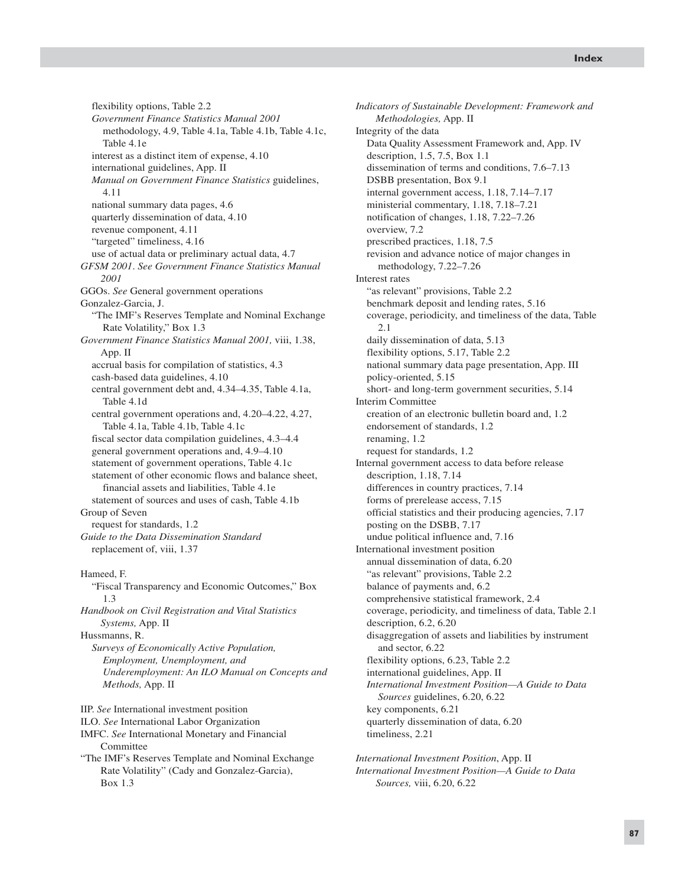flexibility options, Table 2.2
*Government Finance Statistics Manual 2001* methodology, 4.9, Table 4.1a, Table 4.1b, Table 4.1c, Table 4.1e
interest as a distinct item of expense, 4.10
international guidelines, App. II
*Manual on Government Finance Statistics* guidelines, 4.11
national summary data pages, 4.6
quarterly dissemination of data, 4.10
revenue component, 4.11
"targeted" timeliness, 4.16
use of actual data or preliminary actual data, 4.7

*GFSM 2001. See Government Finance Statistics Manual 2001*

GGOs. *See* General government operations

Gonzalez-Garcia, J.
"The IMF's Reserves Template and Nominal Exchange Rate Volatility," Box 1.3

*Government Finance Statistics Manual 2001,* viii, 1.38, App. II
accrual basis for compilation of statistics, 4.3
cash-based data guidelines, 4.10
central government debt and, 4.34–4.35, Table 4.1a, Table 4.1d
central government operations and, 4.20–4.22, 4.27, Table 4.1a, Table 4.1b, Table 4.1c
fiscal sector data compilation guidelines, 4.3–4.4
general government operations and, 4.9–4.10
statement of government operations, Table 4.1c
statement of other economic flows and balance sheet, financial assets and liabilities, Table 4.1e
statement of sources and uses of cash, Table 4.1b

Group of Seven
request for standards, 1.2

*Guide to the Data Dissemination Standard*
replacement of, viii, 1.37

Hameed, F.
"Fiscal Transparency and Economic Outcomes," Box 1.3

*Handbook on Civil Registration and Vital Statistics Systems,* App. II

Hussmanns, R.
*Surveys of Economically Active Population, Employment, Unemployment, and Underemployment: An ILO Manual on Concepts and Methods,* App. II

IIP. *See* International investment position

ILO. *See* International Labor Organization

IMFC. *See* International Monetary and Financial Committee

"The IMF's Reserves Template and Nominal Exchange Rate Volatility" (Cady and Gonzalez-Garcia), Box 1.3

*Indicators of Sustainable Development: Framework and Methodologies,* App. II

Integrity of the data
Data Quality Assessment Framework and, App. IV
description, 1.5, 7.5, Box 1.1
dissemination of terms and conditions, 7.6–7.13
DSBB presentation, Box 9.1
internal government access, 1.18, 7.14–7.17
ministerial commentary, 1.18, 7.18–7.21
notification of changes, 1.18, 7.22–7.26
overview, 7.2
prescribed practices, 1.18, 7.5
revision and advance notice of major changes in methodology, 7.22–7.26

Interest rates
"as relevant" provisions, Table 2.2
benchmark deposit and lending rates, 5.16
coverage, periodicity, and timeliness of the data, Table 2.1
daily dissemination of data, 5.13
flexibility options, 5.17, Table 2.2
national summary data page presentation, App. III
policy-oriented, 5.15
short- and long-term government securities, 5.14

Interim Committee
creation of an electronic bulletin board and, 1.2
endorsement of standards, 1.2
renaming, 1.2
request for standards, 1.2

Internal government access to data before release
description, 1.18, 7.14
differences in country practices, 7.14
forms of prerelease access, 7.15
official statistics and their producing agencies, 7.17
posting on the DSBB, 7.17
undue political influence and, 7.16

International investment position
annual dissemination of data, 6.20
"as relevant" provisions, Table 2.2
balance of payments and, 6.2
comprehensive statistical framework, 2.4
coverage, periodicity, and timeliness of data, Table 2.1
description, 6.2, 6.20
disaggregation of assets and liabilities by instrument and sector, 6.22
flexibility options, 6.23, Table 2.2
international guidelines, App. II
*International Investment Position—A Guide to Data Sources* guidelines, 6.20, 6.22
key components, 6.21
quarterly dissemination of data, 6.20
timeliness, 2.21

*International Investment Position*, App. II

*International Investment Position—A Guide to Data Sources,* viii, 6.20, 6.22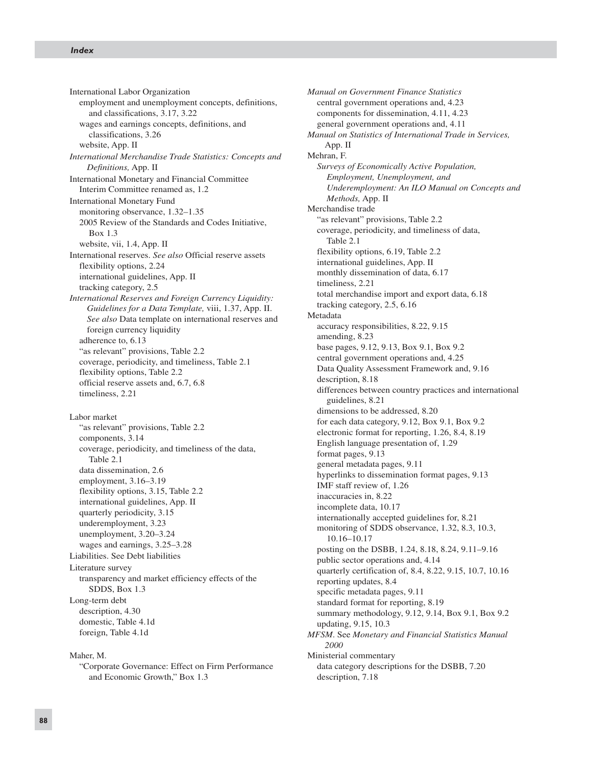International Labor Organization
- employment and unemployment concepts, definitions, and classifications, 3.17, 3.22
- wages and earnings concepts, definitions, and classifications, 3.26
- website, App. II

*International Merchandise Trade Statistics: Concepts and Definitions,* App. II

International Monetary and Financial Committee
- Interim Committee renamed as, 1.2

International Monetary Fund
- monitoring observance, 1.32–1.35
- 2005 Review of the Standards and Codes Initiative, Box 1.3
- website, vii, 1.4, App. II

International reserves. *See also* Official reserve assets
- flexibility options, 2.24
- international guidelines, App. II
- tracking category, 2.5

*International Reserves and Foreign Currency Liquidity: Guidelines for a Data Template,* viii, 1.37, App. II. *See also* Data template on international reserves and foreign currency liquidity
- adherence to, 6.13
- "as relevant" provisions, Table 2.2
- coverage, periodicity, and timeliness, Table 2.1
- flexibility options, Table 2.2
- official reserve assets and, 6.7, 6.8
- timeliness, 2.21

Labor market
- "as relevant" provisions, Table 2.2
- components, 3.14
- coverage, periodicity, and timeliness of the data, Table 2.1
- data dissemination, 2.6
- employment, 3.16–3.19
- flexibility options, 3.15, Table 2.2
- international guidelines, App. II
- quarterly periodicity, 3.15
- underemployment, 3.23
- unemployment, 3.20–3.24
- wages and earnings, 3.25–3.28

Liabilities. See Debt liabilities

Literature survey
- transparency and market efficiency effects of the SDDS, Box 1.3

Long-term debt
- description, 4.30
- domestic, Table 4.1d
- foreign, Table 4.1d

Maher, M.
- "Corporate Governance: Effect on Firm Performance and Economic Growth," Box 1.3

*Manual on Government Finance Statistics*
- central government operations and, 4.23
- components for dissemination, 4.11, 4.23
- general government operations and, 4.11

*Manual on Statistics of International Trade in Services,* App. II

Mehran, F.
- *Surveys of Economically Active Population, Employment, Unemployment, and Underemployment: An ILO Manual on Concepts and Methods,* App. II

Merchandise trade
- "as relevant" provisions, Table 2.2
- coverage, periodicity, and timeliness of data, Table 2.1
- flexibility options, 6.19, Table 2.2
- international guidelines, App. II
- monthly dissemination of data, 6.17
- timeliness, 2.21
- total merchandise import and export data, 6.18
- tracking category, 2.5, 6.16

Metadata
- accuracy responsibilities, 8.22, 9.15
- amending, 8.23
- base pages, 9.12, 9.13, Box 9.1, Box 9.2
- central government operations and, 4.25
- Data Quality Assessment Framework and, 9.16
- description, 8.18
- differences between country practices and international guidelines, 8.21
- dimensions to be addressed, 8.20
- for each data category, 9.12, Box 9.1, Box 9.2
- electronic format for reporting, 1.26, 8.4, 8.19
- English language presentation of, 1.29
- format pages, 9.13
- general metadata pages, 9.11
- hyperlinks to dissemination format pages, 9.13
- IMF staff review of, 1.26
- inaccuracies in, 8.22
- incomplete data, 10.17
- internationally accepted guidelines for, 8.21
- monitoring of SDDS observance, 1.32, 8.3, 10.3, 10.16–10.17
- posting on the DSBB, 1.24, 8.18, 8.24, 9.11–9.16
- public sector operations and, 4.14
- quarterly certification of, 8.4, 8.22, 9.15, 10.7, 10.16
- reporting updates, 8.4
- specific metadata pages, 9.11
- standard format for reporting, 8.19
- summary methodology, 9.12, 9.14, Box 9.1, Box 9.2
- updating, 9.15, 10.3

*MFSM*. See *Monetary and Financial Statistics Manual 2000*

Ministerial commentary
- data category descriptions for the DSBB, 7.20
- description, 7.18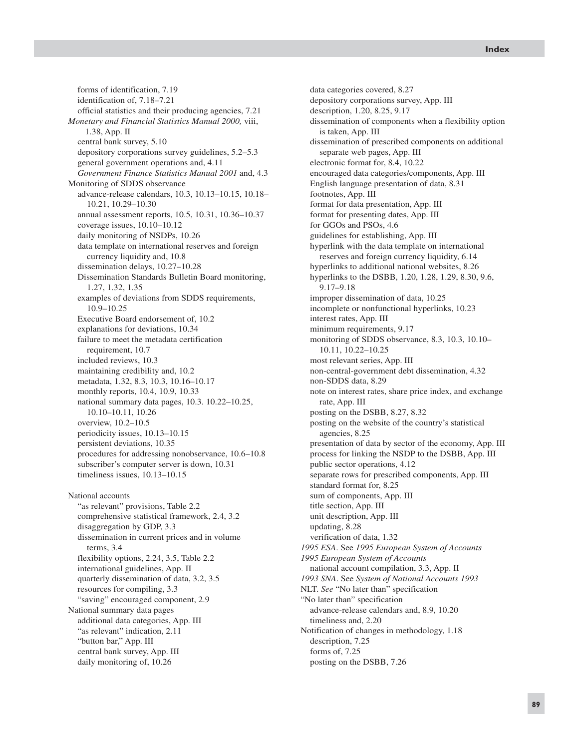forms of identification, 7.19
identification of, 7.18–7.21
official statistics and their producing agencies, 7.21

*Monetary and Financial Statistics Manual 2000,* viii, 1.38, App. II
central bank survey, 5.10
depository corporations survey guidelines, 5.2–5.3
general government operations and, 4.11
*Government Finance Statistics Manual 2001* and, 4.3

Monitoring of SDDS observance
advance-release calendars, 10.3, 10.13–10.15, 10.18–10.21, 10.29–10.30
annual assessment reports, 10.5, 10.31, 10.36–10.37
coverage issues, 10.10–10.12
daily monitoring of NSDPs, 10.26
data template on international reserves and foreign currency liquidity and, 10.8
dissemination delays, 10.27–10.28
Dissemination Standards Bulletin Board monitoring, 1.27, 1.32, 1.35
examples of deviations from SDDS requirements, 10.9–10.25
Executive Board endorsement of, 10.2
explanations for deviations, 10.34
failure to meet the metadata certification requirement, 10.7
included reviews, 10.3
maintaining credibility and, 10.2
metadata, 1.32, 8.3, 10.3, 10.16–10.17
monthly reports, 10.4, 10.9, 10.33
national summary data pages, 10.3. 10.22–10.25, 10.10–10.11, 10.26
overview, 10.2–10.5
periodicity issues, 10.13–10.15
persistent deviations, 10.35
procedures for addressing nonobservance, 10.6–10.8
subscriber's computer server is down, 10.31
timeliness issues, 10.13–10.15

National accounts
"as relevant" provisions, Table 2.2
comprehensive statistical framework, 2.4, 3.2
disaggregation by GDP, 3.3
dissemination in current prices and in volume terms, 3.4
flexibility options, 2.24, 3.5, Table 2.2
international guidelines, App. II
quarterly dissemination of data, 3.2, 3.5
resources for compiling, 3.3
"saving" encouraged component, 2.9

National summary data pages
additional data categories, App. III
"as relevant" indication, 2.11
"button bar," App. III
central bank survey, App. III
daily monitoring of, 10.26
data categories covered, 8.27
depository corporations survey, App. III
description, 1.20, 8.25, 9.17
dissemination of components when a flexibility option is taken, App. III
dissemination of prescribed components on additional separate web pages, App. III
electronic format for, 8.4, 10.22
encouraged data categories/components, App. III
English language presentation of data, 8.31
footnotes, App. III
format for data presentation, App. III
format for presenting dates, App. III
for GGOs and PSOs, 4.6
guidelines for establishing, App. III
hyperlink with the data template on international reserves and foreign currency liquidity, 6.14
hyperlinks to additional national websites, 8.26
hyperlinks to the DSBB, 1.20, 1.28, 1.29, 8.30, 9.6, 9.17–9.18
improper dissemination of data, 10.25
incomplete or nonfunctional hyperlinks, 10.23
interest rates, App. III
minimum requirements, 9.17
monitoring of SDDS observance, 8.3, 10.3, 10.10–10.11, 10.22–10.25
most relevant series, App. III
non-central-government debt dissemination, 4.32
non-SDDS data, 8.29
note on interest rates, share price index, and exchange rate, App. III
posting on the DSBB, 8.27, 8.32
posting on the website of the country's statistical agencies, 8.25
presentation of data by sector of the economy, App. III
process for linking the NSDP to the DSBB, App. III
public sector operations, 4.12
separate rows for prescribed components, App. III
standard format for, 8.25
sum of components, App. III
title section, App. III
unit description, App. III
updating, 8.28
verification of data, 1.32

*1995 ESA*. See *1995 European System of Accounts*

*1995 European System of Accounts*
national account compilation, 3.3, App. II

*1993 SNA*. See *System of National Accounts 1993*

NLT. *See* "No later than" specification

"No later than" specification
advance-release calendars and, 8.9, 10.20
timeliness and, 2.20

Notification of changes in methodology, 1.18
description, 7.25
forms of, 7.25
posting on the DSBB, 7.26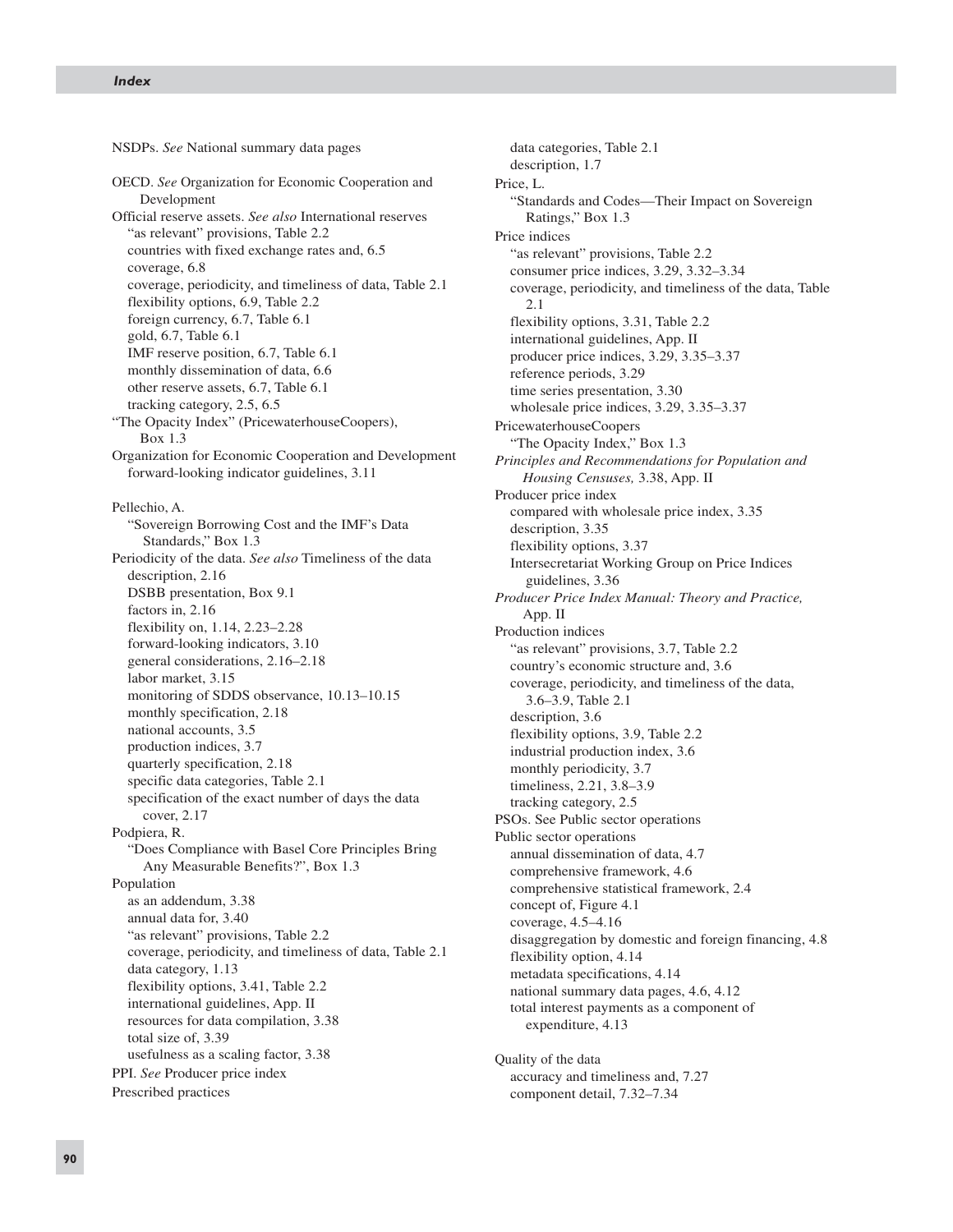NSDPs. *See* National summary data pages

OECD. *See* Organization for Economic Cooperation and Development
Official reserve assets. *See also* International reserves
- "as relevant" provisions, Table 2.2
- countries with fixed exchange rates and, 6.5
- coverage, 6.8
- coverage, periodicity, and timeliness of data, Table 2.1
- flexibility options, 6.9, Table 2.2
- foreign currency, 6.7, Table 6.1
- gold, 6.7, Table 6.1
- IMF reserve position, 6.7, Table 6.1
- monthly dissemination of data, 6.6
- other reserve assets, 6.7, Table 6.1
- tracking category, 2.5, 6.5

"The Opacity Index" (PricewaterhouseCoopers), Box 1.3
Organization for Economic Cooperation and Development
- forward-looking indicator guidelines, 3.11

Pellechio, A.
- "Sovereign Borrowing Cost and the IMF's Data Standards," Box 1.3

Periodicity of the data. *See also* Timeliness of the data
- description, 2.16
- DSBB presentation, Box 9.1
- factors in, 2.16
- flexibility on, 1.14, 2.23–2.28
- forward-looking indicators, 3.10
- general considerations, 2.16–2.18
- labor market, 3.15
- monitoring of SDDS observance, 10.13–10.15
- monthly specification, 2.18
- national accounts, 3.5
- production indices, 3.7
- quarterly specification, 2.18
- specific data categories, Table 2.1
- specification of the exact number of days the data cover, 2.17

Podpiera, R.
- "Does Compliance with Basel Core Principles Bring Any Measurable Benefits?", Box 1.3

Population
- as an addendum, 3.38
- annual data for, 3.40
- "as relevant" provisions, Table 2.2
- coverage, periodicity, and timeliness of data, Table 2.1
- data category, 1.13
- flexibility options, 3.41, Table 2.2
- international guidelines, App. II
- resources for data compilation, 3.38
- total size of, 3.39
- usefulness as a scaling factor, 3.38

PPI. *See* Producer price index
Prescribed practices
- data categories, Table 2.1
- description, 1.7

Price, L.
- "Standards and Codes—Their Impact on Sovereign Ratings," Box 1.3

Price indices
- "as relevant" provisions, Table 2.2
- consumer price indices, 3.29, 3.32–3.34
- coverage, periodicity, and timeliness of the data, Table 2.1
- flexibility options, 3.31, Table 2.2
- international guidelines, App. II
- producer price indices, 3.29, 3.35–3.37
- reference periods, 3.29
- time series presentation, 3.30
- wholesale price indices, 3.29, 3.35–3.37

PricewaterhouseCoopers
- "The Opacity Index," Box 1.3

*Principles and Recommendations for Population and Housing Censuses,* 3.38, App. II
Producer price index
- compared with wholesale price index, 3.35
- description, 3.35
- flexibility options, 3.37
- Intersecretariat Working Group on Price Indices guidelines, 3.36

*Producer Price Index Manual: Theory and Practice,* App. II
Production indices
- "as relevant" provisions, 3.7, Table 2.2
- country's economic structure and, 3.6
- coverage, periodicity, and timeliness of the data, 3.6–3.9, Table 2.1
- description, 3.6
- flexibility options, 3.9, Table 2.2
- industrial production index, 3.6
- monthly periodicity, 3.7
- timeliness, 2.21, 3.8–3.9
- tracking category, 2.5

PSOs. See Public sector operations
Public sector operations
- annual dissemination of data, 4.7
- comprehensive framework, 4.6
- comprehensive statistical framework, 2.4
- concept of, Figure 4.1
- coverage, 4.5–4.16
- disaggregation by domestic and foreign financing, 4.8
- flexibility option, 4.14
- metadata specifications, 4.14
- national summary data pages, 4.6, 4.12
- total interest payments as a component of expenditure, 4.13

Quality of the data
- accuracy and timeliness and, 7.27
- component detail, 7.32–7.34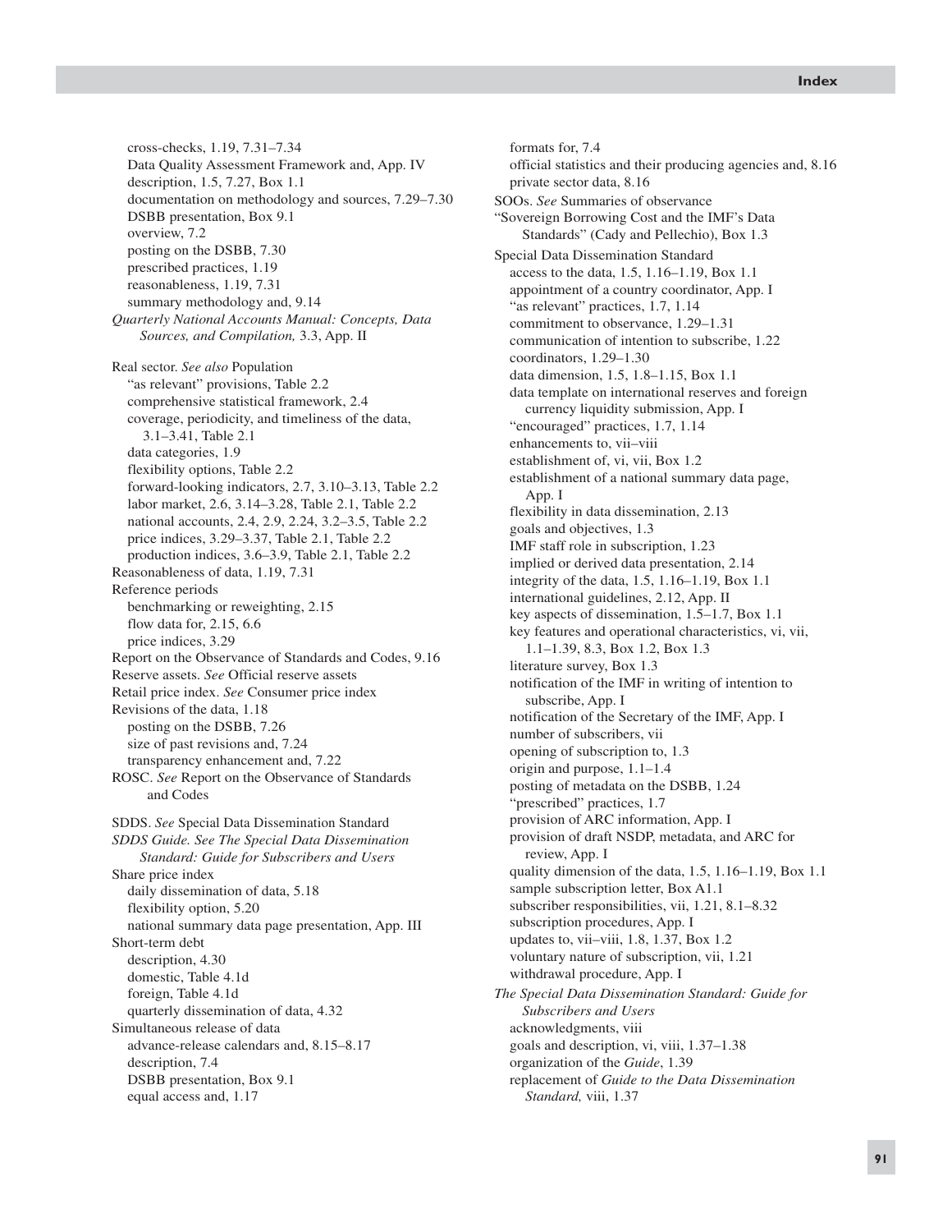cross-checks, 1.19, 7.31–7.34
  Data Quality Assessment Framework and, App. IV
  description, 1.5, 7.27, Box 1.1
  documentation on methodology and sources, 7.29–7.30
  DSBB presentation, Box 9.1
  overview, 7.2
  posting on the DSBB, 7.30
  prescribed practices, 1.19
  reasonableness, 1.19, 7.31
  summary methodology and, 9.14

*Quarterly National Accounts Manual: Concepts, Data Sources, and Compilation,* 3.3, App. II

Real sector. *See also* Population
  "as relevant" provisions, Table 2.2
  comprehensive statistical framework, 2.4
  coverage, periodicity, and timeliness of the data, 3.1–3.41, Table 2.1
  data categories, 1.9
  flexibility options, Table 2.2
  forward-looking indicators, 2.7, 3.10–3.13, Table 2.2
  labor market, 2.6, 3.14–3.28, Table 2.1, Table 2.2
  national accounts, 2.4, 2.9, 2.24, 3.2–3.5, Table 2.2
  price indices, 3.29–3.37, Table 2.1, Table 2.2
  production indices, 3.6–3.9, Table 2.1, Table 2.2

Reasonableness of data, 1.19, 7.31

Reference periods
  benchmarking or reweighting, 2.15
  flow data for, 2.15, 6.6
  price indices, 3.29

Report on the Observance of Standards and Codes, 9.16

Reserve assets. *See* Official reserve assets

Retail price index. *See* Consumer price index

Revisions of the data, 1.18
  posting on the DSBB, 7.26
  size of past revisions and, 7.24
  transparency enhancement and, 7.22

ROSC. *See* Report on the Observance of Standards and Codes

SDDS. *See* Special Data Dissemination Standard

*SDDS Guide. See The Special Data Dissemination Standard: Guide for Subscribers and Users*

Share price index
  daily dissemination of data, 5.18
  flexibility option, 5.20
  national summary data page presentation, App. III

Short-term debt
  description, 4.30
  domestic, Table 4.1d
  foreign, Table 4.1d
  quarterly dissemination of data, 4.32

Simultaneous release of data
  advance-release calendars and, 8.15–8.17
  description, 7.4
  DSBB presentation, Box 9.1
  equal access and, 1.17
  formats for, 7.4
  official statistics and their producing agencies and, 8.16
  private sector data, 8.16

SOOs. *See* Summaries of observance

"Sovereign Borrowing Cost and the IMF's Data Standards" (Cady and Pellechio), Box 1.3

Special Data Dissemination Standard
  access to the data, 1.5, 1.16–1.19, Box 1.1
  appointment of a country coordinator, App. I
  "as relevant" practices, 1.7, 1.14
  commitment to observance, 1.29–1.31
  communication of intention to subscribe, 1.22
  coordinators, 1.29–1.30
  data dimension, 1.5, 1.8–1.15, Box 1.1
  data template on international reserves and foreign currency liquidity submission, App. I
  "encouraged" practices, 1.7, 1.14
  enhancements to, vii–viii
  establishment of, vi, vii, Box 1.2
  establishment of a national summary data page, App. I
  flexibility in data dissemination, 2.13
  goals and objectives, 1.3
  IMF staff role in subscription, 1.23
  implied or derived data presentation, 2.14
  integrity of the data, 1.5, 1.16–1.19, Box 1.1
  international guidelines, 2.12, App. II
  key aspects of dissemination, 1.5–1.7, Box 1.1
  key features and operational characteristics, vi, vii, 1.1–1.39, 8.3, Box 1.2, Box 1.3
  literature survey, Box 1.3
  notification of the IMF in writing of intention to subscribe, App. I
  notification of the Secretary of the IMF, App. I
  number of subscribers, vii
  opening of subscription to, 1.3
  origin and purpose, 1.1–1.4
  posting of metadata on the DSBB, 1.24
  "prescribed" practices, 1.7
  provision of ARC information, App. I
  provision of draft NSDP, metadata, and ARC for review, App. I
  quality dimension of the data, 1.5, 1.16–1.19, Box 1.1
  sample subscription letter, Box A1.1
  subscriber responsibilities, vii, 1.21, 8.1–8.32
  subscription procedures, App. I
  updates to, vii–viii, 1.8, 1.37, Box 1.2
  voluntary nature of subscription, vii, 1.21
  withdrawal procedure, App. I

*The Special Data Dissemination Standard: Guide for Subscribers and Users*
  acknowledgments, viii
  goals and description, vi, viii, 1.37–1.38
  organization of the *Guide*, 1.39
  replacement of *Guide to the Data Dissemination Standard,* viii, 1.37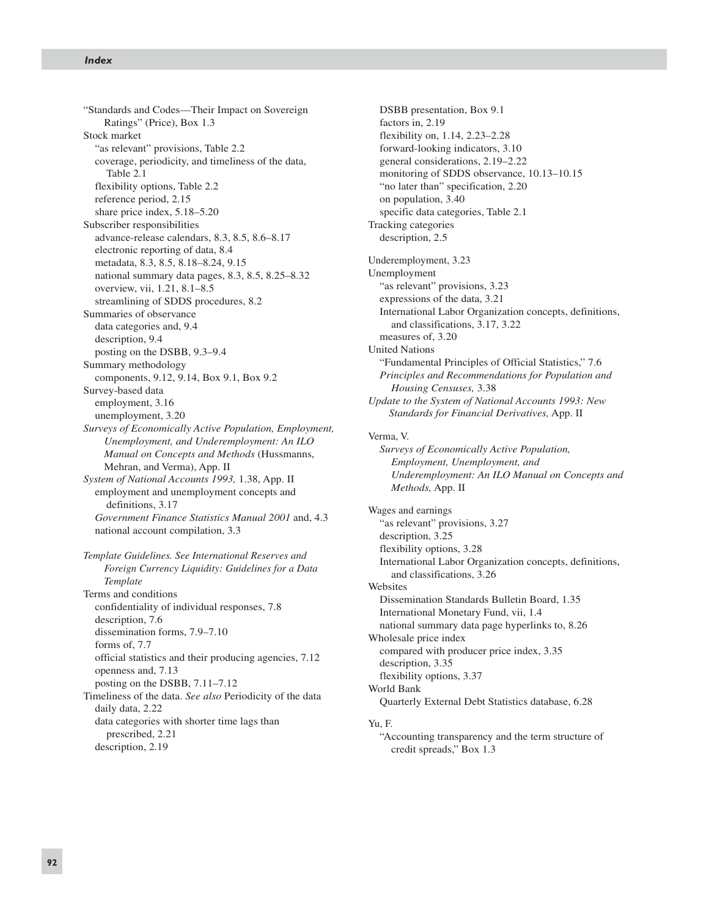“Standards and Codes—Their Impact on Sovereign Ratings” (Price), Box 1.3

Stock market
- “as relevant” provisions, Table 2.2
- coverage, periodicity, and timeliness of the data, Table 2.1
- flexibility options, Table 2.2
- reference period, 2.15
- share price index, 5.18–5.20

Subscriber responsibilities
- advance-release calendars, 8.3, 8.5, 8.6–8.17
- electronic reporting of data, 8.4
- metadata, 8.3, 8.5, 8.18–8.24, 9.15
- national summary data pages, 8.3, 8.5, 8.25–8.32
- overview, vii, 1.21, 8.1–8.5
- streamlining of SDDS procedures, 8.2

Summaries of observance
- data categories and, 9.4
- description, 9.4
- posting on the DSBB, 9.3–9.4

Summary methodology
- components, 9.12, 9.14, Box 9.1, Box 9.2

Survey-based data
- employment, 3.16
- unemployment, 3.20

*Surveys of Economically Active Population, Employment, Unemployment, and Underemployment: An ILO Manual on Concepts and Methods* (Hussmanns, Mehran, and Verma), App. II

*System of National Accounts 1993,* 1.38, App. II
- employment and unemployment concepts and definitions, 3.17
- *Government Finance Statistics Manual 2001* and, 4.3
- national account compilation, 3.3

*Template Guidelines. See International Reserves and Foreign Currency Liquidity: Guidelines for a Data Template*

Terms and conditions
- confidentiality of individual responses, 7.8
- description, 7.6
- dissemination forms, 7.9–7.10
- forms of, 7.7
- official statistics and their producing agencies, 7.12
- openness and, 7.13
- posting on the DSBB, 7.11–7.12

Timeliness of the data. *See also* Periodicity of the data
- daily data, 2.22
- data categories with shorter time lags than prescribed, 2.21
- description, 2.19
- DSBB presentation, Box 9.1
- factors in, 2.19
- flexibility on, 1.14, 2.23–2.28
- forward-looking indicators, 3.10
- general considerations, 2.19–2.22
- monitoring of SDDS observance, 10.13–10.15
- “no later than” specification, 2.20
- on population, 3.40
- specific data categories, Table 2.1

Tracking categories
- description, 2.5

Underemployment, 3.23

Unemployment
- “as relevant” provisions, 3.23
- expressions of the data, 3.21
- International Labor Organization concepts, definitions, and classifications, 3.17, 3.22
- measures of, 3.20

United Nations
- “Fundamental Principles of Official Statistics,” 7.6
- *Principles and Recommendations for Population and Housing Censuses,* 3.38

*Update to the System of National Accounts 1993: New Standards for Financial Derivatives,* App. II

Verma, V.
- *Surveys of Economically Active Population, Employment, Unemployment, and Underemployment: An ILO Manual on Concepts and Methods,* App. II

Wages and earnings
- “as relevant” provisions, 3.27
- description, 3.25
- flexibility options, 3.28
- International Labor Organization concepts, definitions, and classifications, 3.26

Websites
- Dissemination Standards Bulletin Board, 1.35
- International Monetary Fund, vii, 1.4
- national summary data page hyperlinks to, 8.26

Wholesale price index
- compared with producer price index, 3.35
- description, 3.35
- flexibility options, 3.37

World Bank
- Quarterly External Debt Statistics database, 6.28

Yu, F.
- “Accounting transparency and the term structure of credit spreads,” Box 1.3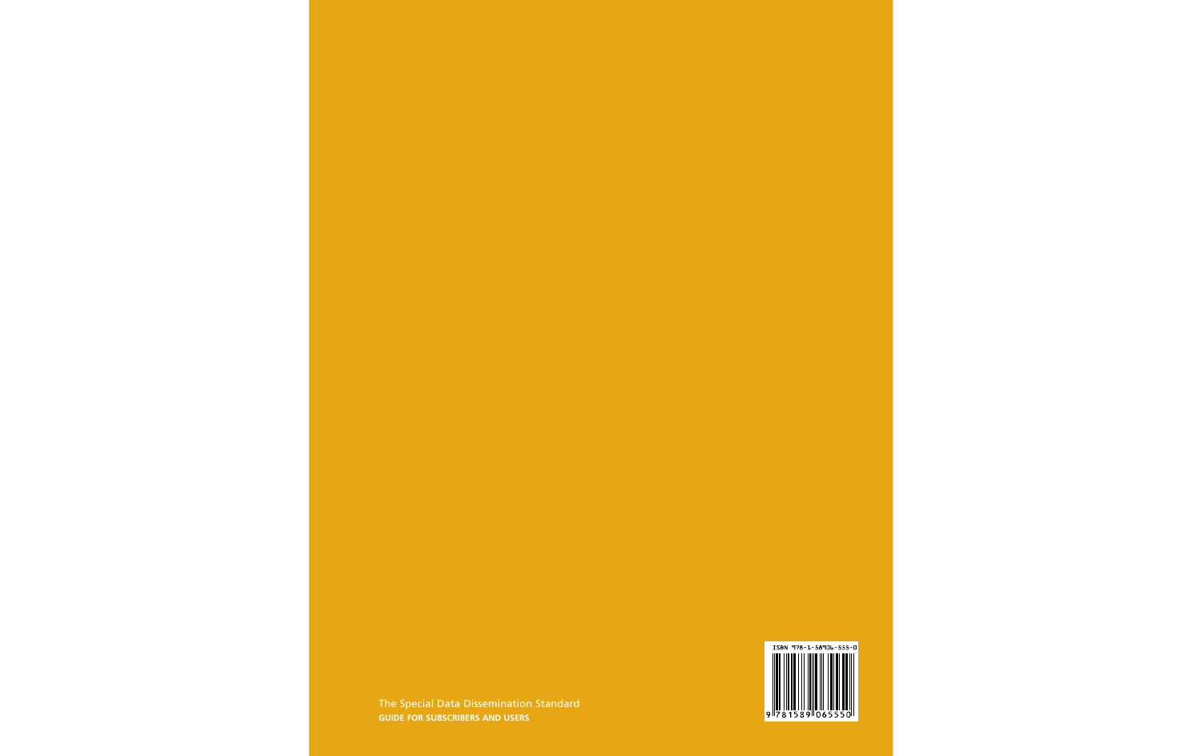The Special Data Dissemination Standard

**GUIDE FOR SUBSCRIBERS AND USERS**

ISBN 978-1-58906-555-0

9 781589 065550